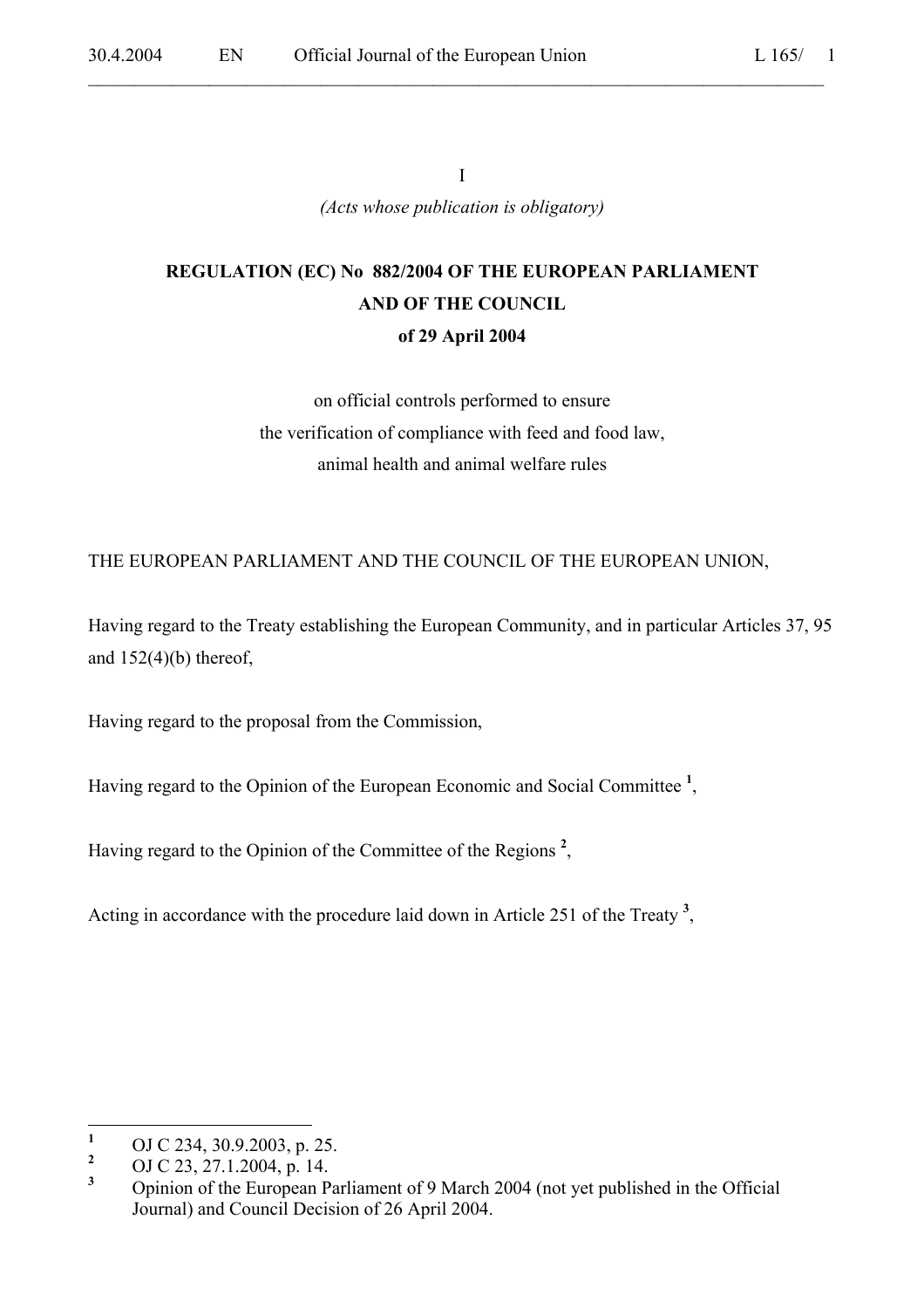I

*(Acts whose publication is obligatory)*

# REGULATION (EC) No 882/2004 OF THE EUROPEAN PARLIAMENT AND OF THE COUNCIL of 29 April 2004

on official controls performed to ensure the verification of compliance with feed and food law, animal health and animal welfare rules

THE EUROPEAN PARLIAMENT AND THE COUNCIL OF THE EUROPEAN UNION,

Having regard to the Treaty establishing the European Community, and in particular Articles 37, 95 and 152(4)(b) thereof,

Having regard to the proposal from the Commission,

Having regard to the Opinion of the European Economic and Social Committee [1],

Having regard to the Opinion of the Committee of the Regions [2],

Acting in accordance with the procedure laid down in Article 251 of the Treaty [3],

---

[1] OJ C 234, 30.9.2003, p. 25.

[2] OJ C 23, 27.1.2004, p. 14.

[3] Opinion of the European Parliament of 9 March 2004 (not yet published in the Official Journal) and Council Decision of 26 April 2004.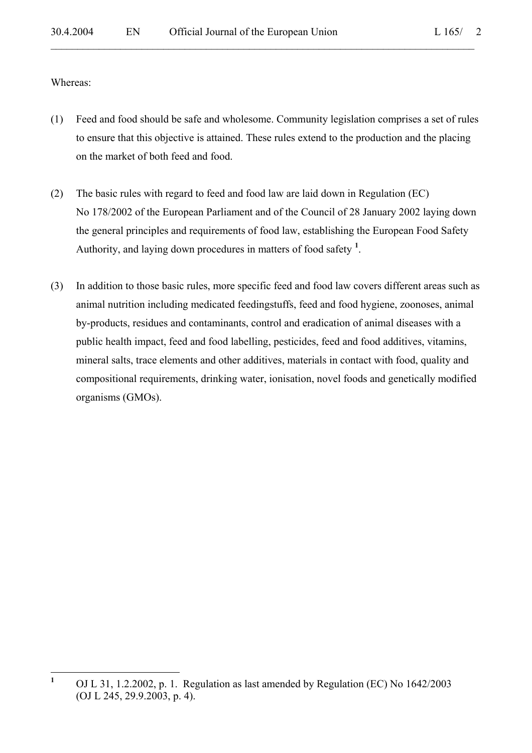Whereas:

(1) Feed and food should be safe and wholesome. Community legislation comprises a set of rules to ensure that this objective is attained. These rules extend to the production and the placing on the market of both feed and food.

(2) The basic rules with regard to feed and food law are laid down in Regulation (EC) No 178/2002 of the European Parliament and of the Council of 28 January 2002 laying down the general principles and requirements of food law, establishing the European Food Safety Authority, and laying down procedures in matters of food safety [1].

(3) In addition to those basic rules, more specific feed and food law covers different areas such as animal nutrition including medicated feedingstuffs, feed and food hygiene, zoonoses, animal by-products, residues and contaminants, control and eradication of animal diseases with a public health impact, feed and food labelling, pesticides, feed and food additives, vitamins, mineral salts, trace elements and other additives, materials in contact with food, quality and compositional requirements, drinking water, ionisation, novel foods and genetically modified organisms (GMOs).

---

[1] OJ L 31, 1.2.2002, p. 1. Regulation as last amended by Regulation (EC) No 1642/2003 (OJ L 245, 29.9.2003, p. 4).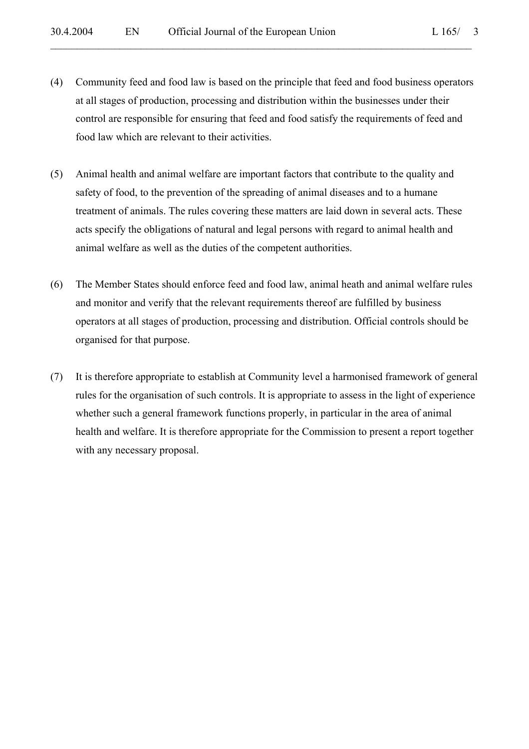(4) Community feed and food law is based on the principle that feed and food business operators at all stages of production, processing and distribution within the businesses under their control are responsible for ensuring that feed and food satisfy the requirements of feed and food law which are relevant to their activities.

(5) Animal health and animal welfare are important factors that contribute to the quality and safety of food, to the prevention of the spreading of animal diseases and to a humane treatment of animals. The rules covering these matters are laid down in several acts. These acts specify the obligations of natural and legal persons with regard to animal health and animal welfare as well as the duties of the competent authorities.

(6) The Member States should enforce feed and food law, animal heath and animal welfare rules and monitor and verify that the relevant requirements thereof are fulfilled by business operators at all stages of production, processing and distribution. Official controls should be organised for that purpose.

(7) It is therefore appropriate to establish at Community level a harmonised framework of general rules for the organisation of such controls. It is appropriate to assess in the light of experience whether such a general framework functions properly, in particular in the area of animal health and welfare. It is therefore appropriate for the Commission to present a report together with any necessary proposal.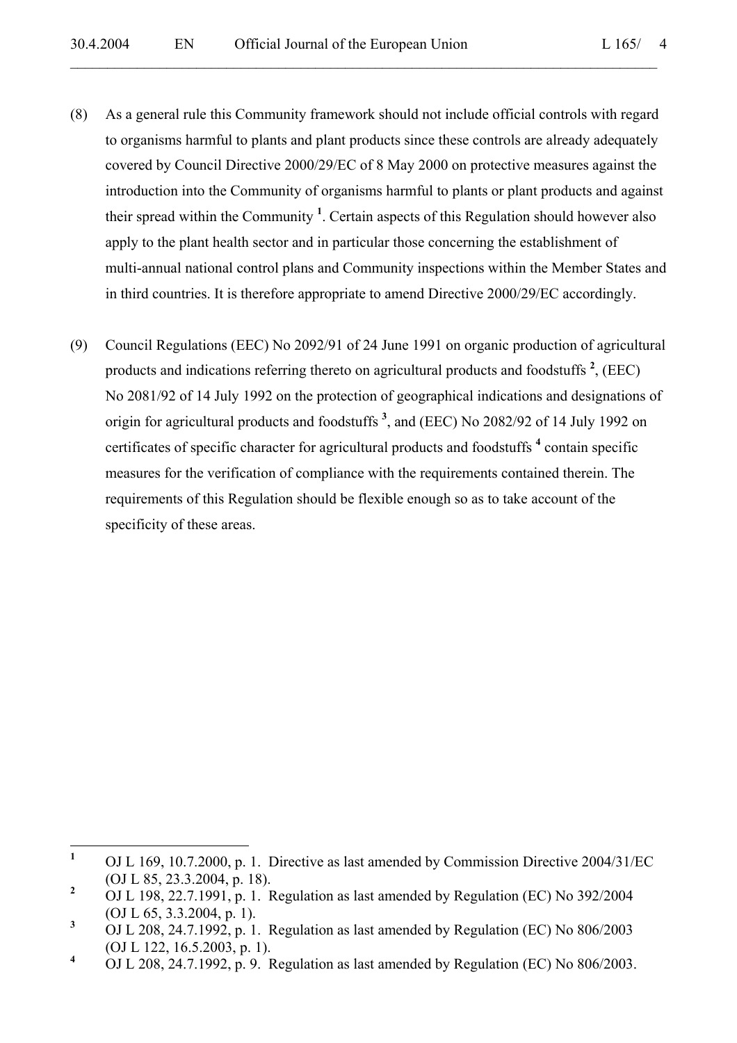(8) As a general rule this Community framework should not include official controls with regard to organisms harmful to plants and plant products since these controls are already adequately covered by Council Directive 2000/29/EC of 8 May 2000 on protective measures against the introduction into the Community of organisms harmful to plants or plant products and against their spread within the Community [1]. Certain aspects of this Regulation should however also apply to the plant health sector and in particular those concerning the establishment of multi-annual national control plans and Community inspections within the Member States and in third countries. It is therefore appropriate to amend Directive 2000/29/EC accordingly.

(9) Council Regulations (EEC) No 2092/91 of 24 June 1991 on organic production of agricultural products and indications referring thereto on agricultural products and foodstuffs [2], (EEC) No 2081/92 of 14 July 1992 on the protection of geographical indications and designations of origin for agricultural products and foodstuffs [3], and (EEC) No 2082/92 of 14 July 1992 on certificates of specific character for agricultural products and foodstuffs [4] contain specific measures for the verification of compliance with the requirements contained therein. The requirements of this Regulation should be flexible enough so as to take account of the specificity of these areas.

---

[1] OJ L 169, 10.7.2000, p. 1. Directive as last amended by Commission Directive 2004/31/EC (OJ L 85, 23.3.2004, p. 18).

[2] OJ L 198, 22.7.1991, p. 1. Regulation as last amended by Regulation (EC) No 392/2004 (OJ L 65, 3.3.2004, p. 1).

[3] OJ L 208, 24.7.1992, p. 1. Regulation as last amended by Regulation (EC) No 806/2003 (OJ L 122, 16.5.2003, p. 1).

[4] OJ L 208, 24.7.1992, p. 9. Regulation as last amended by Regulation (EC) No 806/2003.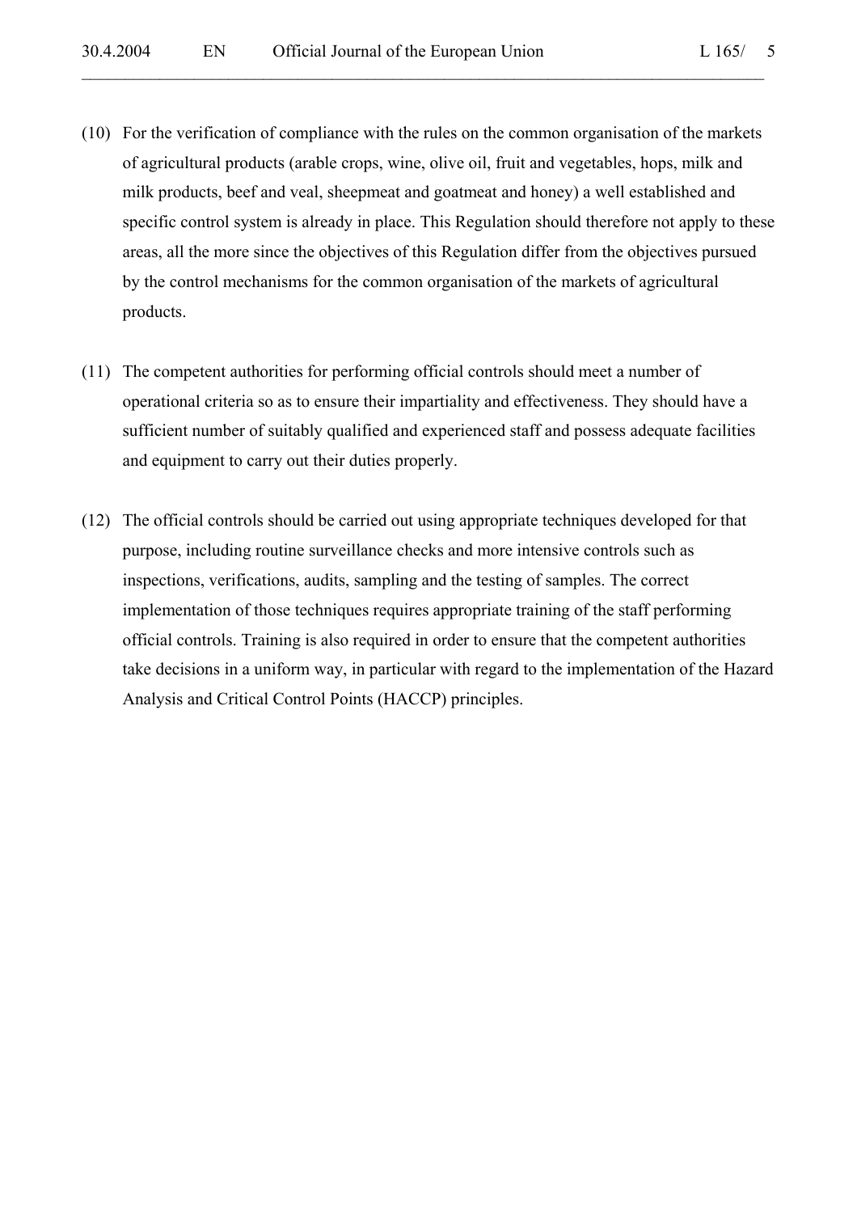(10) For the verification of compliance with the rules on the common organisation of the markets of agricultural products (arable crops, wine, olive oil, fruit and vegetables, hops, milk and milk products, beef and veal, sheepmeat and goatmeat and honey) a well established and specific control system is already in place. This Regulation should therefore not apply to these areas, all the more since the objectives of this Regulation differ from the objectives pursued by the control mechanisms for the common organisation of the markets of agricultural products.

(11) The competent authorities for performing official controls should meet a number of operational criteria so as to ensure their impartiality and effectiveness. They should have a sufficient number of suitably qualified and experienced staff and possess adequate facilities and equipment to carry out their duties properly.

(12) The official controls should be carried out using appropriate techniques developed for that purpose, including routine surveillance checks and more intensive controls such as inspections, verifications, audits, sampling and the testing of samples. The correct implementation of those techniques requires appropriate training of the staff performing official controls. Training is also required in order to ensure that the competent authorities take decisions in a uniform way, in particular with regard to the implementation of the Hazard Analysis and Critical Control Points (HACCP) principles.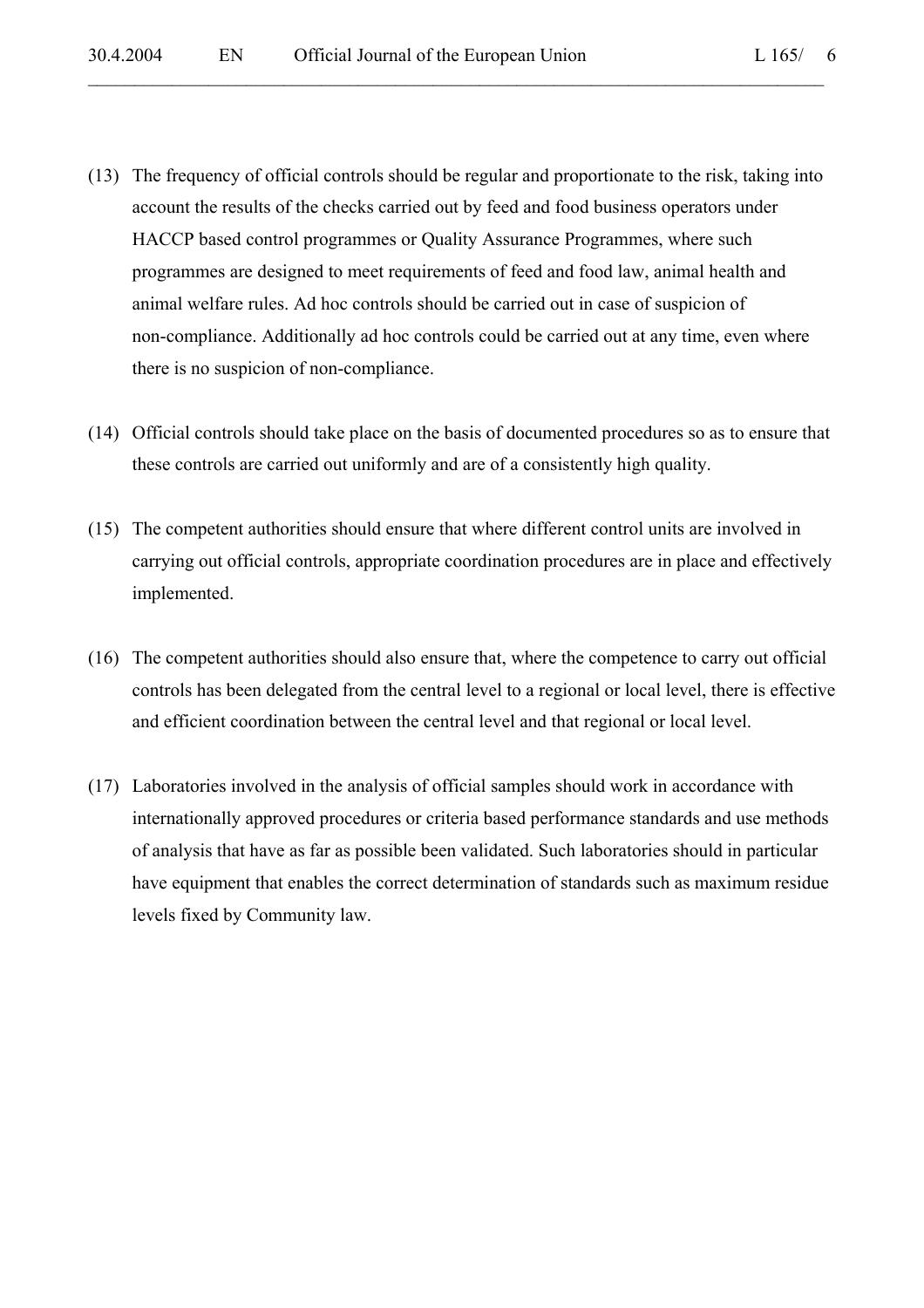(13) The frequency of official controls should be regular and proportionate to the risk, taking into account the results of the checks carried out by feed and food business operators under HACCP based control programmes or Quality Assurance Programmes, where such programmes are designed to meet requirements of feed and food law, animal health and animal welfare rules. Ad hoc controls should be carried out in case of suspicion of non-compliance. Additionally ad hoc controls could be carried out at any time, even where there is no suspicion of non-compliance.

(14) Official controls should take place on the basis of documented procedures so as to ensure that these controls are carried out uniformly and are of a consistently high quality.

(15) The competent authorities should ensure that where different control units are involved in carrying out official controls, appropriate coordination procedures are in place and effectively implemented.

(16) The competent authorities should also ensure that, where the competence to carry out official controls has been delegated from the central level to a regional or local level, there is effective and efficient coordination between the central level and that regional or local level.

(17) Laboratories involved in the analysis of official samples should work in accordance with internationally approved procedures or criteria based performance standards and use methods of analysis that have as far as possible been validated. Such laboratories should in particular have equipment that enables the correct determination of standards such as maximum residue levels fixed by Community law.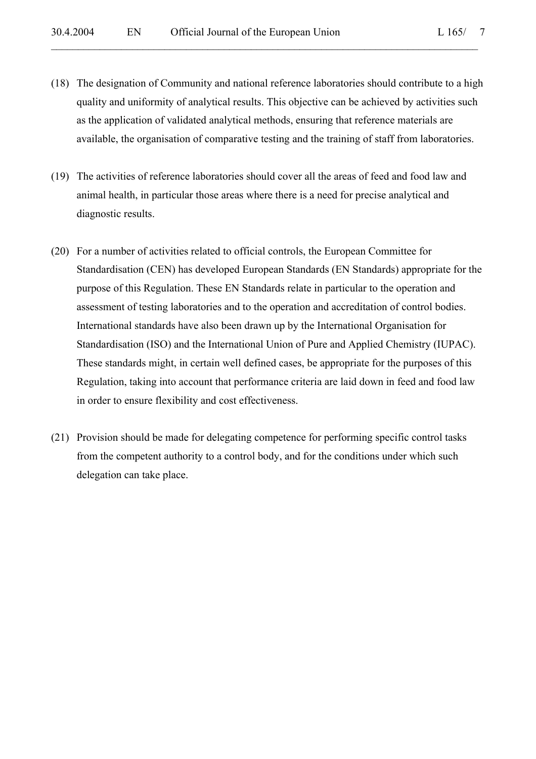(18) The designation of Community and national reference laboratories should contribute to a high quality and uniformity of analytical results. This objective can be achieved by activities such as the application of validated analytical methods, ensuring that reference materials are available, the organisation of comparative testing and the training of staff from laboratories.

(19) The activities of reference laboratories should cover all the areas of feed and food law and animal health, in particular those areas where there is a need for precise analytical and diagnostic results.

(20) For a number of activities related to official controls, the European Committee for Standardisation (CEN) has developed European Standards (EN Standards) appropriate for the purpose of this Regulation. These EN Standards relate in particular to the operation and assessment of testing laboratories and to the operation and accreditation of control bodies. International standards have also been drawn up by the International Organisation for Standardisation (ISO) and the International Union of Pure and Applied Chemistry (IUPAC). These standards might, in certain well defined cases, be appropriate for the purposes of this Regulation, taking into account that performance criteria are laid down in feed and food law in order to ensure flexibility and cost effectiveness.

(21) Provision should be made for delegating competence for performing specific control tasks from the competent authority to a control body, and for the conditions under which such delegation can take place.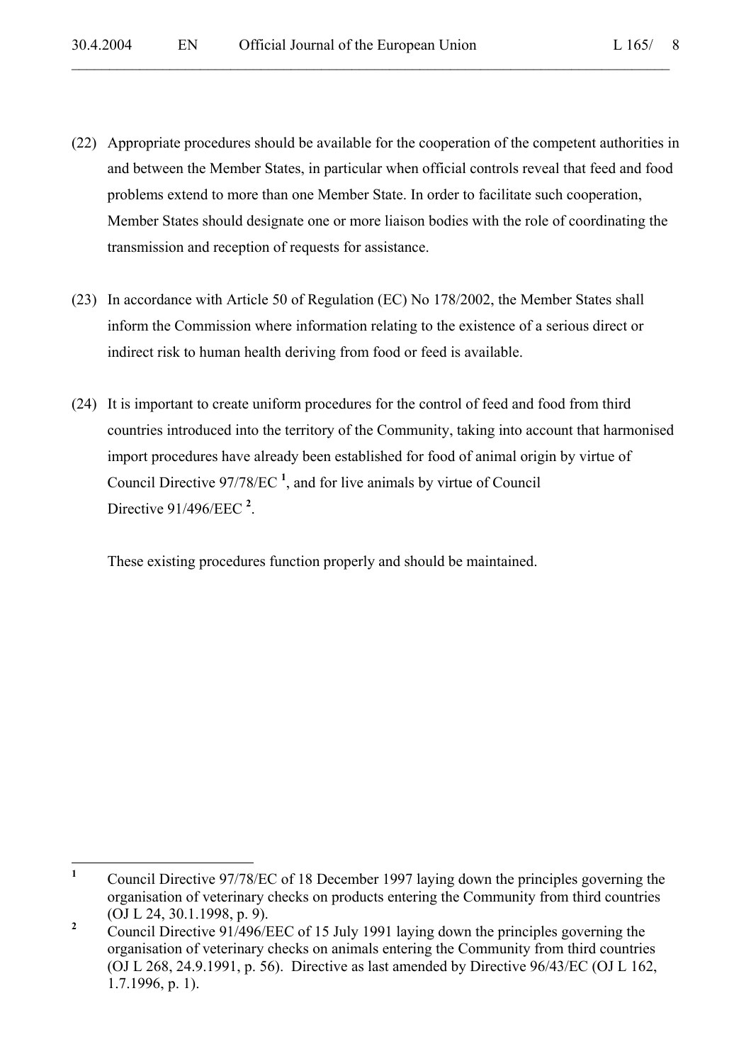(22) Appropriate procedures should be available for the cooperation of the competent authorities in and between the Member States, in particular when official controls reveal that feed and food problems extend to more than one Member State. In order to facilitate such cooperation, Member States should designate one or more liaison bodies with the role of coordinating the transmission and reception of requests for assistance.

(23) In accordance with Article 50 of Regulation (EC) No 178/2002, the Member States shall inform the Commission where information relating to the existence of a serious direct or indirect risk to human health deriving from food or feed is available.

(24) It is important to create uniform procedures for the control of feed and food from third countries introduced into the territory of the Community, taking into account that harmonised import procedures have already been established for food of animal origin by virtue of Council Directive 97/78/EC [1], and for live animals by virtue of Council Directive 91/496/EEC [2].

These existing procedures function properly and should be maintained.

---

[1] Council Directive 97/78/EC of 18 December 1997 laying down the principles governing the organisation of veterinary checks on products entering the Community from third countries (OJ L 24, 30.1.1998, p. 9).

[2] Council Directive 91/496/EEC of 15 July 1991 laying down the principles governing the organisation of veterinary checks on animals entering the Community from third countries (OJ L 268, 24.9.1991, p. 56). Directive as last amended by Directive 96/43/EC (OJ L 162, 1.7.1996, p. 1).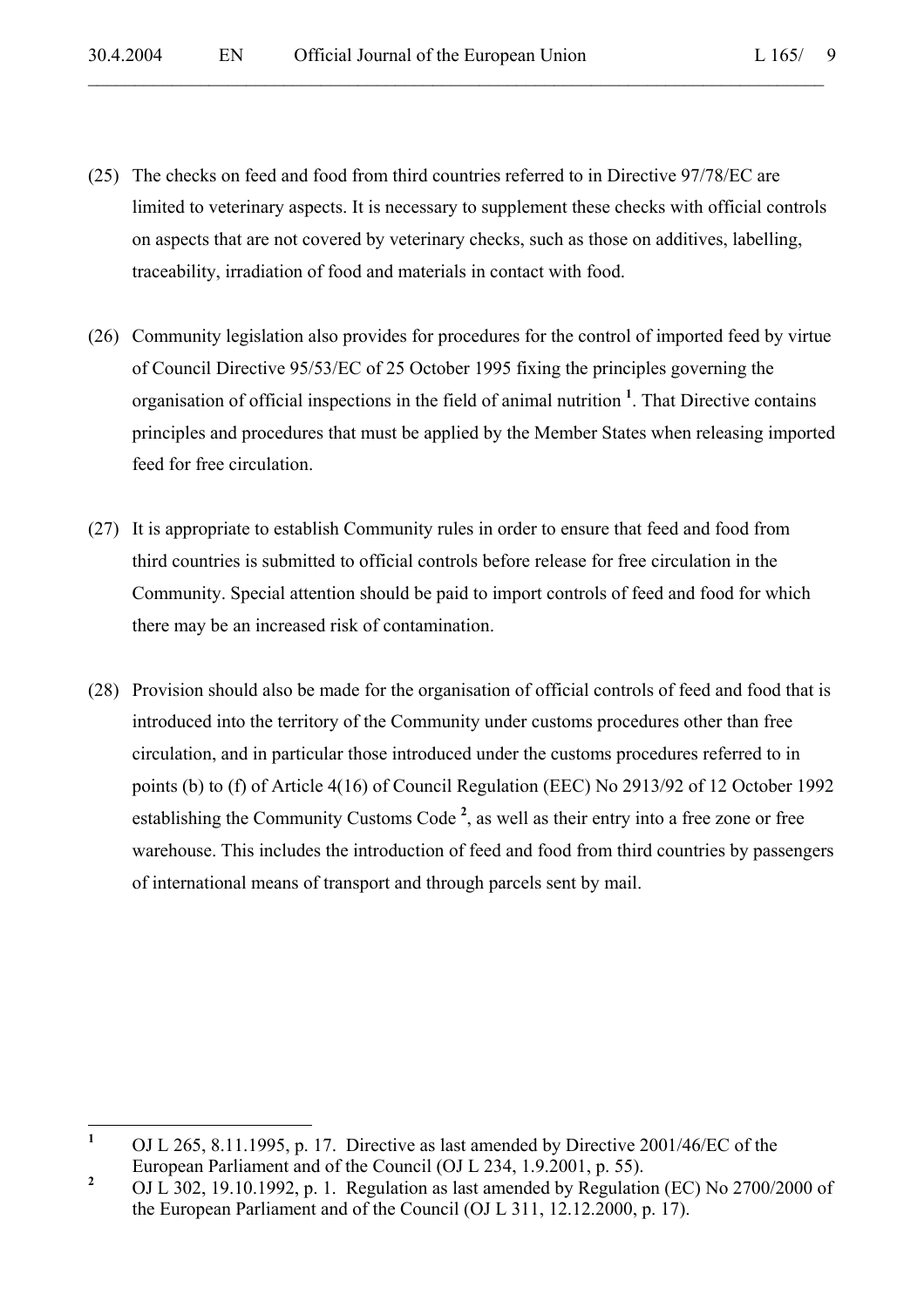(25) The checks on feed and food from third countries referred to in Directive 97/78/EC are limited to veterinary aspects. It is necessary to supplement these checks with official controls on aspects that are not covered by veterinary checks, such as those on additives, labelling, traceability, irradiation of food and materials in contact with food.

(26) Community legislation also provides for procedures for the control of imported feed by virtue of Council Directive 95/53/EC of 25 October 1995 fixing the principles governing the organisation of official inspections in the field of animal nutrition [1]. That Directive contains principles and procedures that must be applied by the Member States when releasing imported feed for free circulation.

(27) It is appropriate to establish Community rules in order to ensure that feed and food from third countries is submitted to official controls before release for free circulation in the Community. Special attention should be paid to import controls of feed and food for which there may be an increased risk of contamination.

(28) Provision should also be made for the organisation of official controls of feed and food that is introduced into the territory of the Community under customs procedures other than free circulation, and in particular those introduced under the customs procedures referred to in points (b) to (f) of Article 4(16) of Council Regulation (EEC) No 2913/92 of 12 October 1992 establishing the Community Customs Code [2], as well as their entry into a free zone or free warehouse. This includes the introduction of feed and food from third countries by passengers of international means of transport and through parcels sent by mail.

---

[1] OJ L 265, 8.11.1995, p. 17. Directive as last amended by Directive 2001/46/EC of the European Parliament and of the Council (OJ L 234, 1.9.2001, p. 55).

[2] OJ L 302, 19.10.1992, p. 1. Regulation as last amended by Regulation (EC) No 2700/2000 of the European Parliament and of the Council (OJ L 311, 12.12.2000, p. 17).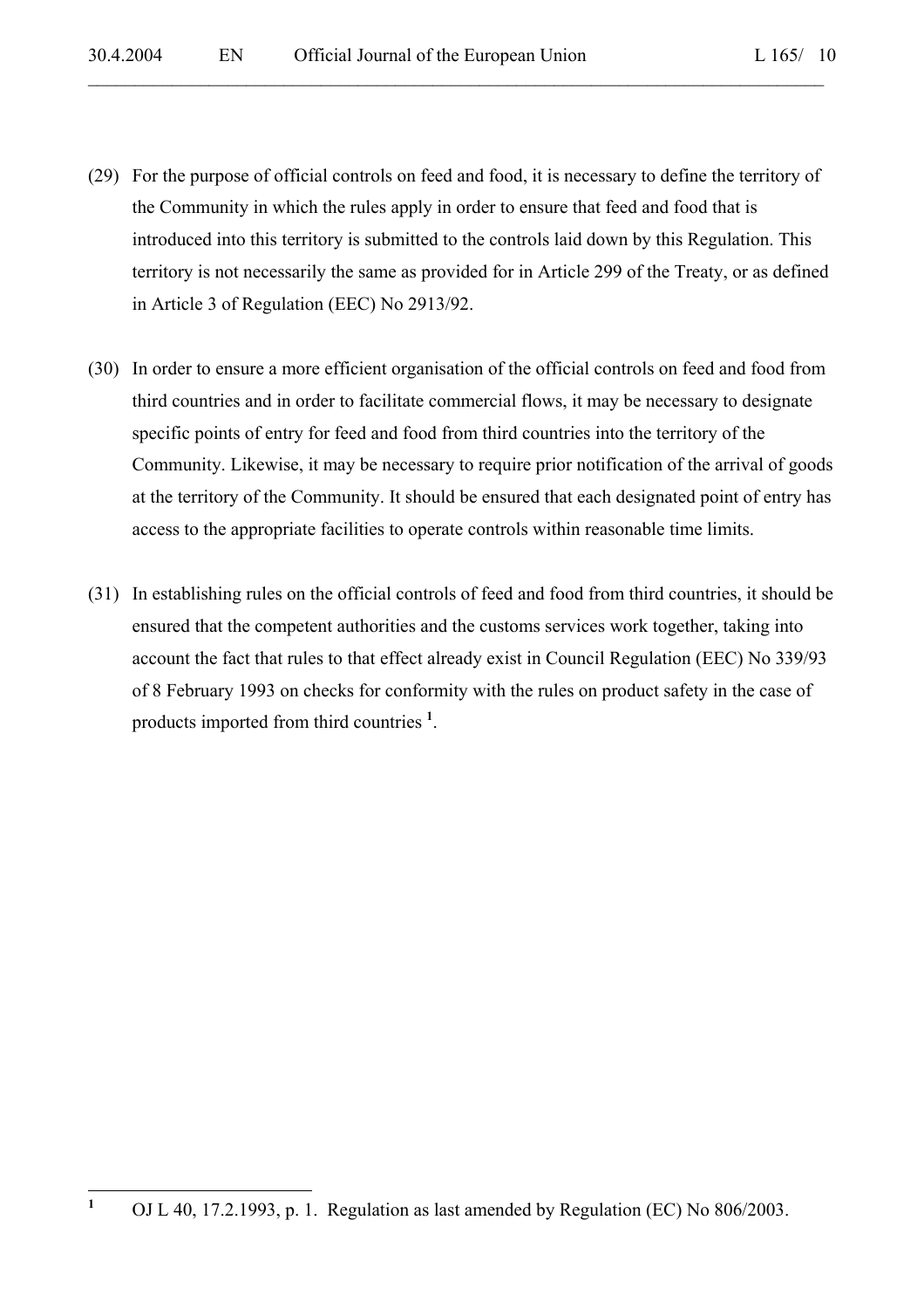(29) For the purpose of official controls on feed and food, it is necessary to define the territory of the Community in which the rules apply in order to ensure that feed and food that is introduced into this territory is submitted to the controls laid down by this Regulation. This territory is not necessarily the same as provided for in Article 299 of the Treaty, or as defined in Article 3 of Regulation (EEC) No 2913/92.

(30) In order to ensure a more efficient organisation of the official controls on feed and food from third countries and in order to facilitate commercial flows, it may be necessary to designate specific points of entry for feed and food from third countries into the territory of the Community. Likewise, it may be necessary to require prior notification of the arrival of goods at the territory of the Community. It should be ensured that each designated point of entry has access to the appropriate facilities to operate controls within reasonable time limits.

(31) In establishing rules on the official controls of feed and food from third countries, it should be ensured that the competent authorities and the customs services work together, taking into account the fact that rules to that effect already exist in Council Regulation (EEC) No 339/93 of 8 February 1993 on checks for conformity with the rules on product safety in the case of products imported from third countries [1].

[1] OJ L 40, 17.2.1993, p. 1. Regulation as last amended by Regulation (EC) No 806/2003.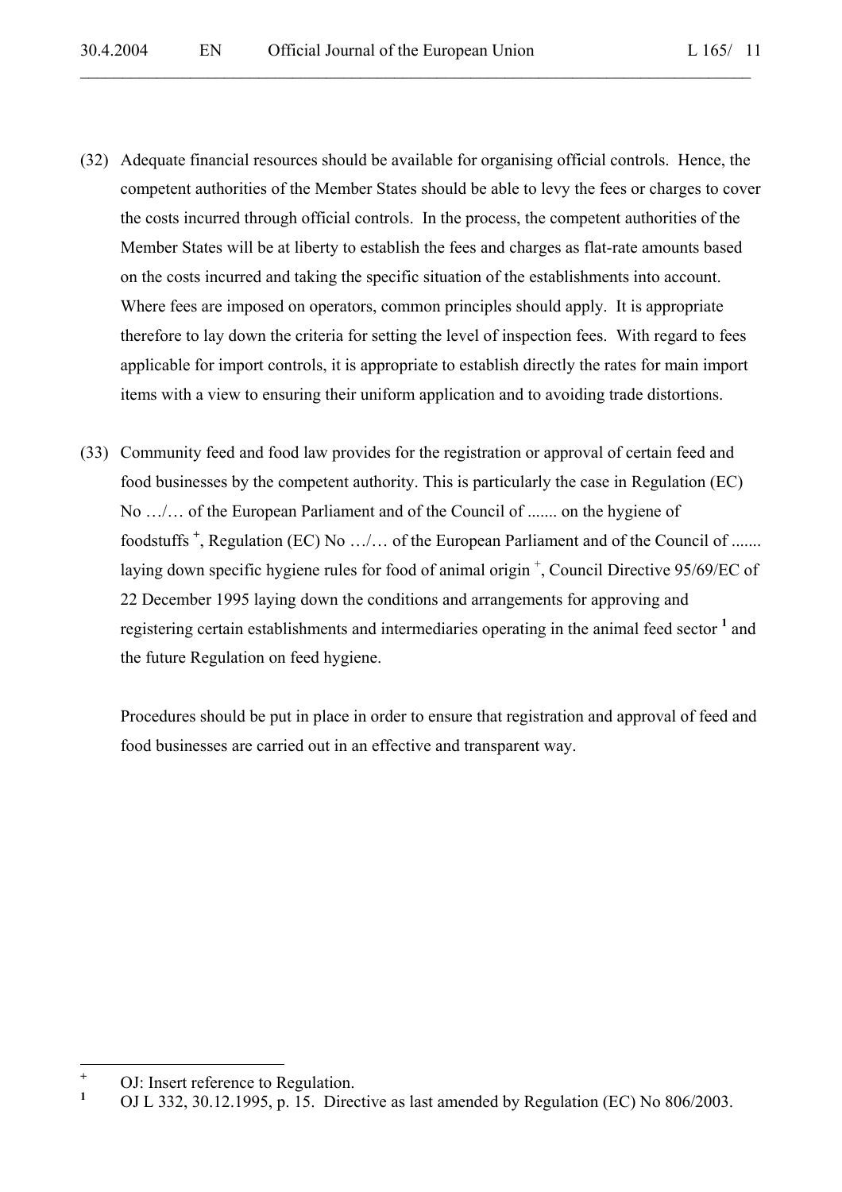(32) Adequate financial resources should be available for organising official controls. Hence, the competent authorities of the Member States should be able to levy the fees or charges to cover the costs incurred through official controls. In the process, the competent authorities of the Member States will be at liberty to establish the fees and charges as flat-rate amounts based on the costs incurred and taking the specific situation of the establishments into account. Where fees are imposed on operators, common principles should apply. It is appropriate therefore to lay down the criteria for setting the level of inspection fees. With regard to fees applicable for import controls, it is appropriate to establish directly the rates for main import items with a view to ensuring their uniform application and to avoiding trade distortions.

(33) Community feed and food law provides for the registration or approval of certain feed and food businesses by the competent authority. This is particularly the case in Regulation (EC) No …/… of the European Parliament and of the Council of ....... on the hygiene of foodstuffs [+], Regulation (EC) No …/… of the European Parliament and of the Council of ....... laying down specific hygiene rules for food of animal origin [+], Council Directive 95/69/EC of 22 December 1995 laying down the conditions and arrangements for approving and registering certain establishments and intermediaries operating in the animal feed sector [1] and the future Regulation on feed hygiene.

Procedures should be put in place in order to ensure that registration and approval of feed and food businesses are carried out in an effective and transparent way.

---

[+] OJ: Insert reference to Regulation.

[1] OJ L 332, 30.12.1995, p. 15. Directive as last amended by Regulation (EC) No 806/2003.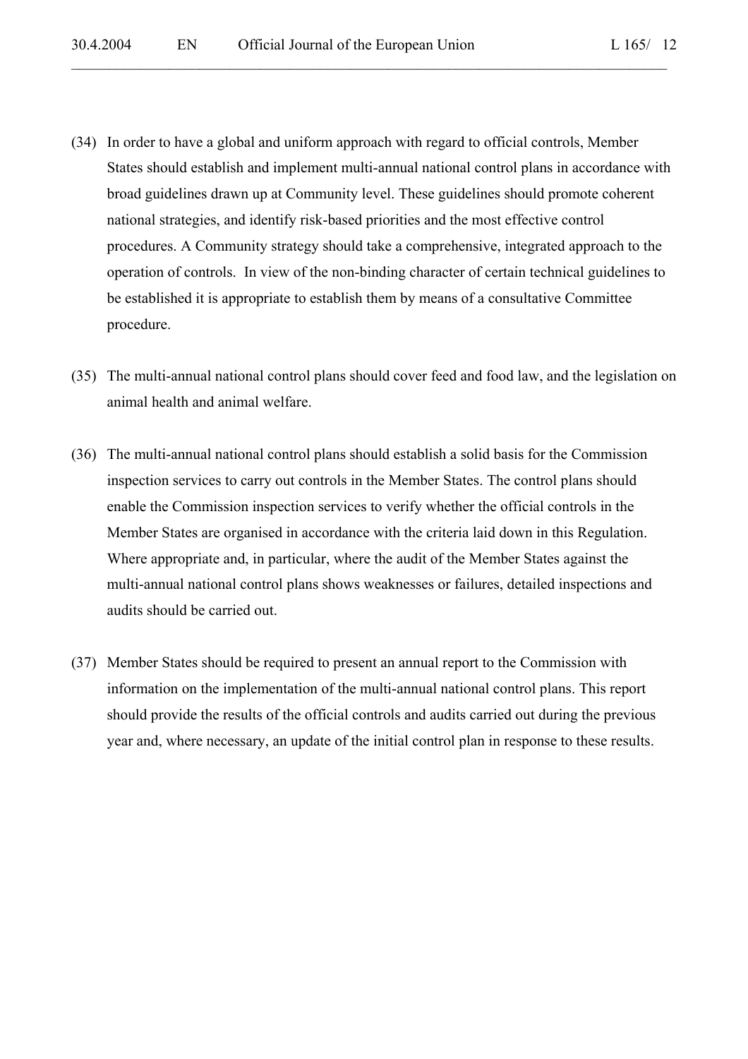(34) In order to have a global and uniform approach with regard to official controls, Member States should establish and implement multi-annual national control plans in accordance with broad guidelines drawn up at Community level. These guidelines should promote coherent national strategies, and identify risk-based priorities and the most effective control procedures. A Community strategy should take a comprehensive, integrated approach to the operation of controls. In view of the non-binding character of certain technical guidelines to be established it is appropriate to establish them by means of a consultative Committee procedure.

(35) The multi-annual national control plans should cover feed and food law, and the legislation on animal health and animal welfare.

(36) The multi-annual national control plans should establish a solid basis for the Commission inspection services to carry out controls in the Member States. The control plans should enable the Commission inspection services to verify whether the official controls in the Member States are organised in accordance with the criteria laid down in this Regulation. Where appropriate and, in particular, where the audit of the Member States against the multi-annual national control plans shows weaknesses or failures, detailed inspections and audits should be carried out.

(37) Member States should be required to present an annual report to the Commission with information on the implementation of the multi-annual national control plans. This report should provide the results of the official controls and audits carried out during the previous year and, where necessary, an update of the initial control plan in response to these results.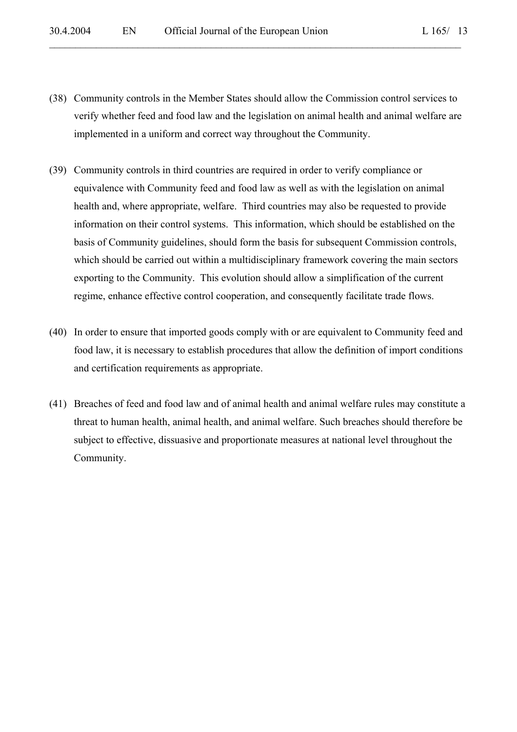(38) Community controls in the Member States should allow the Commission control services to verify whether feed and food law and the legislation on animal health and animal welfare are implemented in a uniform and correct way throughout the Community.

(39) Community controls in third countries are required in order to verify compliance or equivalence with Community feed and food law as well as with the legislation on animal health and, where appropriate, welfare. Third countries may also be requested to provide information on their control systems. This information, which should be established on the basis of Community guidelines, should form the basis for subsequent Commission controls, which should be carried out within a multidisciplinary framework covering the main sectors exporting to the Community. This evolution should allow a simplification of the current regime, enhance effective control cooperation, and consequently facilitate trade flows.

(40) In order to ensure that imported goods comply with or are equivalent to Community feed and food law, it is necessary to establish procedures that allow the definition of import conditions and certification requirements as appropriate.

(41) Breaches of feed and food law and of animal health and animal welfare rules may constitute a threat to human health, animal health, and animal welfare. Such breaches should therefore be subject to effective, dissuasive and proportionate measures at national level throughout the Community.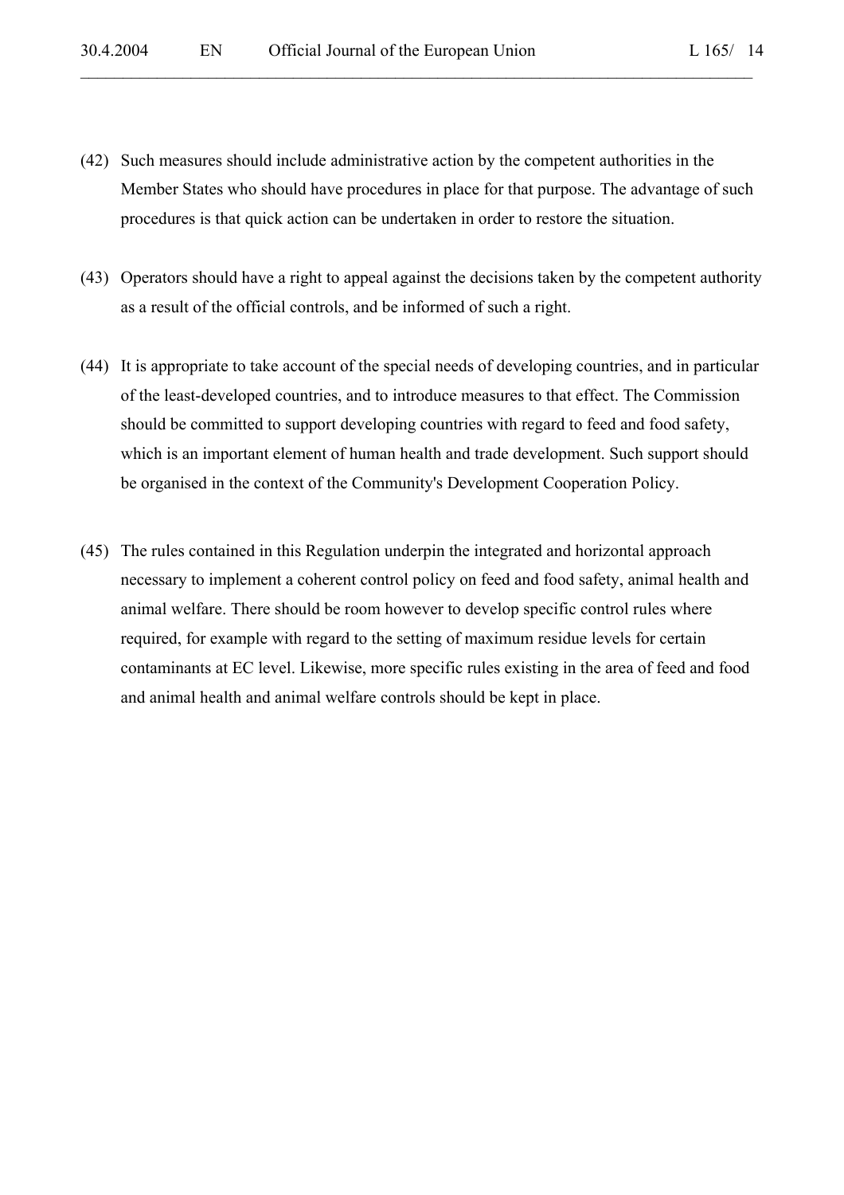(42) Such measures should include administrative action by the competent authorities in the Member States who should have procedures in place for that purpose. The advantage of such procedures is that quick action can be undertaken in order to restore the situation.

(43) Operators should have a right to appeal against the decisions taken by the competent authority as a result of the official controls, and be informed of such a right.

(44) It is appropriate to take account of the special needs of developing countries, and in particular of the least-developed countries, and to introduce measures to that effect. The Commission should be committed to support developing countries with regard to feed and food safety, which is an important element of human health and trade development. Such support should be organised in the context of the Community's Development Cooperation Policy.

(45) The rules contained in this Regulation underpin the integrated and horizontal approach necessary to implement a coherent control policy on feed and food safety, animal health and animal welfare. There should be room however to develop specific control rules where required, for example with regard to the setting of maximum residue levels for certain contaminants at EC level. Likewise, more specific rules existing in the area of feed and food and animal health and animal welfare controls should be kept in place.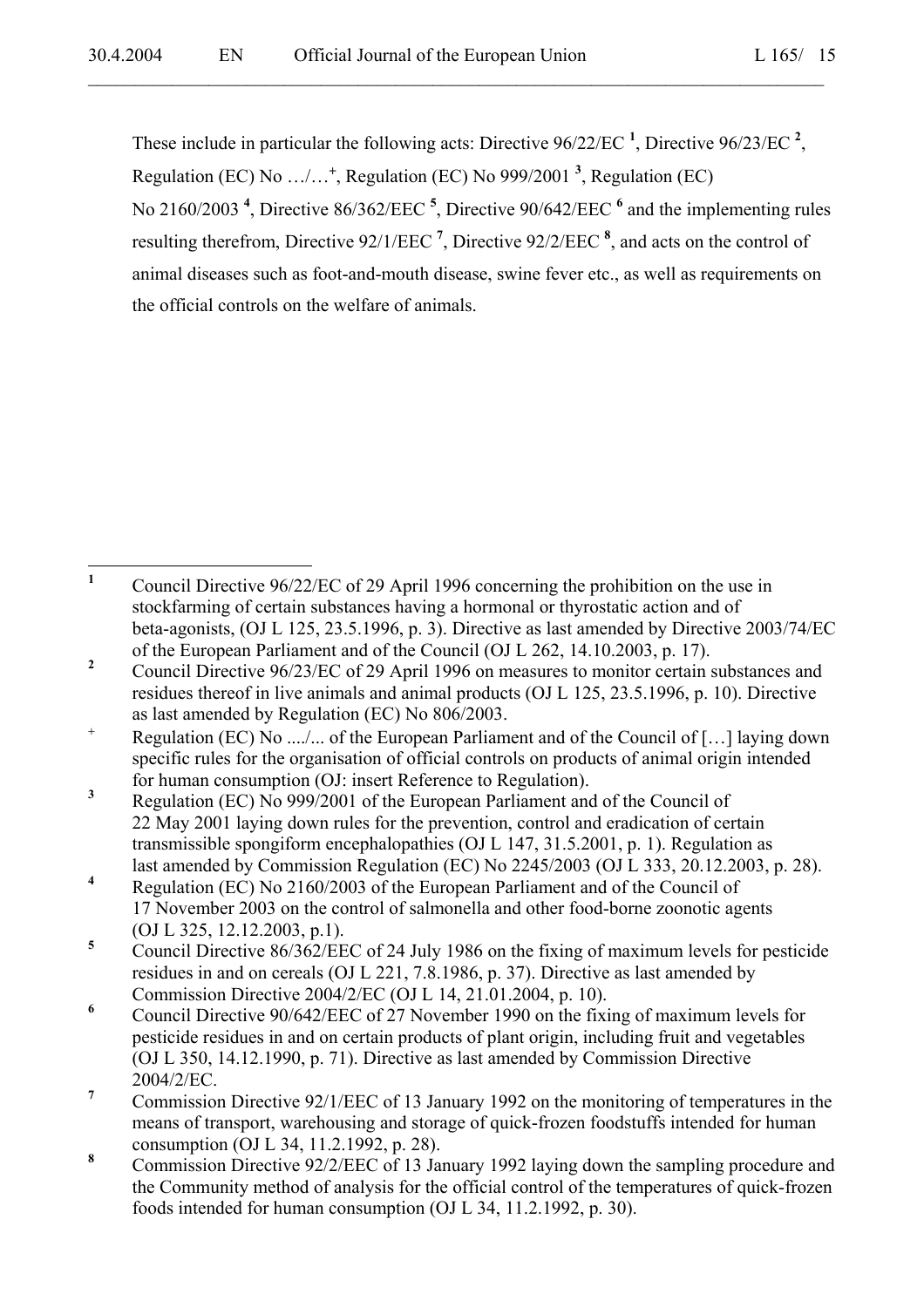These include in particular the following acts: Directive 96/22/EC [1], Directive 96/23/EC [2], Regulation (EC) No …/…[+], Regulation (EC) No 999/2001 [3], Regulation (EC) No 2160/2003 [4], Directive 86/362/EEC [5], Directive 90/642/EEC [6] and the implementing rules resulting therefrom, Directive 92/1/EEC [7], Directive 92/2/EEC [8], and acts on the control of animal diseases such as foot-and-mouth disease, swine fever etc., as well as requirements on the official controls on the welfare of animals.

---

[1] Council Directive 96/22/EC of 29 April 1996 concerning the prohibition on the use in stockfarming of certain substances having a hormonal or thyrostatic action and of beta-agonists, (OJ L 125, 23.5.1996, p. 3). Directive as last amended by Directive 2003/74/EC of the European Parliament and of the Council (OJ L 262, 14.10.2003, p. 17).

[2] Council Directive 96/23/EC of 29 April 1996 on measures to monitor certain substances and residues thereof in live animals and animal products (OJ L 125, 23.5.1996, p. 10). Directive as last amended by Regulation (EC) No 806/2003.

[+] Regulation (EC) No ..../... of the European Parliament and of the Council of […] laying down specific rules for the organisation of official controls on products of animal origin intended for human consumption (OJ: insert Reference to Regulation).

[3] Regulation (EC) No 999/2001 of the European Parliament and of the Council of 22 May 2001 laying down rules for the prevention, control and eradication of certain transmissible spongiform encephalopathies (OJ L 147, 31.5.2001, p. 1). Regulation as last amended by Commission Regulation (EC) No 2245/2003 (OJ L 333, 20.12.2003, p. 28).

[4] Regulation (EC) No 2160/2003 of the European Parliament and of the Council of 17 November 2003 on the control of salmonella and other food-borne zoonotic agents (OJ L 325, 12.12.2003, p.1).

[5] Council Directive 86/362/EEC of 24 July 1986 on the fixing of maximum levels for pesticide residues in and on cereals (OJ L 221, 7.8.1986, p. 37). Directive as last amended by Commission Directive 2004/2/EC (OJ L 14, 21.01.2004, p. 10).

[6] Council Directive 90/642/EEC of 27 November 1990 on the fixing of maximum levels for pesticide residues in and on certain products of plant origin, including fruit and vegetables (OJ L 350, 14.12.1990, p. 71). Directive as last amended by Commission Directive 2004/2/EC.

[7] Commission Directive 92/1/EEC of 13 January 1992 on the monitoring of temperatures in the means of transport, warehousing and storage of quick-frozen foodstuffs intended for human consumption (OJ L 34, 11.2.1992, p. 28).

[8] Commission Directive 92/2/EEC of 13 January 1992 laying down the sampling procedure and the Community method of analysis for the official control of the temperatures of quick-frozen foods intended for human consumption (OJ L 34, 11.2.1992, p. 30).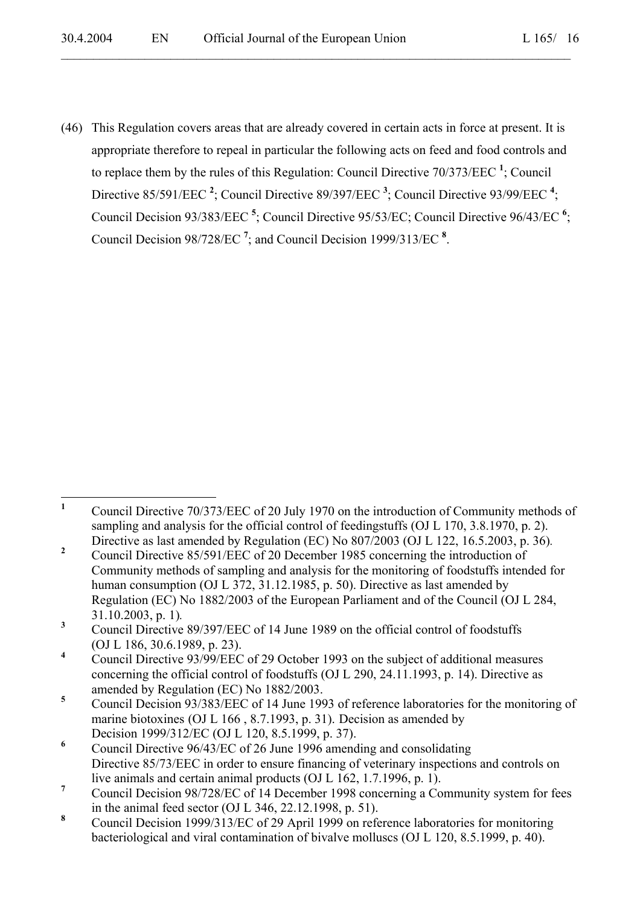(46) This Regulation covers areas that are already covered in certain acts in force at present. It is appropriate therefore to repeal in particular the following acts on feed and food controls and to replace them by the rules of this Regulation: Council Directive 70/373/EEC [1]; Council Directive 85/591/EEC [2]; Council Directive 89/397/EEC [3]; Council Directive 93/99/EEC [4]; Council Decision 93/383/EEC [5]; Council Directive 95/53/EC; Council Directive 96/43/EC [6]; Council Decision 98/728/EC [7]; and Council Decision 1999/313/EC [8].

---

[1] Council Directive 70/373/EEC of 20 July 1970 on the introduction of Community methods of sampling and analysis for the official control of feedingstuffs (OJ L 170, 3.8.1970, p. 2). Directive as last amended by Regulation (EC) No 807/2003 (OJ L 122, 16.5.2003, p. 36).

[2] Council Directive 85/591/EEC of 20 December 1985 concerning the introduction of Community methods of sampling and analysis for the monitoring of foodstuffs intended for human consumption (OJ L 372, 31.12.1985, p. 50). Directive as last amended by Regulation (EC) No 1882/2003 of the European Parliament and of the Council (OJ L 284, 31.10.2003, p. 1).

[3] Council Directive 89/397/EEC of 14 June 1989 on the official control of foodstuffs (OJ L 186, 30.6.1989, p. 23).

[4] Council Directive 93/99/EEC of 29 October 1993 on the subject of additional measures concerning the official control of foodstuffs (OJ L 290, 24.11.1993, p. 14). Directive as amended by Regulation (EC) No 1882/2003.

[5] Council Decision 93/383/EEC of 14 June 1993 of reference laboratories for the monitoring of marine biotoxines (OJ L 166 , 8.7.1993, p. 31). Decision as amended by Decision 1999/312/EC (OJ L 120, 8.5.1999, p. 37).

[6] Council Directive 96/43/EC of 26 June 1996 amending and consolidating Directive 85/73/EEC in order to ensure financing of veterinary inspections and controls on live animals and certain animal products (OJ L 162, 1.7.1996, p. 1).

[7] Council Decision 98/728/EC of 14 December 1998 concerning a Community system for fees in the animal feed sector (OJ L 346, 22.12.1998, p. 51).

[8] Council Decision 1999/313/EC of 29 April 1999 on reference laboratories for monitoring bacteriological and viral contamination of bivalve molluscs (OJ L 120, 8.5.1999, p. 40).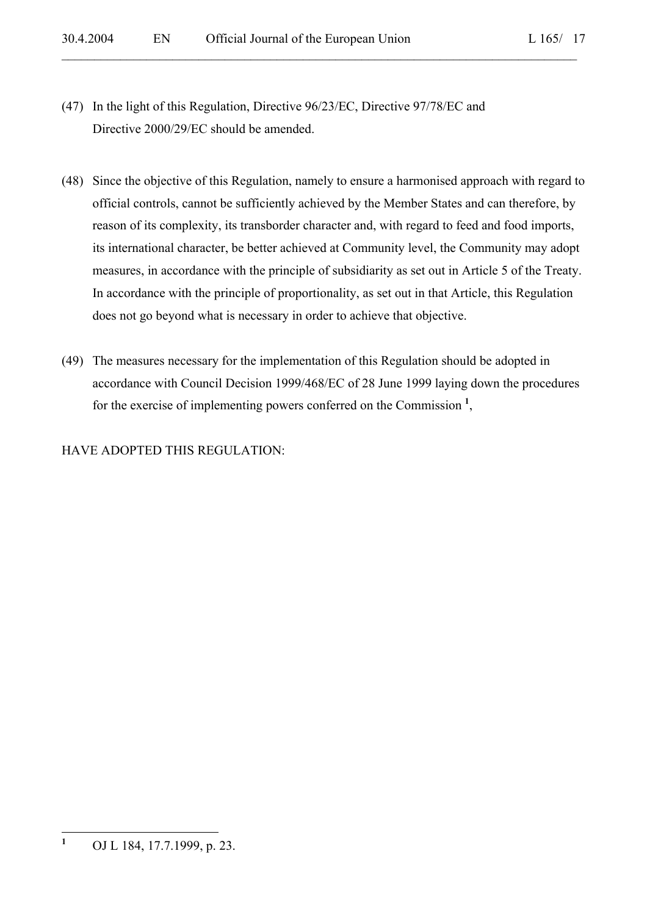(47) In the light of this Regulation, Directive 96/23/EC, Directive 97/78/EC and Directive 2000/29/EC should be amended.

(48) Since the objective of this Regulation, namely to ensure a harmonised approach with regard to official controls, cannot be sufficiently achieved by the Member States and can therefore, by reason of its complexity, its transborder character and, with regard to feed and food imports, its international character, be better achieved at Community level, the Community may adopt measures, in accordance with the principle of subsidiarity as set out in Article 5 of the Treaty. In accordance with the principle of proportionality, as set out in that Article, this Regulation does not go beyond what is necessary in order to achieve that objective.

(49) The measures necessary for the implementation of this Regulation should be adopted in accordance with Council Decision 1999/468/EC of 28 June 1999 laying down the procedures for the exercise of implementing powers conferred on the Commission [1],

HAVE ADOPTED THIS REGULATION:

---

[1] OJ L 184, 17.7.1999, p. 23.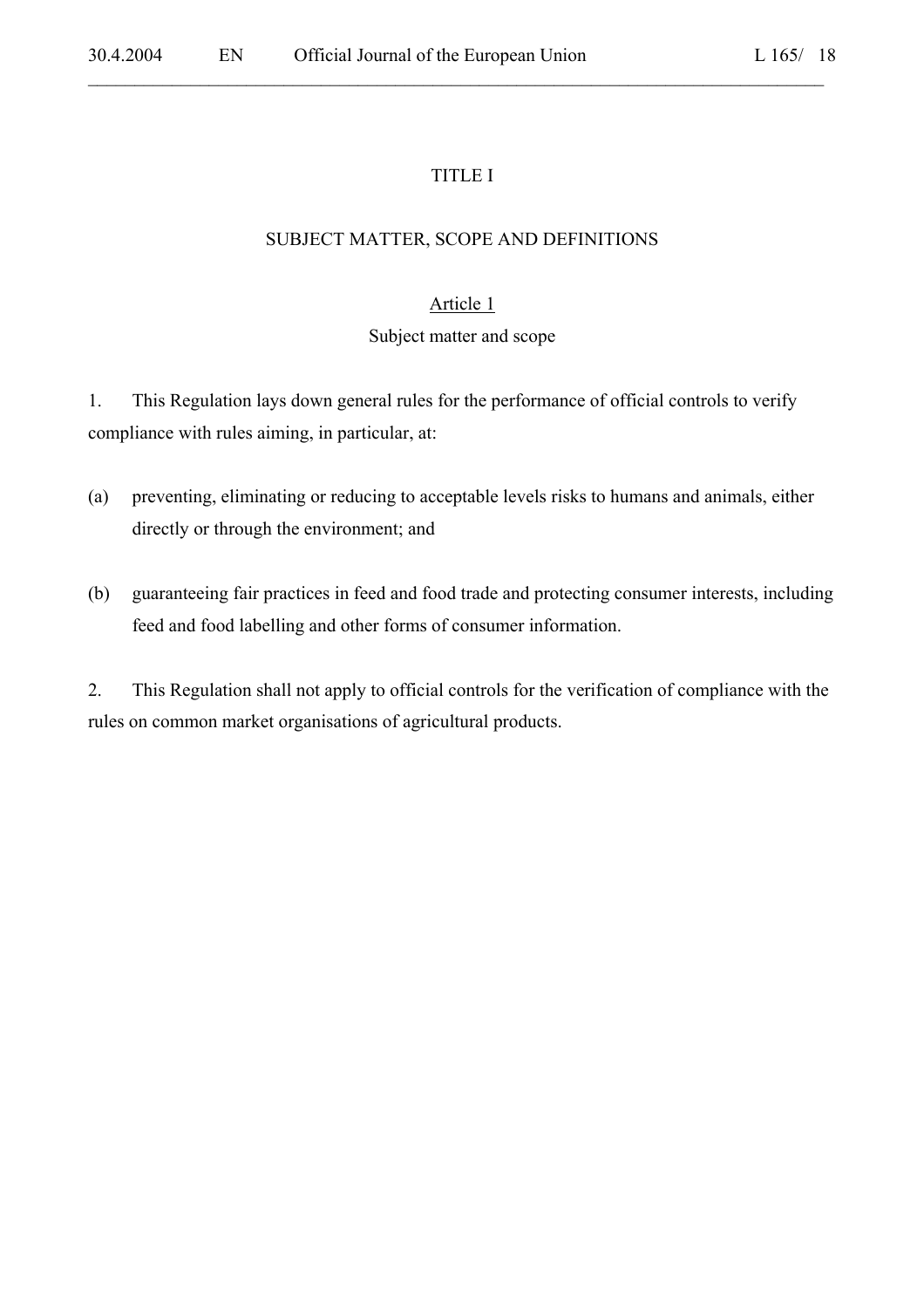# TITLE I

## SUBJECT MATTER, SCOPE AND DEFINITIONS

### Article 1

### Subject matter and scope

1. This Regulation lays down general rules for the performance of official controls to verify compliance with rules aiming, in particular, at:

(a) preventing, eliminating or reducing to acceptable levels risks to humans and animals, either directly or through the environment; and

(b) guaranteeing fair practices in feed and food trade and protecting consumer interests, including feed and food labelling and other forms of consumer information.

2. This Regulation shall not apply to official controls for the verification of compliance with the rules on common market organisations of agricultural products.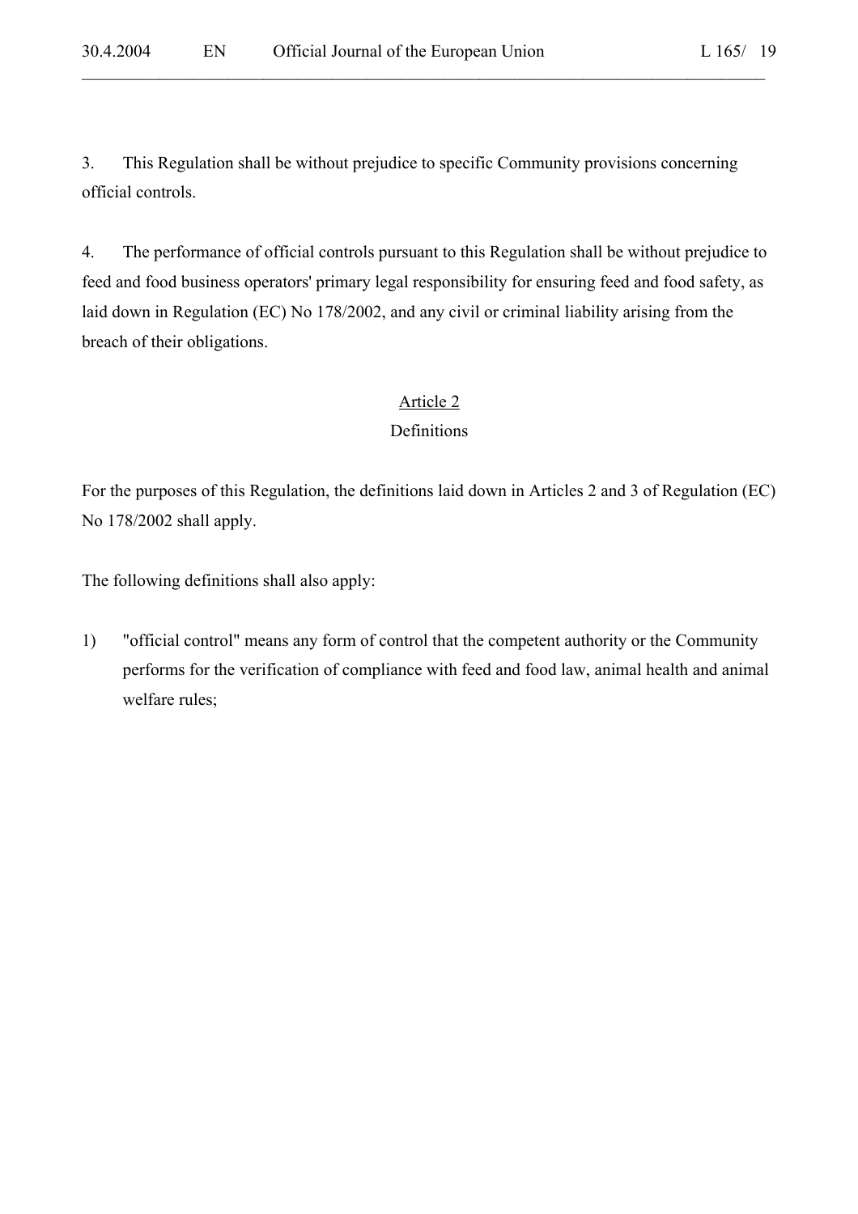3. This Regulation shall be without prejudice to specific Community provisions concerning official controls.

4. The performance of official controls pursuant to this Regulation shall be without prejudice to feed and food business operators' primary legal responsibility for ensuring feed and food safety, as laid down in Regulation (EC) No 178/2002, and any civil or criminal liability arising from the breach of their obligations.

## Article 2
## Definitions

For the purposes of this Regulation, the definitions laid down in Articles 2 and 3 of Regulation (EC) No 178/2002 shall apply.

The following definitions shall also apply:

1) "official control" means any form of control that the competent authority or the Community performs for the verification of compliance with feed and food law, animal health and animal welfare rules;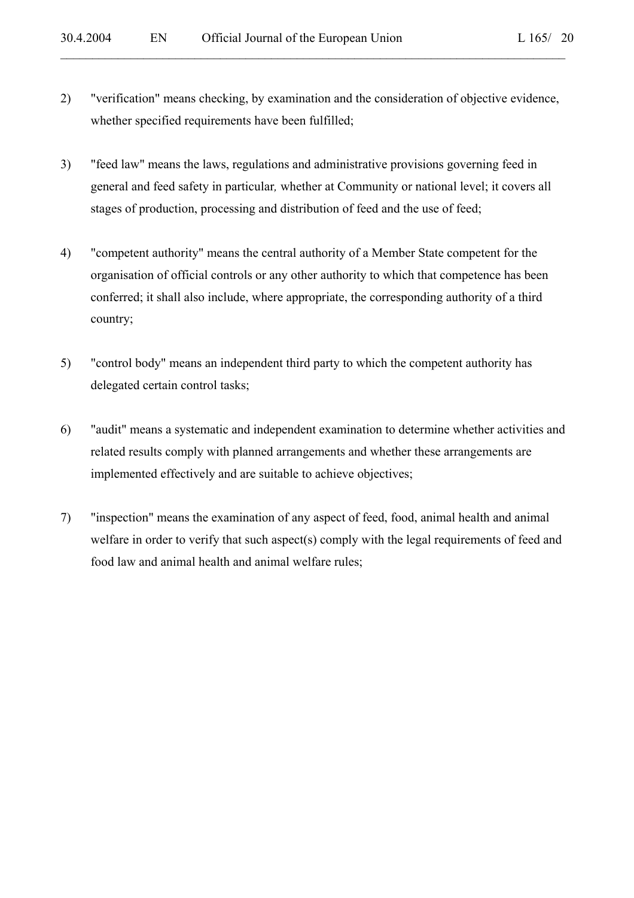2) "verification" means checking, by examination and the consideration of objective evidence, whether specified requirements have been fulfilled;

3) "feed law" means the laws, regulations and administrative provisions governing feed in general and feed safety in particular, whether at Community or national level; it covers all stages of production, processing and distribution of feed and the use of feed;

4) "competent authority" means the central authority of a Member State competent for the organisation of official controls or any other authority to which that competence has been conferred; it shall also include, where appropriate, the corresponding authority of a third country;

5) "control body" means an independent third party to which the competent authority has delegated certain control tasks;

6) "audit" means a systematic and independent examination to determine whether activities and related results comply with planned arrangements and whether these arrangements are implemented effectively and are suitable to achieve objectives;

7) "inspection" means the examination of any aspect of feed, food, animal health and animal welfare in order to verify that such aspect(s) comply with the legal requirements of feed and food law and animal health and animal welfare rules;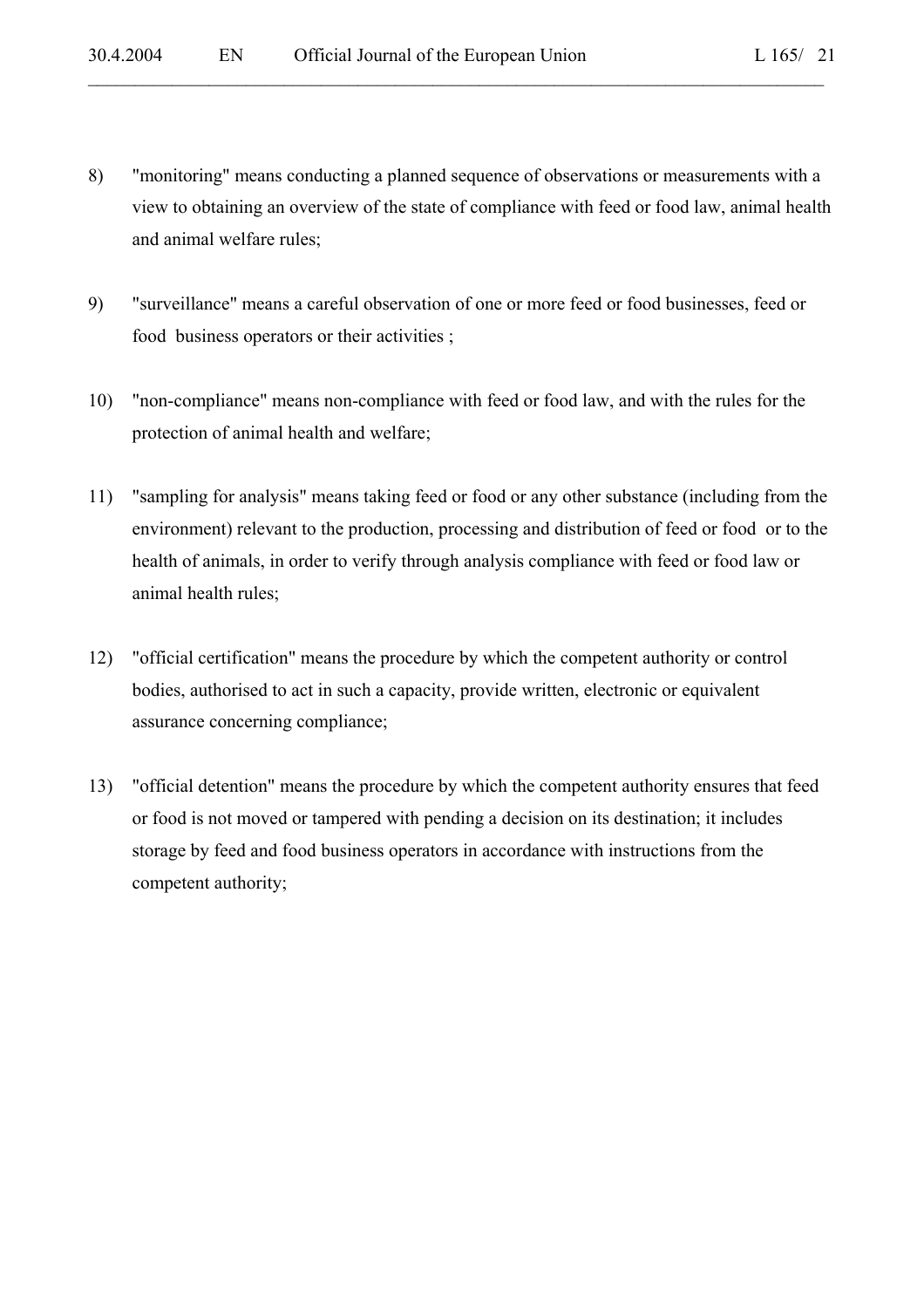8) "monitoring" means conducting a planned sequence of observations or measurements with a view to obtaining an overview of the state of compliance with feed or food law, animal health and animal welfare rules;

9) "surveillance" means a careful observation of one or more feed or food businesses, feed or food business operators or their activities ;

10) "non-compliance" means non-compliance with feed or food law, and with the rules for the protection of animal health and welfare;

11) "sampling for analysis" means taking feed or food or any other substance (including from the environment) relevant to the production, processing and distribution of feed or food or to the health of animals, in order to verify through analysis compliance with feed or food law or animal health rules;

12) "official certification" means the procedure by which the competent authority or control bodies, authorised to act in such a capacity, provide written, electronic or equivalent assurance concerning compliance;

13) "official detention" means the procedure by which the competent authority ensures that feed or food is not moved or tampered with pending a decision on its destination; it includes storage by feed and food business operators in accordance with instructions from the competent authority;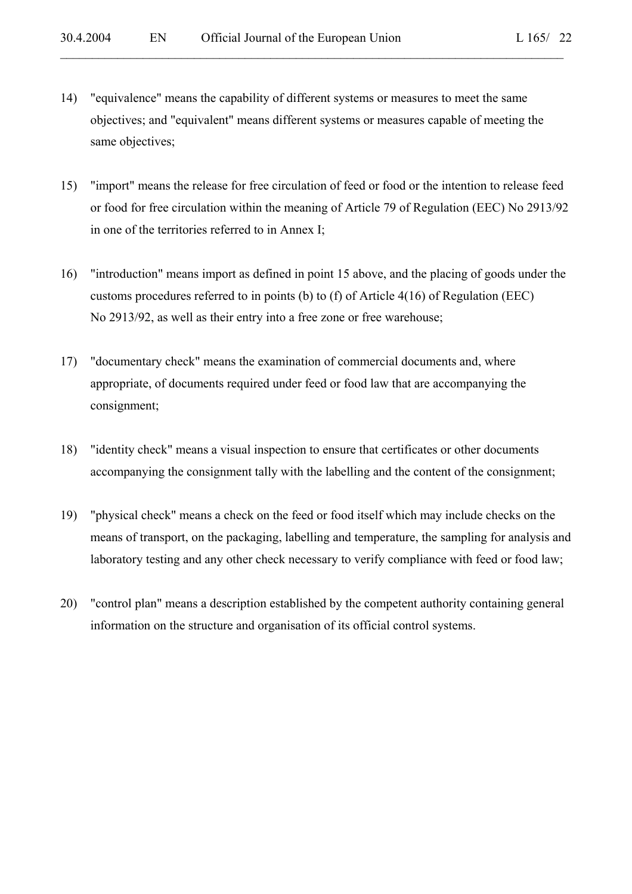14) "equivalence" means the capability of different systems or measures to meet the same objectives; and "equivalent" means different systems or measures capable of meeting the same objectives;

15) "import" means the release for free circulation of feed or food or the intention to release feed or food for free circulation within the meaning of Article 79 of Regulation (EEC) No 2913/92 in one of the territories referred to in Annex I;

16) "introduction" means import as defined in point 15 above, and the placing of goods under the customs procedures referred to in points (b) to (f) of Article 4(16) of Regulation (EEC) No 2913/92, as well as their entry into a free zone or free warehouse;

17) "documentary check" means the examination of commercial documents and, where appropriate, of documents required under feed or food law that are accompanying the consignment;

18) "identity check" means a visual inspection to ensure that certificates or other documents accompanying the consignment tally with the labelling and the content of the consignment;

19) "physical check" means a check on the feed or food itself which may include checks on the means of transport, on the packaging, labelling and temperature, the sampling for analysis and laboratory testing and any other check necessary to verify compliance with feed or food law;

20) "control plan" means a description established by the competent authority containing general information on the structure and organisation of its official control systems.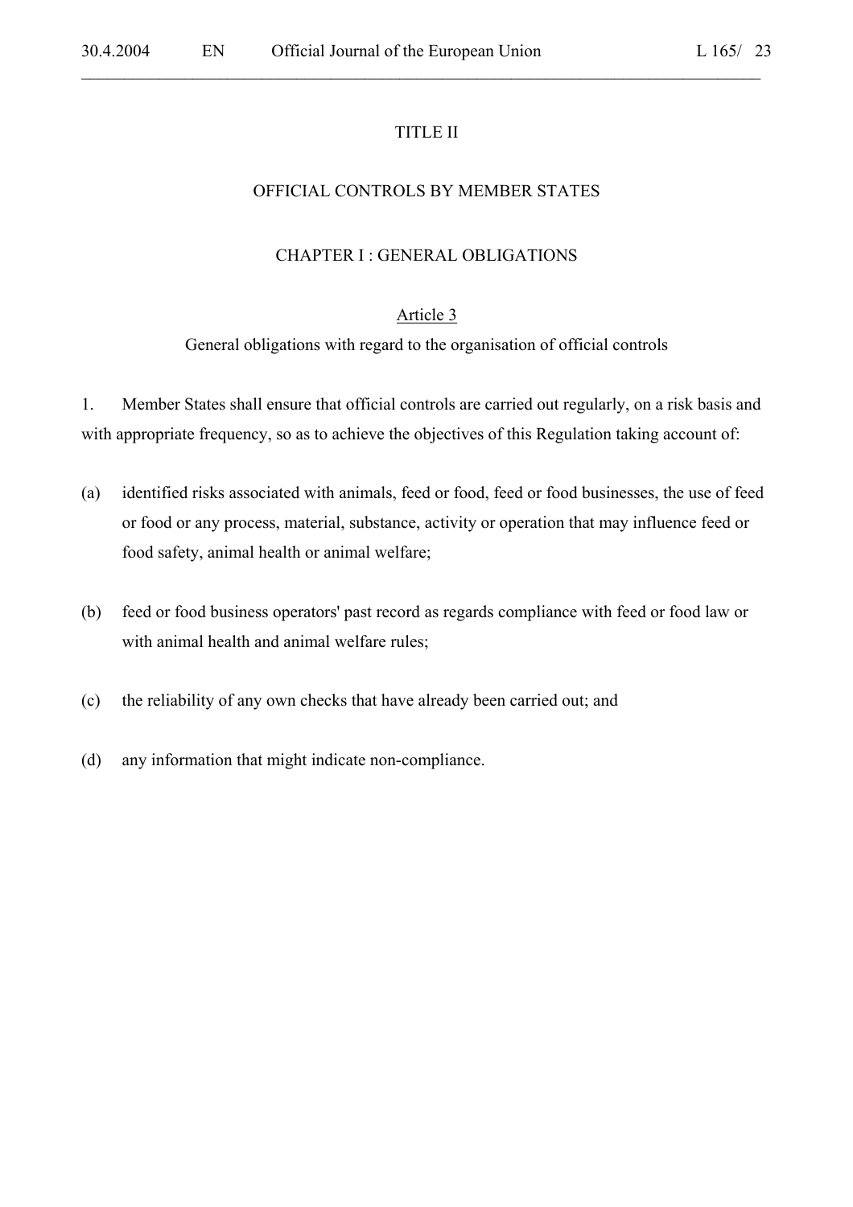# TITLE II

# OFFICIAL CONTROLS BY MEMBER STATES

## CHAPTER I : GENERAL OBLIGATIONS

### Article 3

### General obligations with regard to the organisation of official controls

1. Member States shall ensure that official controls are carried out regularly, on a risk basis and with appropriate frequency, so as to achieve the objectives of this Regulation taking account of:

(a) identified risks associated with animals, feed or food, feed or food businesses, the use of feed or food or any process, material, substance, activity or operation that may influence feed or food safety, animal health or animal welfare;

(b) feed or food business operators' past record as regards compliance with feed or food law or with animal health and animal welfare rules;

(c) the reliability of any own checks that have already been carried out; and

(d) any information that might indicate non-compliance.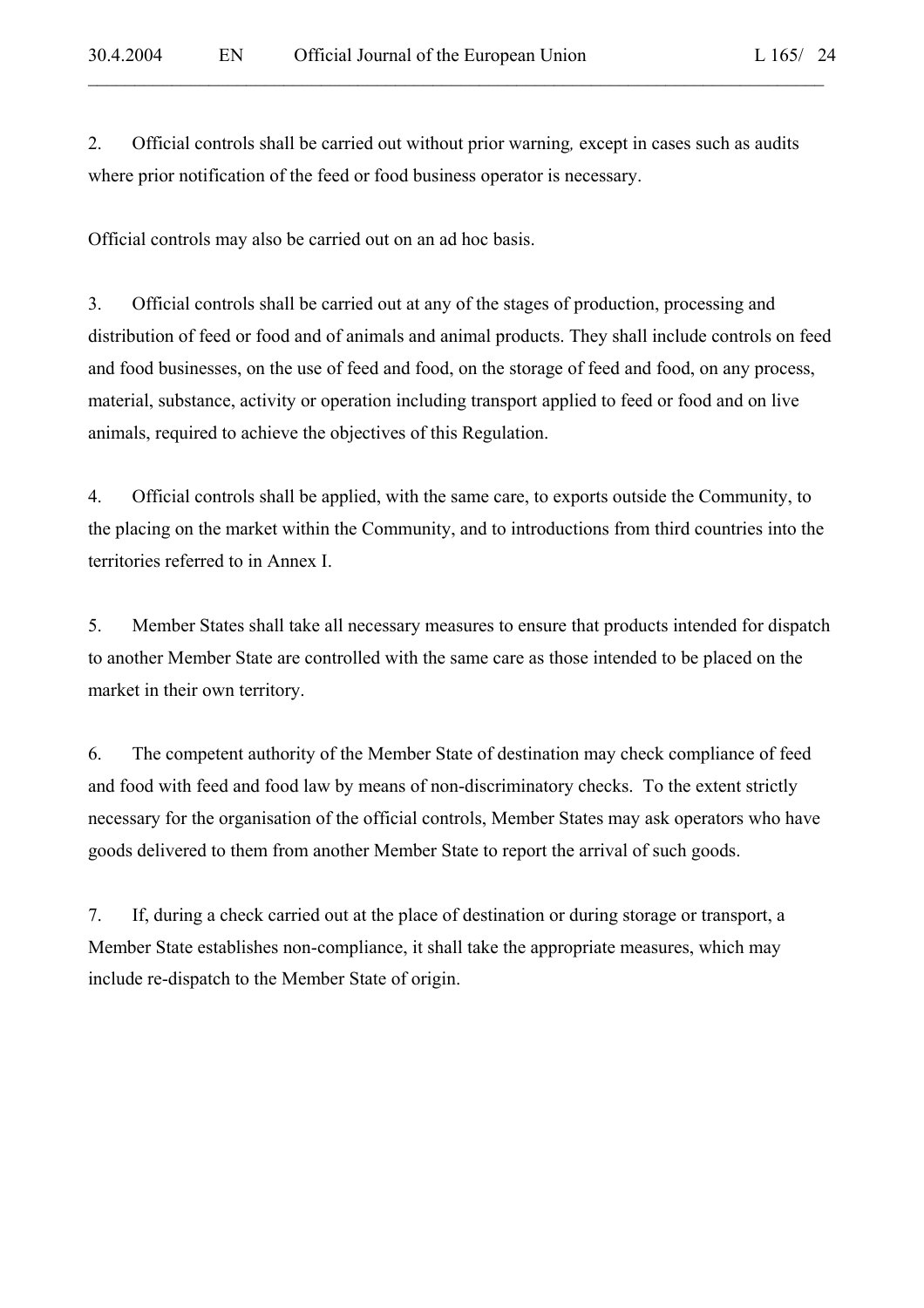2. Official controls shall be carried out without prior warning, except in cases such as audits where prior notification of the feed or food business operator is necessary.

Official controls may also be carried out on an ad hoc basis.

3. Official controls shall be carried out at any of the stages of production, processing and distribution of feed or food and of animals and animal products. They shall include controls on feed and food businesses, on the use of feed and food, on the storage of feed and food, on any process, material, substance, activity or operation including transport applied to feed or food and on live animals, required to achieve the objectives of this Regulation.

4. Official controls shall be applied, with the same care, to exports outside the Community, to the placing on the market within the Community, and to introductions from third countries into the territories referred to in Annex I.

5. Member States shall take all necessary measures to ensure that products intended for dispatch to another Member State are controlled with the same care as those intended to be placed on the market in their own territory.

6. The competent authority of the Member State of destination may check compliance of feed and food with feed and food law by means of non-discriminatory checks. To the extent strictly necessary for the organisation of the official controls, Member States may ask operators who have goods delivered to them from another Member State to report the arrival of such goods.

7. If, during a check carried out at the place of destination or during storage or transport, a Member State establishes non-compliance, it shall take the appropriate measures, which may include re-dispatch to the Member State of origin.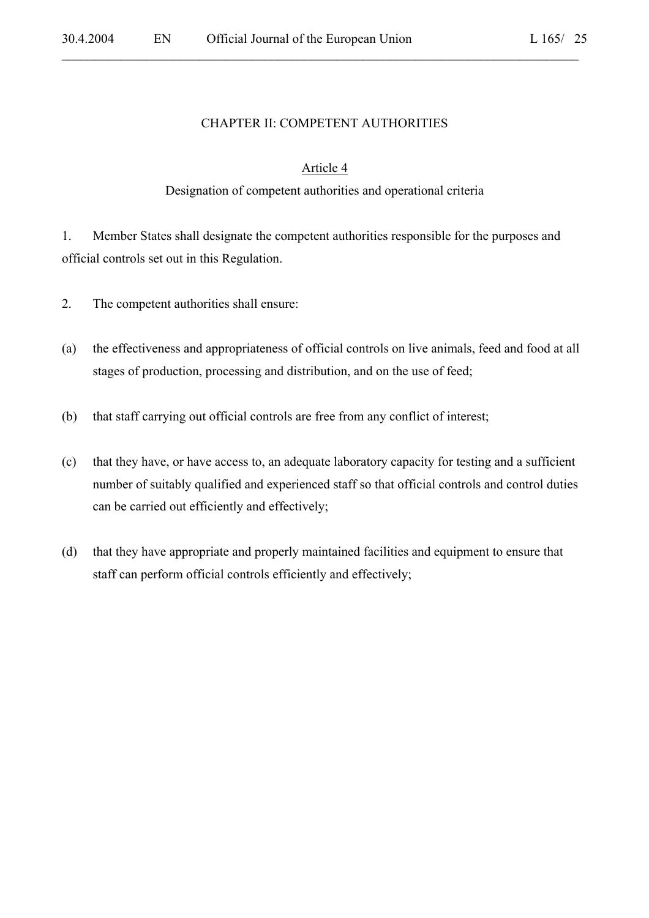## CHAPTER II: COMPETENT AUTHORITIES

### Article 4

### Designation of competent authorities and operational criteria

1. Member States shall designate the competent authorities responsible for the purposes and official controls set out in this Regulation.

2. The competent authorities shall ensure:

(a) the effectiveness and appropriateness of official controls on live animals, feed and food at all stages of production, processing and distribution, and on the use of feed;

(b) that staff carrying out official controls are free from any conflict of interest;

(c) that they have, or have access to, an adequate laboratory capacity for testing and a sufficient number of suitably qualified and experienced staff so that official controls and control duties can be carried out efficiently and effectively;

(d) that they have appropriate and properly maintained facilities and equipment to ensure that staff can perform official controls efficiently and effectively;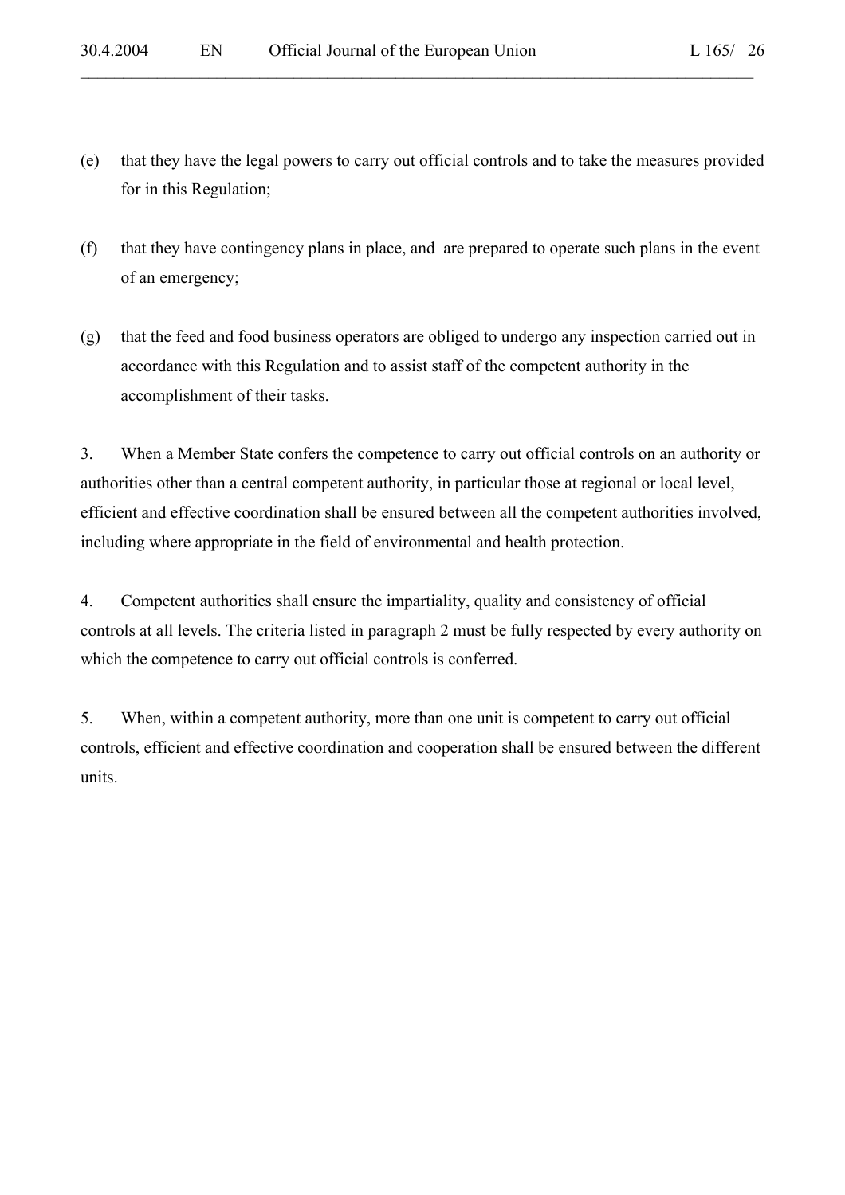(e) that they have the legal powers to carry out official controls and to take the measures provided for in this Regulation;

(f) that they have contingency plans in place, and are prepared to operate such plans in the event of an emergency;

(g) that the feed and food business operators are obliged to undergo any inspection carried out in accordance with this Regulation and to assist staff of the competent authority in the accomplishment of their tasks.

3. When a Member State confers the competence to carry out official controls on an authority or authorities other than a central competent authority, in particular those at regional or local level, efficient and effective coordination shall be ensured between all the competent authorities involved, including where appropriate in the field of environmental and health protection.

4. Competent authorities shall ensure the impartiality, quality and consistency of official controls at all levels. The criteria listed in paragraph 2 must be fully respected by every authority on which the competence to carry out official controls is conferred.

5. When, within a competent authority, more than one unit is competent to carry out official controls, efficient and effective coordination and cooperation shall be ensured between the different units.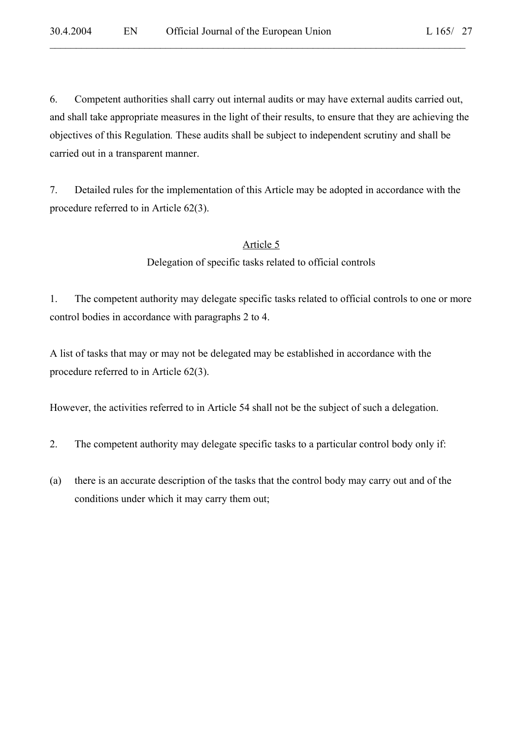6. Competent authorities shall carry out internal audits or may have external audits carried out, and shall take appropriate measures in the light of their results, to ensure that they are achieving the objectives of this Regulation*.* These audits shall be subject to independent scrutiny and shall be carried out in a transparent manner.

7. Detailed rules for the implementation of this Article may be adopted in accordance with the procedure referred to in Article 62(3).

## Article 5

### Delegation of specific tasks related to official controls

1. The competent authority may delegate specific tasks related to official controls to one or more control bodies in accordance with paragraphs 2 to 4.

A list of tasks that may or may not be delegated may be established in accordance with the procedure referred to in Article 62(3).

However, the activities referred to in Article 54 shall not be the subject of such a delegation.

2. The competent authority may delegate specific tasks to a particular control body only if:

(a) there is an accurate description of the tasks that the control body may carry out and of the conditions under which it may carry them out;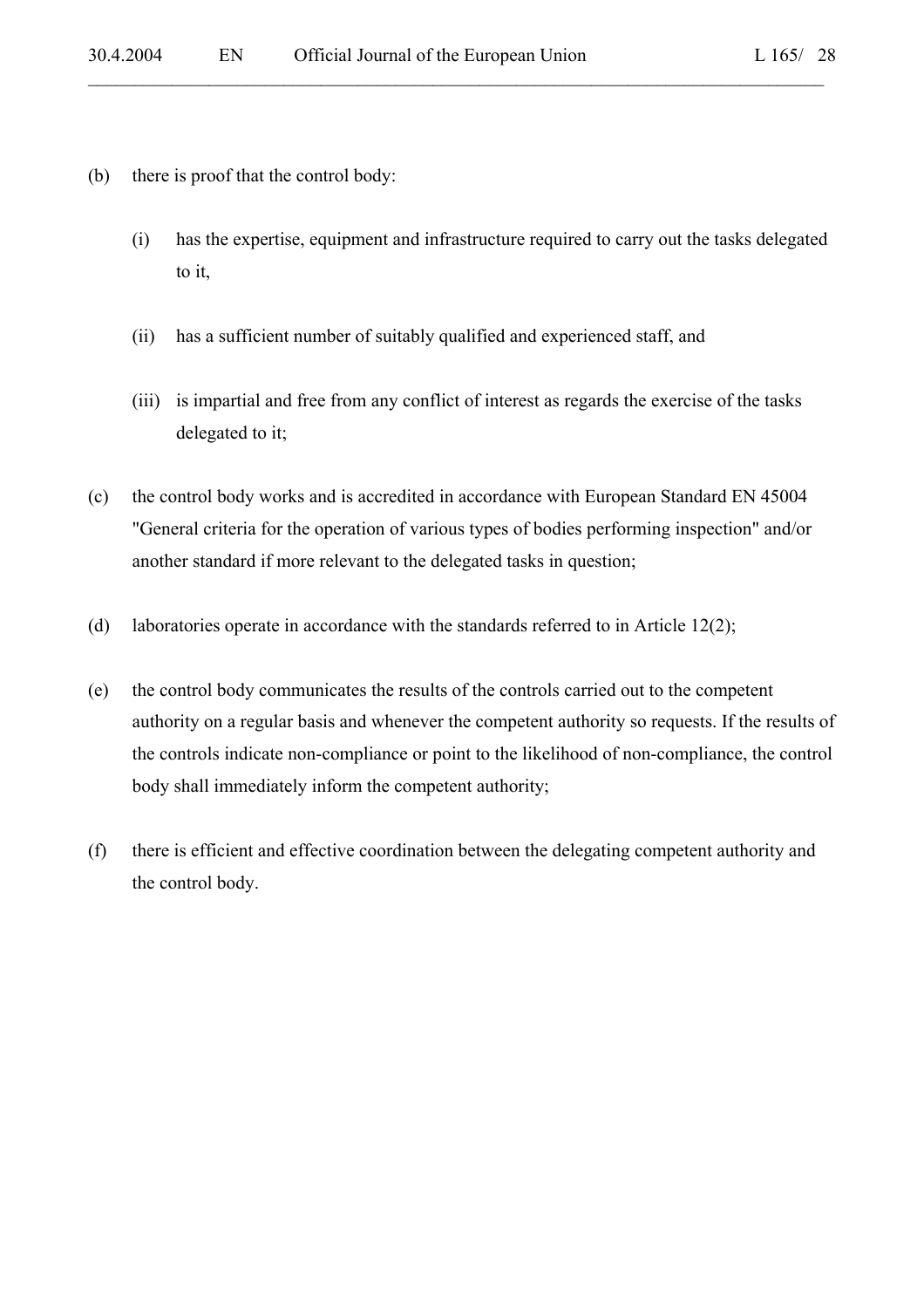(b) there is proof that the control body:

    (i) has the expertise, equipment and infrastructure required to carry out the tasks delegated to it,

    (ii) has a sufficient number of suitably qualified and experienced staff, and

    (iii) is impartial and free from any conflict of interest as regards the exercise of the tasks delegated to it;

(c) the control body works and is accredited in accordance with European Standard EN 45004 "General criteria for the operation of various types of bodies performing inspection" and/or another standard if more relevant to the delegated tasks in question;

(d) laboratories operate in accordance with the standards referred to in Article 12(2);

(e) the control body communicates the results of the controls carried out to the competent authority on a regular basis and whenever the competent authority so requests. If the results of the controls indicate non-compliance or point to the likelihood of non-compliance, the control body shall immediately inform the competent authority;

(f) there is efficient and effective coordination between the delegating competent authority and the control body.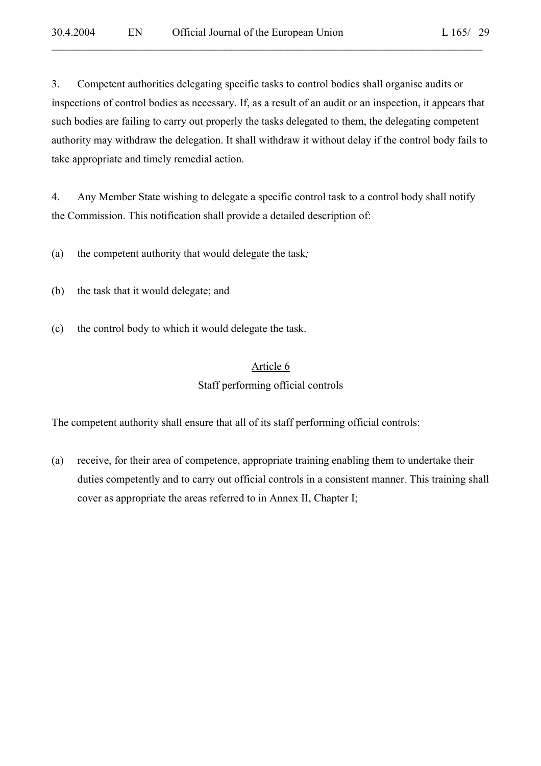3. Competent authorities delegating specific tasks to control bodies shall organise audits or inspections of control bodies as necessary. If, as a result of an audit or an inspection, it appears that such bodies are failing to carry out properly the tasks delegated to them, the delegating competent authority may withdraw the delegation. It shall withdraw it without delay if the control body fails to take appropriate and timely remedial action.

4. Any Member State wishing to delegate a specific control task to a control body shall notify the Commission. This notification shall provide a detailed description of:

(a) the competent authority that would delegate the task;

(b) the task that it would delegate; and

(c) the control body to which it would delegate the task.

## Article 6

### Staff performing official controls

The competent authority shall ensure that all of its staff performing official controls:

(a) receive, for their area of competence, appropriate training enabling them to undertake their duties competently and to carry out official controls in a consistent manner. This training shall cover as appropriate the areas referred to in Annex II, Chapter I;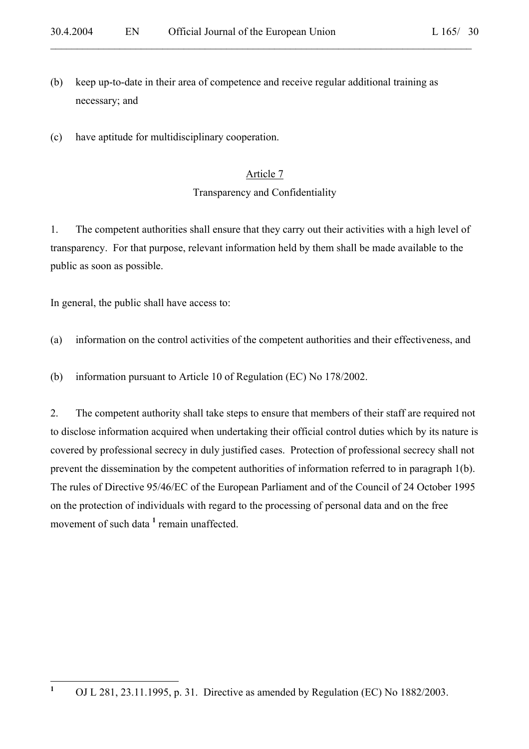(b) keep up-to-date in their area of competence and receive regular additional training as necessary; and

(c) have aptitude for multidisciplinary cooperation.

## Article 7

### Transparency and Confidentiality

1. The competent authorities shall ensure that they carry out their activities with a high level of transparency. For that purpose, relevant information held by them shall be made available to the public as soon as possible.

In general, the public shall have access to:

(a) information on the control activities of the competent authorities and their effectiveness, and

(b) information pursuant to Article 10 of Regulation (EC) No 178/2002.

2. The competent authority shall take steps to ensure that members of their staff are required not to disclose information acquired when undertaking their official control duties which by its nature is covered by professional secrecy in duly justified cases. Protection of professional secrecy shall not prevent the dissemination by the competent authorities of information referred to in paragraph 1(b). The rules of Directive 95/46/EC of the European Parliament and of the Council of 24 October 1995 on the protection of individuals with regard to the processing of personal data and on the free movement of such data [1] remain unaffected.

---

[1] OJ L 281, 23.11.1995, p. 31. Directive as amended by Regulation (EC) No 1882/2003.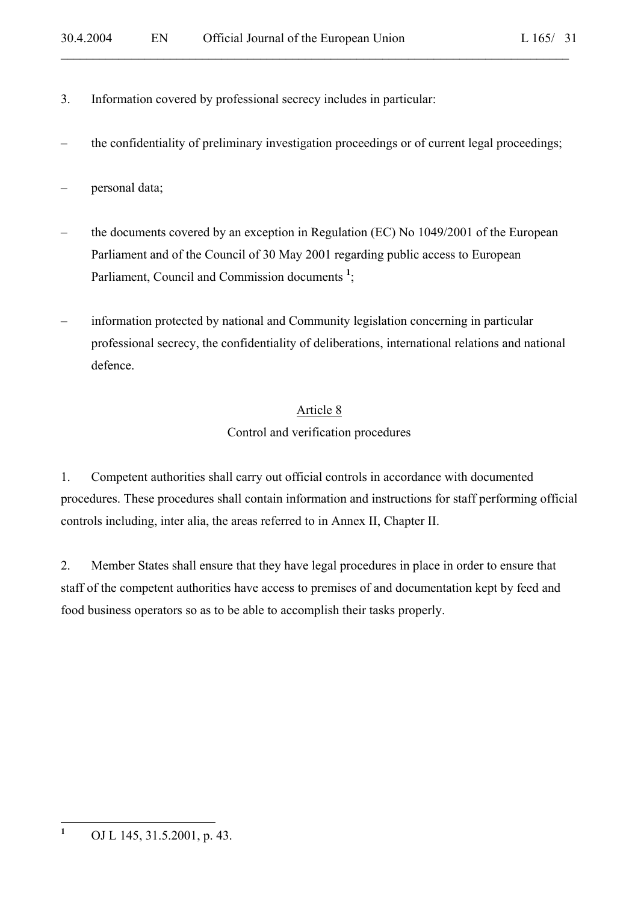3. Information covered by professional secrecy includes in particular:

- the confidentiality of preliminary investigation proceedings or of current legal proceedings;
- personal data;
- the documents covered by an exception in Regulation (EC) No 1049/2001 of the European Parliament and of the Council of 30 May 2001 regarding public access to European Parliament, Council and Commission documents [1];
- information protected by national and Community legislation concerning in particular professional secrecy, the confidentiality of deliberations, international relations and national defence.

## Article 8

### Control and verification procedures

1. Competent authorities shall carry out official controls in accordance with documented procedures. These procedures shall contain information and instructions for staff performing official controls including, inter alia, the areas referred to in Annex II, Chapter II.

2. Member States shall ensure that they have legal procedures in place in order to ensure that staff of the competent authorities have access to premises of and documentation kept by feed and food business operators so as to be able to accomplish their tasks properly.

---

[1] OJ L 145, 31.5.2001, p. 43.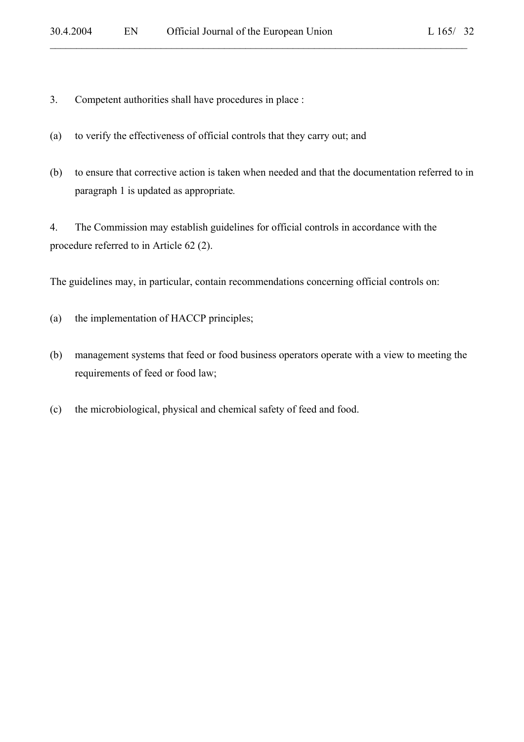3. Competent authorities shall have procedures in place :

(a) to verify the effectiveness of official controls that they carry out; and

(b) to ensure that corrective action is taken when needed and that the documentation referred to in paragraph 1 is updated as appropriate.

4. The Commission may establish guidelines for official controls in accordance with the procedure referred to in Article 62 (2).

The guidelines may, in particular, contain recommendations concerning official controls on:

(a) the implementation of HACCP principles;

(b) management systems that feed or food business operators operate with a view to meeting the requirements of feed or food law;

(c) the microbiological, physical and chemical safety of feed and food.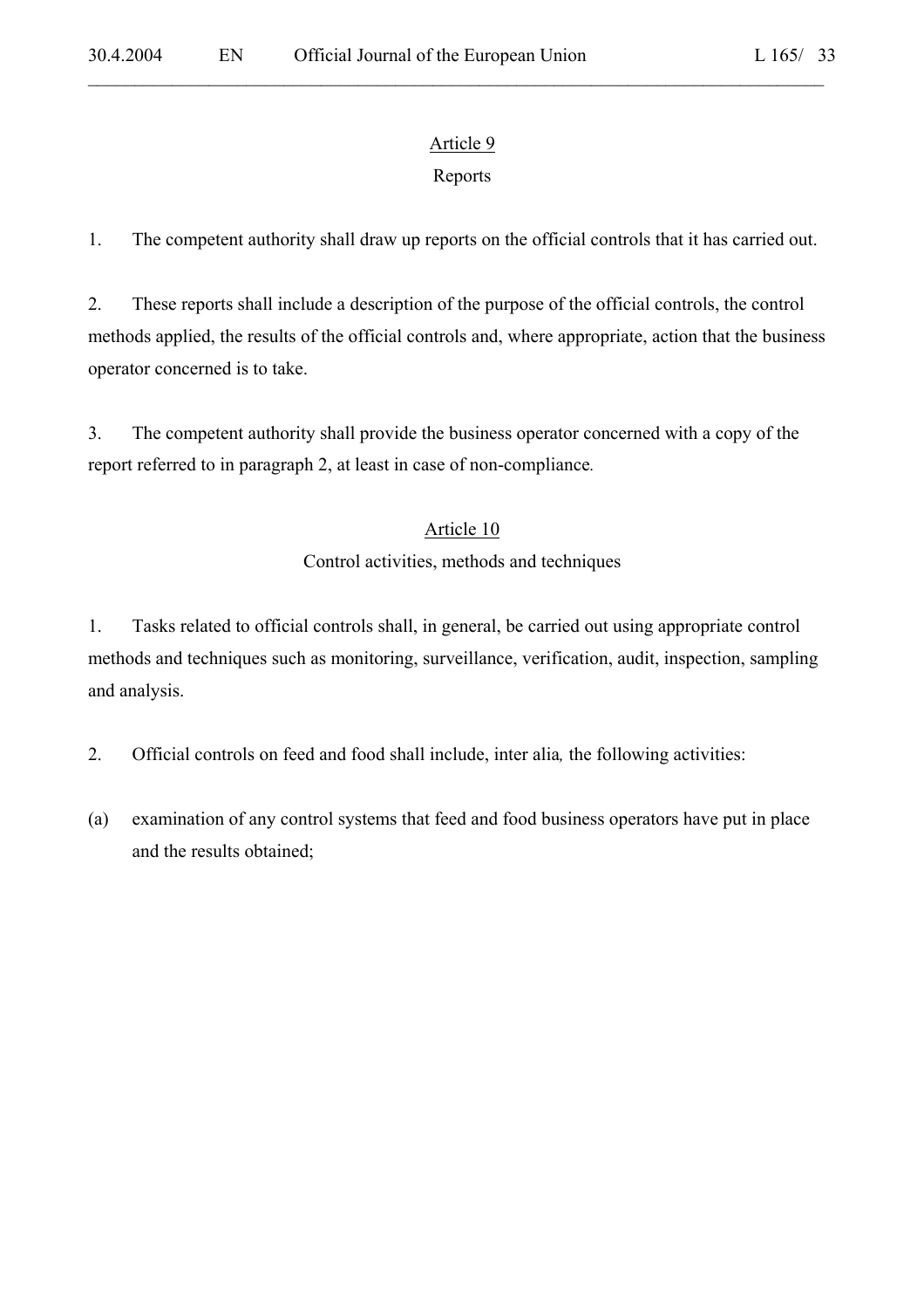## Article 9

### Reports

1. The competent authority shall draw up reports on the official controls that it has carried out.

2. These reports shall include a description of the purpose of the official controls, the control methods applied, the results of the official controls and, where appropriate, action that the business operator concerned is to take.

3. The competent authority shall provide the business operator concerned with a copy of the report referred to in paragraph 2, at least in case of non-compliance.

## Article 10

### Control activities, methods and techniques

1. Tasks related to official controls shall, in general, be carried out using appropriate control methods and techniques such as monitoring, surveillance, verification, audit, inspection, sampling and analysis.

2. Official controls on feed and food shall include, inter alia*,* the following activities:

(a) examination of any control systems that feed and food business operators have put in place and the results obtained;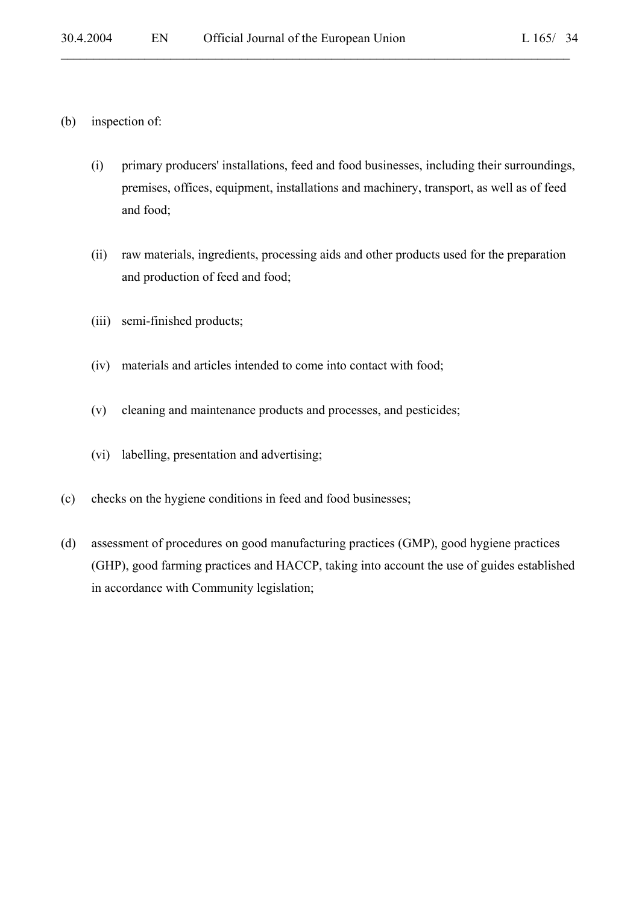(b) inspection of:

(i) primary producers' installations, feed and food businesses, including their surroundings, premises, offices, equipment, installations and machinery, transport, as well as of feed and food;

(ii) raw materials, ingredients, processing aids and other products used for the preparation and production of feed and food;

(iii) semi-finished products;

(iv) materials and articles intended to come into contact with food;

(v) cleaning and maintenance products and processes, and pesticides;

(vi) labelling, presentation and advertising;

(c) checks on the hygiene conditions in feed and food businesses;

(d) assessment of procedures on good manufacturing practices (GMP), good hygiene practices (GHP), good farming practices and HACCP, taking into account the use of guides established in accordance with Community legislation;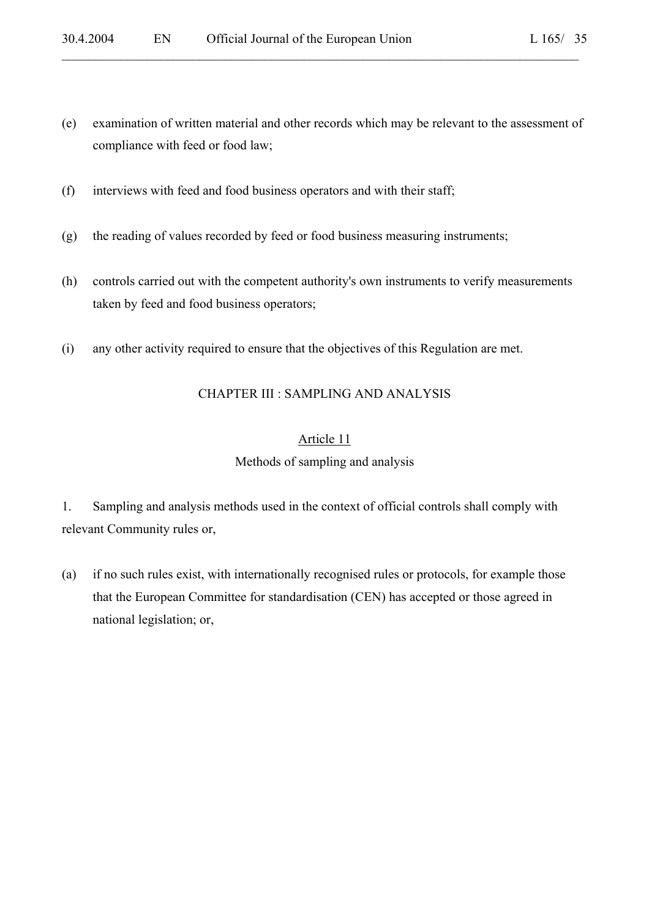(e) examination of written material and other records which may be relevant to the assessment of compliance with feed or food law;

(f) interviews with feed and food business operators and with their staff;

(g) the reading of values recorded by feed or food business measuring instruments;

(h) controls carried out with the competent authority's own instruments to verify measurements taken by feed and food business operators;

(i) any other activity required to ensure that the objectives of this Regulation are met.

## CHAPTER III : SAMPLING AND ANALYSIS

### Article 11

### Methods of sampling and analysis

1. Sampling and analysis methods used in the context of official controls shall comply with relevant Community rules or,

(a) if no such rules exist, with internationally recognised rules or protocols, for example those that the European Committee for standardisation (CEN) has accepted or those agreed in national legislation; or,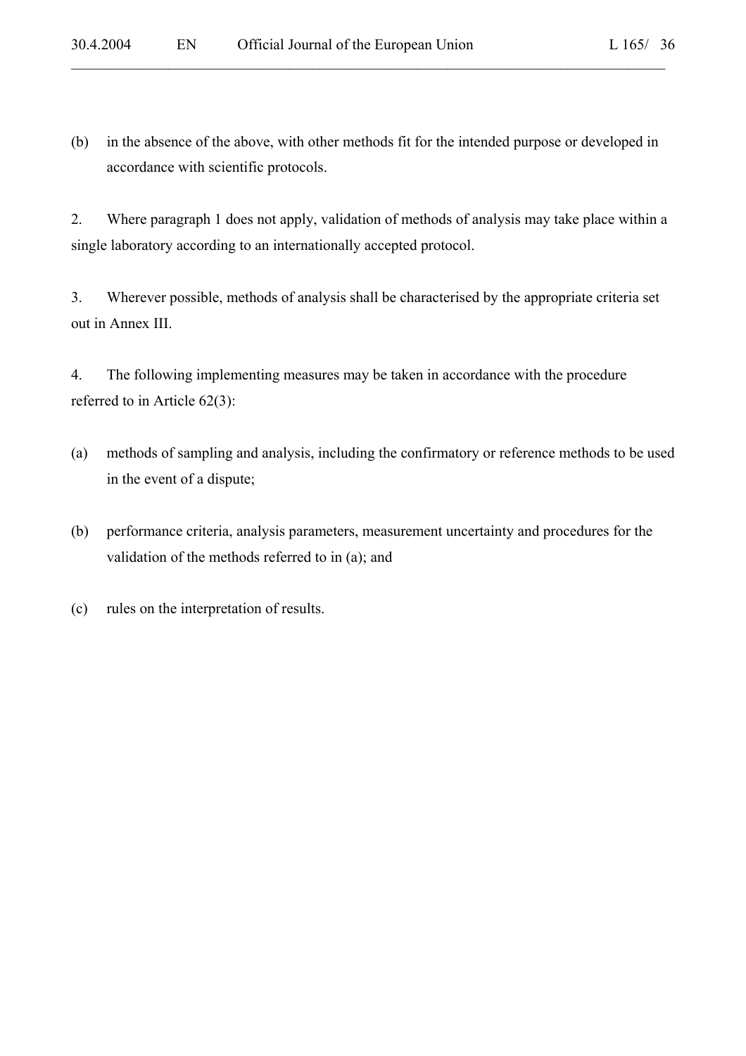(b) in the absence of the above, with other methods fit for the intended purpose or developed in accordance with scientific protocols.

2. Where paragraph 1 does not apply, validation of methods of analysis may take place within a single laboratory according to an internationally accepted protocol.

3. Wherever possible, methods of analysis shall be characterised by the appropriate criteria set out in Annex III.

4. The following implementing measures may be taken in accordance with the procedure referred to in Article 62(3):

(a) methods of sampling and analysis, including the confirmatory or reference methods to be used in the event of a dispute;

(b) performance criteria, analysis parameters, measurement uncertainty and procedures for the validation of the methods referred to in (a); and

(c) rules on the interpretation of results.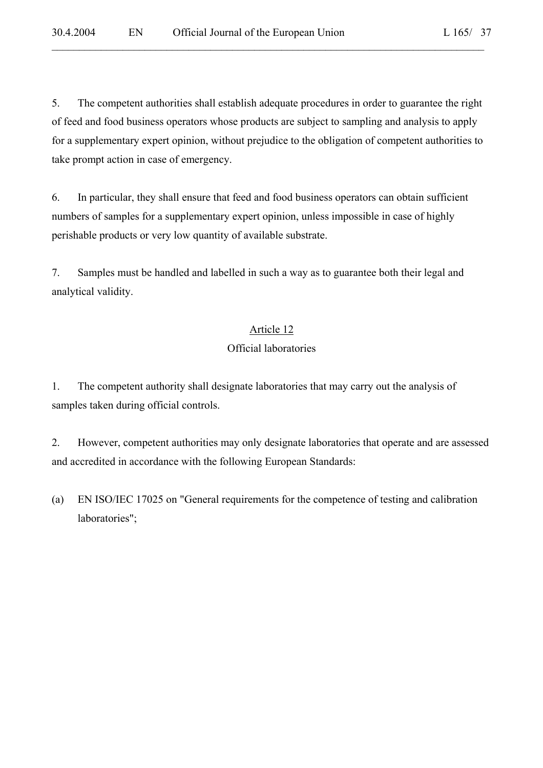5. The competent authorities shall establish adequate procedures in order to guarantee the right of feed and food business operators whose products are subject to sampling and analysis to apply for a supplementary expert opinion, without prejudice to the obligation of competent authorities to take prompt action in case of emergency.

6. In particular, they shall ensure that feed and food business operators can obtain sufficient numbers of samples for a supplementary expert opinion, unless impossible in case of highly perishable products or very low quantity of available substrate.

7. Samples must be handled and labelled in such a way as to guarantee both their legal and analytical validity.

## Article 12
### Official laboratories

1. The competent authority shall designate laboratories that may carry out the analysis of samples taken during official controls.

2. However, competent authorities may only designate laboratories that operate and are assessed and accredited in accordance with the following European Standards:

(a) EN ISO/IEC 17025 on "General requirements for the competence of testing and calibration laboratories";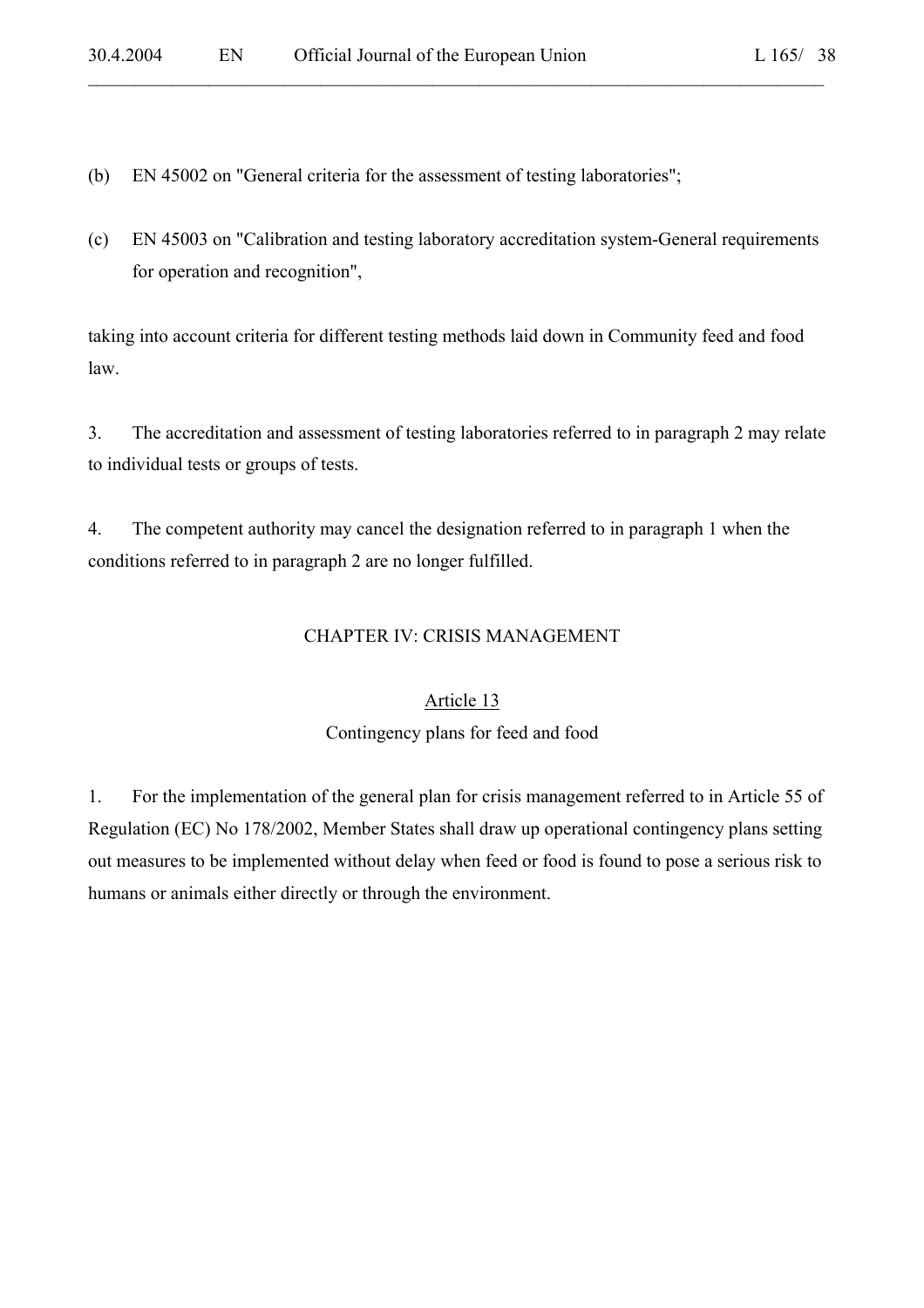(b) EN 45002 on "General criteria for the assessment of testing laboratories";

(c) EN 45003 on "Calibration and testing laboratory accreditation system-General requirements for operation and recognition",

taking into account criteria for different testing methods laid down in Community feed and food law.

3. The accreditation and assessment of testing laboratories referred to in paragraph 2 may relate to individual tests or groups of tests.

4. The competent authority may cancel the designation referred to in paragraph 1 when the conditions referred to in paragraph 2 are no longer fulfilled.

## CHAPTER IV: CRISIS MANAGEMENT

### Article 13

### Contingency plans for feed and food

1. For the implementation of the general plan for crisis management referred to in Article 55 of Regulation (EC) No 178/2002, Member States shall draw up operational contingency plans setting out measures to be implemented without delay when feed or food is found to pose a serious risk to humans or animals either directly or through the environment.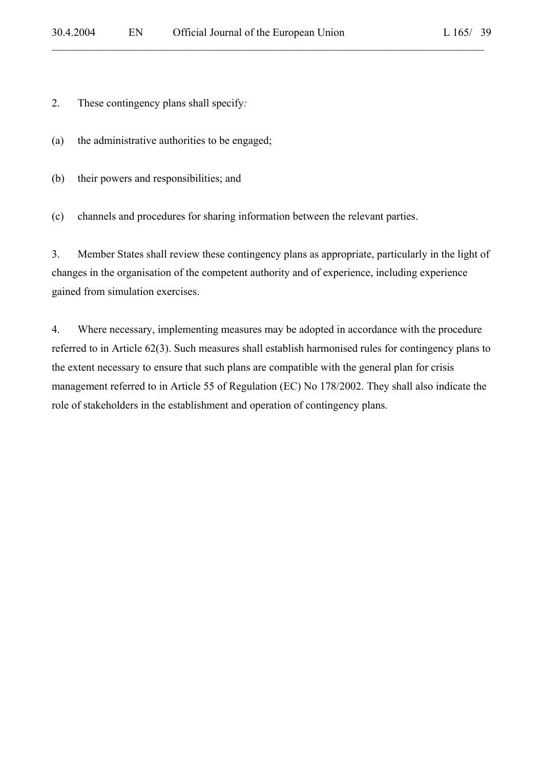2. These contingency plans shall specify:

(a) the administrative authorities to be engaged;

(b) their powers and responsibilities; and

(c) channels and procedures for sharing information between the relevant parties.

3. Member States shall review these contingency plans as appropriate, particularly in the light of changes in the organisation of the competent authority and of experience, including experience gained from simulation exercises.

4. Where necessary, implementing measures may be adopted in accordance with the procedure referred to in Article 62(3). Such measures shall establish harmonised rules for contingency plans to the extent necessary to ensure that such plans are compatible with the general plan for crisis management referred to in Article 55 of Regulation (EC) No 178/2002. They shall also indicate the role of stakeholders in the establishment and operation of contingency plans.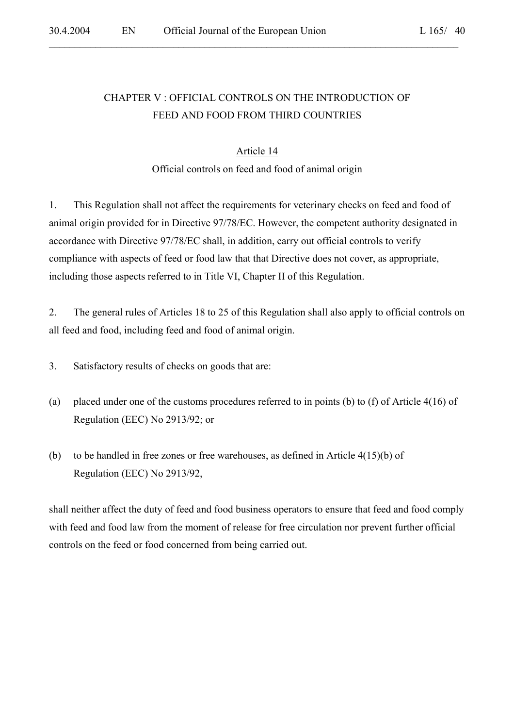## CHAPTER V : OFFICIAL CONTROLS ON THE INTRODUCTION OF FEED AND FOOD FROM THIRD COUNTRIES

### Article 14

### Official controls on feed and food of animal origin

1. This Regulation shall not affect the requirements for veterinary checks on feed and food of animal origin provided for in Directive 97/78/EC. However, the competent authority designated in accordance with Directive 97/78/EC shall, in addition, carry out official controls to verify compliance with aspects of feed or food law that that Directive does not cover, as appropriate, including those aspects referred to in Title VI, Chapter II of this Regulation.

2. The general rules of Articles 18 to 25 of this Regulation shall also apply to official controls on all feed and food, including feed and food of animal origin.

3. Satisfactory results of checks on goods that are:

(a) placed under one of the customs procedures referred to in points (b) to (f) of Article 4(16) of Regulation (EEC) No 2913/92; or

(b) to be handled in free zones or free warehouses, as defined in Article 4(15)(b) of Regulation (EEC) No 2913/92,

shall neither affect the duty of feed and food business operators to ensure that feed and food comply with feed and food law from the moment of release for free circulation nor prevent further official controls on the feed or food concerned from being carried out.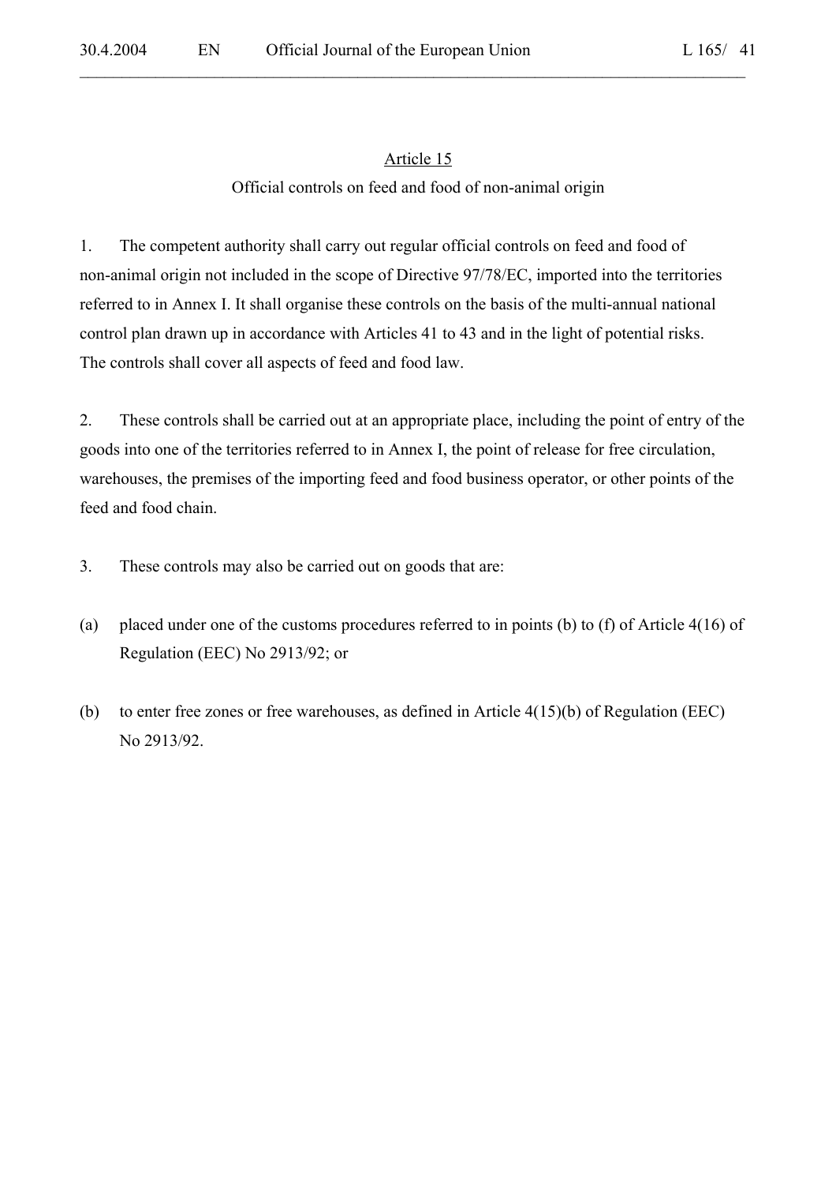## Article 15

### Official controls on feed and food of non-animal origin

1. The competent authority shall carry out regular official controls on feed and food of non-animal origin not included in the scope of Directive 97/78/EC, imported into the territories referred to in Annex I. It shall organise these controls on the basis of the multi-annual national control plan drawn up in accordance with Articles 41 to 43 and in the light of potential risks. The controls shall cover all aspects of feed and food law.

2. These controls shall be carried out at an appropriate place, including the point of entry of the goods into one of the territories referred to in Annex I, the point of release for free circulation, warehouses, the premises of the importing feed and food business operator, or other points of the feed and food chain.

3. These controls may also be carried out on goods that are:

(a) placed under one of the customs procedures referred to in points (b) to (f) of Article 4(16) of Regulation (EEC) No 2913/92; or

(b) to enter free zones or free warehouses, as defined in Article 4(15)(b) of Regulation (EEC) No 2913/92.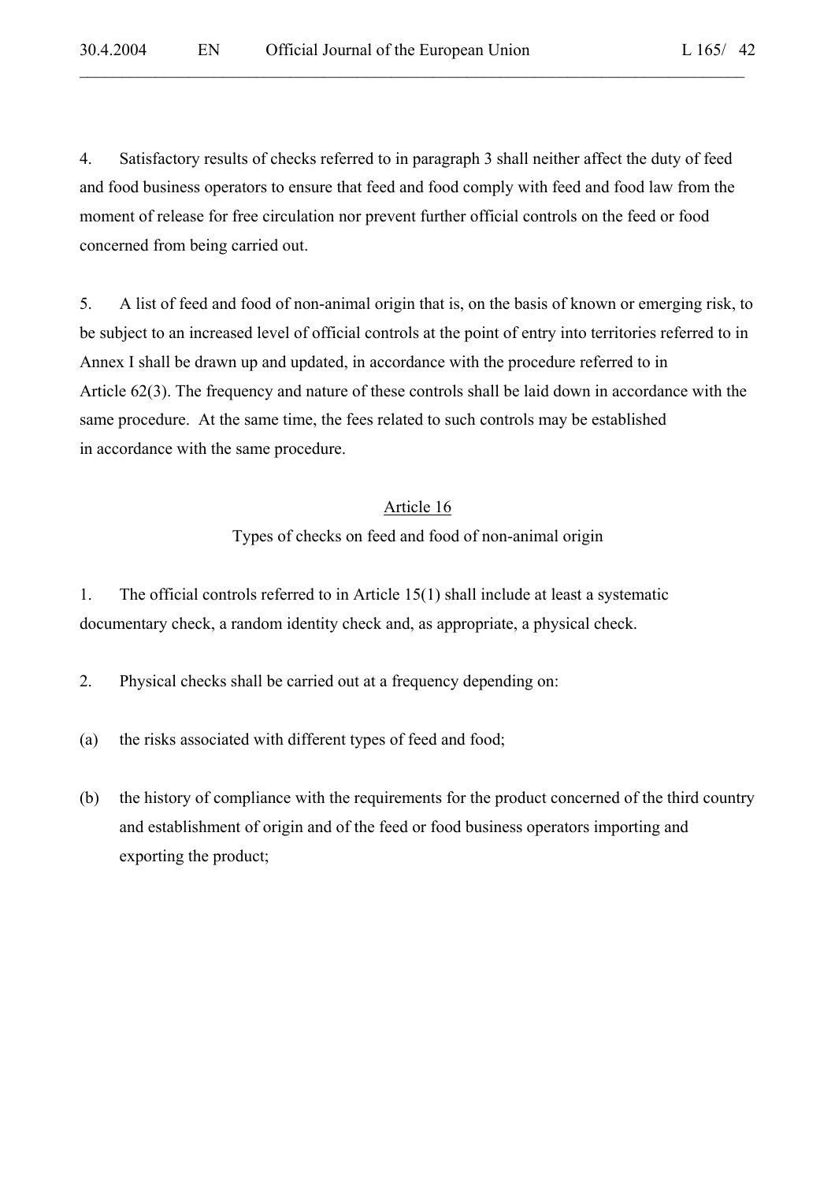4. Satisfactory results of checks referred to in paragraph 3 shall neither affect the duty of feed and food business operators to ensure that feed and food comply with feed and food law from the moment of release for free circulation nor prevent further official controls on the feed or food concerned from being carried out.

5. A list of feed and food of non-animal origin that is, on the basis of known or emerging risk, to be subject to an increased level of official controls at the point of entry into territories referred to in Annex I shall be drawn up and updated, in accordance with the procedure referred to in Article 62(3). The frequency and nature of these controls shall be laid down in accordance with the same procedure. At the same time, the fees related to such controls may be established in accordance with the same procedure.

## Article 16

### Types of checks on feed and food of non-animal origin

1. The official controls referred to in Article 15(1) shall include at least a systematic documentary check, a random identity check and, as appropriate, a physical check.

2. Physical checks shall be carried out at a frequency depending on:

(a) the risks associated with different types of feed and food;

(b) the history of compliance with the requirements for the product concerned of the third country and establishment of origin and of the feed or food business operators importing and exporting the product;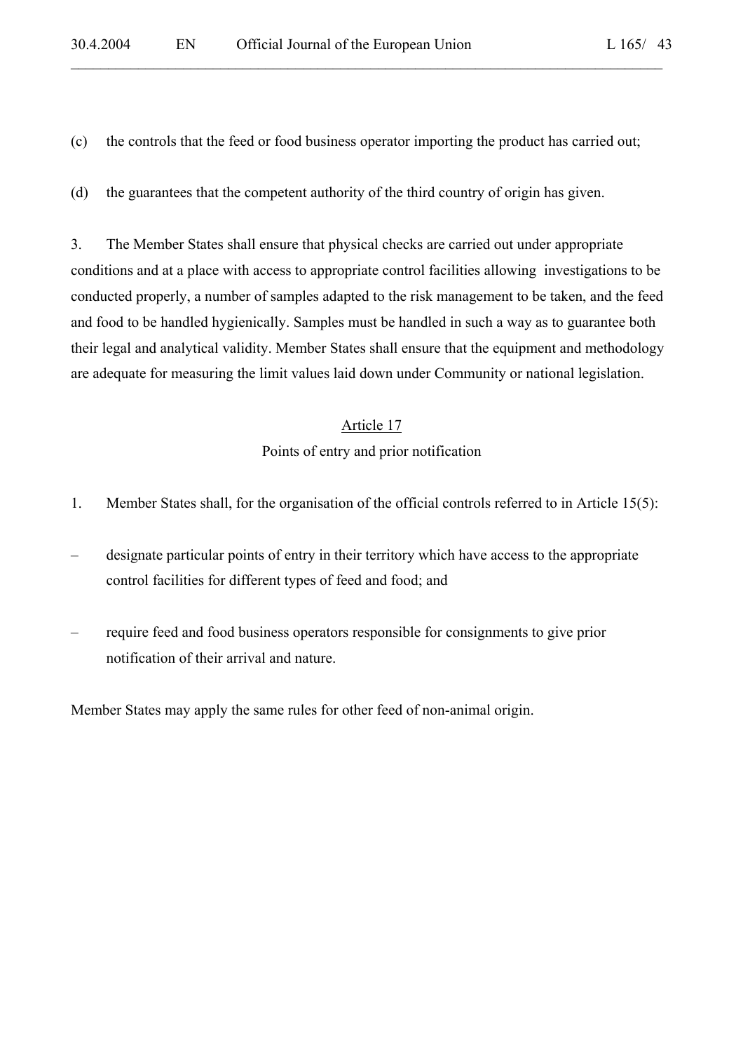(c) the controls that the feed or food business operator importing the product has carried out;

(d) the guarantees that the competent authority of the third country of origin has given.

3. The Member States shall ensure that physical checks are carried out under appropriate conditions and at a place with access to appropriate control facilities allowing investigations to be conducted properly, a number of samples adapted to the risk management to be taken, and the feed and food to be handled hygienically. Samples must be handled in such a way as to guarantee both their legal and analytical validity. Member States shall ensure that the equipment and methodology are adequate for measuring the limit values laid down under Community or national legislation.

## Article 17

### Points of entry and prior notification

1. Member States shall, for the organisation of the official controls referred to in Article 15(5):

– designate particular points of entry in their territory which have access to the appropriate control facilities for different types of feed and food; and

– require feed and food business operators responsible for consignments to give prior notification of their arrival and nature.

Member States may apply the same rules for other feed of non-animal origin.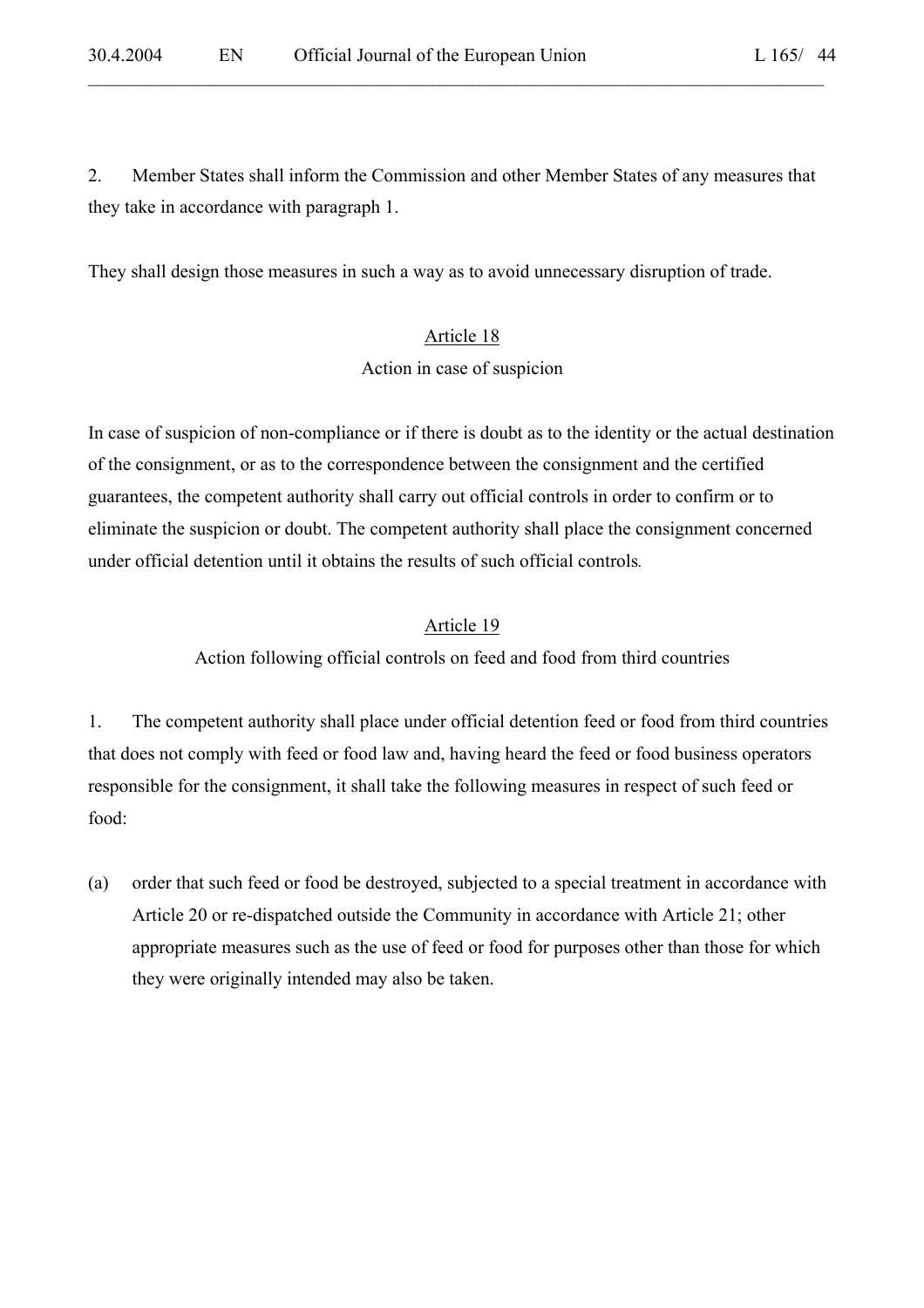2. Member States shall inform the Commission and other Member States of any measures that they take in accordance with paragraph 1.

They shall design those measures in such a way as to avoid unnecessary disruption of trade.

## Article 18

### Action in case of suspicion

In case of suspicion of non-compliance or if there is doubt as to the identity or the actual destination of the consignment, or as to the correspondence between the consignment and the certified guarantees, the competent authority shall carry out official controls in order to confirm or to eliminate the suspicion or doubt. The competent authority shall place the consignment concerned under official detention until it obtains the results of such official controls.

## Article 19

### Action following official controls on feed and food from third countries

1. The competent authority shall place under official detention feed or food from third countries that does not comply with feed or food law and, having heard the feed or food business operators responsible for the consignment, it shall take the following measures in respect of such feed or food:

(a) order that such feed or food be destroyed, subjected to a special treatment in accordance with Article 20 or re-dispatched outside the Community in accordance with Article 21; other appropriate measures such as the use of feed or food for purposes other than those for which they were originally intended may also be taken.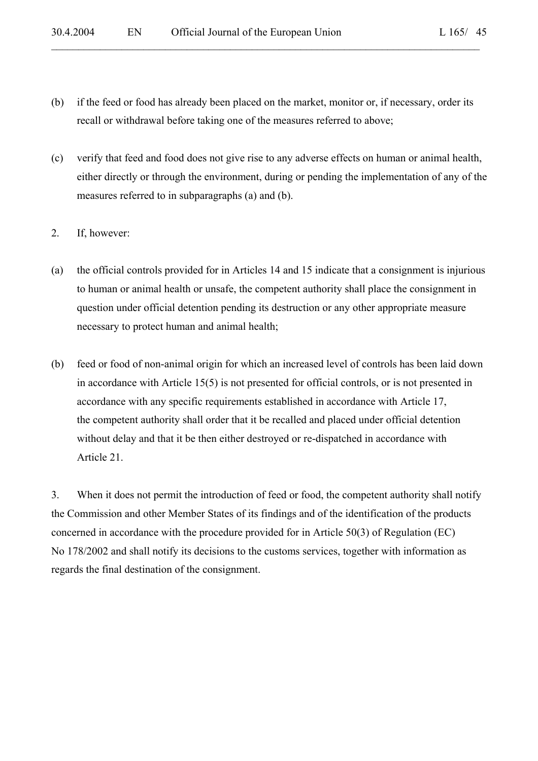(b) if the feed or food has already been placed on the market, monitor or, if necessary, order its recall or withdrawal before taking one of the measures referred to above;

(c) verify that feed and food does not give rise to any adverse effects on human or animal health, either directly or through the environment, during or pending the implementation of any of the measures referred to in subparagraphs (a) and (b).

2. If, however:

(a) the official controls provided for in Articles 14 and 15 indicate that a consignment is injurious to human or animal health or unsafe, the competent authority shall place the consignment in question under official detention pending its destruction or any other appropriate measure necessary to protect human and animal health;

(b) feed or food of non-animal origin for which an increased level of controls has been laid down in accordance with Article 15(5) is not presented for official controls, or is not presented in accordance with any specific requirements established in accordance with Article 17, the competent authority shall order that it be recalled and placed under official detention without delay and that it be then either destroyed or re-dispatched in accordance with Article 21.

3. When it does not permit the introduction of feed or food, the competent authority shall notify the Commission and other Member States of its findings and of the identification of the products concerned in accordance with the procedure provided for in Article 50(3) of Regulation (EC) No 178/2002 and shall notify its decisions to the customs services, together with information as regards the final destination of the consignment.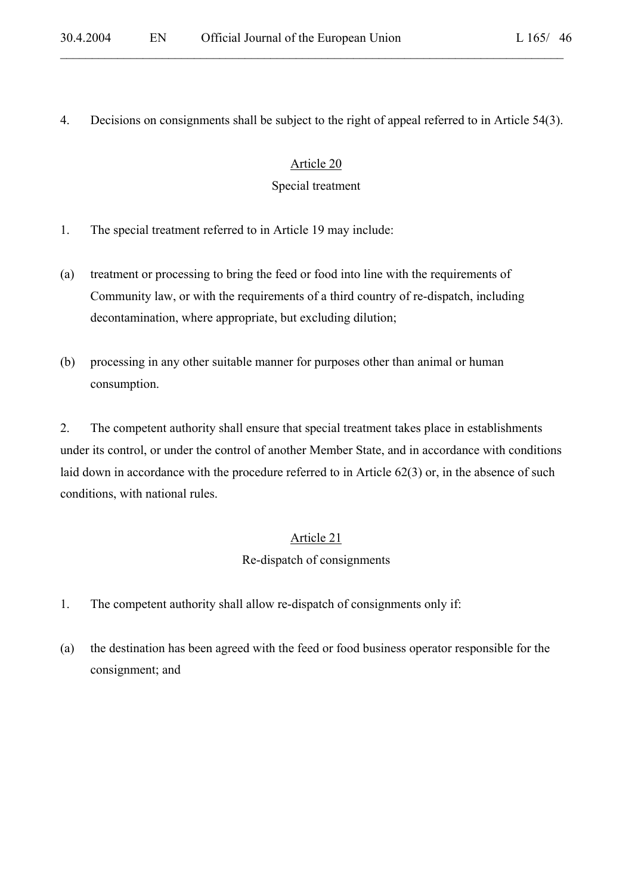4. Decisions on consignments shall be subject to the right of appeal referred to in Article 54(3).

## Article 20

### Special treatment

1. The special treatment referred to in Article 19 may include:

(a) treatment or processing to bring the feed or food into line with the requirements of Community law, or with the requirements of a third country of re-dispatch, including decontamination, where appropriate, but excluding dilution;

(b) processing in any other suitable manner for purposes other than animal or human consumption.

2. The competent authority shall ensure that special treatment takes place in establishments under its control, or under the control of another Member State, and in accordance with conditions laid down in accordance with the procedure referred to in Article 62(3) or, in the absence of such conditions, with national rules.

## Article 21

### Re-dispatch of consignments

1. The competent authority shall allow re-dispatch of consignments only if:

(a) the destination has been agreed with the feed or food business operator responsible for the consignment; and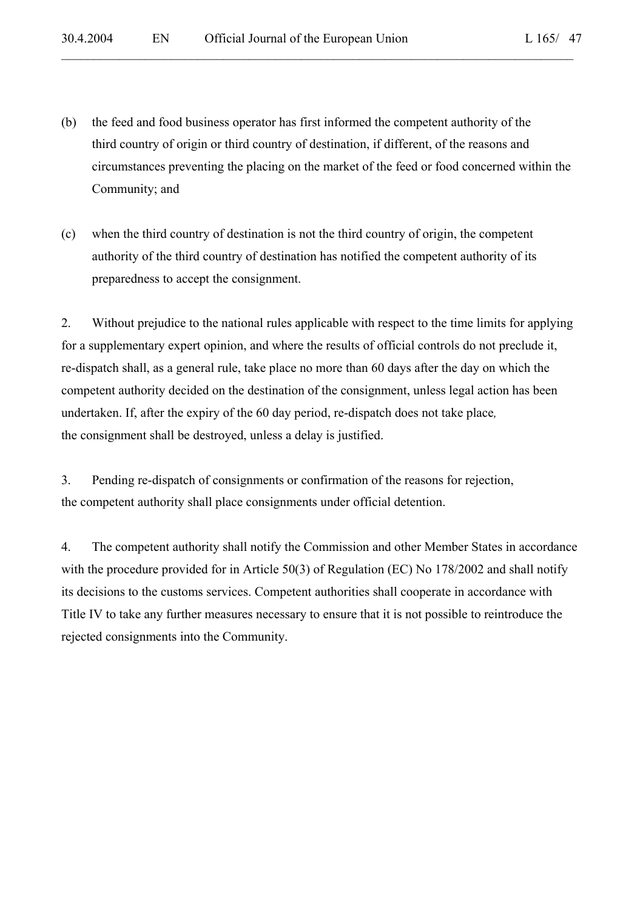(b) the feed and food business operator has first informed the competent authority of the third country of origin or third country of destination, if different, of the reasons and circumstances preventing the placing on the market of the feed or food concerned within the Community; and

(c) when the third country of destination is not the third country of origin, the competent authority of the third country of destination has notified the competent authority of its preparedness to accept the consignment.

2. Without prejudice to the national rules applicable with respect to the time limits for applying for a supplementary expert opinion, and where the results of official controls do not preclude it, re-dispatch shall, as a general rule, take place no more than 60 days after the day on which the competent authority decided on the destination of the consignment, unless legal action has been undertaken. If, after the expiry of the 60 day period, re-dispatch does not take place, the consignment shall be destroyed, unless a delay is justified.

3. Pending re-dispatch of consignments or confirmation of the reasons for rejection, the competent authority shall place consignments under official detention.

4. The competent authority shall notify the Commission and other Member States in accordance with the procedure provided for in Article 50(3) of Regulation (EC) No 178/2002 and shall notify its decisions to the customs services. Competent authorities shall cooperate in accordance with Title IV to take any further measures necessary to ensure that it is not possible to reintroduce the rejected consignments into the Community.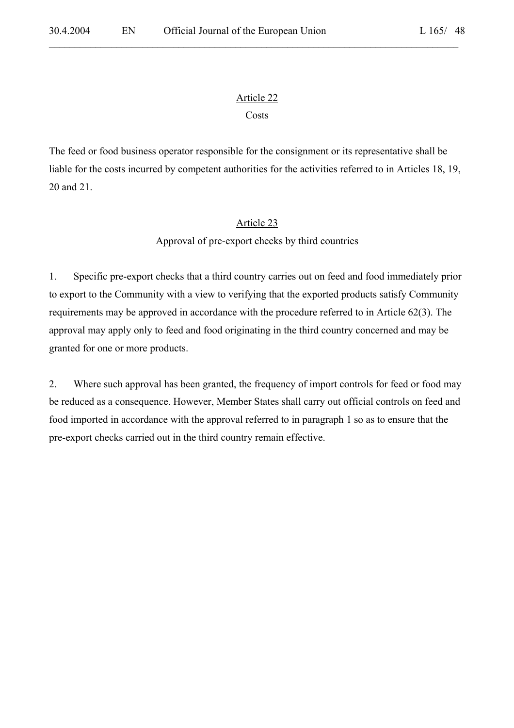### Article 22

#### Costs

The feed or food business operator responsible for the consignment or its representative shall be liable for the costs incurred by competent authorities for the activities referred to in Articles 18, 19, 20 and 21.

### Article 23

#### Approval of pre-export checks by third countries

1. Specific pre-export checks that a third country carries out on feed and food immediately prior to export to the Community with a view to verifying that the exported products satisfy Community requirements may be approved in accordance with the procedure referred to in Article 62(3). The approval may apply only to feed and food originating in the third country concerned and may be granted for one or more products.

2. Where such approval has been granted, the frequency of import controls for feed or food may be reduced as a consequence. However, Member States shall carry out official controls on feed and food imported in accordance with the approval referred to in paragraph 1 so as to ensure that the pre-export checks carried out in the third country remain effective.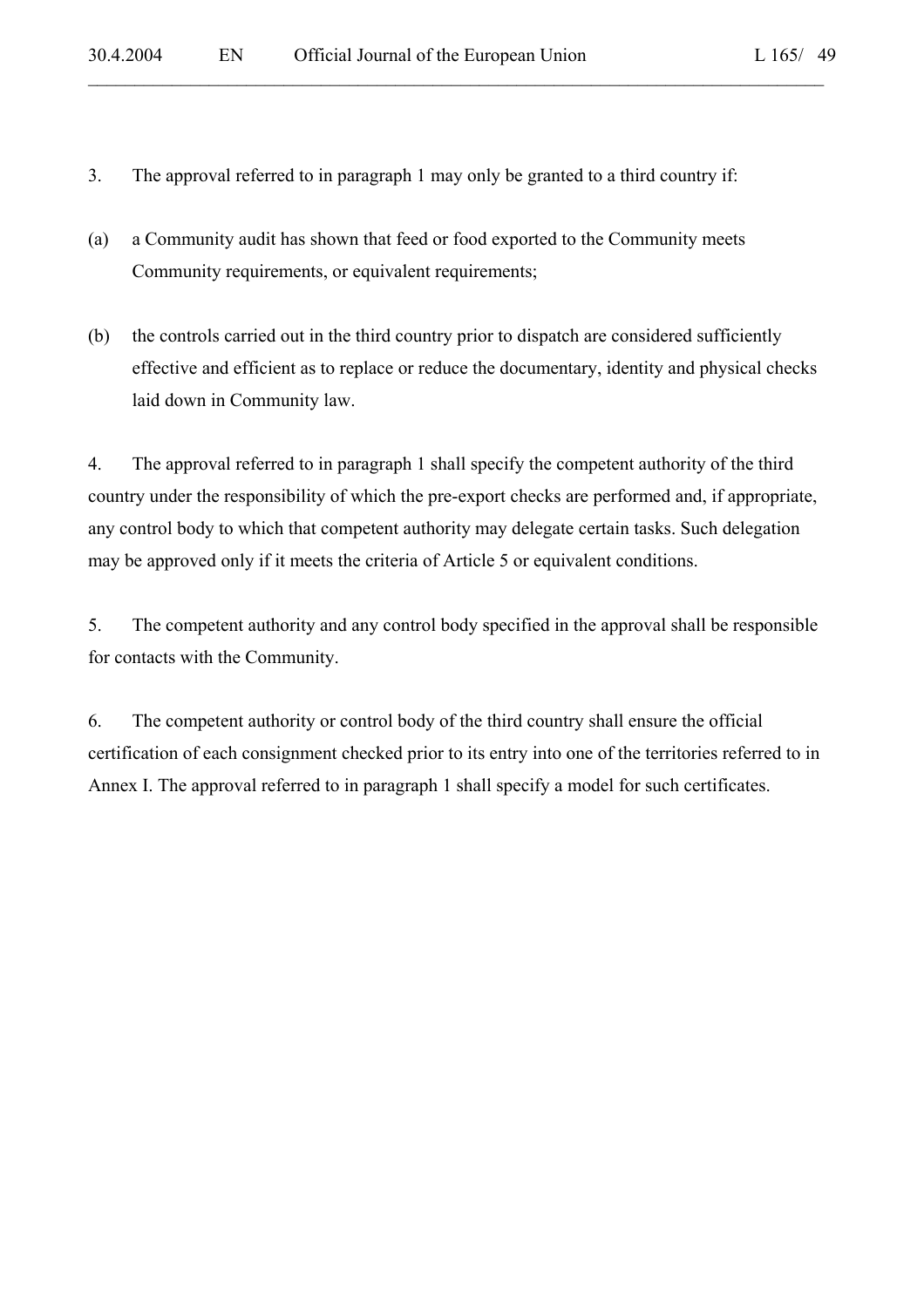3. The approval referred to in paragraph 1 may only be granted to a third country if:

(a) a Community audit has shown that feed or food exported to the Community meets Community requirements, or equivalent requirements;

(b) the controls carried out in the third country prior to dispatch are considered sufficiently effective and efficient as to replace or reduce the documentary, identity and physical checks laid down in Community law.

4. The approval referred to in paragraph 1 shall specify the competent authority of the third country under the responsibility of which the pre-export checks are performed and, if appropriate, any control body to which that competent authority may delegate certain tasks. Such delegation may be approved only if it meets the criteria of Article 5 or equivalent conditions.

5. The competent authority and any control body specified in the approval shall be responsible for contacts with the Community.

6. The competent authority or control body of the third country shall ensure the official certification of each consignment checked prior to its entry into one of the territories referred to in Annex I. The approval referred to in paragraph 1 shall specify a model for such certificates.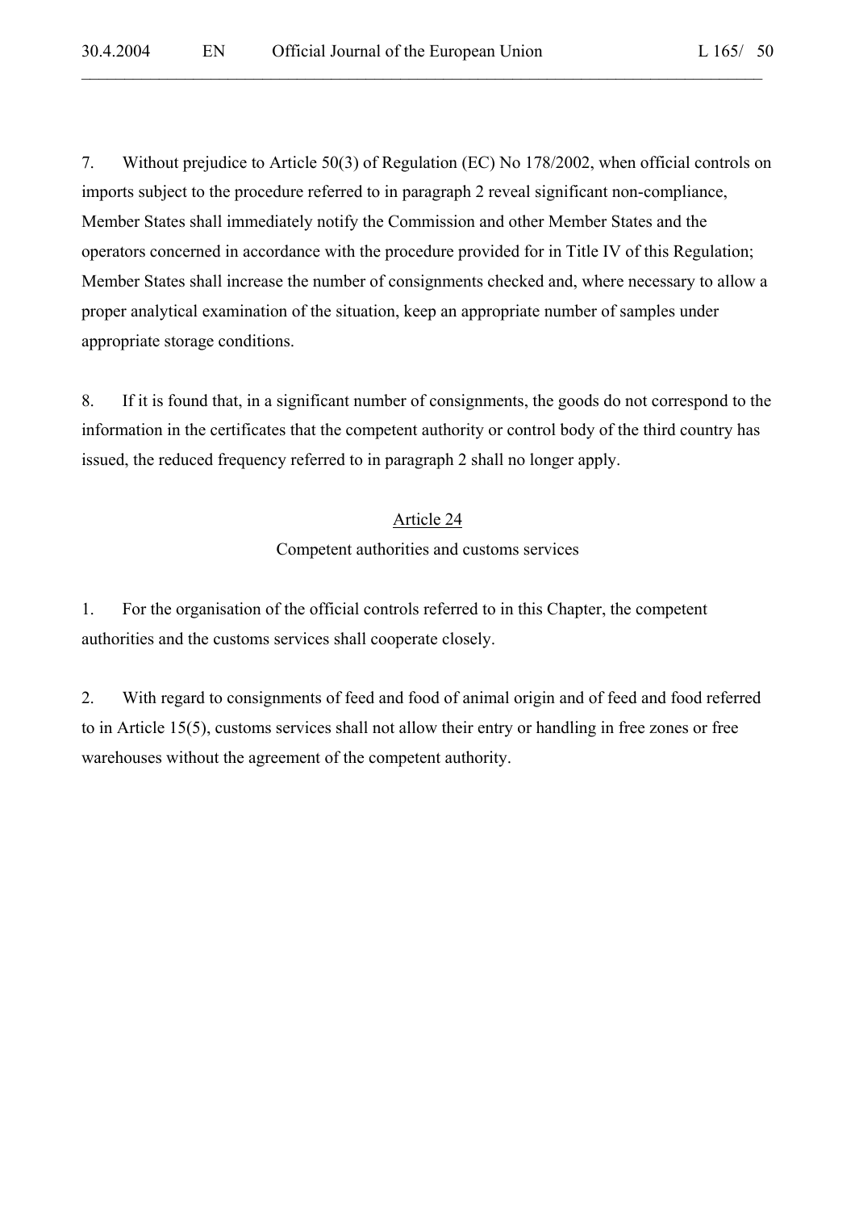7. Without prejudice to Article 50(3) of Regulation (EC) No 178/2002, when official controls on imports subject to the procedure referred to in paragraph 2 reveal significant non-compliance, Member States shall immediately notify the Commission and other Member States and the operators concerned in accordance with the procedure provided for in Title IV of this Regulation; Member States shall increase the number of consignments checked and, where necessary to allow a proper analytical examination of the situation, keep an appropriate number of samples under appropriate storage conditions.

8. If it is found that, in a significant number of consignments, the goods do not correspond to the information in the certificates that the competent authority or control body of the third country has issued, the reduced frequency referred to in paragraph 2 shall no longer apply.

## Article 24

### Competent authorities and customs services

1. For the organisation of the official controls referred to in this Chapter, the competent authorities and the customs services shall cooperate closely.

2. With regard to consignments of feed and food of animal origin and of feed and food referred to in Article 15(5), customs services shall not allow their entry or handling in free zones or free warehouses without the agreement of the competent authority.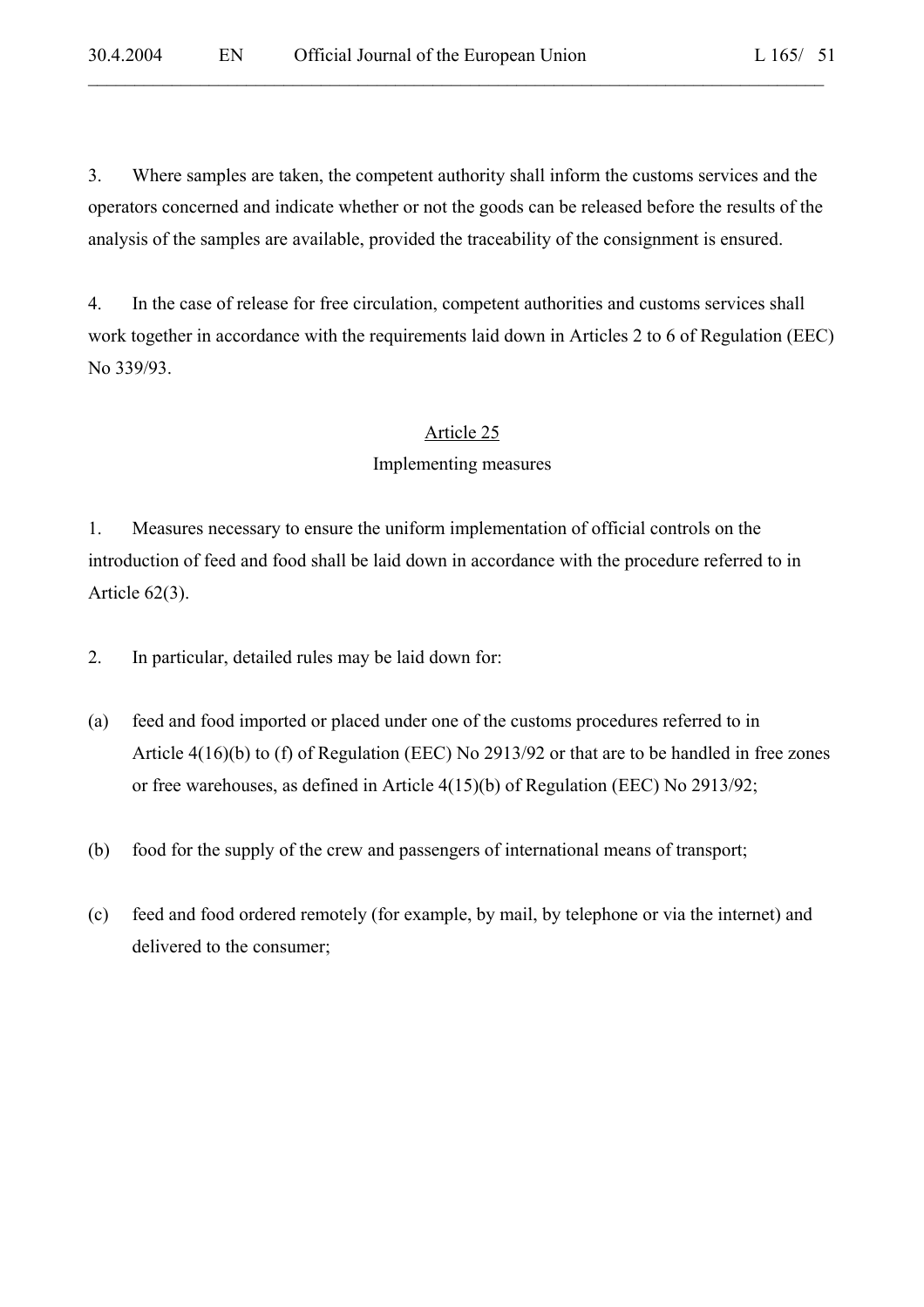3. Where samples are taken, the competent authority shall inform the customs services and the operators concerned and indicate whether or not the goods can be released before the results of the analysis of the samples are available, provided the traceability of the consignment is ensured.

4. In the case of release for free circulation, competent authorities and customs services shall work together in accordance with the requirements laid down in Articles 2 to 6 of Regulation (EEC) No 339/93.

## Article 25
### Implementing measures

1. Measures necessary to ensure the uniform implementation of official controls on the introduction of feed and food shall be laid down in accordance with the procedure referred to in Article 62(3).

2. In particular, detailed rules may be laid down for:

(a) feed and food imported or placed under one of the customs procedures referred to in Article 4(16)(b) to (f) of Regulation (EEC) No 2913/92 or that are to be handled in free zones or free warehouses, as defined in Article 4(15)(b) of Regulation (EEC) No 2913/92;

(b) food for the supply of the crew and passengers of international means of transport;

(c) feed and food ordered remotely (for example, by mail, by telephone or via the internet) and delivered to the consumer;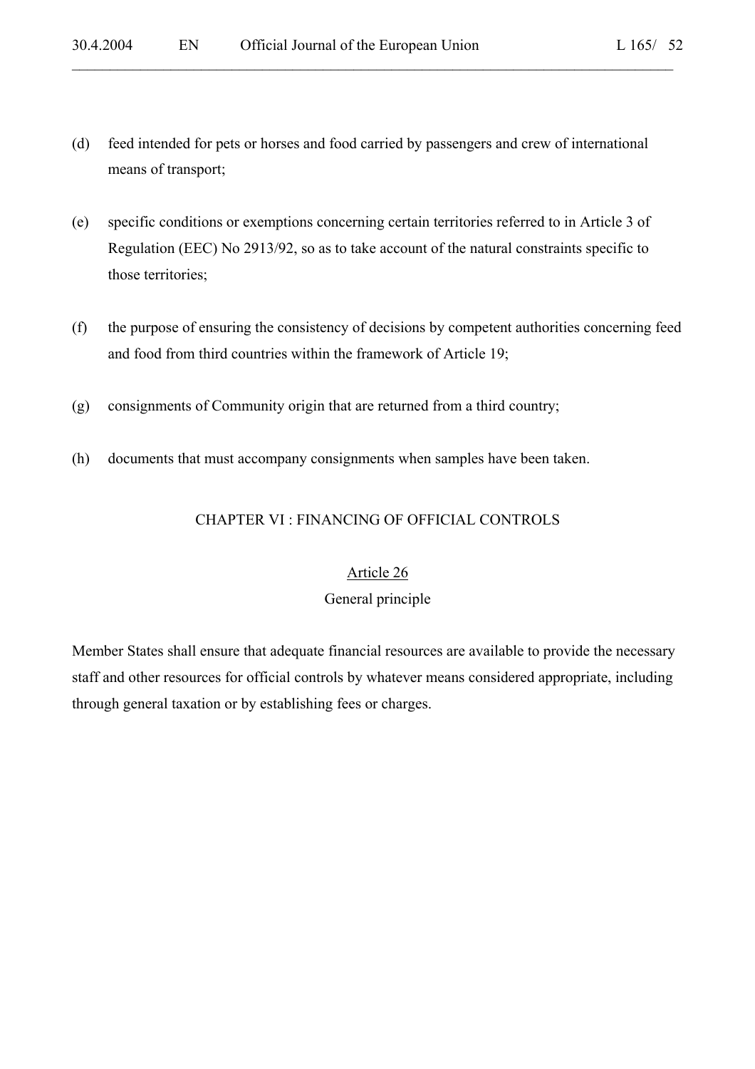(d) feed intended for pets or horses and food carried by passengers and crew of international means of transport;

(e) specific conditions or exemptions concerning certain territories referred to in Article 3 of Regulation (EEC) No 2913/92, so as to take account of the natural constraints specific to those territories;

(f) the purpose of ensuring the consistency of decisions by competent authorities concerning feed and food from third countries within the framework of Article 19;

(g) consignments of Community origin that are returned from a third country;

(h) documents that must accompany consignments when samples have been taken.

## CHAPTER VI : FINANCING OF OFFICIAL CONTROLS

### Article 26

### General principle

Member States shall ensure that adequate financial resources are available to provide the necessary staff and other resources for official controls by whatever means considered appropriate, including through general taxation or by establishing fees or charges.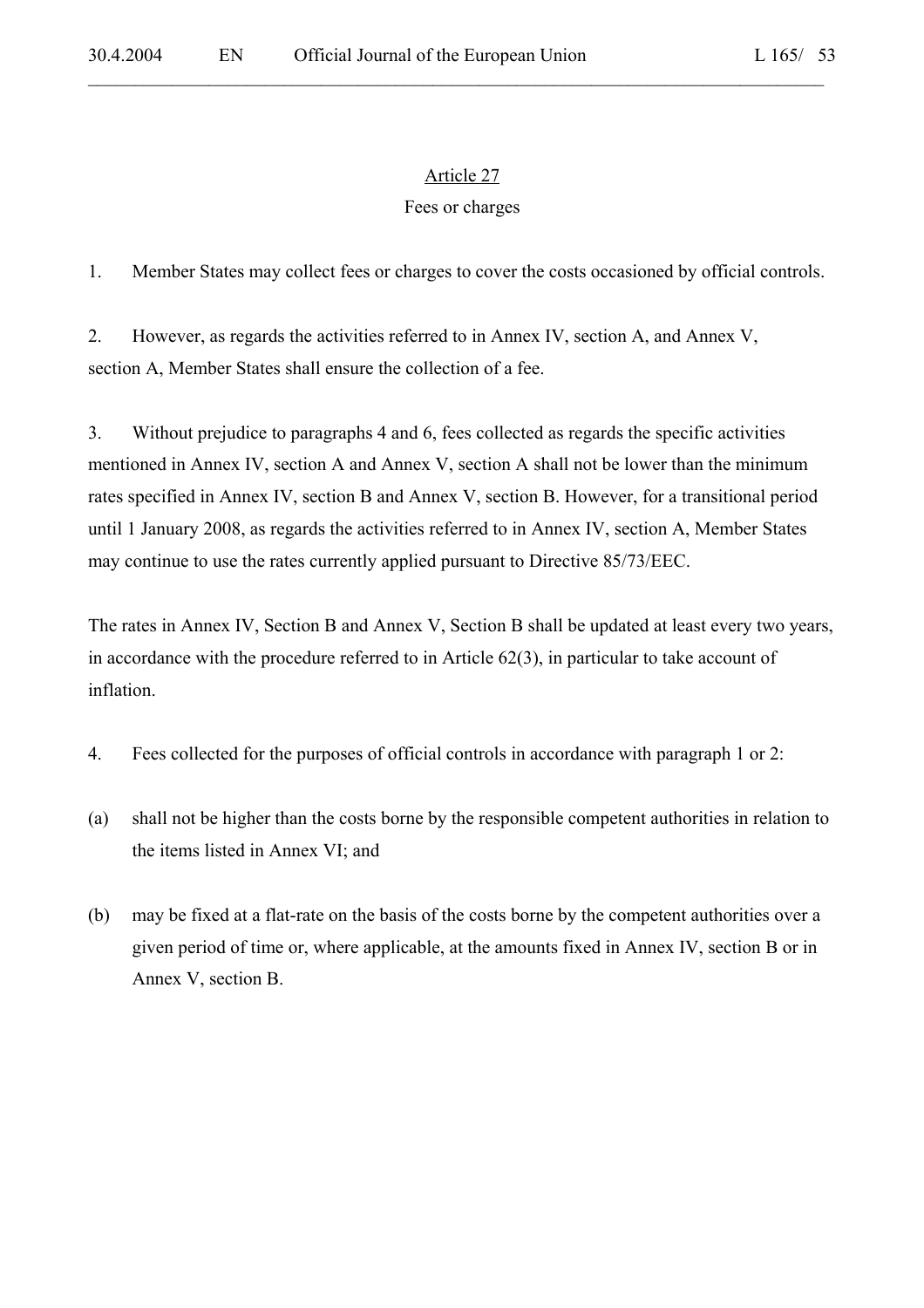## Article 27

### Fees or charges

1. Member States may collect fees or charges to cover the costs occasioned by official controls.

2. However, as regards the activities referred to in Annex IV, section A, and Annex V, section A, Member States shall ensure the collection of a fee.

3. Without prejudice to paragraphs 4 and 6, fees collected as regards the specific activities mentioned in Annex IV, section A and Annex V, section A shall not be lower than the minimum rates specified in Annex IV, section B and Annex V, section B. However, for a transitional period until 1 January 2008, as regards the activities referred to in Annex IV, section A, Member States may continue to use the rates currently applied pursuant to Directive 85/73/EEC.

The rates in Annex IV, Section B and Annex V, Section B shall be updated at least every two years, in accordance with the procedure referred to in Article 62(3), in particular to take account of inflation.

4. Fees collected for the purposes of official controls in accordance with paragraph 1 or 2:

(a) shall not be higher than the costs borne by the responsible competent authorities in relation to the items listed in Annex VI; and

(b) may be fixed at a flat-rate on the basis of the costs borne by the competent authorities over a given period of time or, where applicable, at the amounts fixed in Annex IV, section B or in Annex V, section B.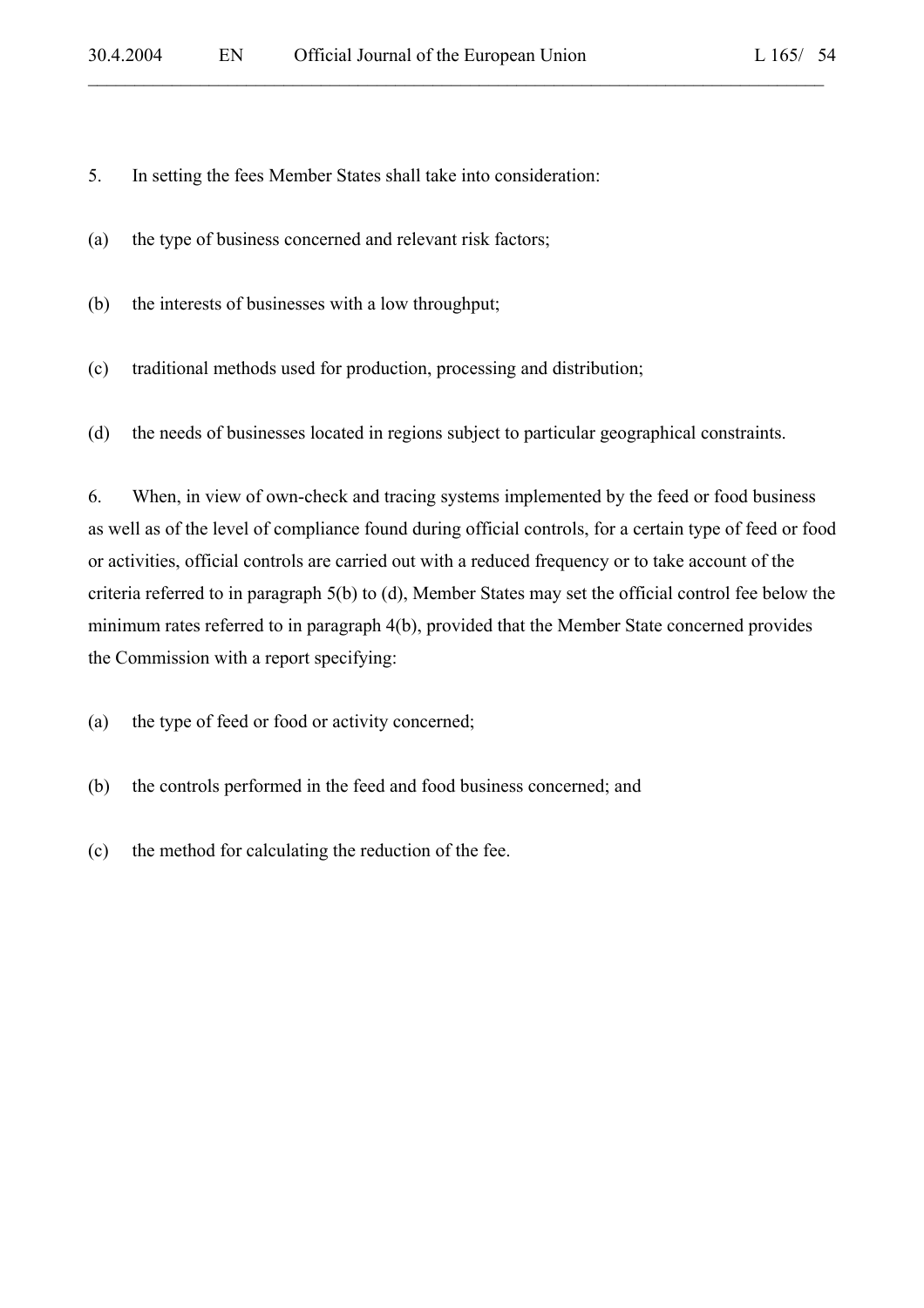5. In setting the fees Member States shall take into consideration:

(a) the type of business concerned and relevant risk factors;

(b) the interests of businesses with a low throughput;

(c) traditional methods used for production, processing and distribution;

(d) the needs of businesses located in regions subject to particular geographical constraints.

6. When, in view of own-check and tracing systems implemented by the feed or food business as well as of the level of compliance found during official controls, for a certain type of feed or food or activities, official controls are carried out with a reduced frequency or to take account of the criteria referred to in paragraph 5(b) to (d), Member States may set the official control fee below the minimum rates referred to in paragraph 4(b), provided that the Member State concerned provides the Commission with a report specifying:

(a) the type of feed or food or activity concerned;

(b) the controls performed in the feed and food business concerned; and

(c) the method for calculating the reduction of the fee.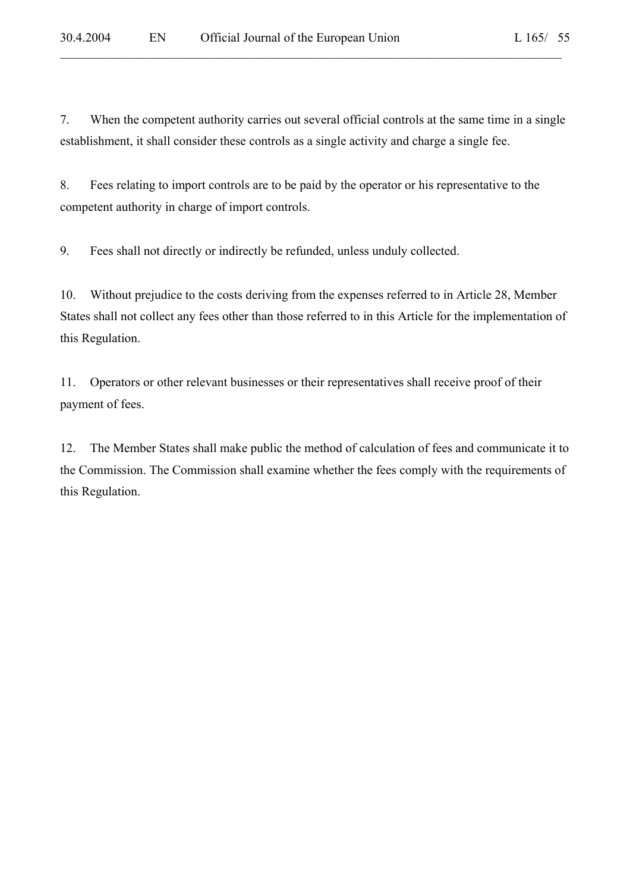7. When the competent authority carries out several official controls at the same time in a single establishment, it shall consider these controls as a single activity and charge a single fee.

8. Fees relating to import controls are to be paid by the operator or his representative to the competent authority in charge of import controls.

9. Fees shall not directly or indirectly be refunded, unless unduly collected.

10. Without prejudice to the costs deriving from the expenses referred to in Article 28, Member States shall not collect any fees other than those referred to in this Article for the implementation of this Regulation.

11. Operators or other relevant businesses or their representatives shall receive proof of their payment of fees.

12. The Member States shall make public the method of calculation of fees and communicate it to the Commission. The Commission shall examine whether the fees comply with the requirements of this Regulation.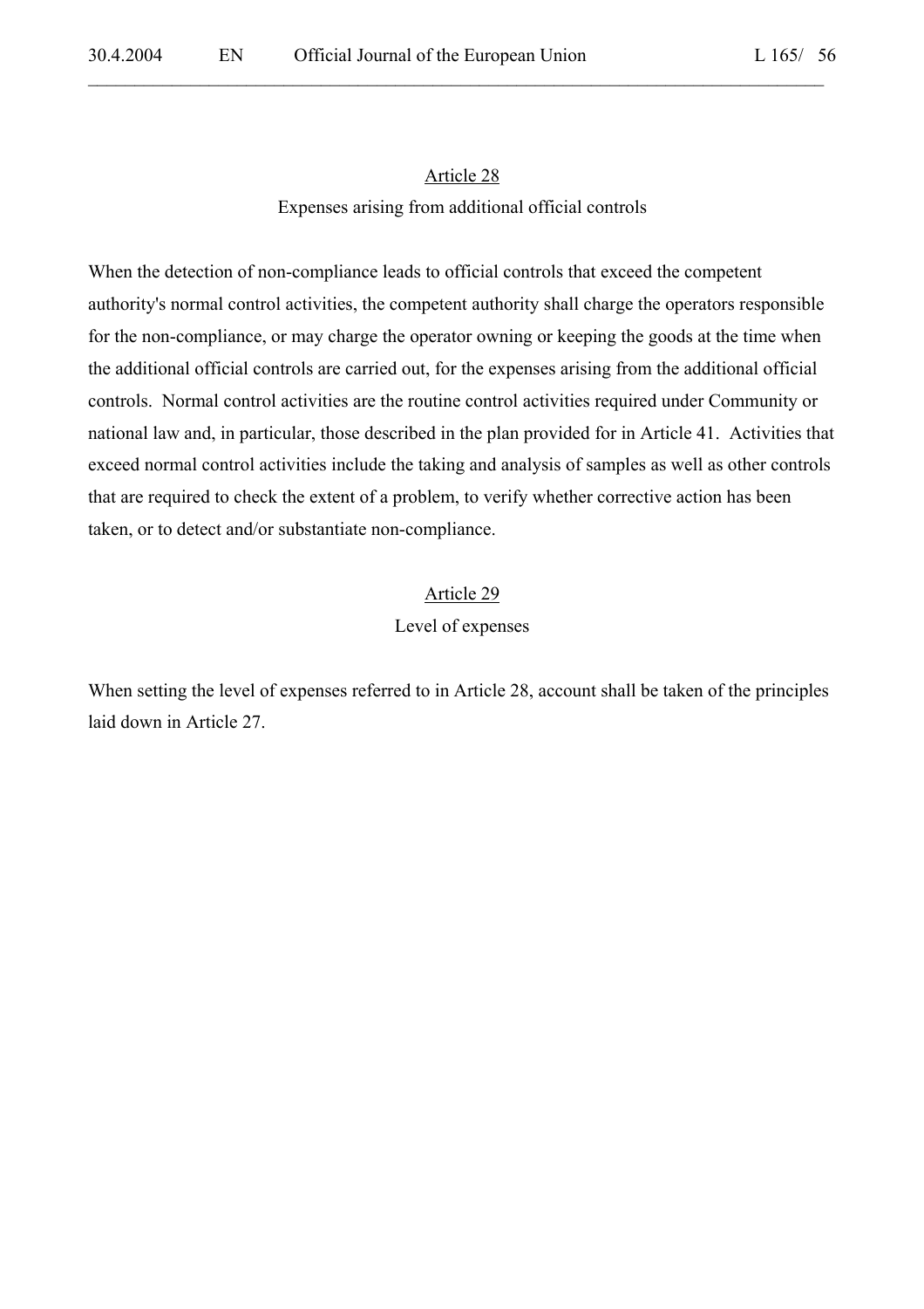## Article 28

### Expenses arising from additional official controls

When the detection of non-compliance leads to official controls that exceed the competent authority's normal control activities, the competent authority shall charge the operators responsible for the non-compliance, or may charge the operator owning or keeping the goods at the time when the additional official controls are carried out, for the expenses arising from the additional official controls. Normal control activities are the routine control activities required under Community or national law and, in particular, those described in the plan provided for in Article 41. Activities that exceed normal control activities include the taking and analysis of samples as well as other controls that are required to check the extent of a problem, to verify whether corrective action has been taken, or to detect and/or substantiate non-compliance.

## Article 29

### Level of expenses

When setting the level of expenses referred to in Article 28, account shall be taken of the principles laid down in Article 27.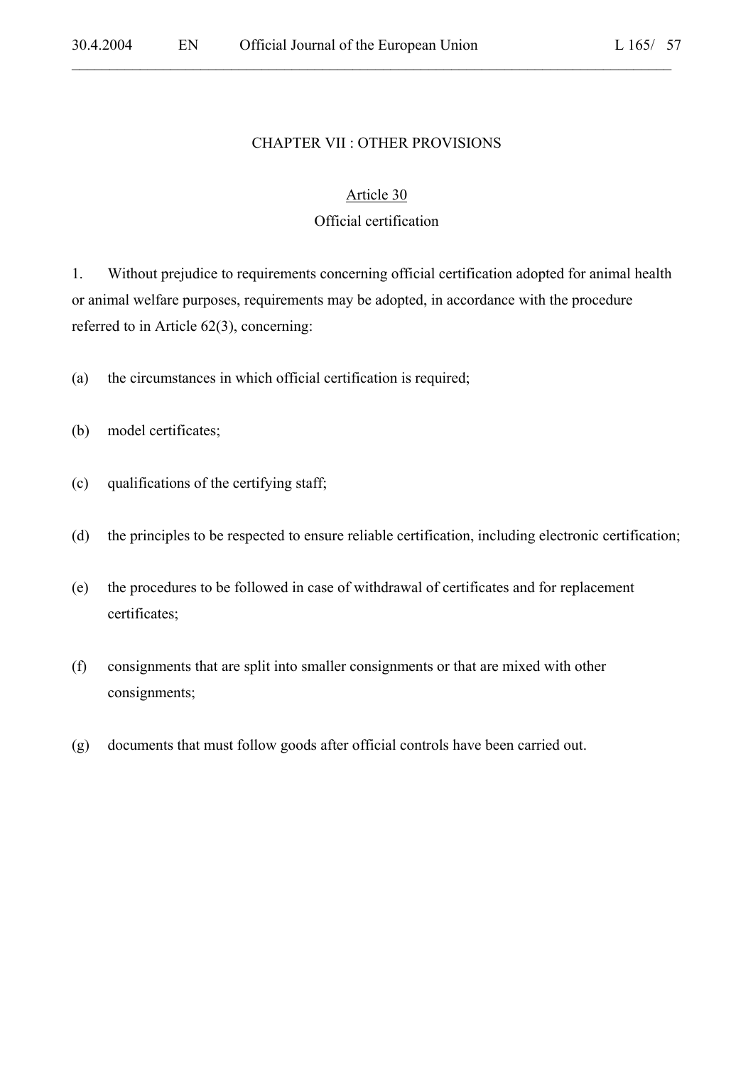## CHAPTER VII : OTHER PROVISIONS

### Article 30

### Official certification

1. Without prejudice to requirements concerning official certification adopted for animal health or animal welfare purposes, requirements may be adopted, in accordance with the procedure referred to in Article 62(3), concerning:

(a) the circumstances in which official certification is required;

(b) model certificates;

(c) qualifications of the certifying staff;

(d) the principles to be respected to ensure reliable certification, including electronic certification;

(e) the procedures to be followed in case of withdrawal of certificates and for replacement certificates;

(f) consignments that are split into smaller consignments or that are mixed with other consignments;

(g) documents that must follow goods after official controls have been carried out.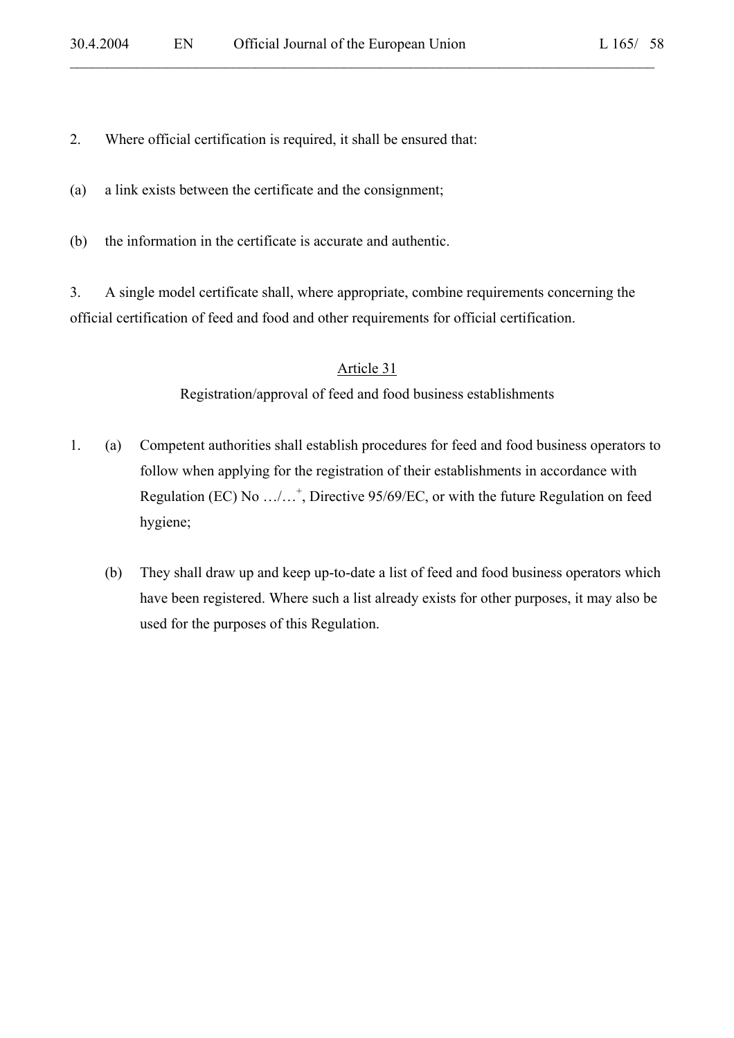2. Where official certification is required, it shall be ensured that:

(a) a link exists between the certificate and the consignment;

(b) the information in the certificate is accurate and authentic.

3. A single model certificate shall, where appropriate, combine requirements concerning the official certification of feed and food and other requirements for official certification.

## Article 31

### Registration/approval of feed and food business establishments

1. (a) Competent authorities shall establish procedures for feed and food business operators to follow when applying for the registration of their establishments in accordance with Regulation (EC) No …/…[+], Directive 95/69/EC, or with the future Regulation on feed hygiene;

   (b) They shall draw up and keep up-to-date a list of feed and food business operators which have been registered. Where such a list already exists for other purposes, it may also be used for the purposes of this Regulation.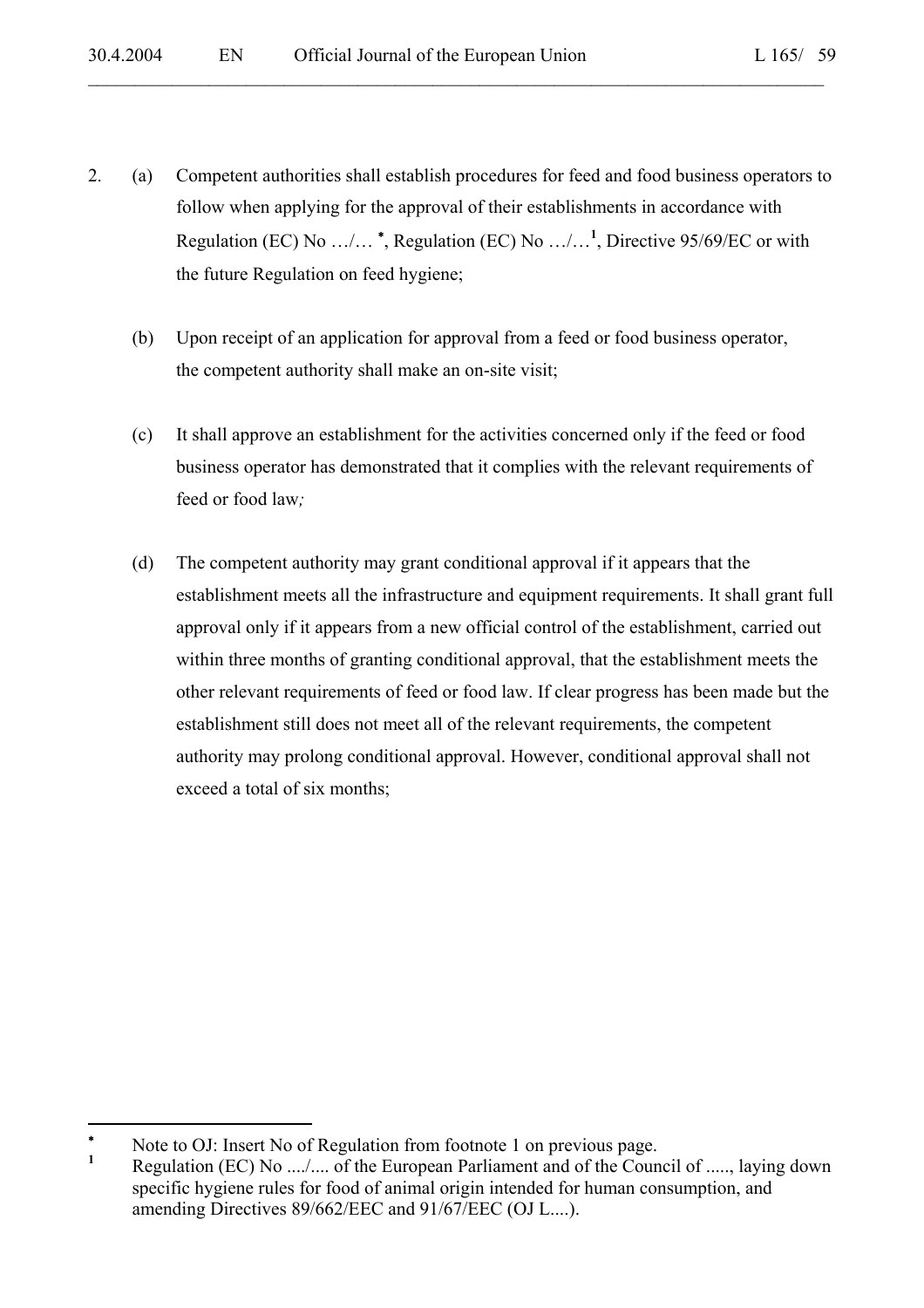2. (a) Competent authorities shall establish procedures for feed and food business operators to follow when applying for the approval of their establishments in accordance with Regulation (EC) No …/… [*], Regulation (EC) No …/…[1], Directive 95/69/EC or with the future Regulation on feed hygiene;

   (b) Upon receipt of an application for approval from a feed or food business operator, the competent authority shall make an on-site visit;

   (c) It shall approve an establishment for the activities concerned only if the feed or food business operator has demonstrated that it complies with the relevant requirements of feed or food law*;*

   (d) The competent authority may grant conditional approval if it appears that the establishment meets all the infrastructure and equipment requirements. It shall grant full approval only if it appears from a new official control of the establishment, carried out within three months of granting conditional approval, that the establishment meets the other relevant requirements of feed or food law. If clear progress has been made but the establishment still does not meet all of the relevant requirements, the competent authority may prolong conditional approval. However, conditional approval shall not exceed a total of six months;

---

[*] Note to OJ: Insert No of Regulation from footnote 1 on previous page.

[1] Regulation (EC) No ..../.... of the European Parliament and of the Council of ....., laying down specific hygiene rules for food of animal origin intended for human consumption, and amending Directives 89/662/EEC and 91/67/EEC (OJ L....).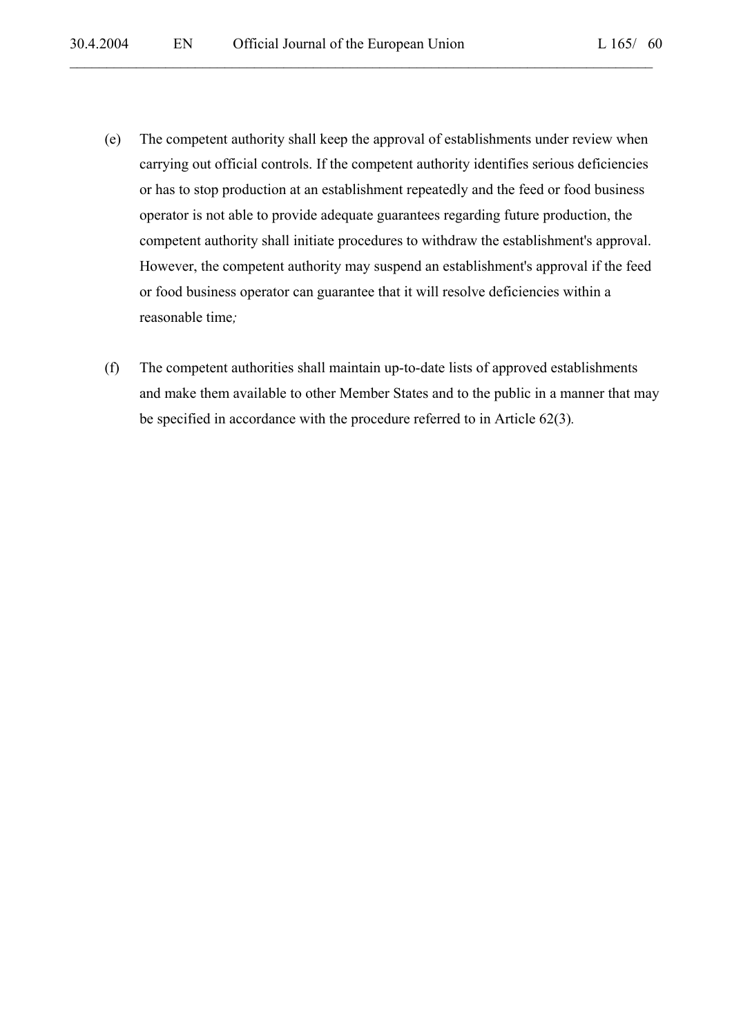(e) The competent authority shall keep the approval of establishments under review when carrying out official controls. If the competent authority identifies serious deficiencies or has to stop production at an establishment repeatedly and the feed or food business operator is not able to provide adequate guarantees regarding future production, the competent authority shall initiate procedures to withdraw the establishment's approval. However, the competent authority may suspend an establishment's approval if the feed or food business operator can guarantee that it will resolve deficiencies within a reasonable time;

(f) The competent authorities shall maintain up-to-date lists of approved establishments and make them available to other Member States and to the public in a manner that may be specified in accordance with the procedure referred to in Article 62(3).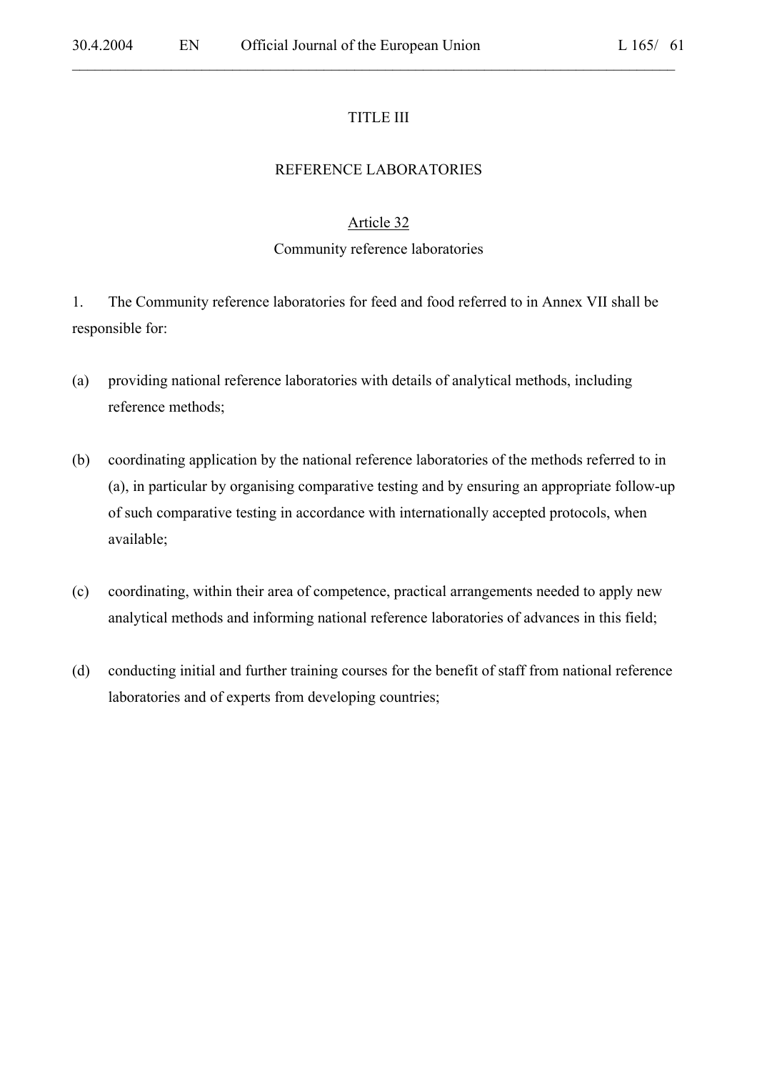# TITLE III

# REFERENCE LABORATORIES

## Article 32

## Community reference laboratories

1. The Community reference laboratories for feed and food referred to in Annex VII shall be responsible for:

(a) providing national reference laboratories with details of analytical methods, including reference methods;

(b) coordinating application by the national reference laboratories of the methods referred to in (a), in particular by organising comparative testing and by ensuring an appropriate follow-up of such comparative testing in accordance with internationally accepted protocols, when available;

(c) coordinating, within their area of competence, practical arrangements needed to apply new analytical methods and informing national reference laboratories of advances in this field;

(d) conducting initial and further training courses for the benefit of staff from national reference laboratories and of experts from developing countries;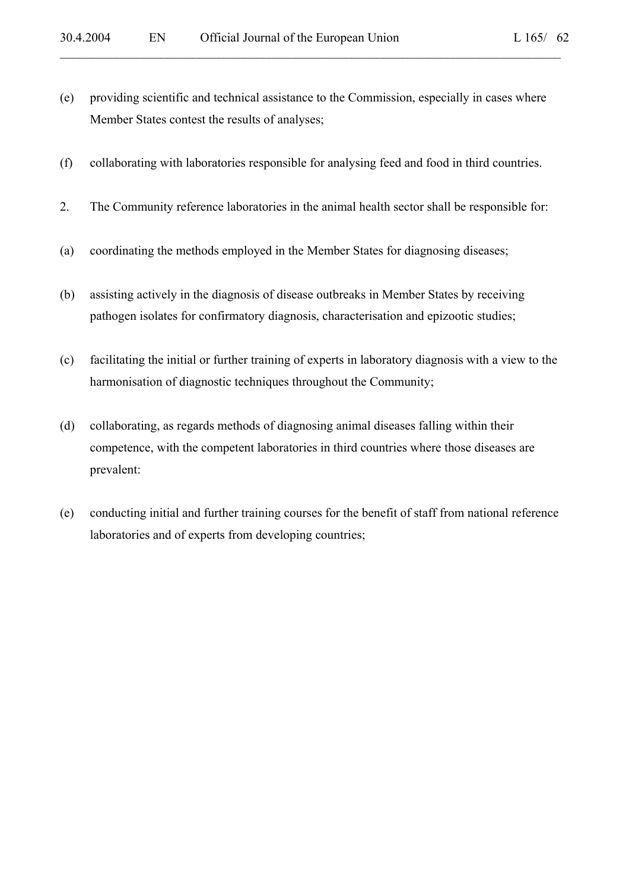(e) providing scientific and technical assistance to the Commission, especially in cases where Member States contest the results of analyses;

(f) collaborating with laboratories responsible for analysing feed and food in third countries.

2. The Community reference laboratories in the animal health sector shall be responsible for:

(a) coordinating the methods employed in the Member States for diagnosing diseases;

(b) assisting actively in the diagnosis of disease outbreaks in Member States by receiving pathogen isolates for confirmatory diagnosis, characterisation and epizootic studies;

(c) facilitating the initial or further training of experts in laboratory diagnosis with a view to the harmonisation of diagnostic techniques throughout the Community;

(d) collaborating, as regards methods of diagnosing animal diseases falling within their competence, with the competent laboratories in third countries where those diseases are prevalent:

(e) conducting initial and further training courses for the benefit of staff from national reference laboratories and of experts from developing countries;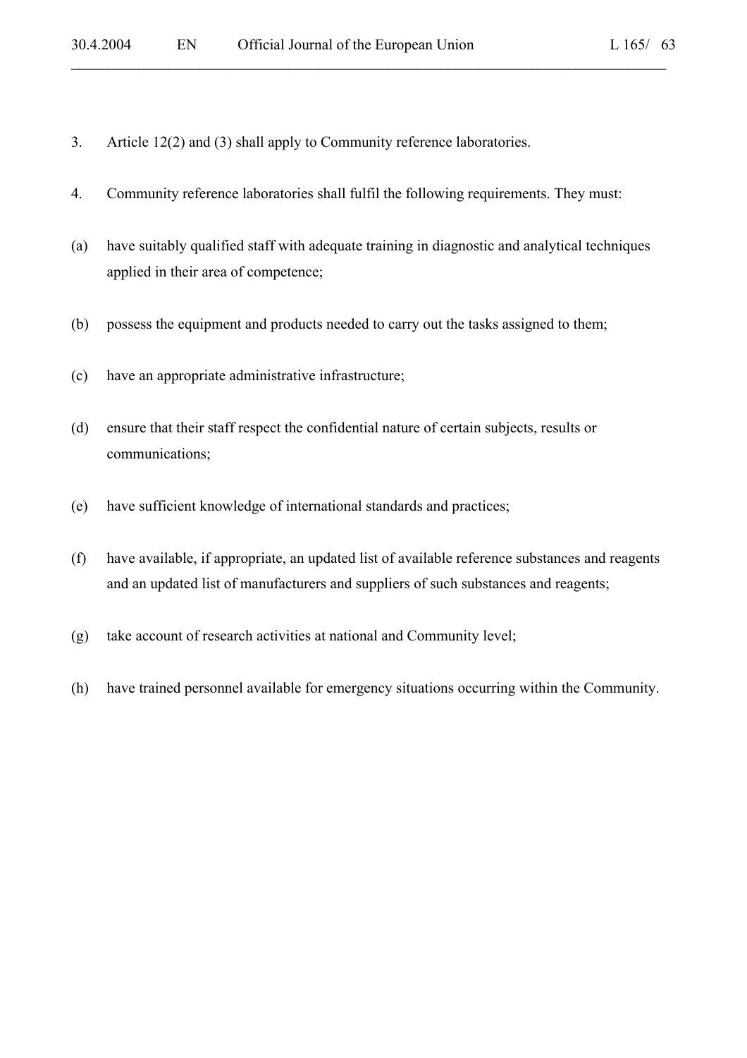3. Article 12(2) and (3) shall apply to Community reference laboratories.

4. Community reference laboratories shall fulfil the following requirements. They must:

(a) have suitably qualified staff with adequate training in diagnostic and analytical techniques applied in their area of competence;

(b) possess the equipment and products needed to carry out the tasks assigned to them;

(c) have an appropriate administrative infrastructure;

(d) ensure that their staff respect the confidential nature of certain subjects, results or communications;

(e) have sufficient knowledge of international standards and practices;

(f) have available, if appropriate, an updated list of available reference substances and reagents and an updated list of manufacturers and suppliers of such substances and reagents;

(g) take account of research activities at national and Community level;

(h) have trained personnel available for emergency situations occurring within the Community.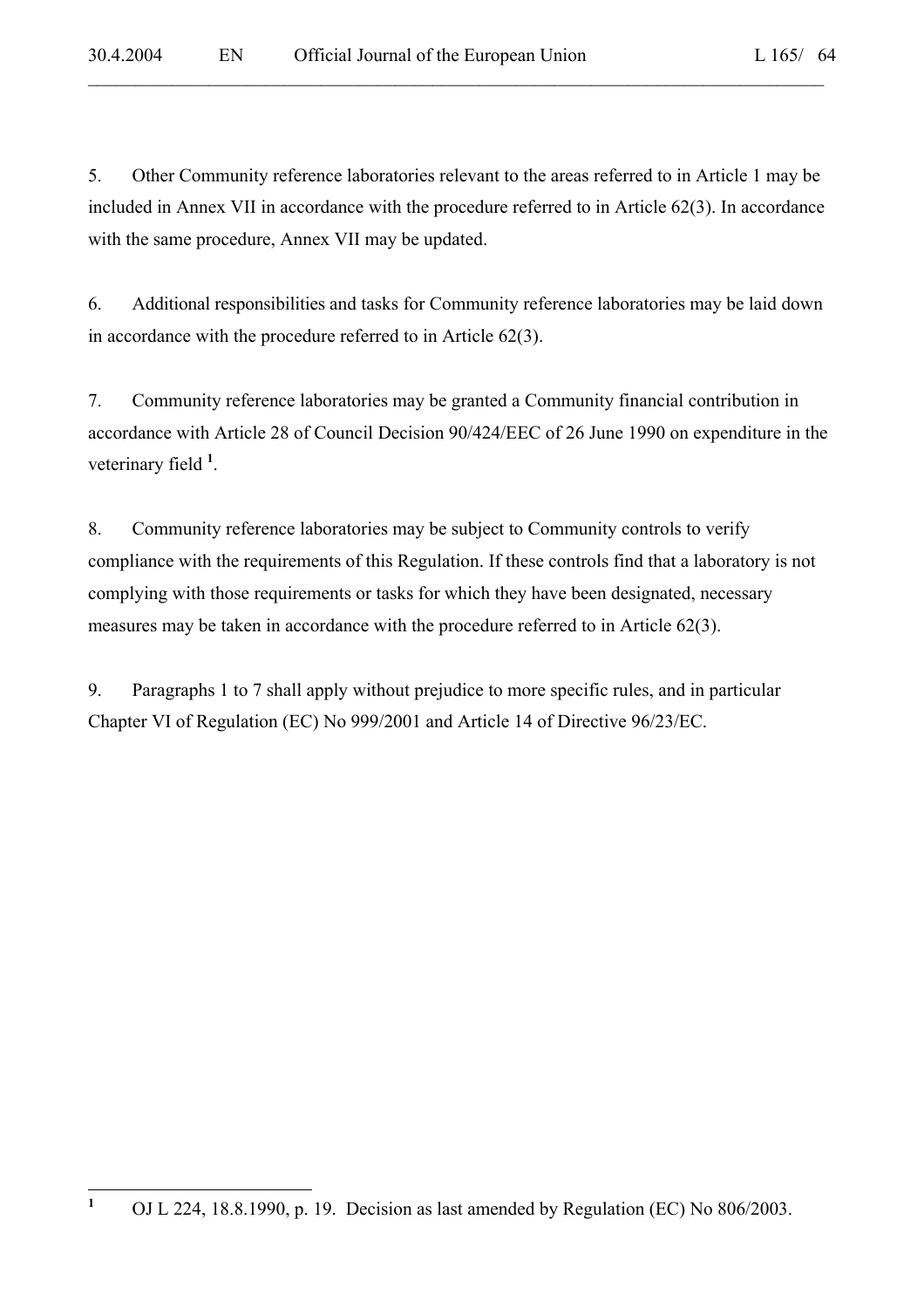5. Other Community reference laboratories relevant to the areas referred to in Article 1 may be included in Annex VII in accordance with the procedure referred to in Article 62(3). In accordance with the same procedure, Annex VII may be updated.

6. Additional responsibilities and tasks for Community reference laboratories may be laid down in accordance with the procedure referred to in Article 62(3).

7. Community reference laboratories may be granted a Community financial contribution in accordance with Article 28 of Council Decision 90/424/EEC of 26 June 1990 on expenditure in the veterinary field [1].

8. Community reference laboratories may be subject to Community controls to verify compliance with the requirements of this Regulation. If these controls find that a laboratory is not complying with those requirements or tasks for which they have been designated, necessary measures may be taken in accordance with the procedure referred to in Article 62(3).

9. Paragraphs 1 to 7 shall apply without prejudice to more specific rules, and in particular Chapter VI of Regulation (EC) No 999/2001 and Article 14 of Directive 96/23/EC.

---

[1] OJ L 224, 18.8.1990, p. 19. Decision as last amended by Regulation (EC) No 806/2003.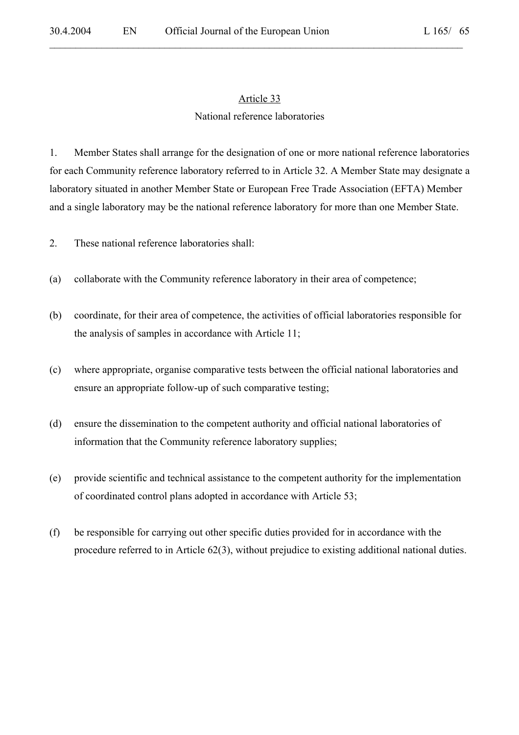## Article 33

### National reference laboratories

1. Member States shall arrange for the designation of one or more national reference laboratories for each Community reference laboratory referred to in Article 32. A Member State may designate a laboratory situated in another Member State or European Free Trade Association (EFTA) Member and a single laboratory may be the national reference laboratory for more than one Member State.

2. These national reference laboratories shall:

(a) collaborate with the Community reference laboratory in their area of competence;

(b) coordinate, for their area of competence, the activities of official laboratories responsible for the analysis of samples in accordance with Article 11;

(c) where appropriate, organise comparative tests between the official national laboratories and ensure an appropriate follow-up of such comparative testing;

(d) ensure the dissemination to the competent authority and official national laboratories of information that the Community reference laboratory supplies;

(e) provide scientific and technical assistance to the competent authority for the implementation of coordinated control plans adopted in accordance with Article 53;

(f) be responsible for carrying out other specific duties provided for in accordance with the procedure referred to in Article 62(3), without prejudice to existing additional national duties.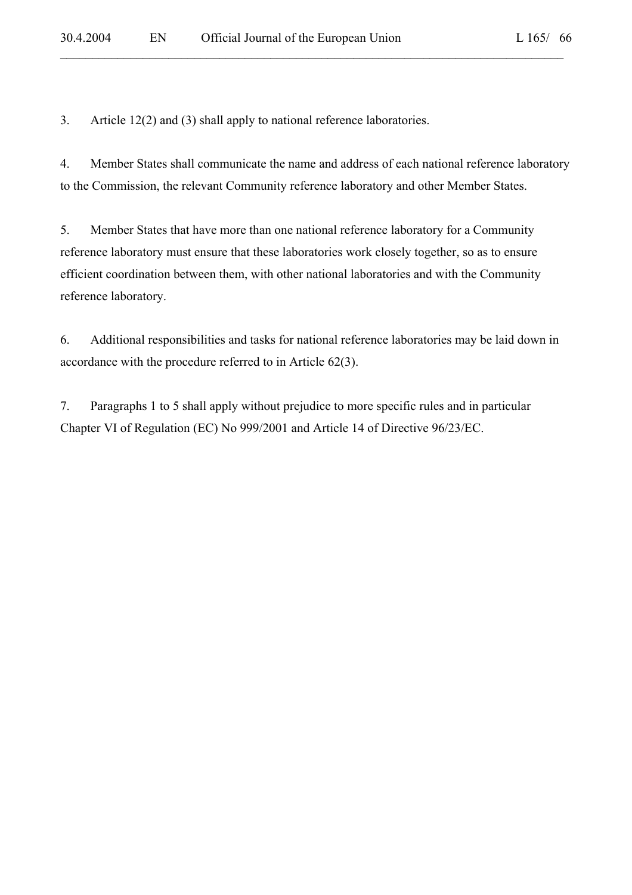3. Article 12(2) and (3) shall apply to national reference laboratories.

4. Member States shall communicate the name and address of each national reference laboratory to the Commission, the relevant Community reference laboratory and other Member States.

5. Member States that have more than one national reference laboratory for a Community reference laboratory must ensure that these laboratories work closely together, so as to ensure efficient coordination between them, with other national laboratories and with the Community reference laboratory.

6. Additional responsibilities and tasks for national reference laboratories may be laid down in accordance with the procedure referred to in Article 62(3).

7. Paragraphs 1 to 5 shall apply without prejudice to more specific rules and in particular Chapter VI of Regulation (EC) No 999/2001 and Article 14 of Directive 96/23/EC.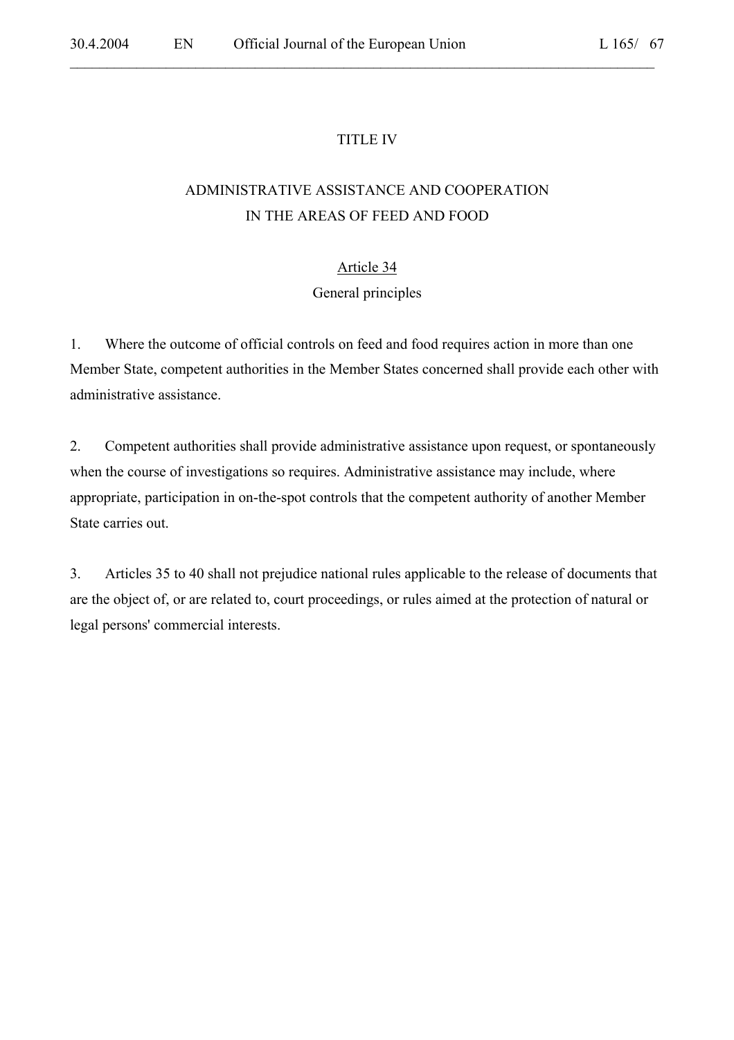# TITLE IV

## ADMINISTRATIVE ASSISTANCE AND COOPERATION IN THE AREAS OF FEED AND FOOD

### Article 34

### General principles

1. Where the outcome of official controls on feed and food requires action in more than one Member State, competent authorities in the Member States concerned shall provide each other with administrative assistance.

2. Competent authorities shall provide administrative assistance upon request, or spontaneously when the course of investigations so requires. Administrative assistance may include, where appropriate, participation in on-the-spot controls that the competent authority of another Member State carries out.

3. Articles 35 to 40 shall not prejudice national rules applicable to the release of documents that are the object of, or are related to, court proceedings, or rules aimed at the protection of natural or legal persons' commercial interests.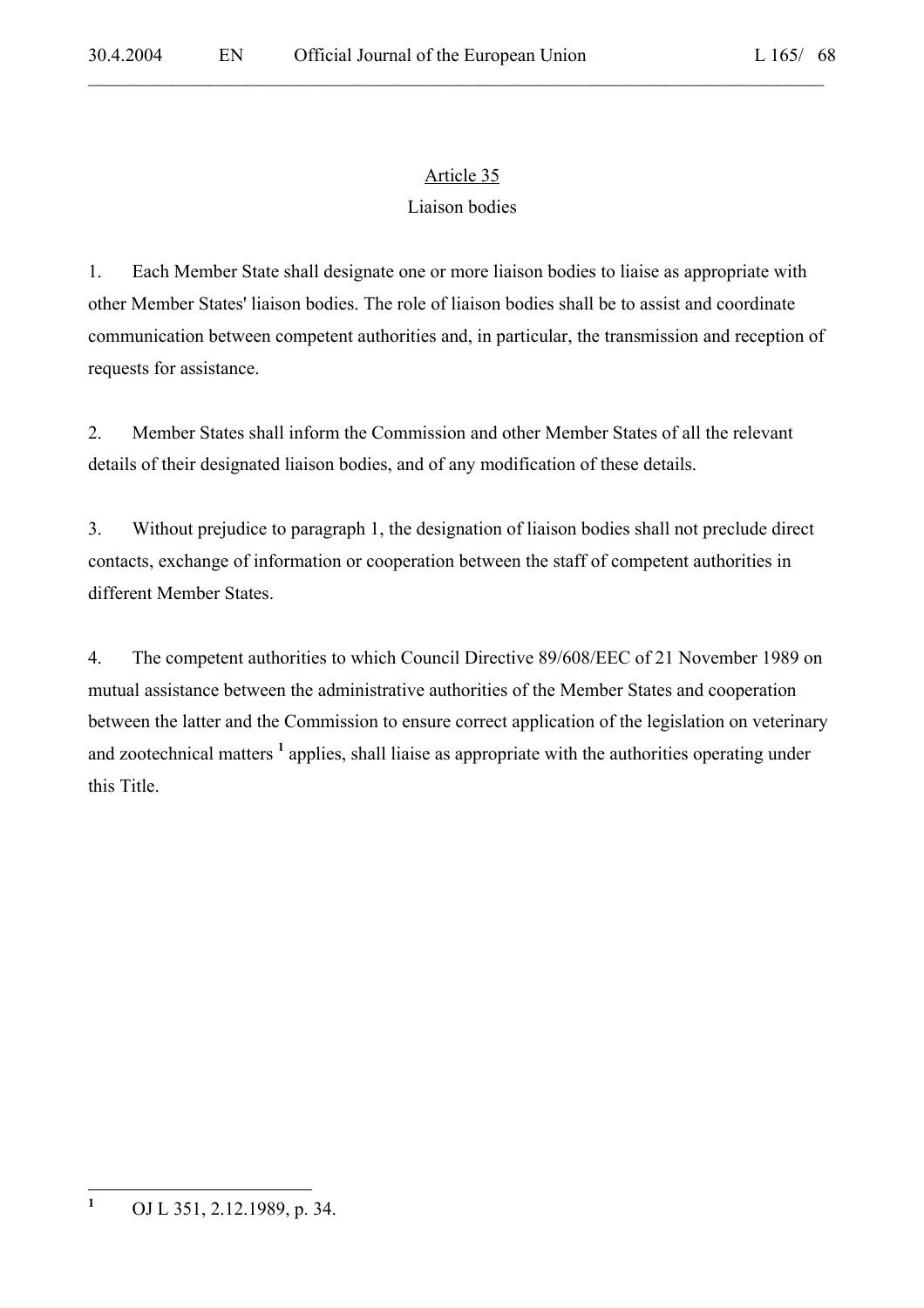## Article 35

### Liaison bodies

1. Each Member State shall designate one or more liaison bodies to liaise as appropriate with other Member States' liaison bodies. The role of liaison bodies shall be to assist and coordinate communication between competent authorities and, in particular, the transmission and reception of requests for assistance.

2. Member States shall inform the Commission and other Member States of all the relevant details of their designated liaison bodies, and of any modification of these details.

3. Without prejudice to paragraph 1, the designation of liaison bodies shall not preclude direct contacts, exchange of information or cooperation between the staff of competent authorities in different Member States.

4. The competent authorities to which Council Directive 89/608/EEC of 21 November 1989 on mutual assistance between the administrative authorities of the Member States and cooperation between the latter and the Commission to ensure correct application of the legislation on veterinary and zootechnical matters [1] applies, shall liaise as appropriate with the authorities operating under this Title.

---

[1] OJ L 351, 2.12.1989, p. 34.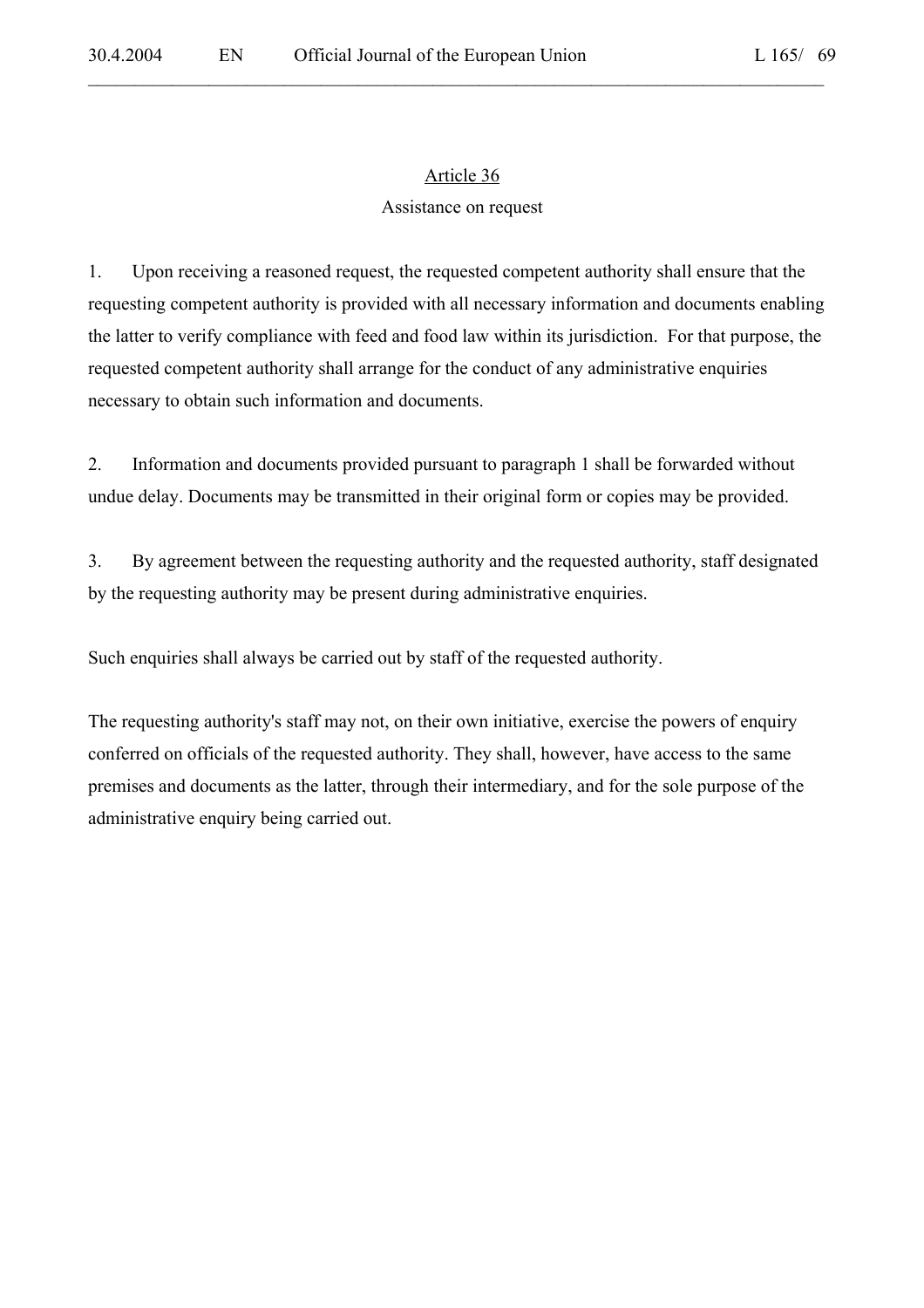## Article 36

### Assistance on request

1. Upon receiving a reasoned request, the requested competent authority shall ensure that the requesting competent authority is provided with all necessary information and documents enabling the latter to verify compliance with feed and food law within its jurisdiction. For that purpose, the requested competent authority shall arrange for the conduct of any administrative enquiries necessary to obtain such information and documents.

2. Information and documents provided pursuant to paragraph 1 shall be forwarded without undue delay. Documents may be transmitted in their original form or copies may be provided.

3. By agreement between the requesting authority and the requested authority, staff designated by the requesting authority may be present during administrative enquiries.

Such enquiries shall always be carried out by staff of the requested authority.

The requesting authority's staff may not, on their own initiative, exercise the powers of enquiry conferred on officials of the requested authority. They shall, however, have access to the same premises and documents as the latter, through their intermediary, and for the sole purpose of the administrative enquiry being carried out.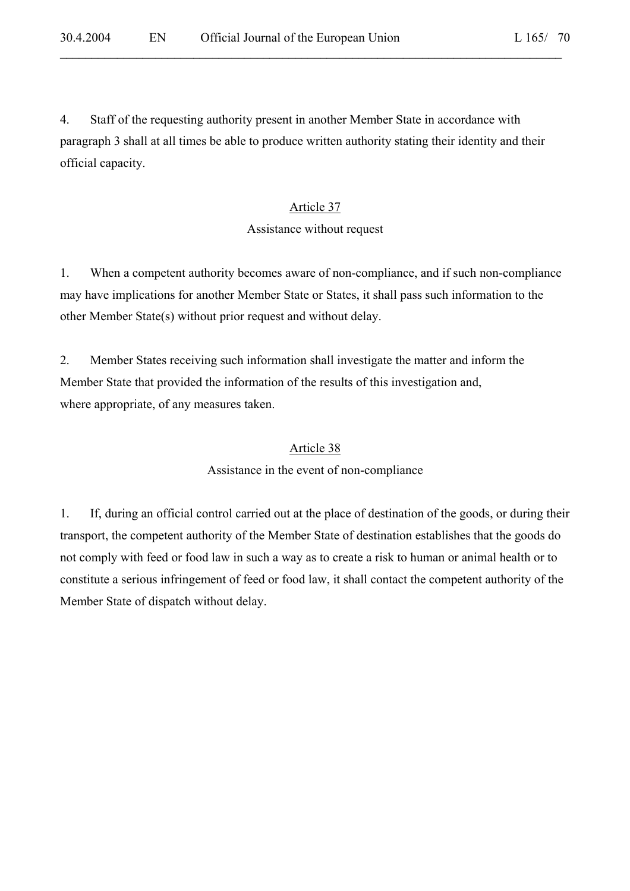4. Staff of the requesting authority present in another Member State in accordance with paragraph 3 shall at all times be able to produce written authority stating their identity and their official capacity.

## Article 37

### Assistance without request

1. When a competent authority becomes aware of non-compliance, and if such non-compliance may have implications for another Member State or States, it shall pass such information to the other Member State(s) without prior request and without delay.

2. Member States receiving such information shall investigate the matter and inform the Member State that provided the information of the results of this investigation and, where appropriate, of any measures taken.

## Article 38

### Assistance in the event of non-compliance

1. If, during an official control carried out at the place of destination of the goods, or during their transport, the competent authority of the Member State of destination establishes that the goods do not comply with feed or food law in such a way as to create a risk to human or animal health or to constitute a serious infringement of feed or food law, it shall contact the competent authority of the Member State of dispatch without delay.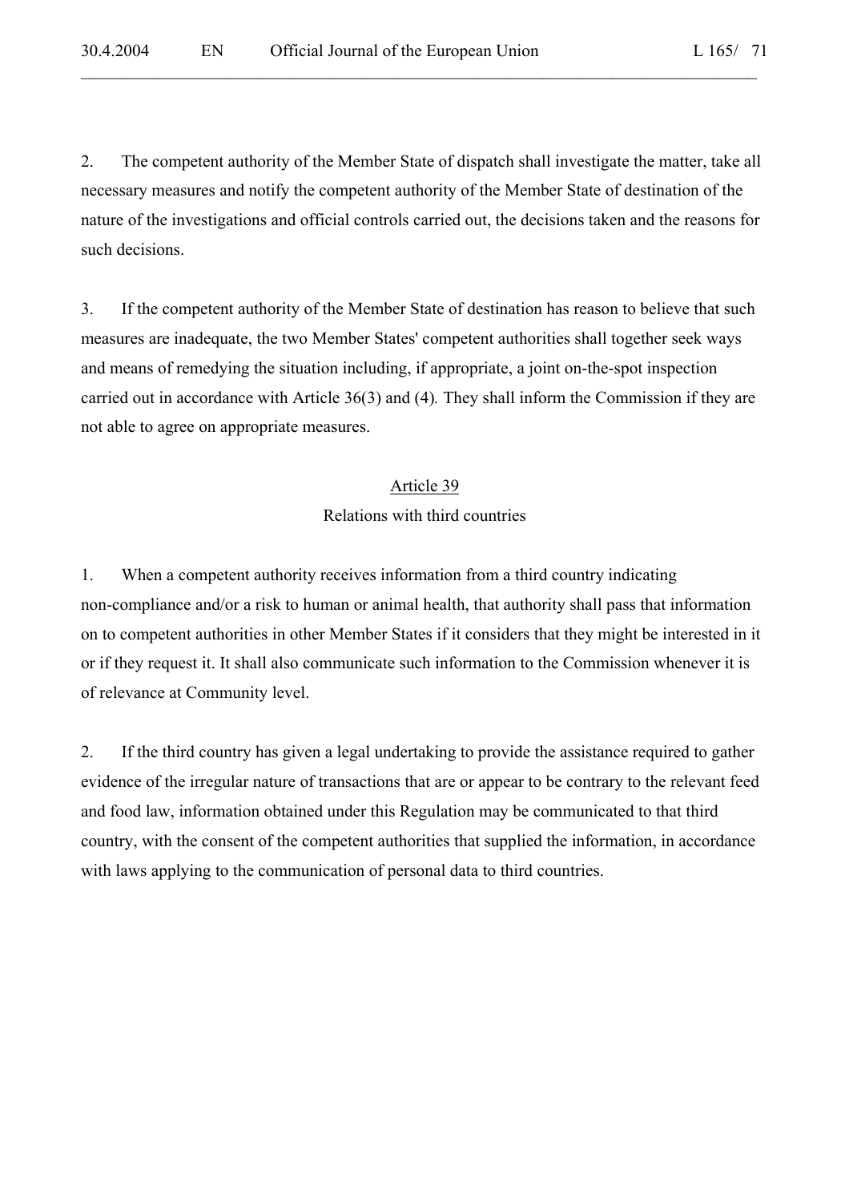2. The competent authority of the Member State of dispatch shall investigate the matter, take all necessary measures and notify the competent authority of the Member State of destination of the nature of the investigations and official controls carried out, the decisions taken and the reasons for such decisions.

3. If the competent authority of the Member State of destination has reason to believe that such measures are inadequate, the two Member States' competent authorities shall together seek ways and means of remedying the situation including, if appropriate, a joint on-the-spot inspection carried out in accordance with Article 36(3) and (4). They shall inform the Commission if they are not able to agree on appropriate measures.

## Article 39
### Relations with third countries

1. When a competent authority receives information from a third country indicating non-compliance and/or a risk to human or animal health, that authority shall pass that information on to competent authorities in other Member States if it considers that they might be interested in it or if they request it. It shall also communicate such information to the Commission whenever it is of relevance at Community level.

2. If the third country has given a legal undertaking to provide the assistance required to gather evidence of the irregular nature of transactions that are or appear to be contrary to the relevant feed and food law, information obtained under this Regulation may be communicated to that third country, with the consent of the competent authorities that supplied the information, in accordance with laws applying to the communication of personal data to third countries.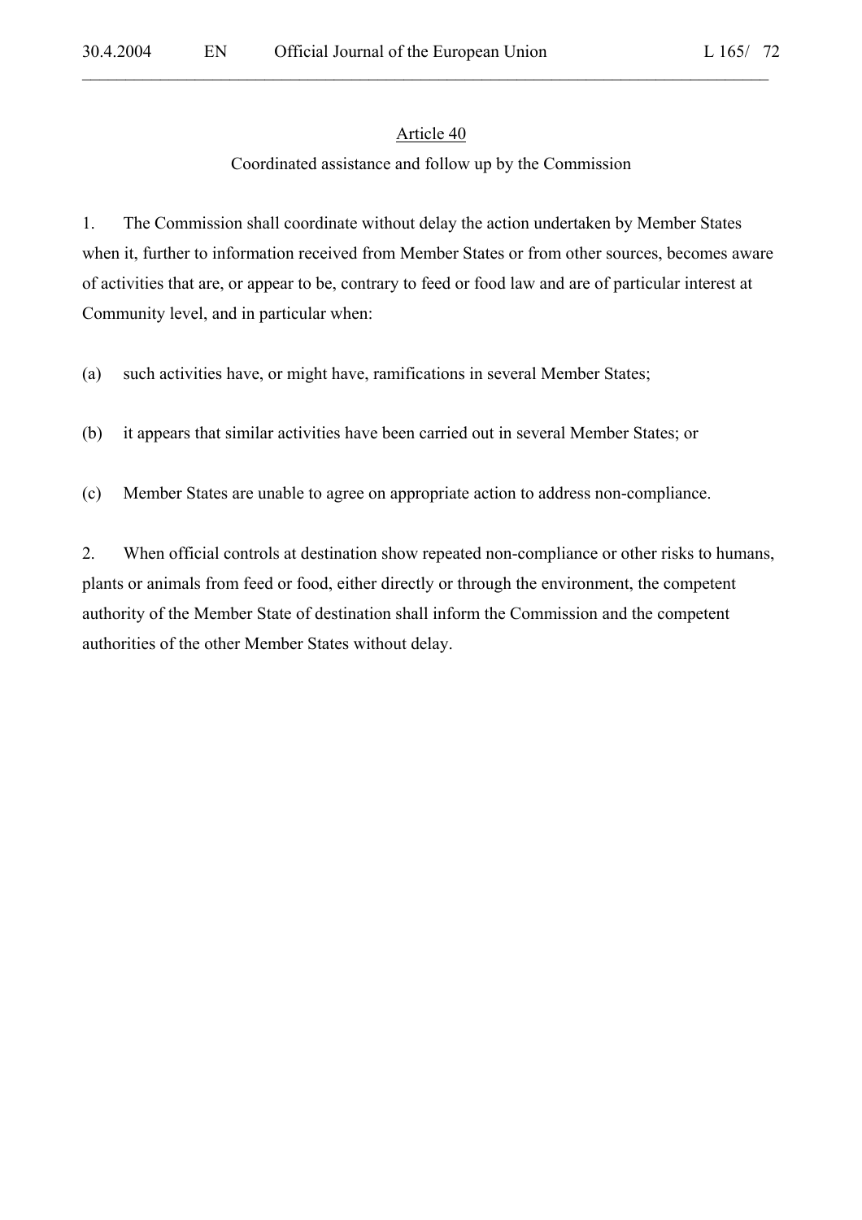## Article 40

### Coordinated assistance and follow up by the Commission

1. The Commission shall coordinate without delay the action undertaken by Member States when it, further to information received from Member States or from other sources, becomes aware of activities that are, or appear to be, contrary to feed or food law and are of particular interest at Community level, and in particular when:

(a) such activities have, or might have, ramifications in several Member States;

(b) it appears that similar activities have been carried out in several Member States; or

(c) Member States are unable to agree on appropriate action to address non-compliance.

2. When official controls at destination show repeated non-compliance or other risks to humans, plants or animals from feed or food, either directly or through the environment, the competent authority of the Member State of destination shall inform the Commission and the competent authorities of the other Member States without delay.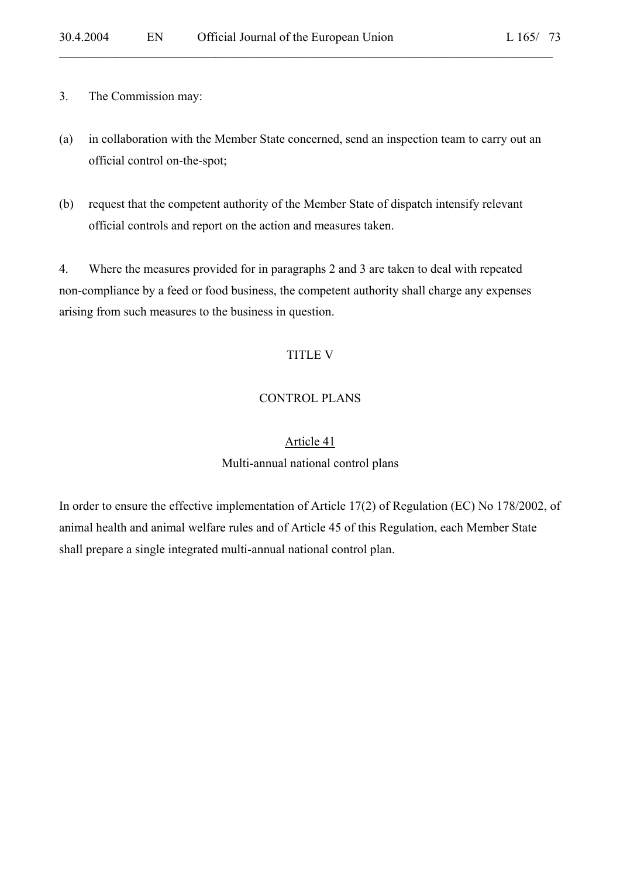3. The Commission may:

(a) in collaboration with the Member State concerned, send an inspection team to carry out an official control on-the-spot;

(b) request that the competent authority of the Member State of dispatch intensify relevant official controls and report on the action and measures taken.

4. Where the measures provided for in paragraphs 2 and 3 are taken to deal with repeated non-compliance by a feed or food business, the competent authority shall charge any expenses arising from such measures to the business in question.

## TITLE V

## CONTROL PLANS

### Article 41

### Multi-annual national control plans

In order to ensure the effective implementation of Article 17(2) of Regulation (EC) No 178/2002, of animal health and animal welfare rules and of Article 45 of this Regulation, each Member State shall prepare a single integrated multi-annual national control plan.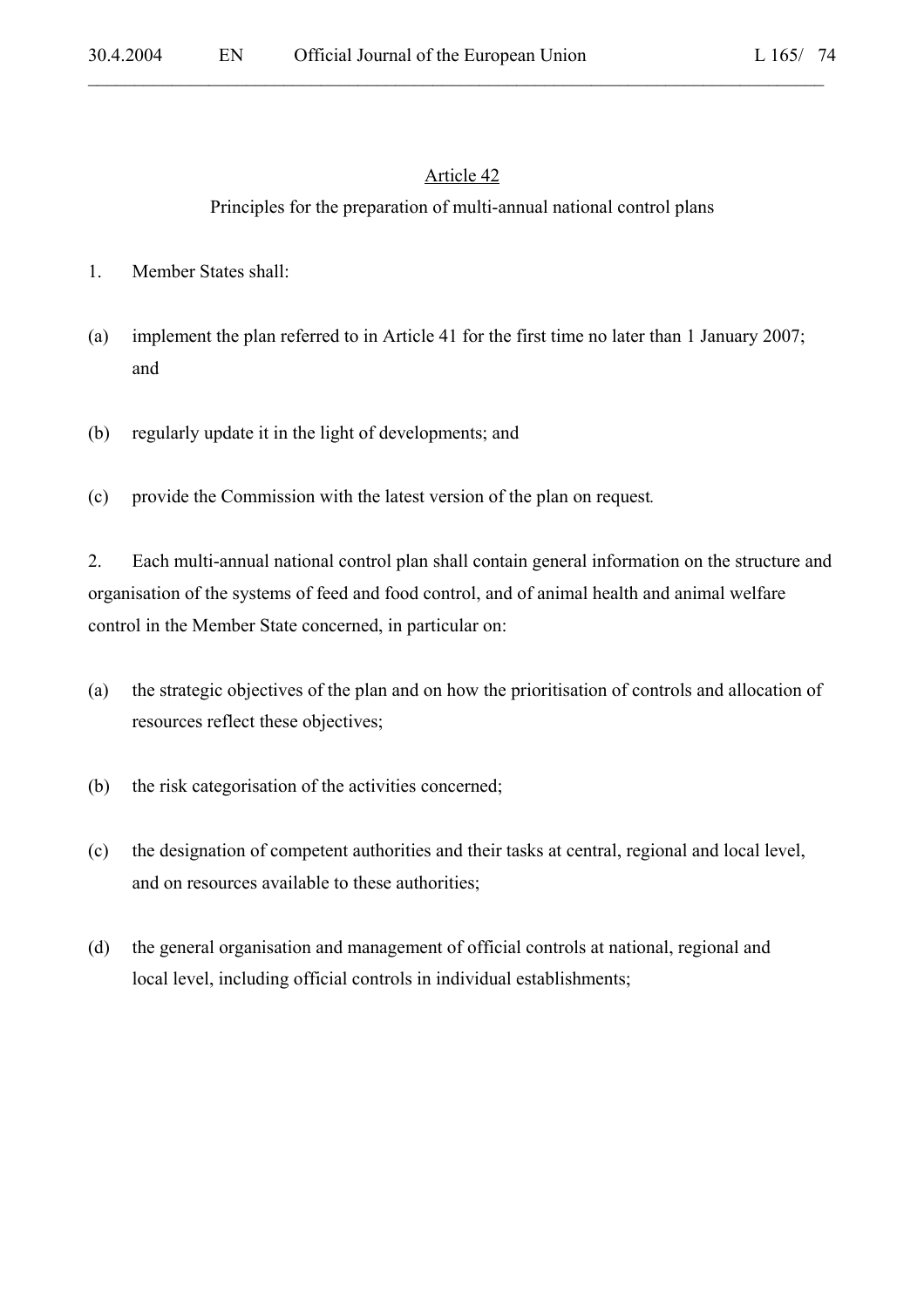## Article 42

### Principles for the preparation of multi-annual national control plans

1. Member States shall:

(a) implement the plan referred to in Article 41 for the first time no later than 1 January 2007; and

(b) regularly update it in the light of developments; and

(c) provide the Commission with the latest version of the plan on request.

2. Each multi-annual national control plan shall contain general information on the structure and organisation of the systems of feed and food control, and of animal health and animal welfare control in the Member State concerned, in particular on:

(a) the strategic objectives of the plan and on how the prioritisation of controls and allocation of resources reflect these objectives;

(b) the risk categorisation of the activities concerned;

(c) the designation of competent authorities and their tasks at central, regional and local level, and on resources available to these authorities;

(d) the general organisation and management of official controls at national, regional and local level, including official controls in individual establishments;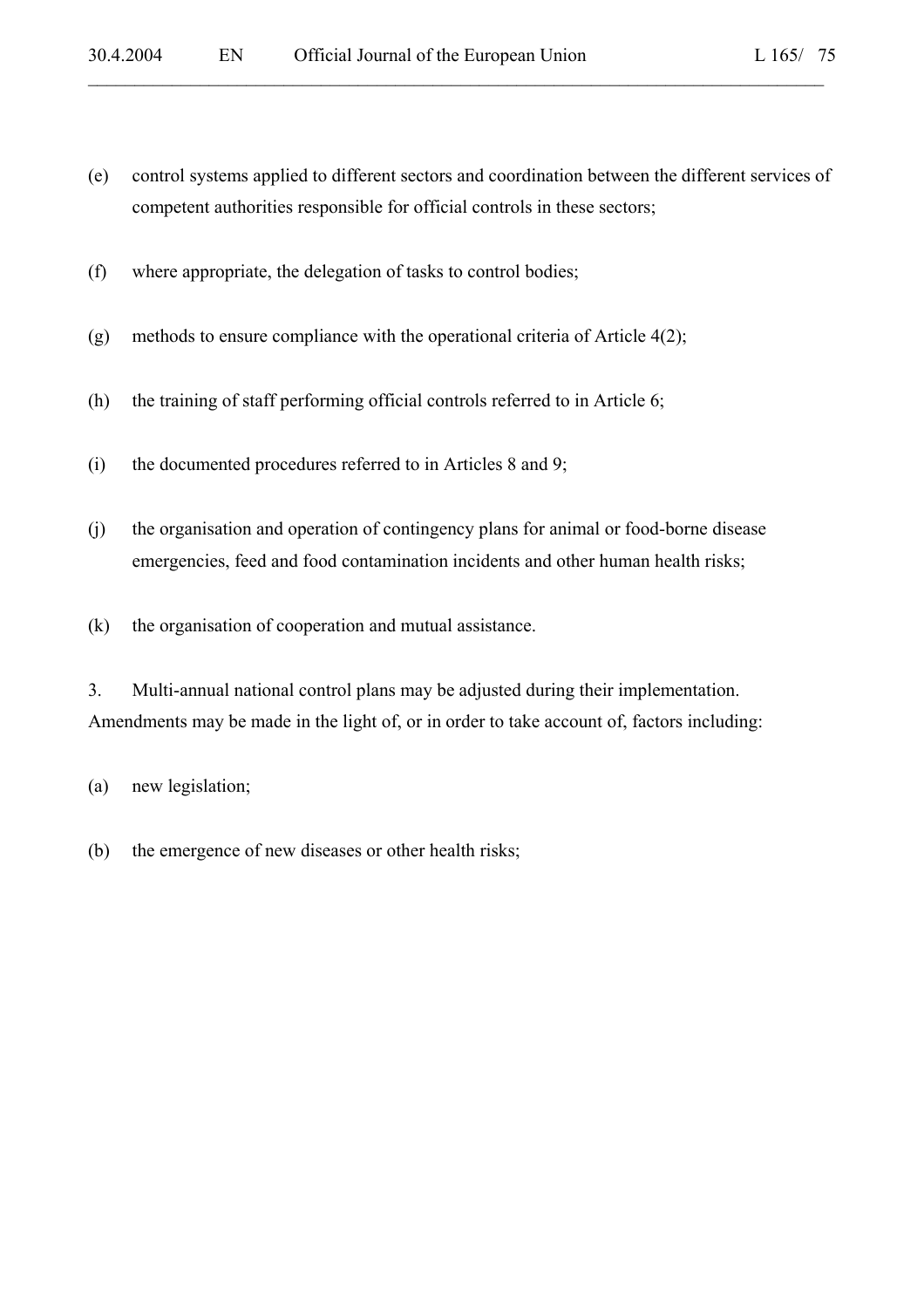(e) control systems applied to different sectors and coordination between the different services of competent authorities responsible for official controls in these sectors;

(f) where appropriate, the delegation of tasks to control bodies;

(g) methods to ensure compliance with the operational criteria of Article 4(2);

(h) the training of staff performing official controls referred to in Article 6;

(i) the documented procedures referred to in Articles 8 and 9;

(j) the organisation and operation of contingency plans for animal or food-borne disease emergencies, feed and food contamination incidents and other human health risks;

(k) the organisation of cooperation and mutual assistance.

3. Multi-annual national control plans may be adjusted during their implementation. Amendments may be made in the light of, or in order to take account of, factors including:

(a) new legislation;

(b) the emergence of new diseases or other health risks;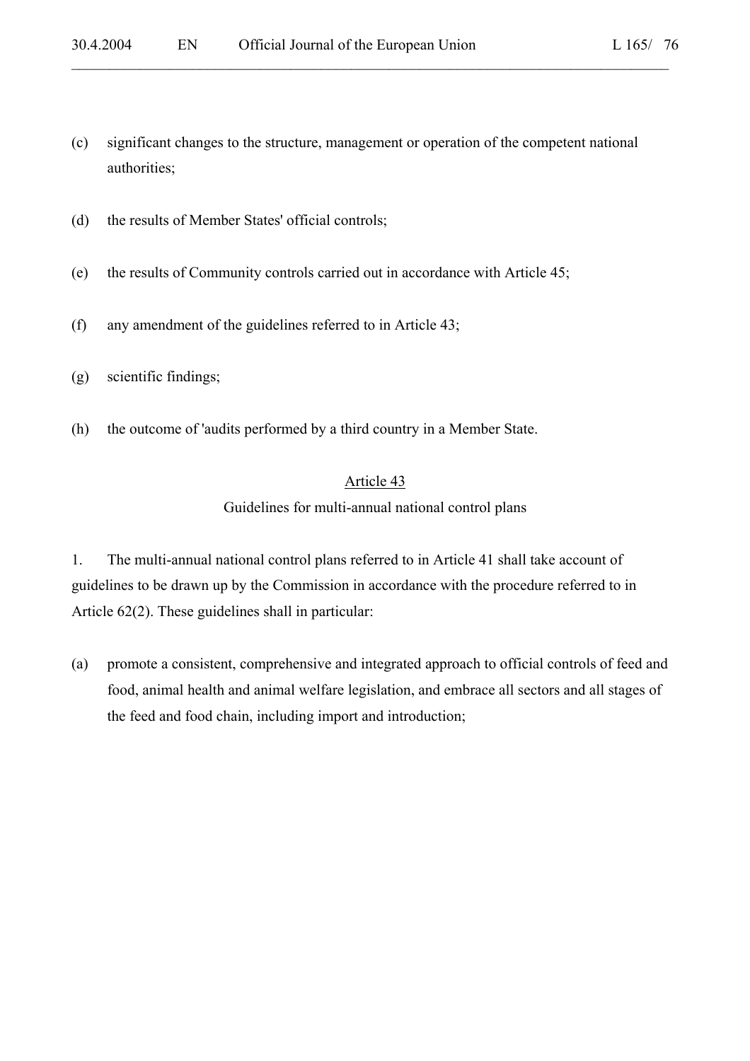(c) significant changes to the structure, management or operation of the competent national authorities;

(d) the results of Member States' official controls;

(e) the results of Community controls carried out in accordance with Article 45;

(f) any amendment of the guidelines referred to in Article 43;

(g) scientific findings;

(h) the outcome of 'audits performed by a third country in a Member State.

Article 43

Guidelines for multi-annual national control plans

1. The multi-annual national control plans referred to in Article 41 shall take account of guidelines to be drawn up by the Commission in accordance with the procedure referred to in Article 62(2). These guidelines shall in particular:

(a) promote a consistent, comprehensive and integrated approach to official controls of feed and food, animal health and animal welfare legislation, and embrace all sectors and all stages of the feed and food chain, including import and introduction;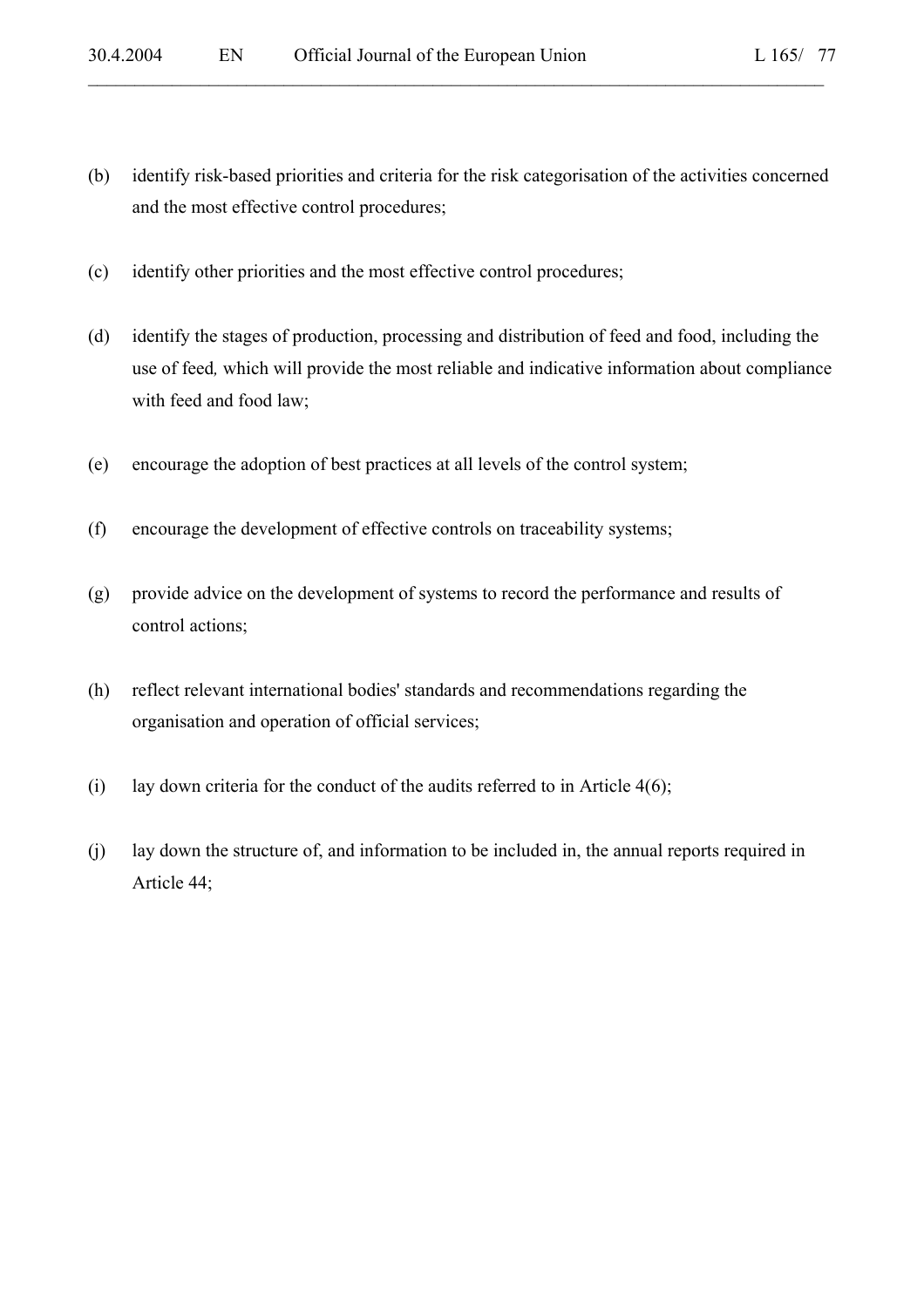(b) identify risk-based priorities and criteria for the risk categorisation of the activities concerned and the most effective control procedures;

(c) identify other priorities and the most effective control procedures;

(d) identify the stages of production, processing and distribution of feed and food, including the use of feed, which will provide the most reliable and indicative information about compliance with feed and food law;

(e) encourage the adoption of best practices at all levels of the control system;

(f) encourage the development of effective controls on traceability systems;

(g) provide advice on the development of systems to record the performance and results of control actions;

(h) reflect relevant international bodies' standards and recommendations regarding the organisation and operation of official services;

(i) lay down criteria for the conduct of the audits referred to in Article 4(6);

(j) lay down the structure of, and information to be included in, the annual reports required in Article 44;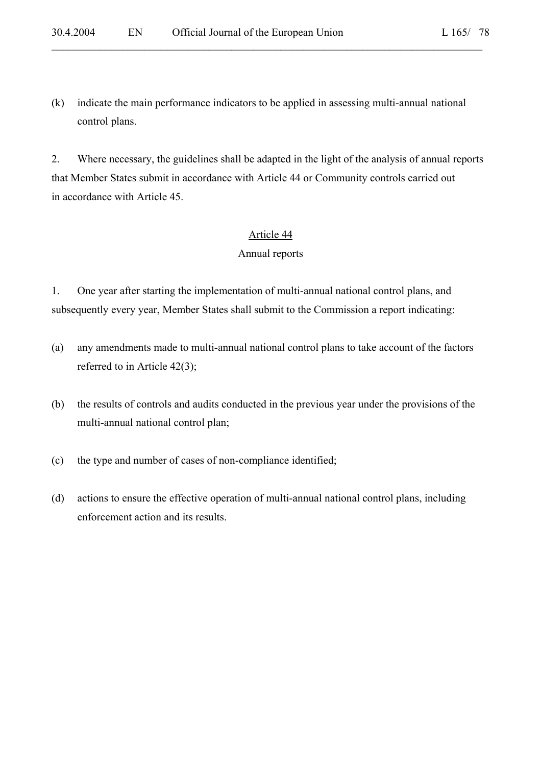(k) indicate the main performance indicators to be applied in assessing multi-annual national control plans.

2. Where necessary, the guidelines shall be adapted in the light of the analysis of annual reports that Member States submit in accordance with Article 44 or Community controls carried out in accordance with Article 45.

## Article 44

### Annual reports

1. One year after starting the implementation of multi-annual national control plans, and subsequently every year, Member States shall submit to the Commission a report indicating:

(a) any amendments made to multi-annual national control plans to take account of the factors referred to in Article 42(3);

(b) the results of controls and audits conducted in the previous year under the provisions of the multi-annual national control plan;

(c) the type and number of cases of non-compliance identified;

(d) actions to ensure the effective operation of multi-annual national control plans, including enforcement action and its results.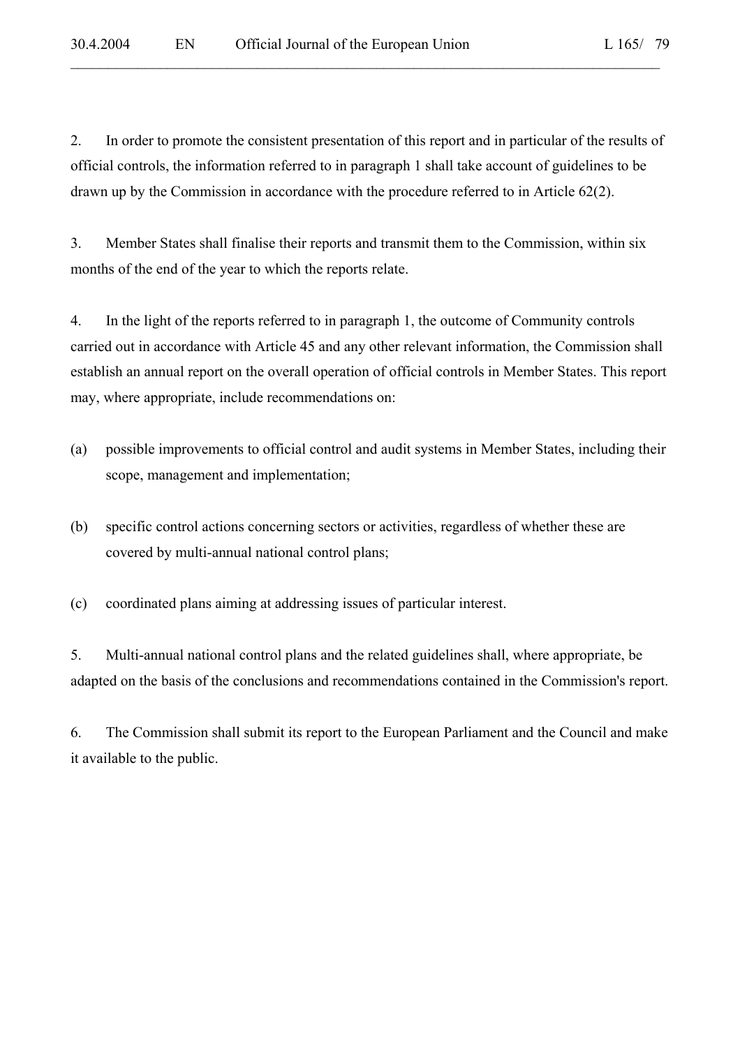2. In order to promote the consistent presentation of this report and in particular of the results of official controls, the information referred to in paragraph 1 shall take account of guidelines to be drawn up by the Commission in accordance with the procedure referred to in Article 62(2).

3. Member States shall finalise their reports and transmit them to the Commission, within six months of the end of the year to which the reports relate.

4. In the light of the reports referred to in paragraph 1, the outcome of Community controls carried out in accordance with Article 45 and any other relevant information, the Commission shall establish an annual report on the overall operation of official controls in Member States. This report may, where appropriate, include recommendations on:

(a) possible improvements to official control and audit systems in Member States, including their scope, management and implementation;

(b) specific control actions concerning sectors or activities, regardless of whether these are covered by multi-annual national control plans;

(c) coordinated plans aiming at addressing issues of particular interest.

5. Multi-annual national control plans and the related guidelines shall, where appropriate, be adapted on the basis of the conclusions and recommendations contained in the Commission's report.

6. The Commission shall submit its report to the European Parliament and the Council and make it available to the public.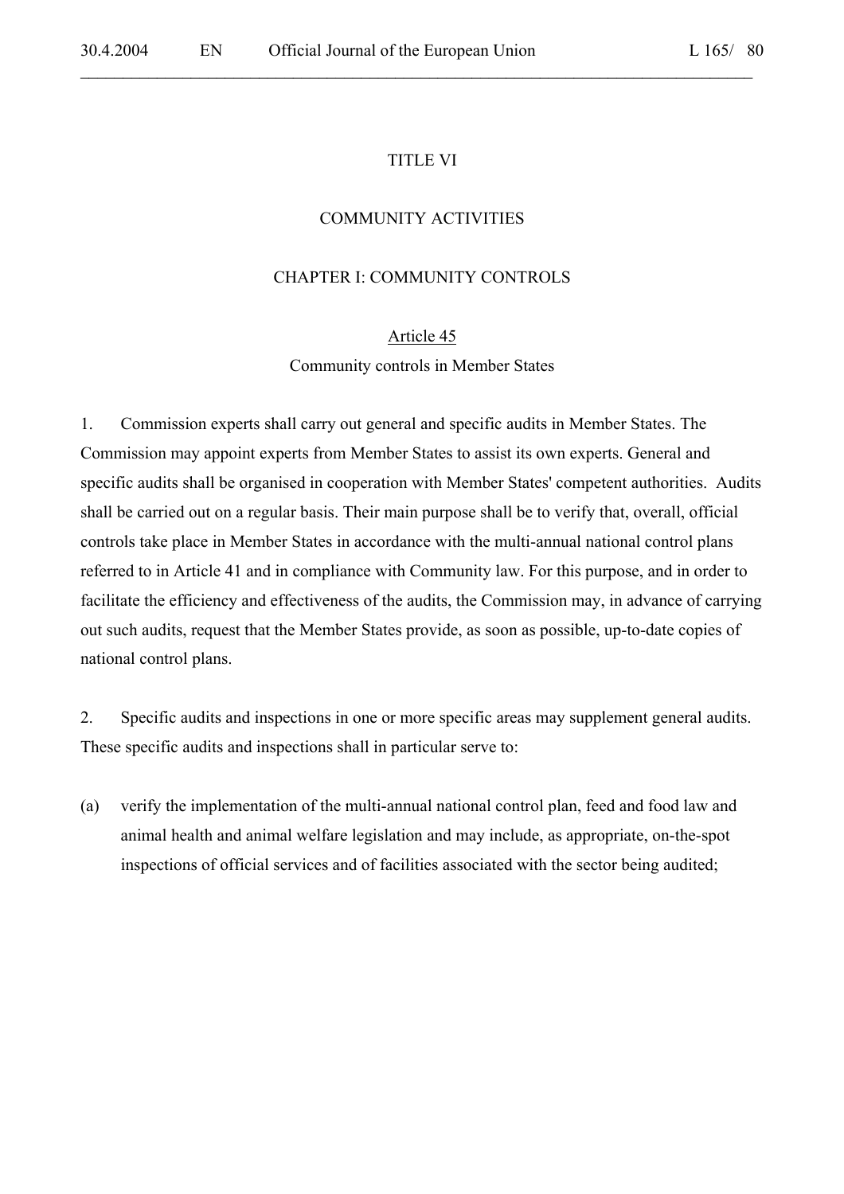# TITLE VI

# COMMUNITY ACTIVITIES

## CHAPTER I: COMMUNITY CONTROLS

### Article 45

### Community controls in Member States

1. Commission experts shall carry out general and specific audits in Member States. The Commission may appoint experts from Member States to assist its own experts. General and specific audits shall be organised in cooperation with Member States' competent authorities. Audits shall be carried out on a regular basis. Their main purpose shall be to verify that, overall, official controls take place in Member States in accordance with the multi-annual national control plans referred to in Article 41 and in compliance with Community law. For this purpose, and in order to facilitate the efficiency and effectiveness of the audits, the Commission may, in advance of carrying out such audits, request that the Member States provide, as soon as possible, up-to-date copies of national control plans.

2. Specific audits and inspections in one or more specific areas may supplement general audits. These specific audits and inspections shall in particular serve to:

(a) verify the implementation of the multi-annual national control plan, feed and food law and animal health and animal welfare legislation and may include, as appropriate, on-the-spot inspections of official services and of facilities associated with the sector being audited;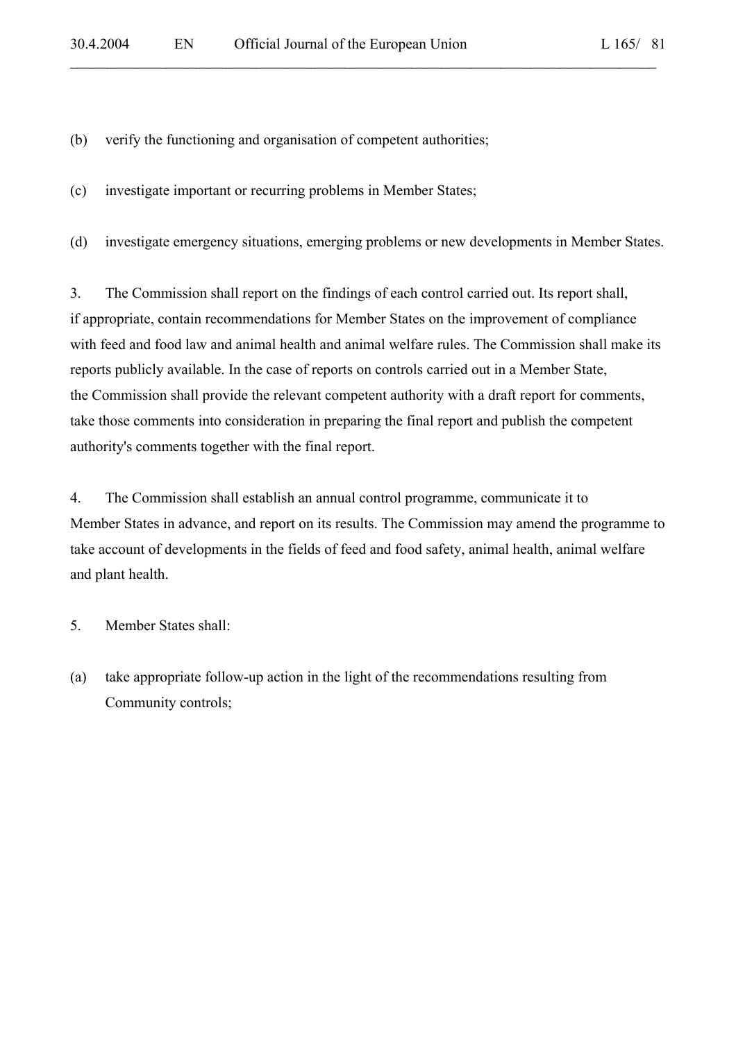(b) verify the functioning and organisation of competent authorities;

(c) investigate important or recurring problems in Member States;

(d) investigate emergency situations, emerging problems or new developments in Member States.

3. The Commission shall report on the findings of each control carried out. Its report shall, if appropriate, contain recommendations for Member States on the improvement of compliance with feed and food law and animal health and animal welfare rules. The Commission shall make its reports publicly available. In the case of reports on controls carried out in a Member State, the Commission shall provide the relevant competent authority with a draft report for comments, take those comments into consideration in preparing the final report and publish the competent authority's comments together with the final report.

4. The Commission shall establish an annual control programme, communicate it to Member States in advance, and report on its results. The Commission may amend the programme to take account of developments in the fields of feed and food safety, animal health, animal welfare and plant health.

5. Member States shall:

(a) take appropriate follow-up action in the light of the recommendations resulting from Community controls;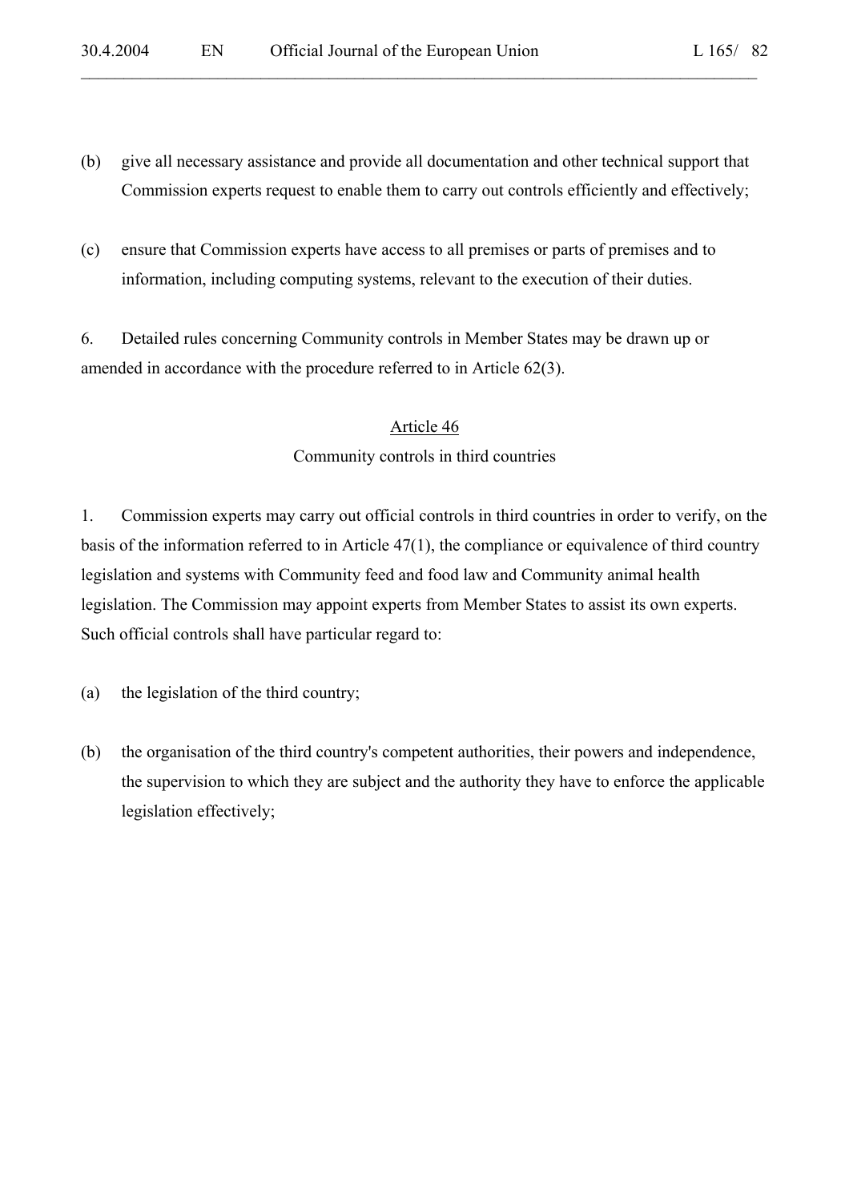(b) give all necessary assistance and provide all documentation and other technical support that Commission experts request to enable them to carry out controls efficiently and effectively;

(c) ensure that Commission experts have access to all premises or parts of premises and to information, including computing systems, relevant to the execution of their duties.

6. Detailed rules concerning Community controls in Member States may be drawn up or amended in accordance with the procedure referred to in Article 62(3).

## Article 46

### Community controls in third countries

1. Commission experts may carry out official controls in third countries in order to verify, on the basis of the information referred to in Article 47(1), the compliance or equivalence of third country legislation and systems with Community feed and food law and Community animal health legislation. The Commission may appoint experts from Member States to assist its own experts. Such official controls shall have particular regard to:

(a) the legislation of the third country;

(b) the organisation of the third country's competent authorities, their powers and independence, the supervision to which they are subject and the authority they have to enforce the applicable legislation effectively;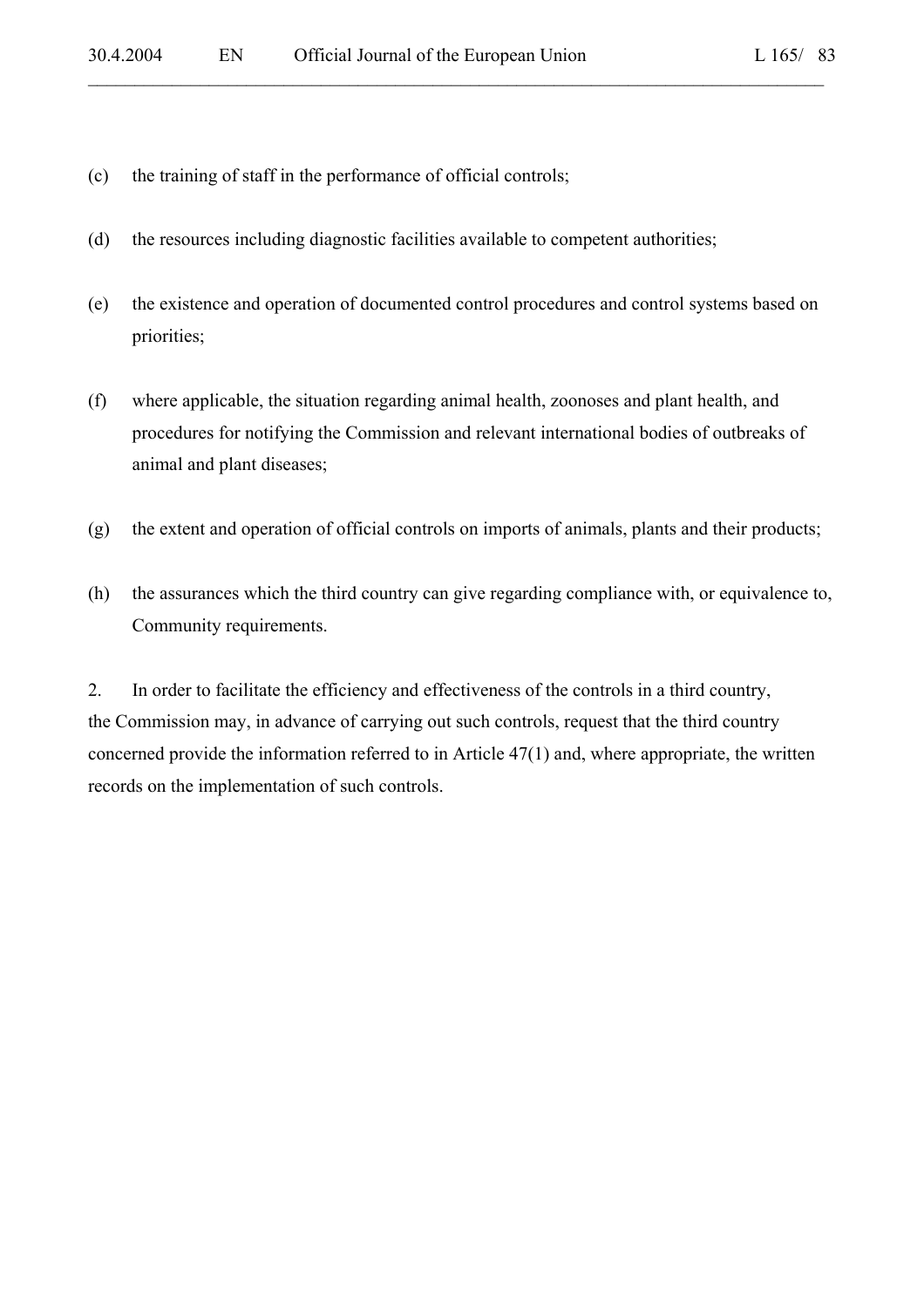(c) the training of staff in the performance of official controls;

(d) the resources including diagnostic facilities available to competent authorities;

(e) the existence and operation of documented control procedures and control systems based on priorities;

(f) where applicable, the situation regarding animal health, zoonoses and plant health, and procedures for notifying the Commission and relevant international bodies of outbreaks of animal and plant diseases;

(g) the extent and operation of official controls on imports of animals, plants and their products;

(h) the assurances which the third country can give regarding compliance with, or equivalence to, Community requirements.

2. In order to facilitate the efficiency and effectiveness of the controls in a third country, the Commission may, in advance of carrying out such controls, request that the third country concerned provide the information referred to in Article 47(1) and, where appropriate, the written records on the implementation of such controls.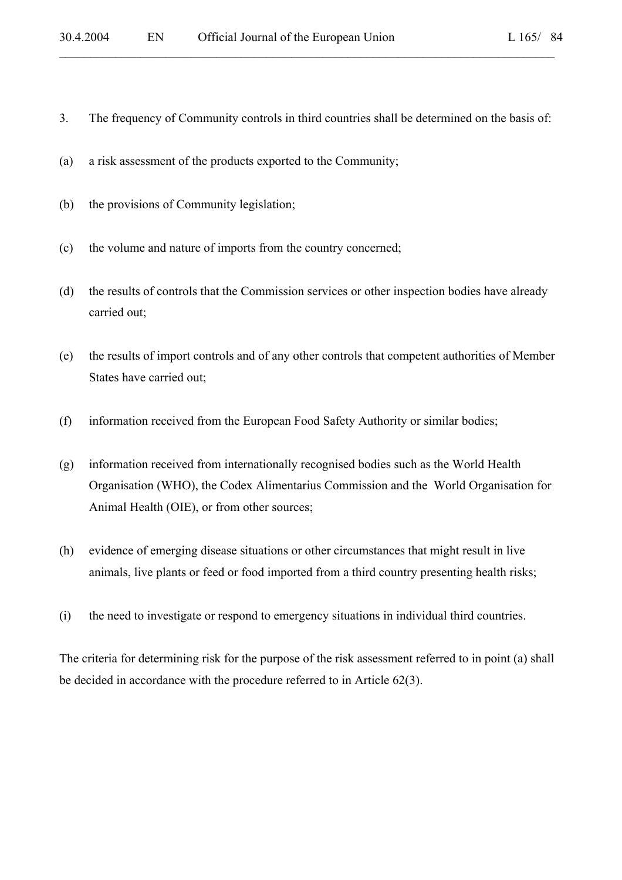3. The frequency of Community controls in third countries shall be determined on the basis of:

(a) a risk assessment of the products exported to the Community;

(b) the provisions of Community legislation;

(c) the volume and nature of imports from the country concerned;

(d) the results of controls that the Commission services or other inspection bodies have already carried out;

(e) the results of import controls and of any other controls that competent authorities of Member States have carried out;

(f) information received from the European Food Safety Authority or similar bodies;

(g) information received from internationally recognised bodies such as the World Health Organisation (WHO), the Codex Alimentarius Commission and the World Organisation for Animal Health (OIE), or from other sources;

(h) evidence of emerging disease situations or other circumstances that might result in live animals, live plants or feed or food imported from a third country presenting health risks;

(i) the need to investigate or respond to emergency situations in individual third countries.

The criteria for determining risk for the purpose of the risk assessment referred to in point (a) shall be decided in accordance with the procedure referred to in Article 62(3).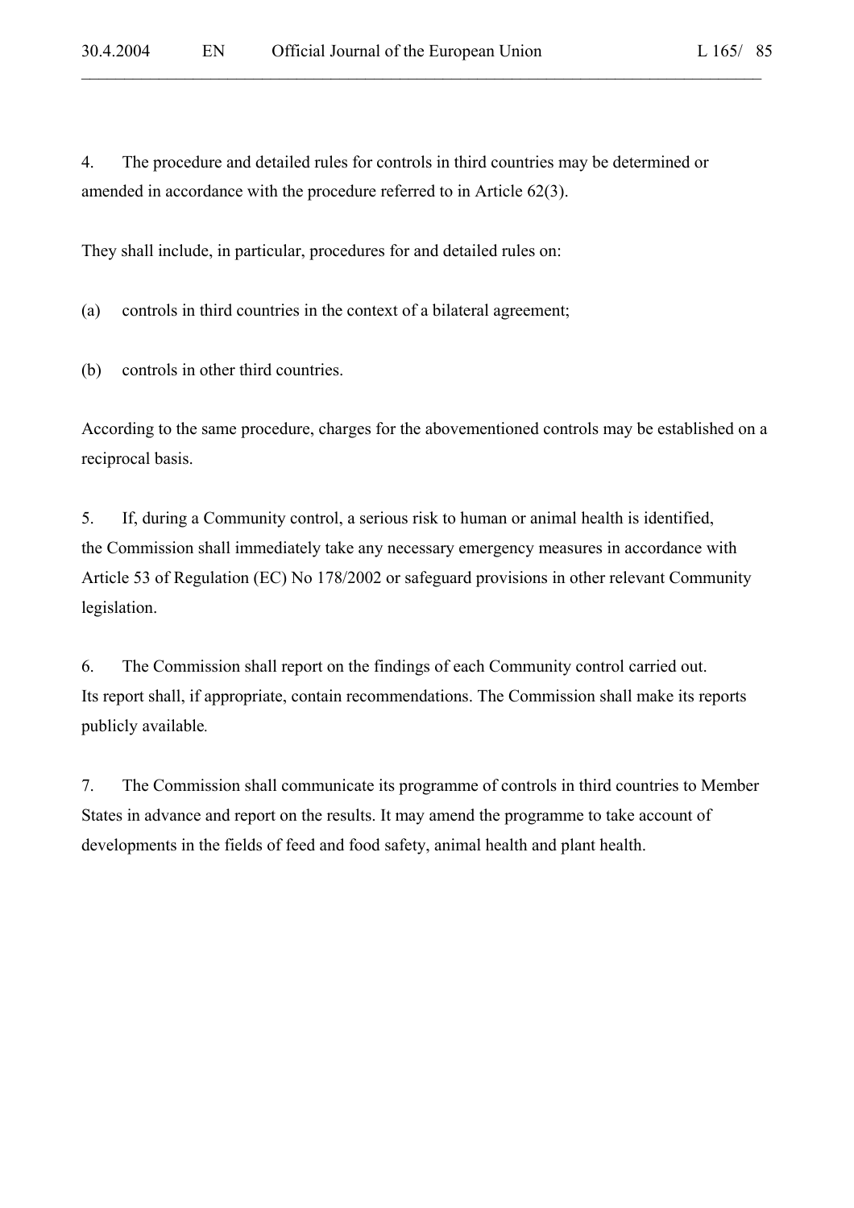4. The procedure and detailed rules for controls in third countries may be determined or amended in accordance with the procedure referred to in Article 62(3).

They shall include, in particular, procedures for and detailed rules on:

(a) controls in third countries in the context of a bilateral agreement;

(b) controls in other third countries.

According to the same procedure, charges for the abovementioned controls may be established on a reciprocal basis.

5. If, during a Community control, a serious risk to human or animal health is identified, the Commission shall immediately take any necessary emergency measures in accordance with Article 53 of Regulation (EC) No 178/2002 or safeguard provisions in other relevant Community legislation.

6. The Commission shall report on the findings of each Community control carried out. Its report shall, if appropriate, contain recommendations. The Commission shall make its reports publicly available.

7. The Commission shall communicate its programme of controls in third countries to Member States in advance and report on the results. It may amend the programme to take account of developments in the fields of feed and food safety, animal health and plant health.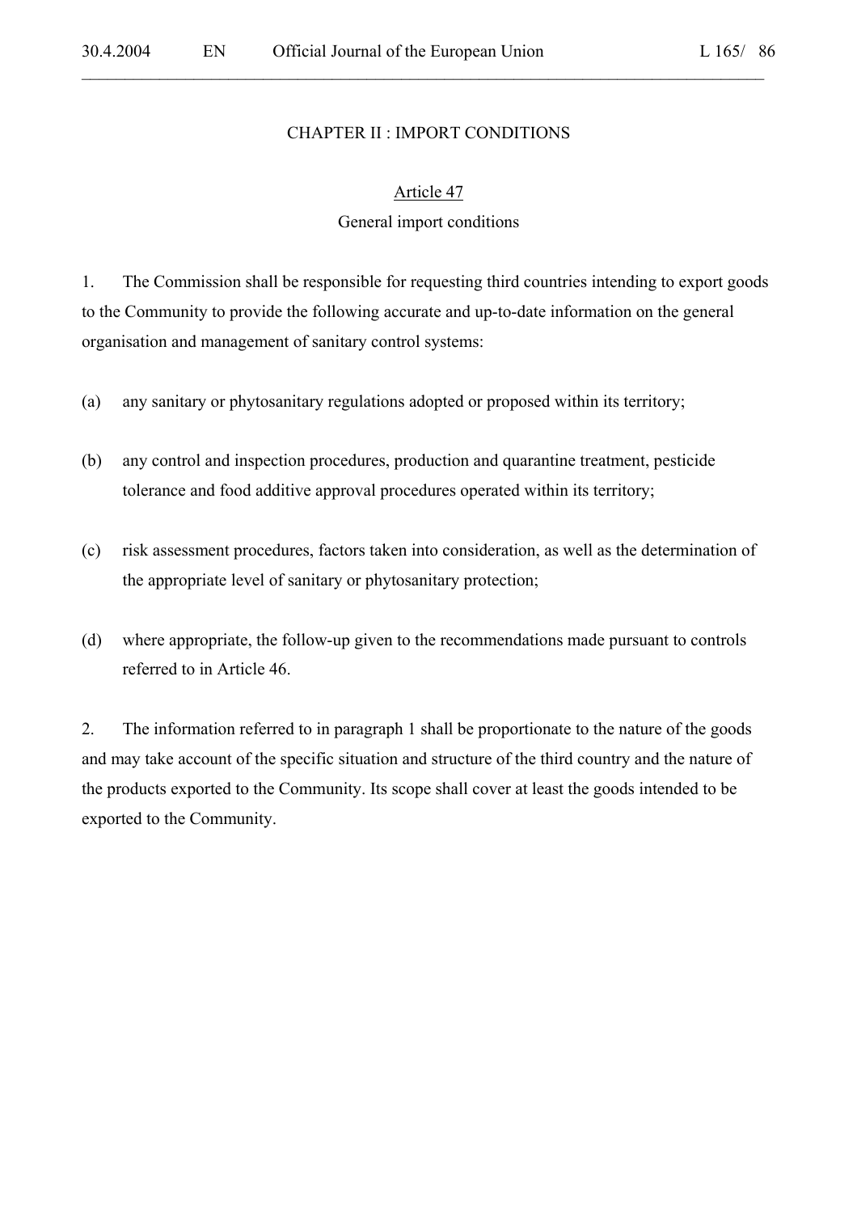## CHAPTER II : IMPORT CONDITIONS

### Article 47

### General import conditions

1. The Commission shall be responsible for requesting third countries intending to export goods to the Community to provide the following accurate and up-to-date information on the general organisation and management of sanitary control systems:

(a) any sanitary or phytosanitary regulations adopted or proposed within its territory;

(b) any control and inspection procedures, production and quarantine treatment, pesticide tolerance and food additive approval procedures operated within its territory;

(c) risk assessment procedures, factors taken into consideration, as well as the determination of the appropriate level of sanitary or phytosanitary protection;

(d) where appropriate, the follow-up given to the recommendations made pursuant to controls referred to in Article 46.

2. The information referred to in paragraph 1 shall be proportionate to the nature of the goods and may take account of the specific situation and structure of the third country and the nature of the products exported to the Community. Its scope shall cover at least the goods intended to be exported to the Community.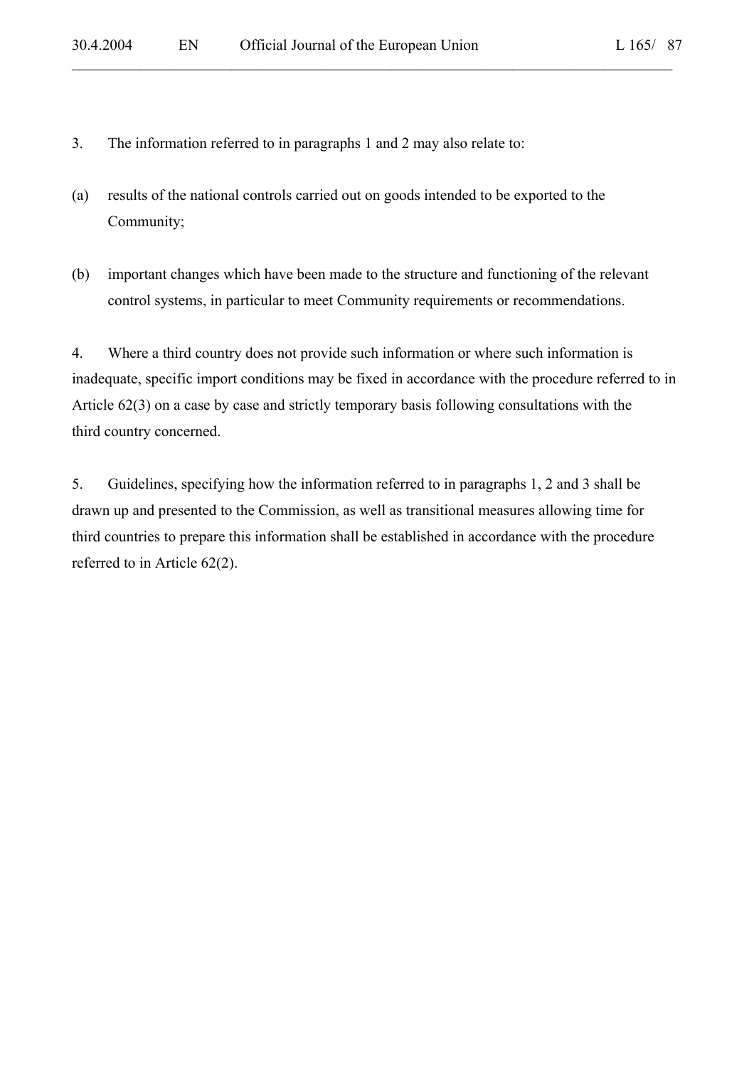3. The information referred to in paragraphs 1 and 2 may also relate to:

(a) results of the national controls carried out on goods intended to be exported to the Community;

(b) important changes which have been made to the structure and functioning of the relevant control systems, in particular to meet Community requirements or recommendations.

4. Where a third country does not provide such information or where such information is inadequate, specific import conditions may be fixed in accordance with the procedure referred to in Article 62(3) on a case by case and strictly temporary basis following consultations with the third country concerned.

5. Guidelines, specifying how the information referred to in paragraphs 1, 2 and 3 shall be drawn up and presented to the Commission, as well as transitional measures allowing time for third countries to prepare this information shall be established in accordance with the procedure referred to in Article 62(2).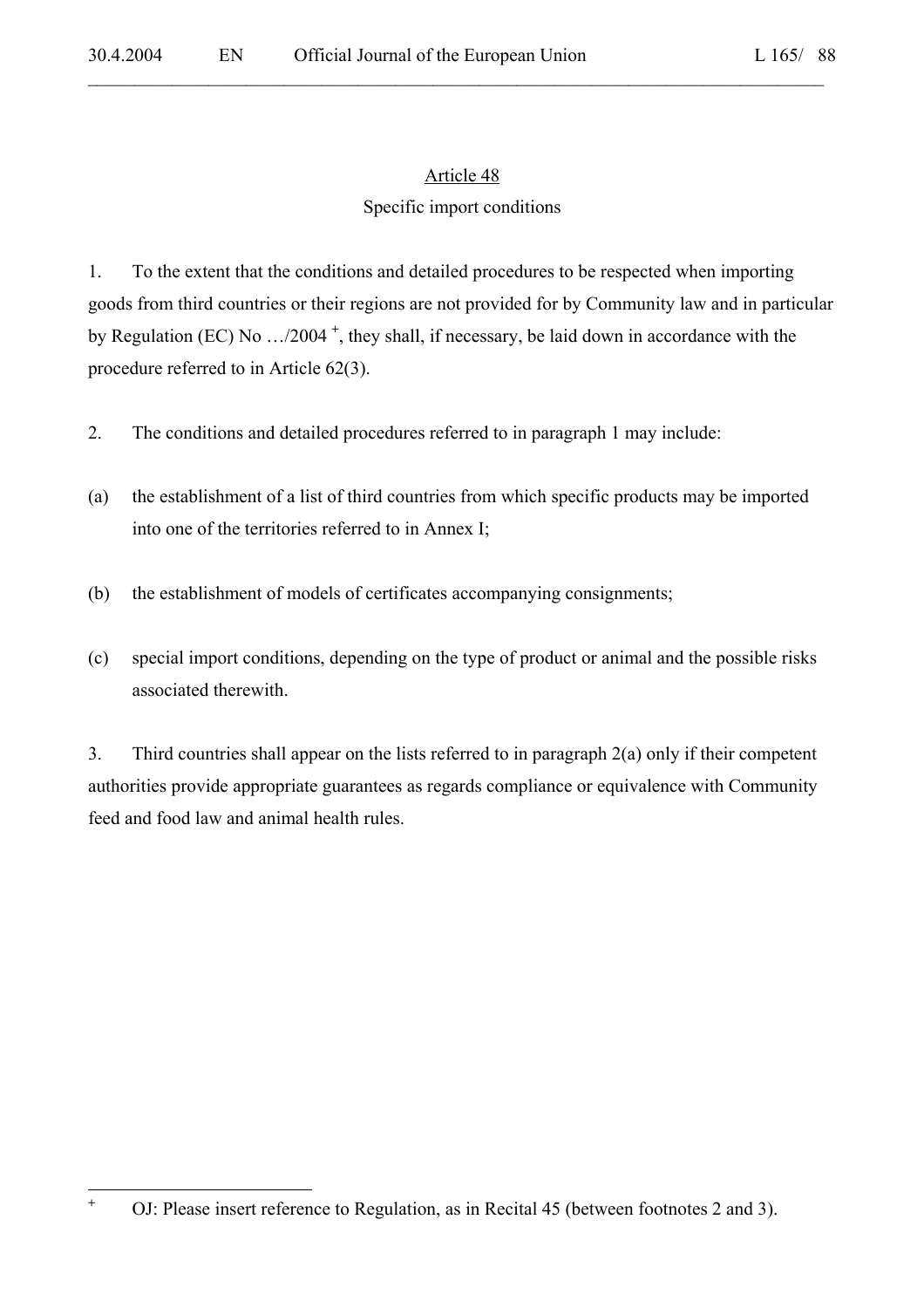## Article 48

### Specific import conditions

1. To the extent that the conditions and detailed procedures to be respected when importing goods from third countries or their regions are not provided for by Community law and in particular by Regulation (EC) No …/2004 [+], they shall, if necessary, be laid down in accordance with the procedure referred to in Article 62(3).

2. The conditions and detailed procedures referred to in paragraph 1 may include:

(a) the establishment of a list of third countries from which specific products may be imported into one of the territories referred to in Annex I;

(b) the establishment of models of certificates accompanying consignments;

(c) special import conditions, depending on the type of product or animal and the possible risks associated therewith.

3. Third countries shall appear on the lists referred to in paragraph 2(a) only if their competent authorities provide appropriate guarantees as regards compliance or equivalence with Community feed and food law and animal health rules.

---

[+] OJ: Please insert reference to Regulation, as in Recital 45 (between footnotes 2 and 3).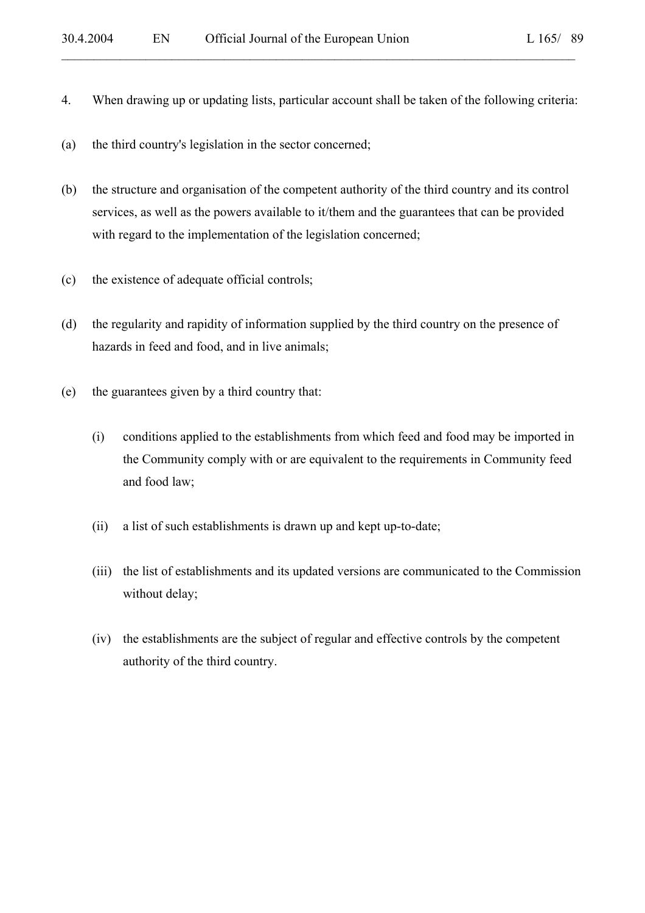4. When drawing up or updating lists, particular account shall be taken of the following criteria:

(a) the third country's legislation in the sector concerned;

(b) the structure and organisation of the competent authority of the third country and its control services, as well as the powers available to it/them and the guarantees that can be provided with regard to the implementation of the legislation concerned;

(c) the existence of adequate official controls;

(d) the regularity and rapidity of information supplied by the third country on the presence of hazards in feed and food, and in live animals;

(e) the guarantees given by a third country that:

 (i) conditions applied to the establishments from which feed and food may be imported in the Community comply with or are equivalent to the requirements in Community feed and food law;

 (ii) a list of such establishments is drawn up and kept up-to-date;

 (iii) the list of establishments and its updated versions are communicated to the Commission without delay;

 (iv) the establishments are the subject of regular and effective controls by the competent authority of the third country.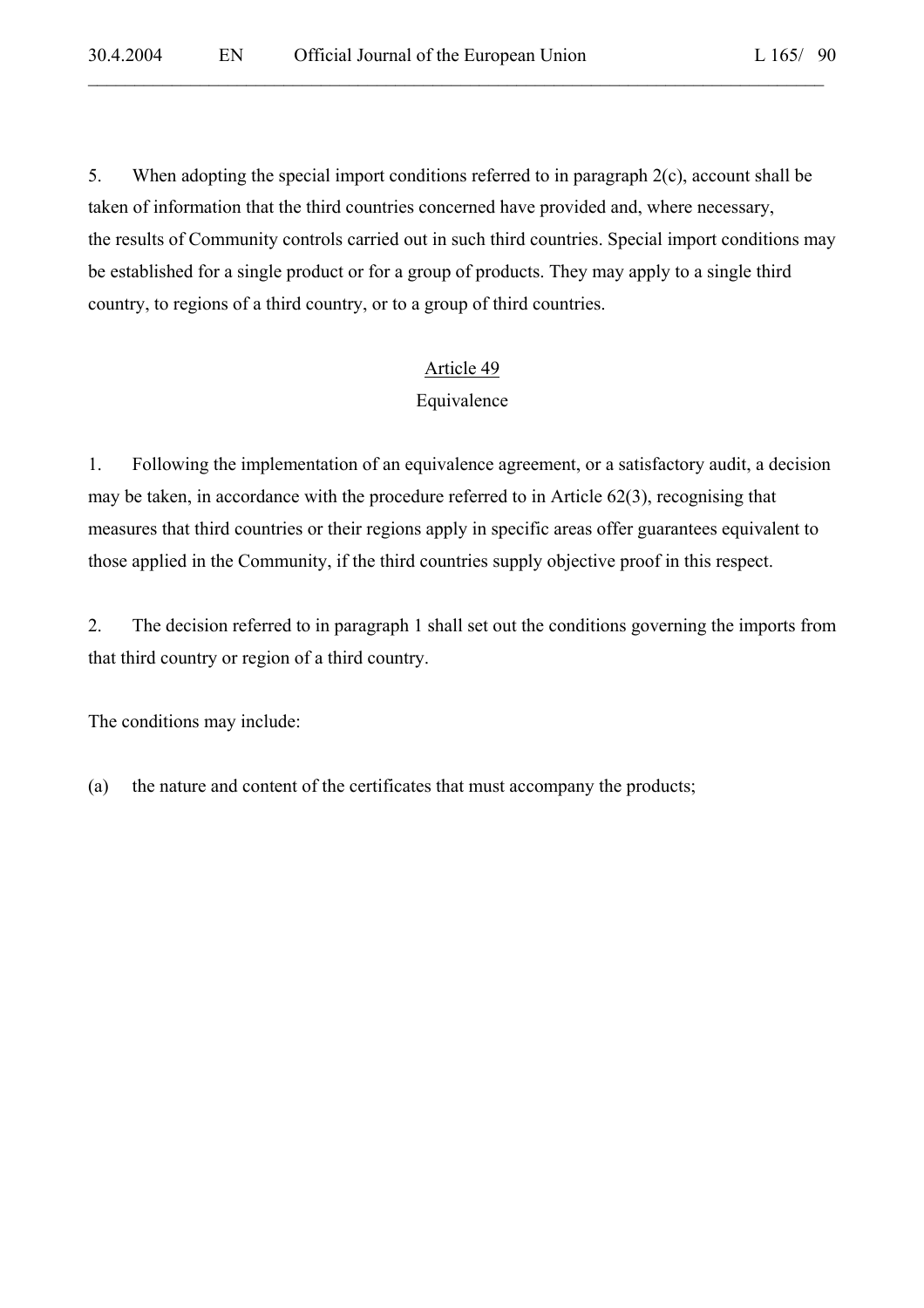5. When adopting the special import conditions referred to in paragraph 2(c), account shall be taken of information that the third countries concerned have provided and, where necessary, the results of Community controls carried out in such third countries. Special import conditions may be established for a single product or for a group of products. They may apply to a single third country, to regions of a third country, or to a group of third countries.

## Article 49

### Equivalence

1. Following the implementation of an equivalence agreement, or a satisfactory audit, a decision may be taken, in accordance with the procedure referred to in Article 62(3), recognising that measures that third countries or their regions apply in specific areas offer guarantees equivalent to those applied in the Community, if the third countries supply objective proof in this respect.

2. The decision referred to in paragraph 1 shall set out the conditions governing the imports from that third country or region of a third country.

The conditions may include:

(a) the nature and content of the certificates that must accompany the products;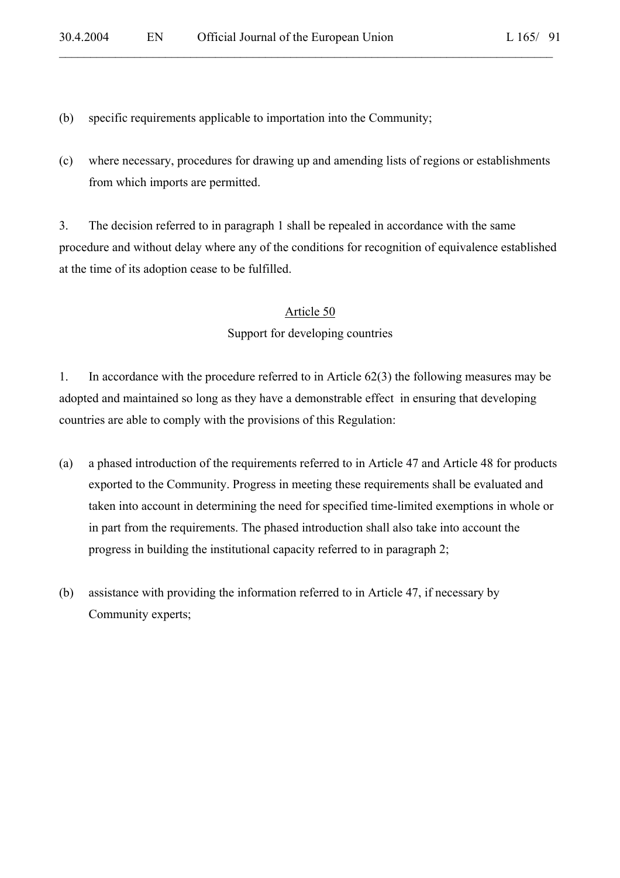(b) specific requirements applicable to importation into the Community;

(c) where necessary, procedures for drawing up and amending lists of regions or establishments from which imports are permitted.

3. The decision referred to in paragraph 1 shall be repealed in accordance with the same procedure and without delay where any of the conditions for recognition of equivalence established at the time of its adoption cease to be fulfilled.

## Article 50
### Support for developing countries

1. In accordance with the procedure referred to in Article 62(3) the following measures may be adopted and maintained so long as they have a demonstrable effect in ensuring that developing countries are able to comply with the provisions of this Regulation:

(a) a phased introduction of the requirements referred to in Article 47 and Article 48 for products exported to the Community. Progress in meeting these requirements shall be evaluated and taken into account in determining the need for specified time-limited exemptions in whole or in part from the requirements. The phased introduction shall also take into account the progress in building the institutional capacity referred to in paragraph 2;

(b) assistance with providing the information referred to in Article 47, if necessary by Community experts;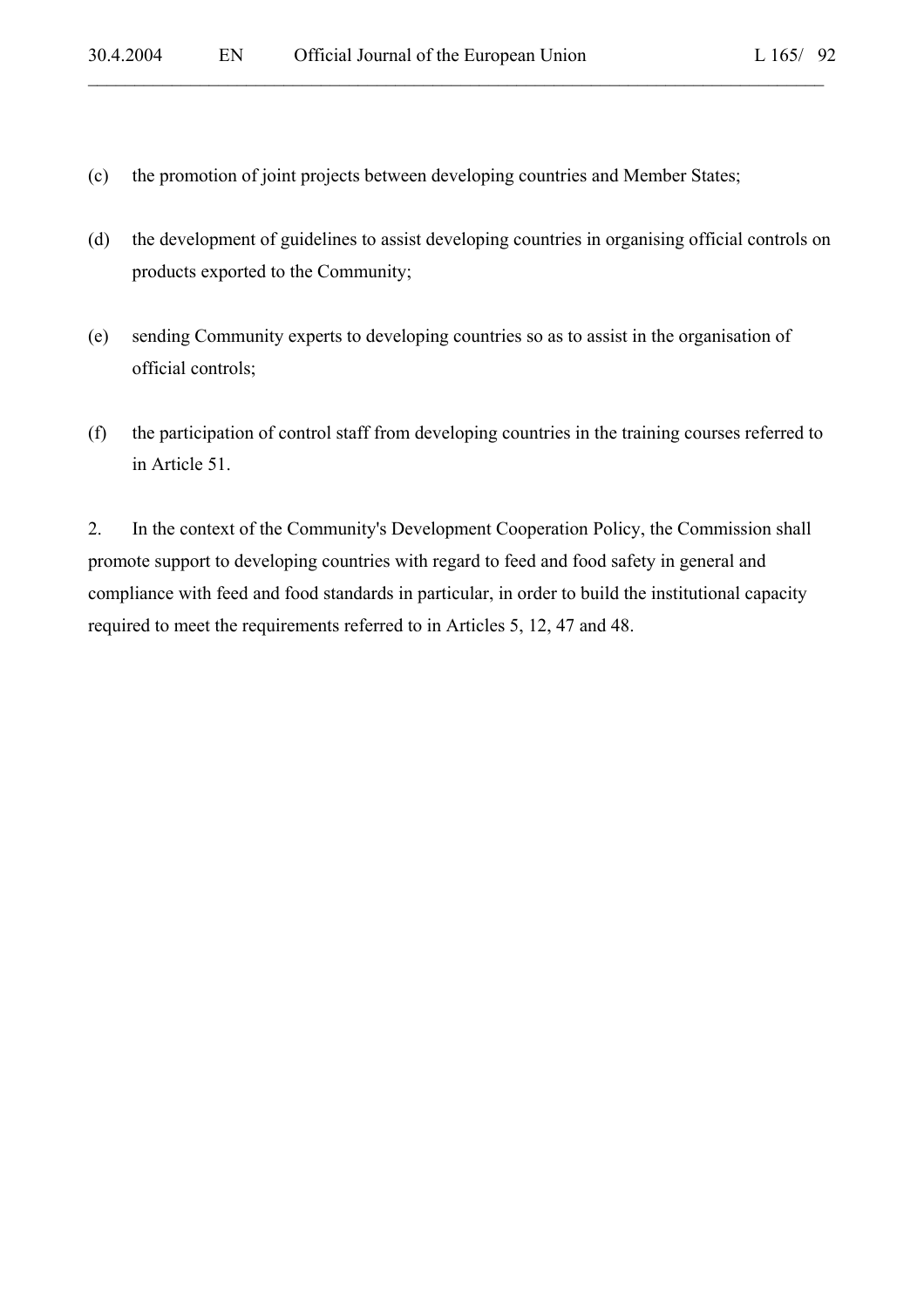(c) the promotion of joint projects between developing countries and Member States;

(d) the development of guidelines to assist developing countries in organising official controls on products exported to the Community;

(e) sending Community experts to developing countries so as to assist in the organisation of official controls;

(f) the participation of control staff from developing countries in the training courses referred to in Article 51.

2. In the context of the Community's Development Cooperation Policy, the Commission shall promote support to developing countries with regard to feed and food safety in general and compliance with feed and food standards in particular, in order to build the institutional capacity required to meet the requirements referred to in Articles 5, 12, 47 and 48.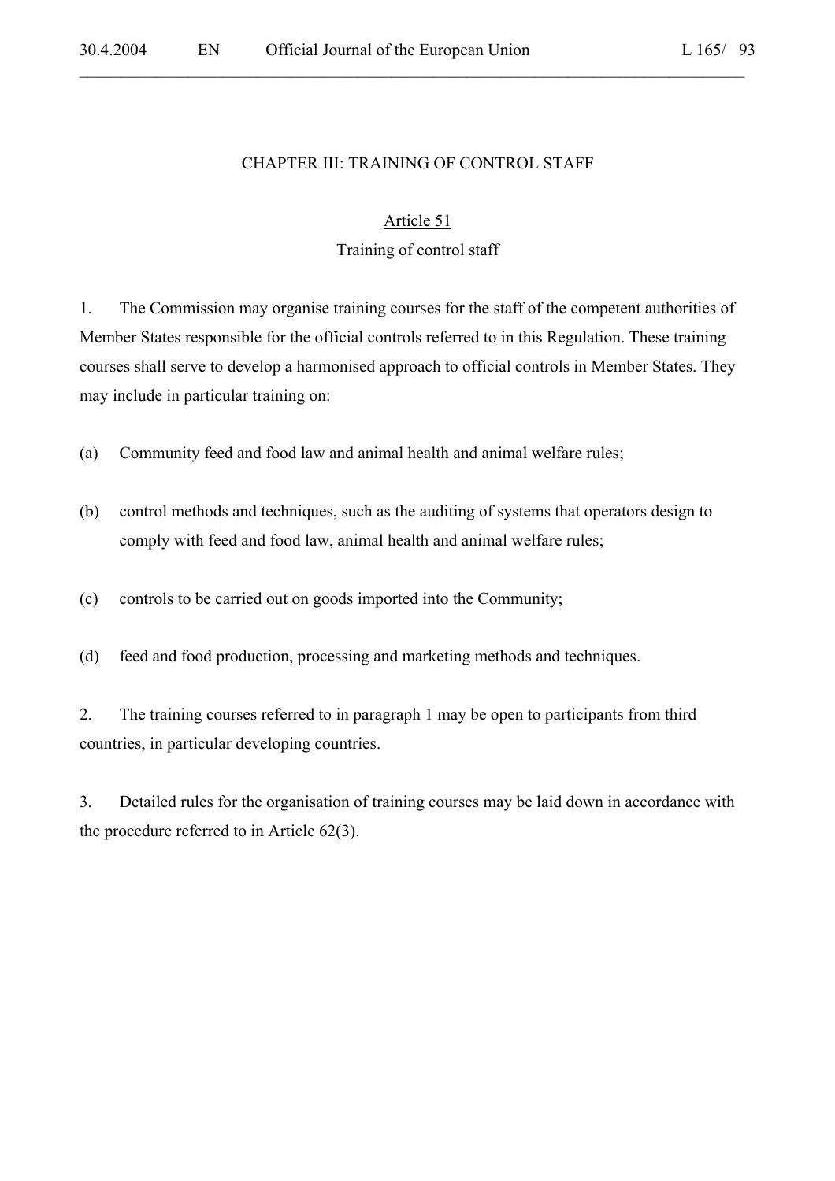## CHAPTER III: TRAINING OF CONTROL STAFF

### Article 51

### Training of control staff

1. The Commission may organise training courses for the staff of the competent authorities of Member States responsible for the official controls referred to in this Regulation. These training courses shall serve to develop a harmonised approach to official controls in Member States. They may include in particular training on:

(a) Community feed and food law and animal health and animal welfare rules;

(b) control methods and techniques, such as the auditing of systems that operators design to comply with feed and food law, animal health and animal welfare rules;

(c) controls to be carried out on goods imported into the Community;

(d) feed and food production, processing and marketing methods and techniques.

2. The training courses referred to in paragraph 1 may be open to participants from third countries, in particular developing countries.

3. Detailed rules for the organisation of training courses may be laid down in accordance with the procedure referred to in Article 62(3).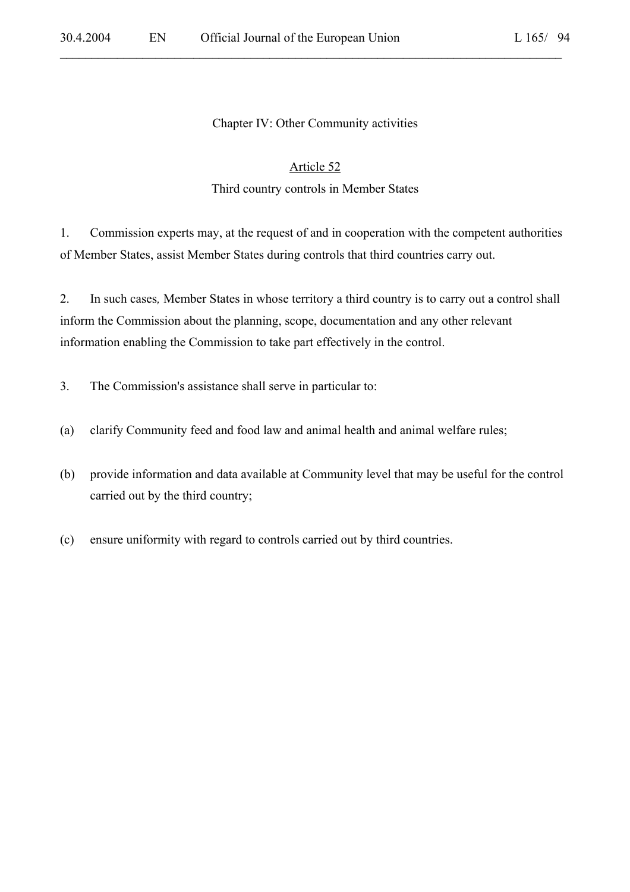## Chapter IV: Other Community activities

### Article 52

### Third country controls in Member States

1. Commission experts may, at the request of and in cooperation with the competent authorities of Member States, assist Member States during controls that third countries carry out.

2. In such cases, Member States in whose territory a third country is to carry out a control shall inform the Commission about the planning, scope, documentation and any other relevant information enabling the Commission to take part effectively in the control.

3. The Commission's assistance shall serve in particular to:

(a) clarify Community feed and food law and animal health and animal welfare rules;

(b) provide information and data available at Community level that may be useful for the control carried out by the third country;

(c) ensure uniformity with regard to controls carried out by third countries.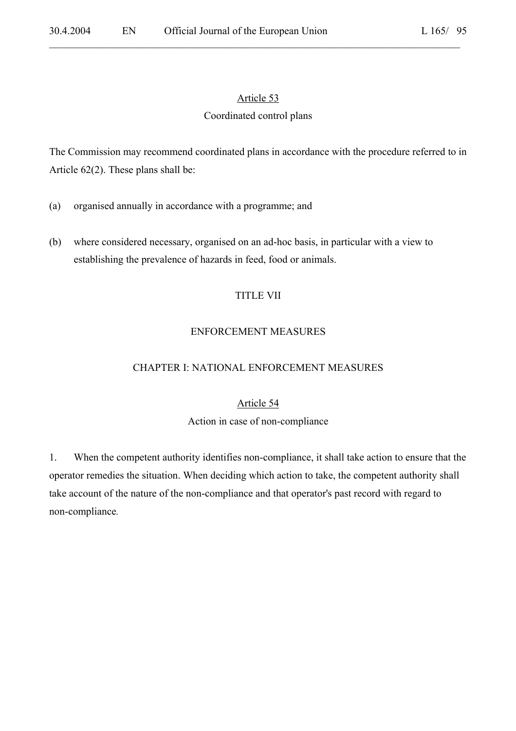### Article 53

Coordinated control plans

The Commission may recommend coordinated plans in accordance with the procedure referred to in Article 62(2). These plans shall be:

(a) organised annually in accordance with a programme; and

(b) where considered necessary, organised on an ad-hoc basis, in particular with a view to establishing the prevalence of hazards in feed, food or animals.

# TITLE VII

# ENFORCEMENT MEASURES

## CHAPTER I: NATIONAL ENFORCEMENT MEASURES

### Article 54

Action in case of non-compliance

1. When the competent authority identifies non-compliance, it shall take action to ensure that the operator remedies the situation. When deciding which action to take, the competent authority shall take account of the nature of the non-compliance and that operator's past record with regard to non-compliance.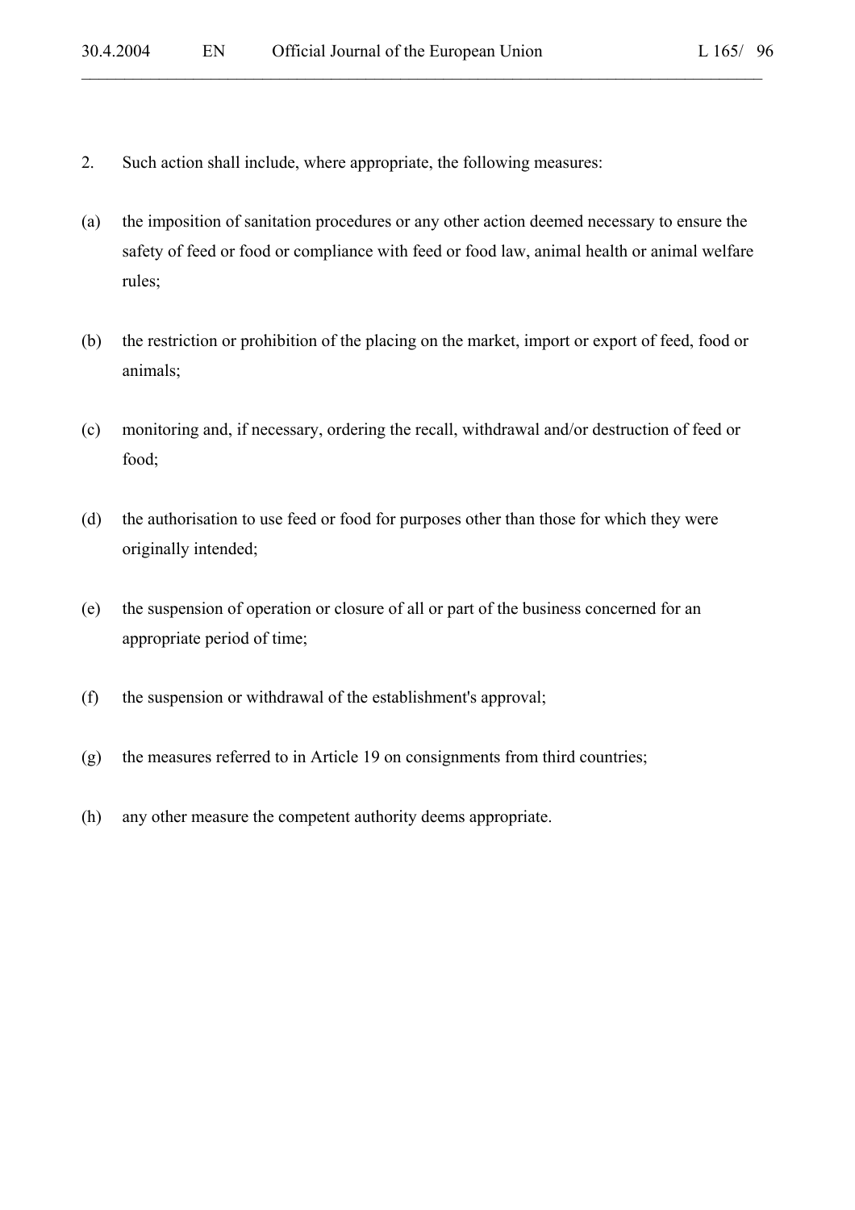2. Such action shall include, where appropriate, the following measures:

(a) the imposition of sanitation procedures or any other action deemed necessary to ensure the safety of feed or food or compliance with feed or food law, animal health or animal welfare rules;

(b) the restriction or prohibition of the placing on the market, import or export of feed, food or animals;

(c) monitoring and, if necessary, ordering the recall, withdrawal and/or destruction of feed or food;

(d) the authorisation to use feed or food for purposes other than those for which they were originally intended;

(e) the suspension of operation or closure of all or part of the business concerned for an appropriate period of time;

(f) the suspension or withdrawal of the establishment's approval;

(g) the measures referred to in Article 19 on consignments from third countries;

(h) any other measure the competent authority deems appropriate.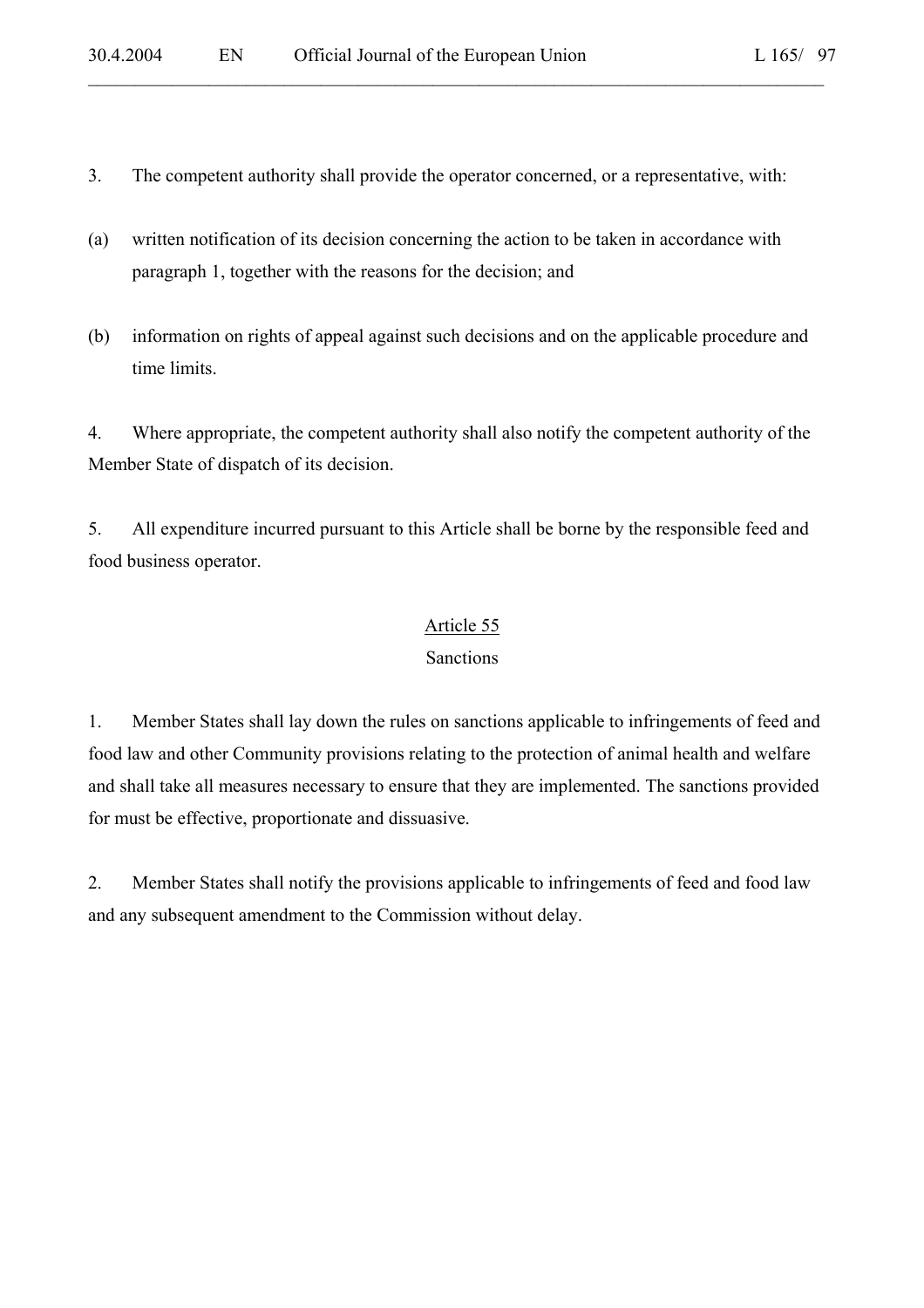3. The competent authority shall provide the operator concerned, or a representative, with:

(a) written notification of its decision concerning the action to be taken in accordance with paragraph 1, together with the reasons for the decision; and

(b) information on rights of appeal against such decisions and on the applicable procedure and time limits.

4. Where appropriate, the competent authority shall also notify the competent authority of the Member State of dispatch of its decision.

5. All expenditure incurred pursuant to this Article shall be borne by the responsible feed and food business operator.

## Article 55

### Sanctions

1. Member States shall lay down the rules on sanctions applicable to infringements of feed and food law and other Community provisions relating to the protection of animal health and welfare and shall take all measures necessary to ensure that they are implemented. The sanctions provided for must be effective, proportionate and dissuasive.

2. Member States shall notify the provisions applicable to infringements of feed and food law and any subsequent amendment to the Commission without delay.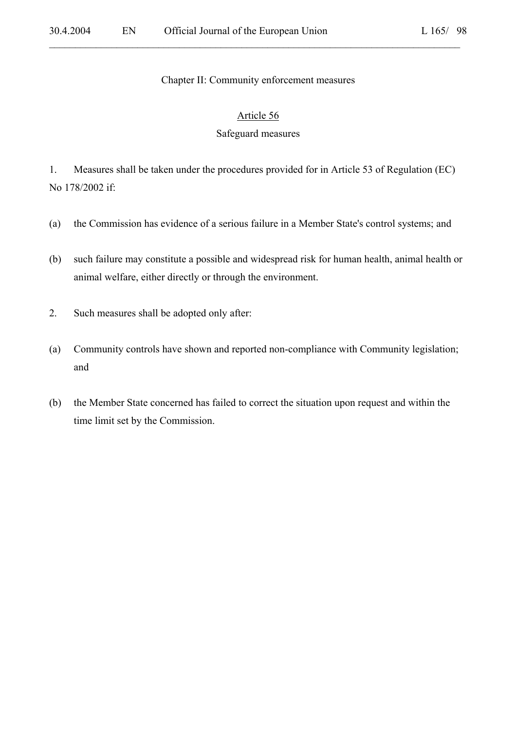## Chapter II: Community enforcement measures

### Article 56

### Safeguard measures

1. Measures shall be taken under the procedures provided for in Article 53 of Regulation (EC) No 178/2002 if:

(a) the Commission has evidence of a serious failure in a Member State's control systems; and

(b) such failure may constitute a possible and widespread risk for human health, animal health or animal welfare, either directly or through the environment.

2. Such measures shall be adopted only after:

(a) Community controls have shown and reported non-compliance with Community legislation; and

(b) the Member State concerned has failed to correct the situation upon request and within the time limit set by the Commission.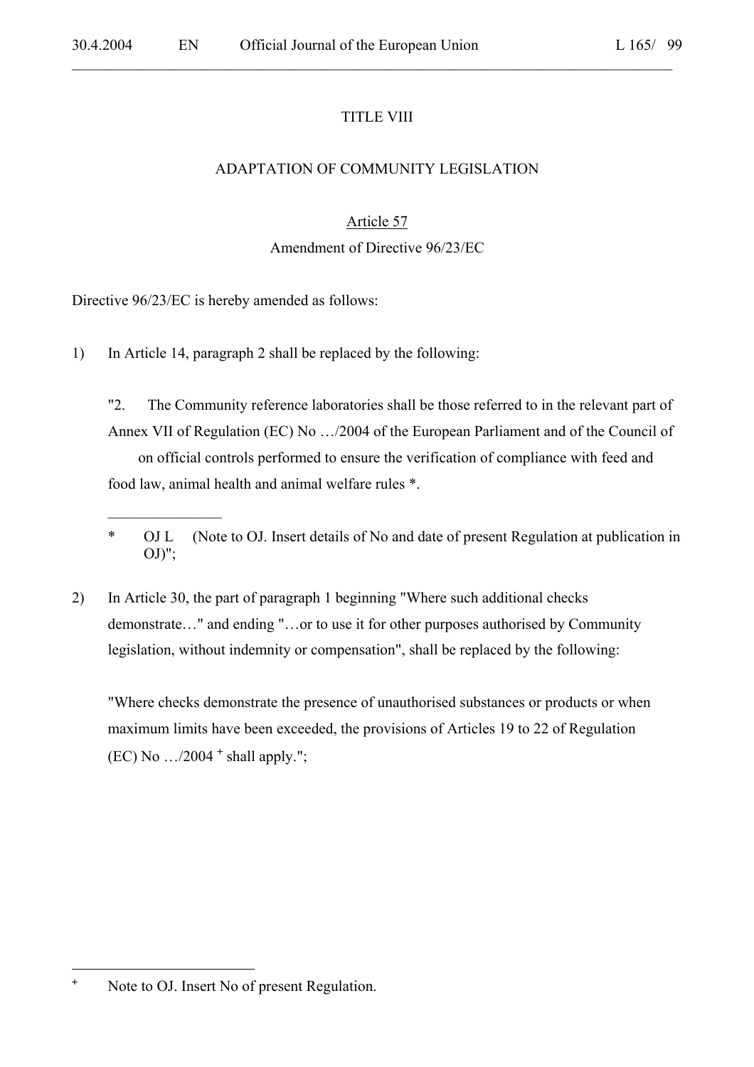# TITLE VIII

## ADAPTATION OF COMMUNITY LEGISLATION

### Article 57

### Amendment of Directive 96/23/EC

Directive 96/23/EC is hereby amended as follows:

1) In Article 14, paragraph 2 shall be replaced by the following:

   "2. The Community reference laboratories shall be those referred to in the relevant part of Annex VII of Regulation (EC) No …/2004 of the European Parliament and of the Council of on official controls performed to ensure the verification of compliance with feed and food law, animal health and animal welfare rules *.

   _______________

   * OJ L (Note to OJ. Insert details of No and date of present Regulation at publication in OJ)";

2) In Article 30, the part of paragraph 1 beginning "Where such additional checks demonstrate…" and ending "…or to use it for other purposes authorised by Community legislation, without indemnity or compensation", shall be replaced by the following:

   "Where checks demonstrate the presence of unauthorised substances or products or when maximum limits have been exceeded, the provisions of Articles 19 to 22 of Regulation (EC) No …/2004 [+] shall apply.";

---

[+] Note to OJ. Insert No of present Regulation.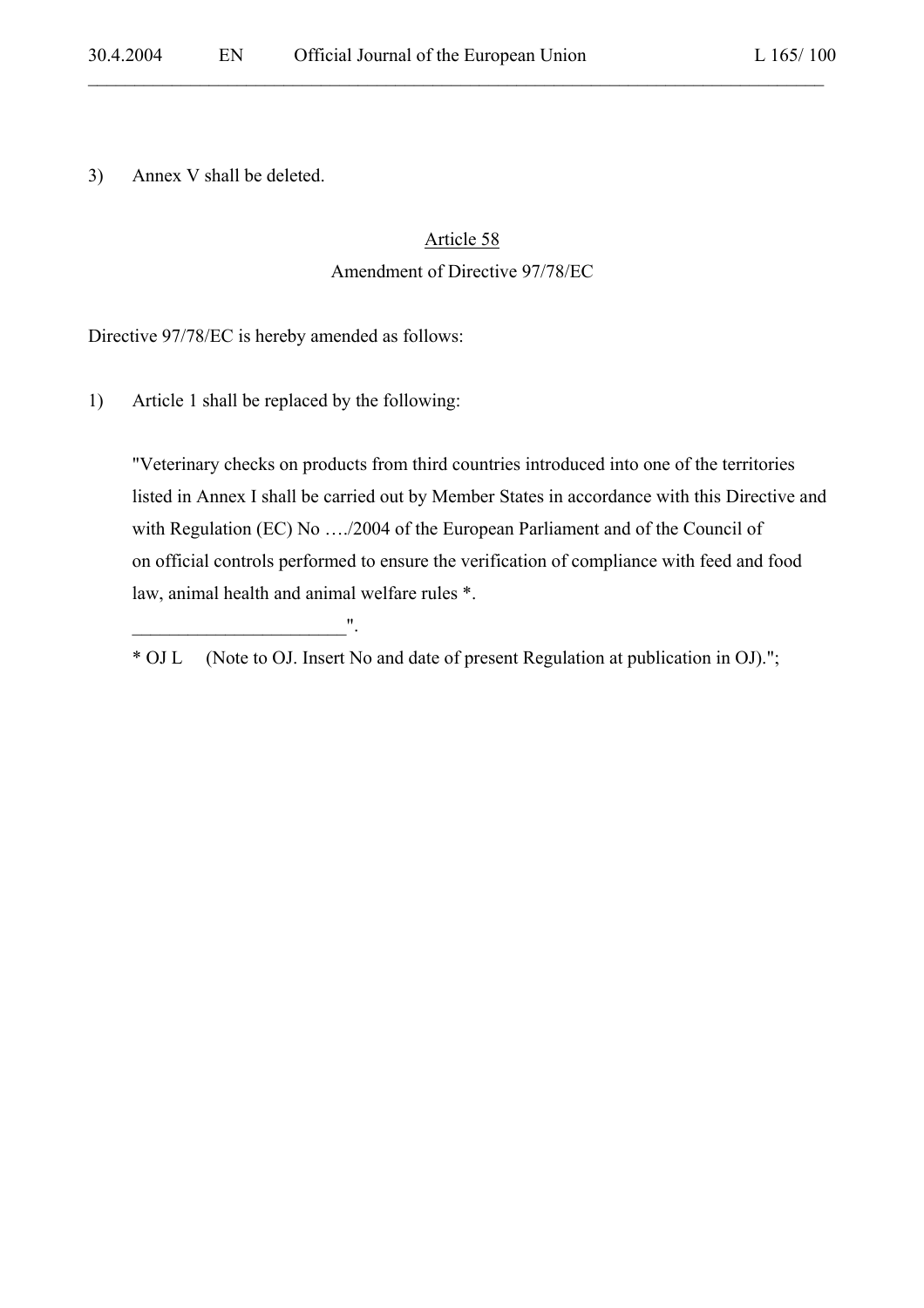3) Annex V shall be deleted.

Article 58

Amendment of Directive 97/78/EC

Directive 97/78/EC is hereby amended as follows:

1) Article 1 shall be replaced by the following:

"Veterinary checks on products from third countries introduced into one of the territories listed in Annex I shall be carried out by Member States in accordance with this Directive and with Regulation (EC) No …./2004 of the European Parliament and of the Council of on official controls performed to ensure the verification of compliance with feed and food law, animal health and animal welfare rules *.

______________________".

* OJ L (Note to OJ. Insert No and date of present Regulation at publication in OJ).";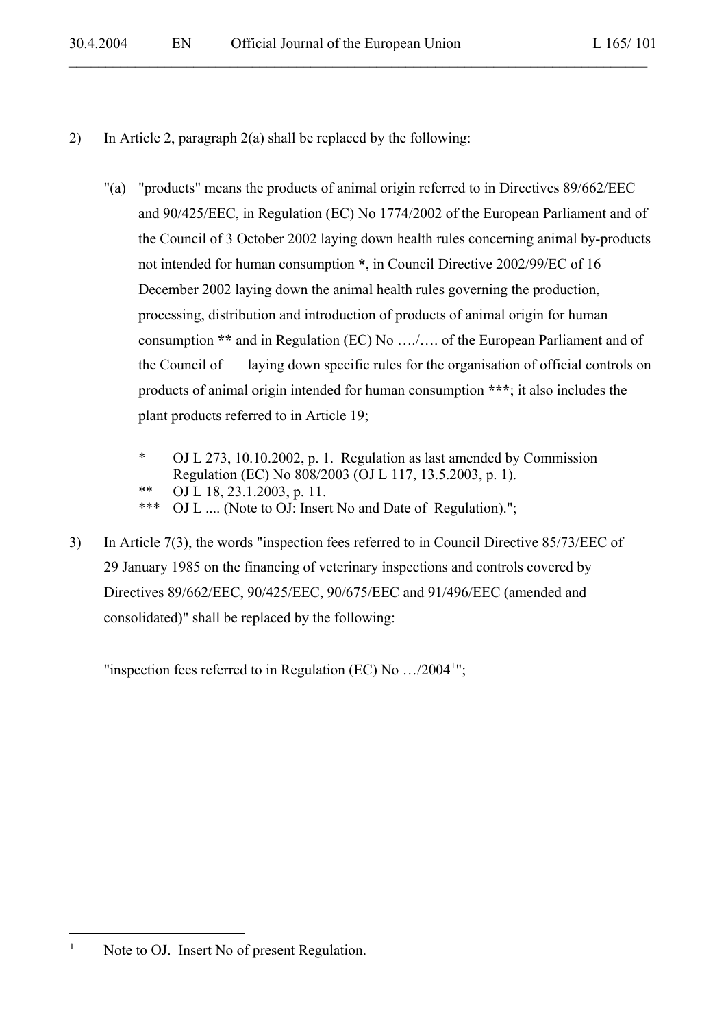2) In Article 2, paragraph 2(a) shall be replaced by the following:

"(a) "products" means the products of animal origin referred to in Directives 89/662/EEC and 90/425/EEC, in Regulation (EC) No 1774/2002 of the European Parliament and of the Council of 3 October 2002 laying down health rules concerning animal by-products not intended for human consumption **\***, in Council Directive 2002/99/EC of 16 December 2002 laying down the animal health rules governing the production, processing, distribution and introduction of products of animal origin for human consumption **\*\*** and in Regulation (EC) No …./…. of the European Parliament and of the Council of laying down specific rules for the organisation of official controls on products of animal origin intended for human consumption **\*\*\***; it also includes the plant products referred to in Article 19;

---

\* OJ L 273, 10.10.2002, p. 1. Regulation as last amended by Commission Regulation (EC) No 808/2003 (OJ L 117, 13.5.2003, p. 1).

\*\* OJ L 18, 23.1.2003, p. 11.

\*\*\* OJ L .... (Note to OJ: Insert No and Date of Regulation).";

3) In Article 7(3), the words "inspection fees referred to in Council Directive 85/73/EEC of 29 January 1985 on the financing of veterinary inspections and controls covered by Directives 89/662/EEC, 90/425/EEC, 90/675/EEC and 91/496/EEC (amended and consolidated)" shall be replaced by the following:

"inspection fees referred to in Regulation (EC) No …/2004[+]";

---

[+] Note to OJ. Insert No of present Regulation.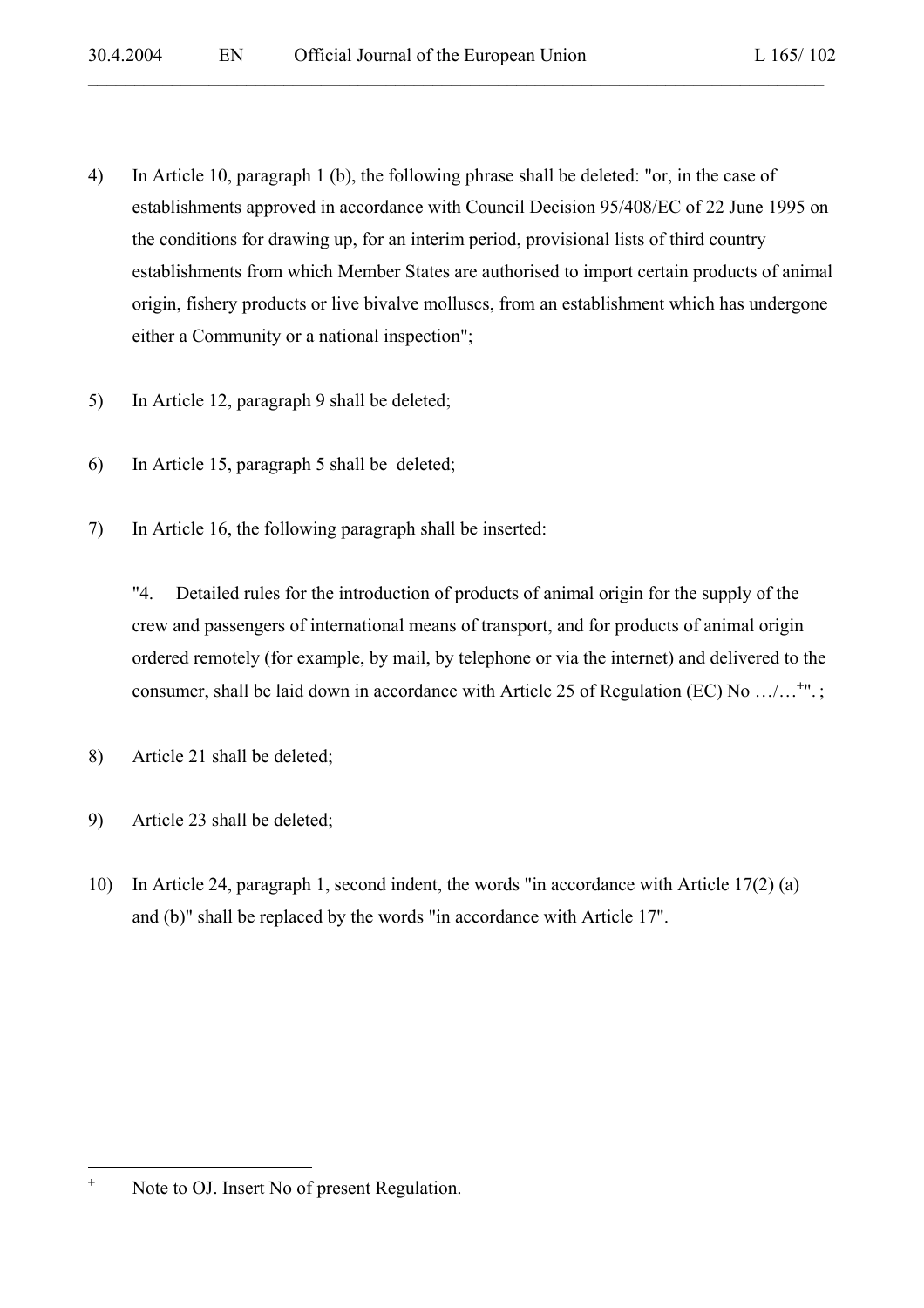4) In Article 10, paragraph 1 (b), the following phrase shall be deleted: "or, in the case of establishments approved in accordance with Council Decision 95/408/EC of 22 June 1995 on the conditions for drawing up, for an interim period, provisional lists of third country establishments from which Member States are authorised to import certain products of animal origin, fishery products or live bivalve molluscs, from an establishment which has undergone either a Community or a national inspection";

5) In Article 12, paragraph 9 shall be deleted;

6) In Article 15, paragraph 5 shall be deleted;

7) In Article 16, the following paragraph shall be inserted:

"4. Detailed rules for the introduction of products of animal origin for the supply of the crew and passengers of international means of transport, and for products of animal origin ordered remotely (for example, by mail, by telephone or via the internet) and delivered to the consumer, shall be laid down in accordance with Article 25 of Regulation (EC) No …/…[+]". ;

8) Article 21 shall be deleted;

9) Article 23 shall be deleted;

10) In Article 24, paragraph 1, second indent, the words "in accordance with Article 17(2) (a) and (b)" shall be replaced by the words "in accordance with Article 17".

---

[+] Note to OJ. Insert No of present Regulation.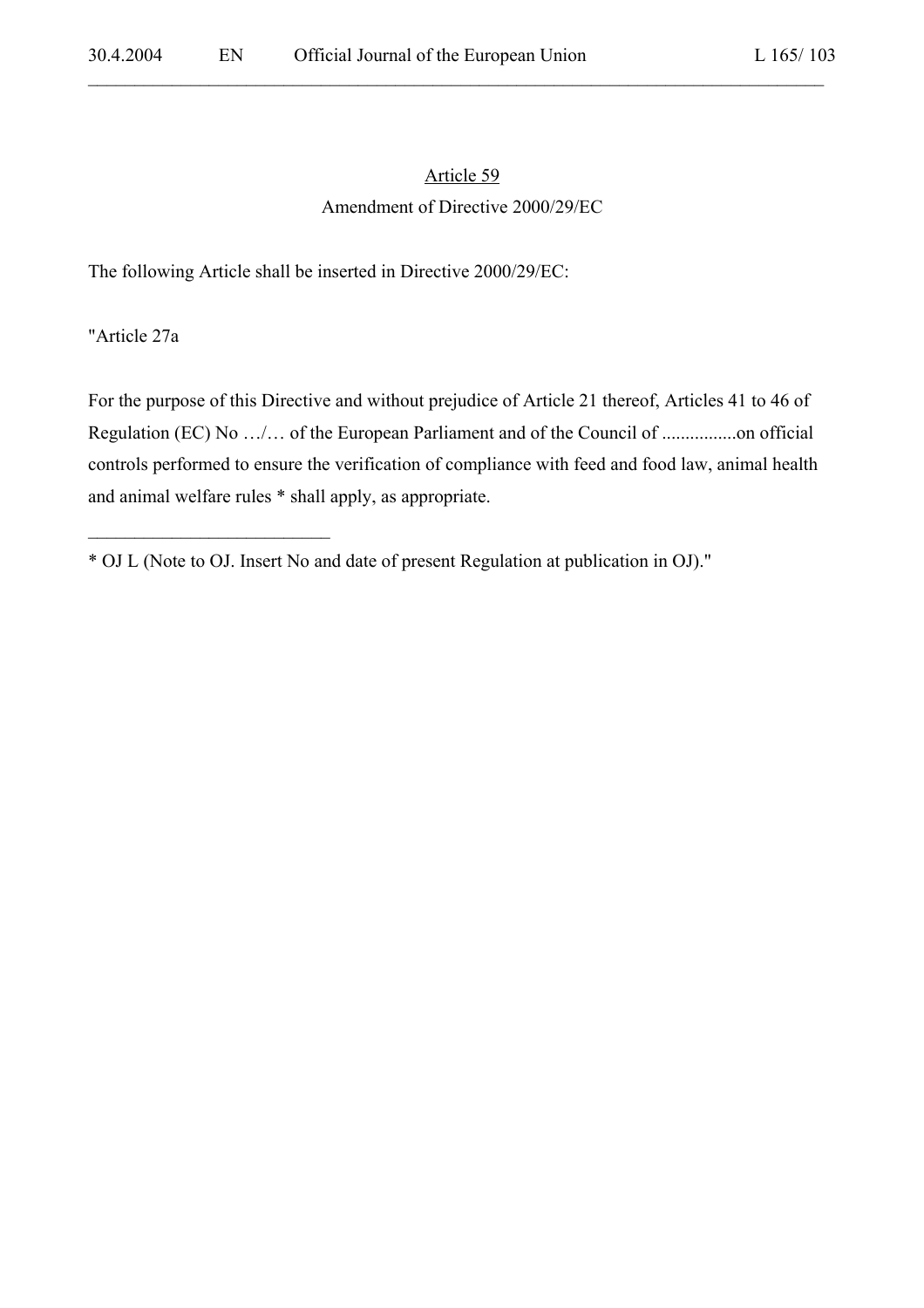Article 59

Amendment of Directive 2000/29/EC

The following Article shall be inserted in Directive 2000/29/EC:

"Article 27a

For the purpose of this Directive and without prejudice of Article 21 thereof, Articles 41 to 46 of Regulation (EC) No …/… of the European Parliament and of the Council of ................on official controls performed to ensure the verification of compliance with feed and food law, animal health and animal welfare rules * shall apply, as appropriate.

---

* OJ L (Note to OJ. Insert No and date of present Regulation at publication in OJ)."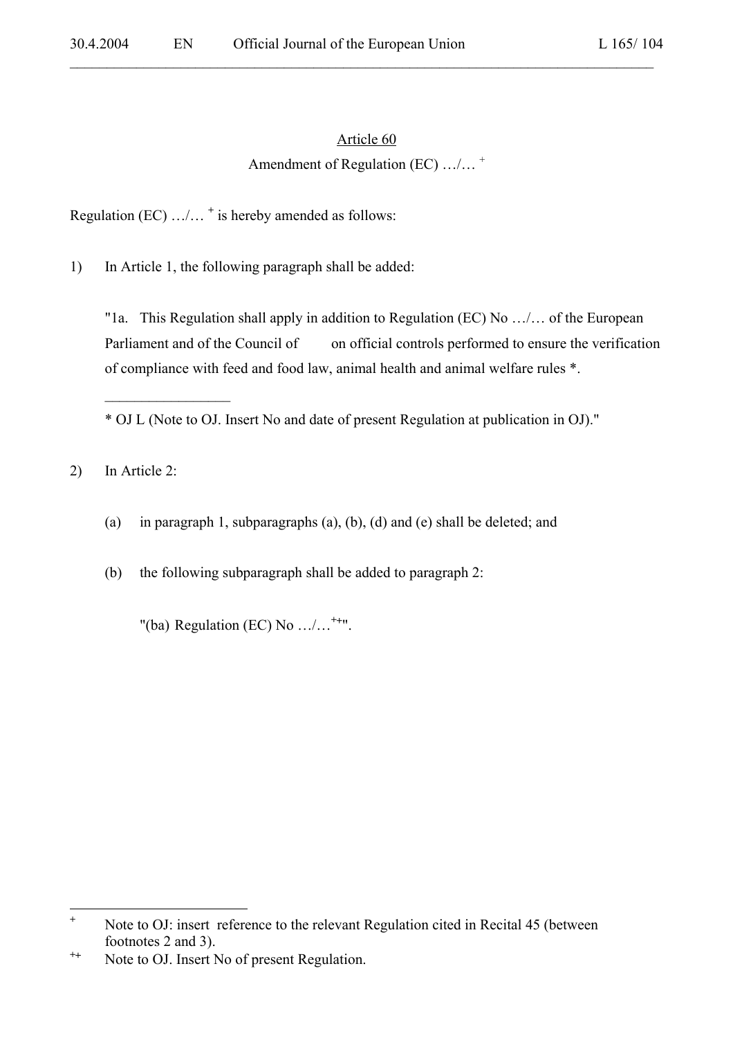Article 60

Amendment of Regulation (EC) …/… [+]

Regulation (EC) …/… [+] is hereby amended as follows:

1) In Article 1, the following paragraph shall be added:

"1a. This Regulation shall apply in addition to Regulation (EC) No …/… of the European Parliament and of the Council of on official controls performed to ensure the verification of compliance with feed and food law, animal health and animal welfare rules *.

________________

* OJ L (Note to OJ. Insert No and date of present Regulation at publication in OJ)."

2) In Article 2:

(a) in paragraph 1, subparagraphs (a), (b), (d) and (e) shall be deleted; and

(b) the following subparagraph shall be added to paragraph 2:

"(ba) Regulation (EC) No …/… [++]".

---

[+] Note to OJ: insert reference to the relevant Regulation cited in Recital 45 (between footnotes 2 and 3).

[++] Note to OJ. Insert No of present Regulation.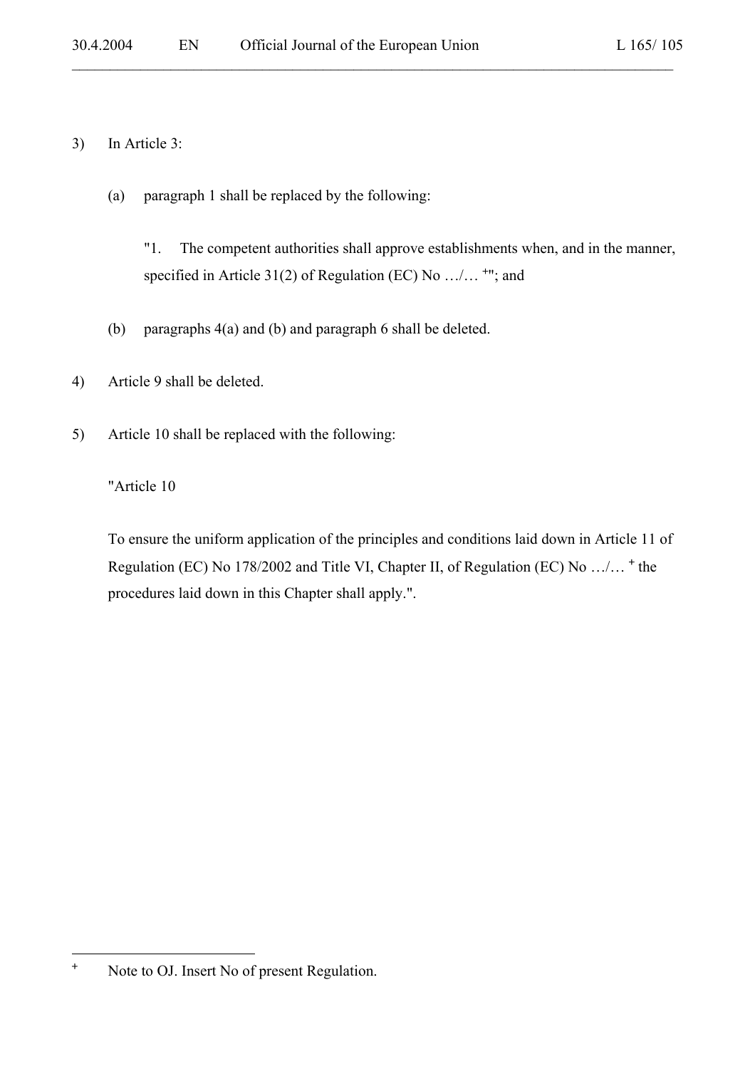3) In Article 3:

(a) paragraph 1 shall be replaced by the following:

"1. The competent authorities shall approve establishments when, and in the manner, specified in Article 31(2) of Regulation (EC) No …/… +"; and

(b) paragraphs 4(a) and (b) and paragraph 6 shall be deleted.

4) Article 9 shall be deleted.

5) Article 10 shall be replaced with the following:

"Article 10

To ensure the uniform application of the principles and conditions laid down in Article 11 of Regulation (EC) No 178/2002 and Title VI, Chapter II, of Regulation (EC) No …/… + the procedures laid down in this Chapter shall apply.".

---

+ Note to OJ. Insert No of present Regulation.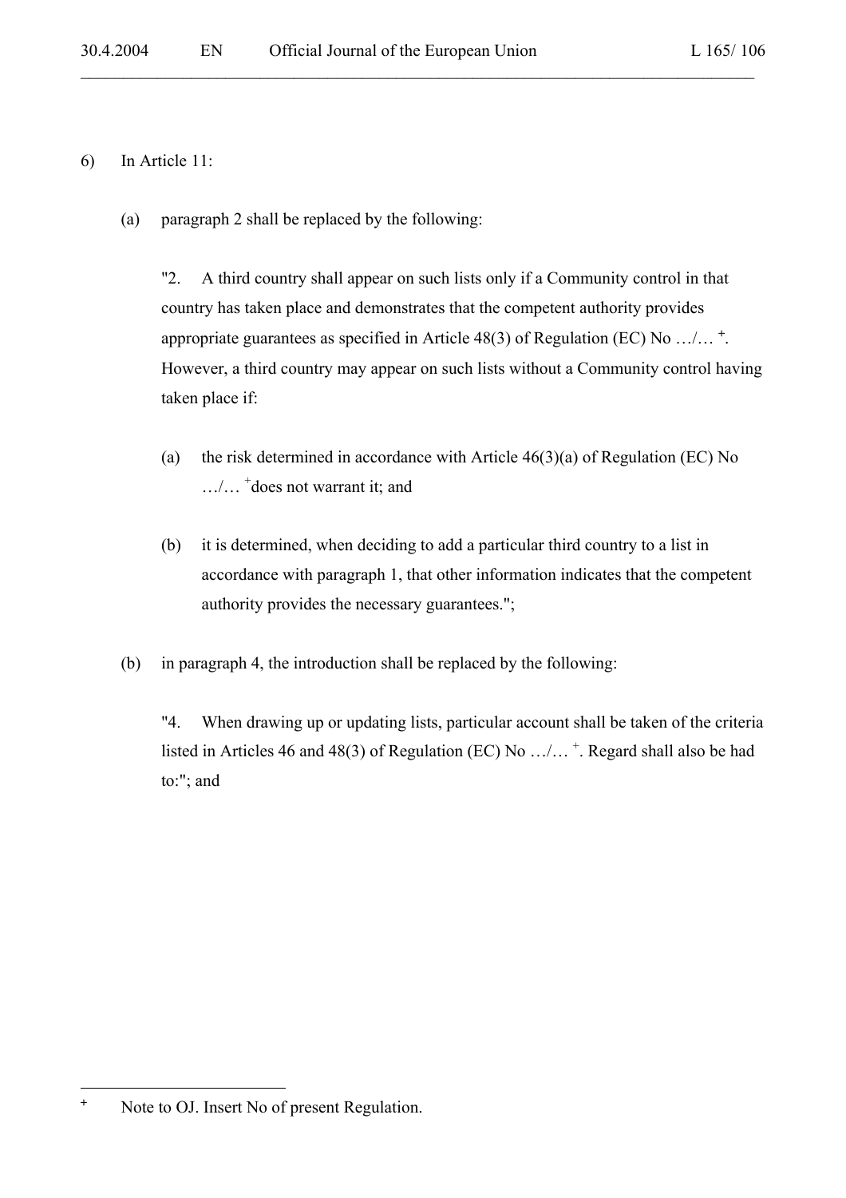6) In Article 11:

(a) paragraph 2 shall be replaced by the following:

"2. A third country shall appear on such lists only if a Community control in that country has taken place and demonstrates that the competent authority provides appropriate guarantees as specified in Article 48(3) of Regulation (EC) No …/… [+]. However, a third country may appear on such lists without a Community control having taken place if:

(a) the risk determined in accordance with Article 46(3)(a) of Regulation (EC) No …/… [+] does not warrant it; and

(b) it is determined, when deciding to add a particular third country to a list in accordance with paragraph 1, that other information indicates that the competent authority provides the necessary guarantees.";

(b) in paragraph 4, the introduction shall be replaced by the following:

"4. When drawing up or updating lists, particular account shall be taken of the criteria listed in Articles 46 and 48(3) of Regulation (EC) No …/… [+]. Regard shall also be had to:"; and

---

[+] Note to OJ. Insert No of present Regulation.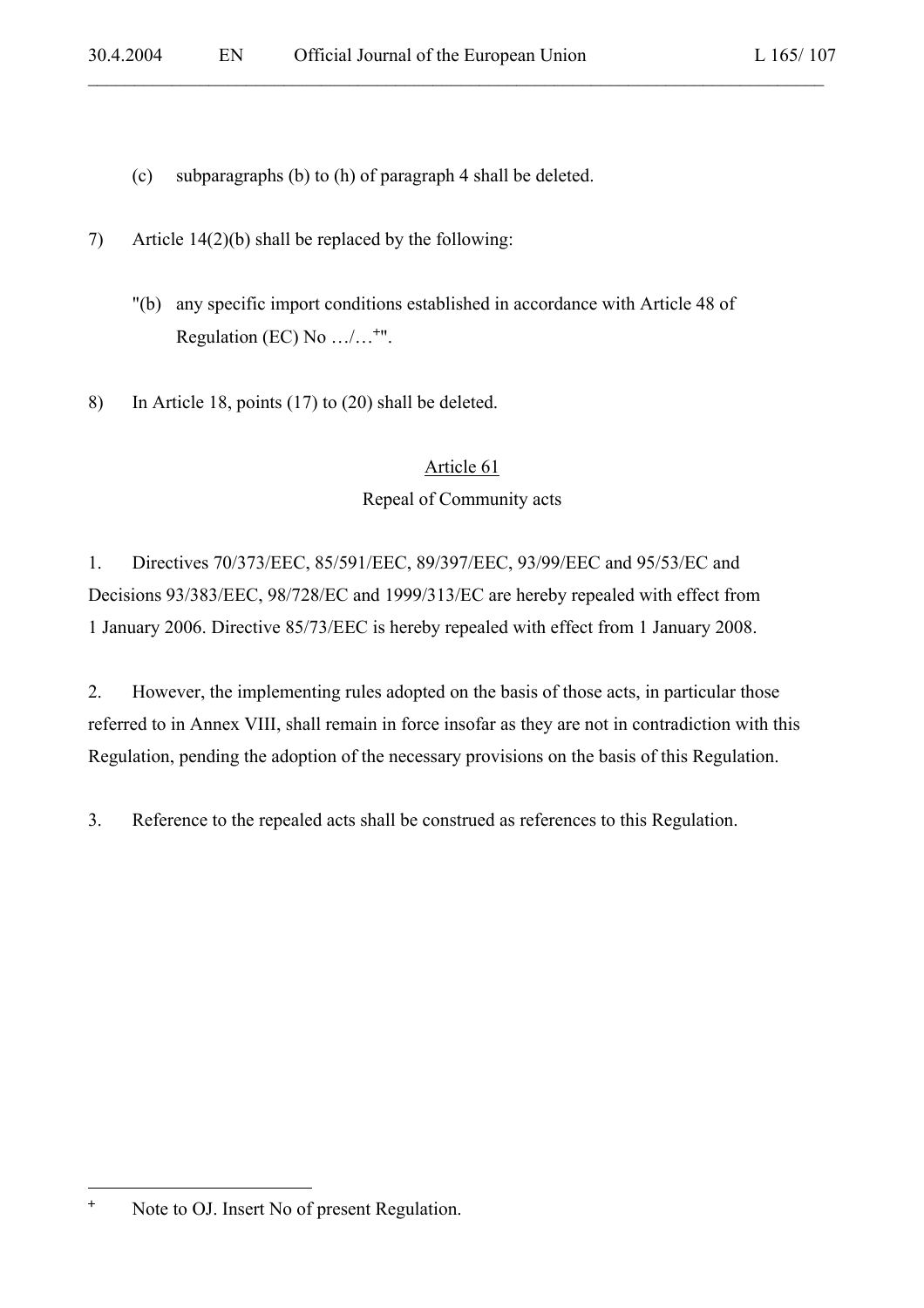(c) subparagraphs (b) to (h) of paragraph 4 shall be deleted.

7) Article 14(2)(b) shall be replaced by the following:

"(b) any specific import conditions established in accordance with Article 48 of Regulation (EC) No …/…[+]".

8) In Article 18, points (17) to (20) shall be deleted.

## Article 61

### Repeal of Community acts

1. Directives 70/373/EEC, 85/591/EEC, 89/397/EEC, 93/99/EEC and 95/53/EC and Decisions 93/383/EEC, 98/728/EC and 1999/313/EC are hereby repealed with effect from 1 January 2006. Directive 85/73/EEC is hereby repealed with effect from 1 January 2008.

2. However, the implementing rules adopted on the basis of those acts, in particular those referred to in Annex VIII, shall remain in force insofar as they are not in contradiction with this Regulation, pending the adoption of the necessary provisions on the basis of this Regulation.

3. Reference to the repealed acts shall be construed as references to this Regulation.

---

[+] Note to OJ. Insert No of present Regulation.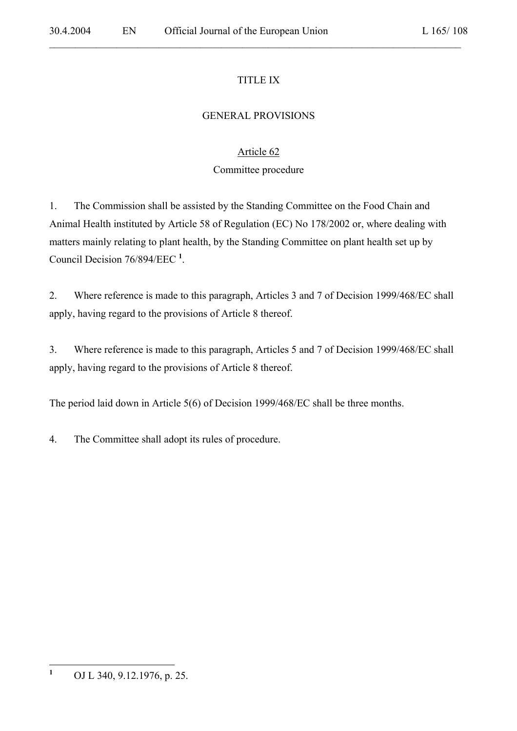# TITLE IX

# GENERAL PROVISIONS

## Article 62

### Committee procedure

1. The Commission shall be assisted by the Standing Committee on the Food Chain and Animal Health instituted by Article 58 of Regulation (EC) No 178/2002 or, where dealing with matters mainly relating to plant health, by the Standing Committee on plant health set up by Council Decision 76/894/EEC [1].

2. Where reference is made to this paragraph, Articles 3 and 7 of Decision 1999/468/EC shall apply, having regard to the provisions of Article 8 thereof.

3. Where reference is made to this paragraph, Articles 5 and 7 of Decision 1999/468/EC shall apply, having regard to the provisions of Article 8 thereof.

The period laid down in Article 5(6) of Decision 1999/468/EC shall be three months.

4. The Committee shall adopt its rules of procedure.

---

[1] OJ L 340, 9.12.1976, p. 25.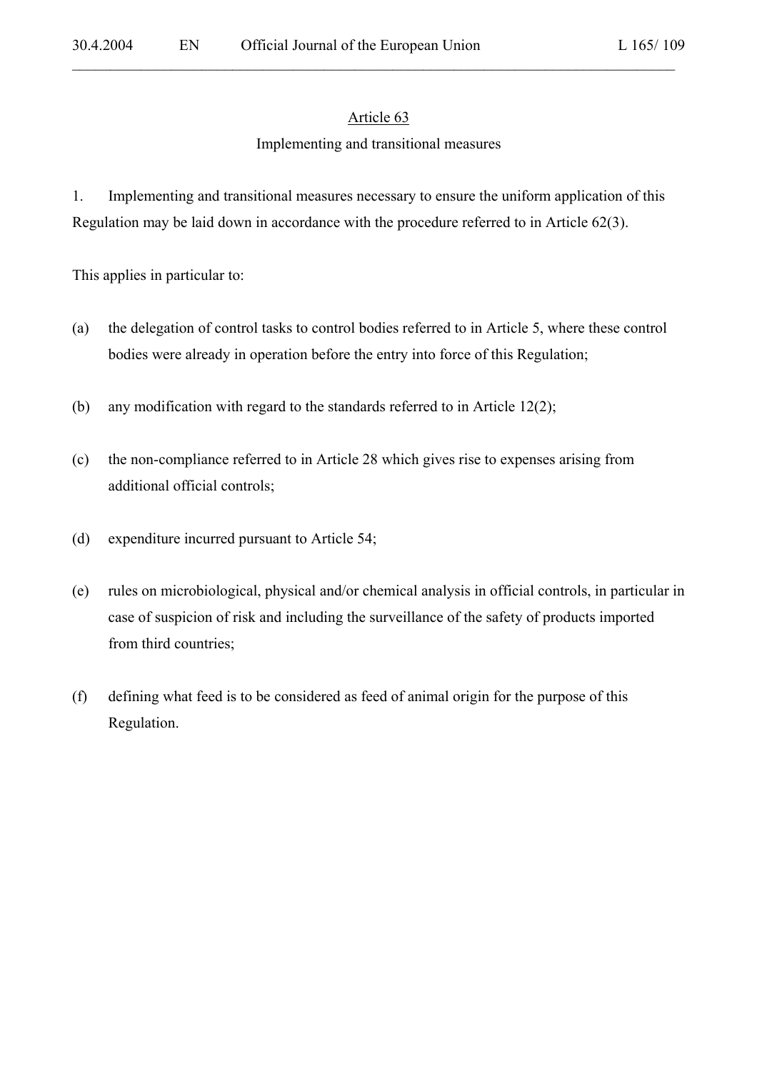## Article 63

### Implementing and transitional measures

1. Implementing and transitional measures necessary to ensure the uniform application of this Regulation may be laid down in accordance with the procedure referred to in Article 62(3).

This applies in particular to:

(a) the delegation of control tasks to control bodies referred to in Article 5, where these control bodies were already in operation before the entry into force of this Regulation;

(b) any modification with regard to the standards referred to in Article 12(2);

(c) the non-compliance referred to in Article 28 which gives rise to expenses arising from additional official controls;

(d) expenditure incurred pursuant to Article 54;

(e) rules on microbiological, physical and/or chemical analysis in official controls, in particular in case of suspicion of risk and including the surveillance of the safety of products imported from third countries;

(f) defining what feed is to be considered as feed of animal origin for the purpose of this Regulation.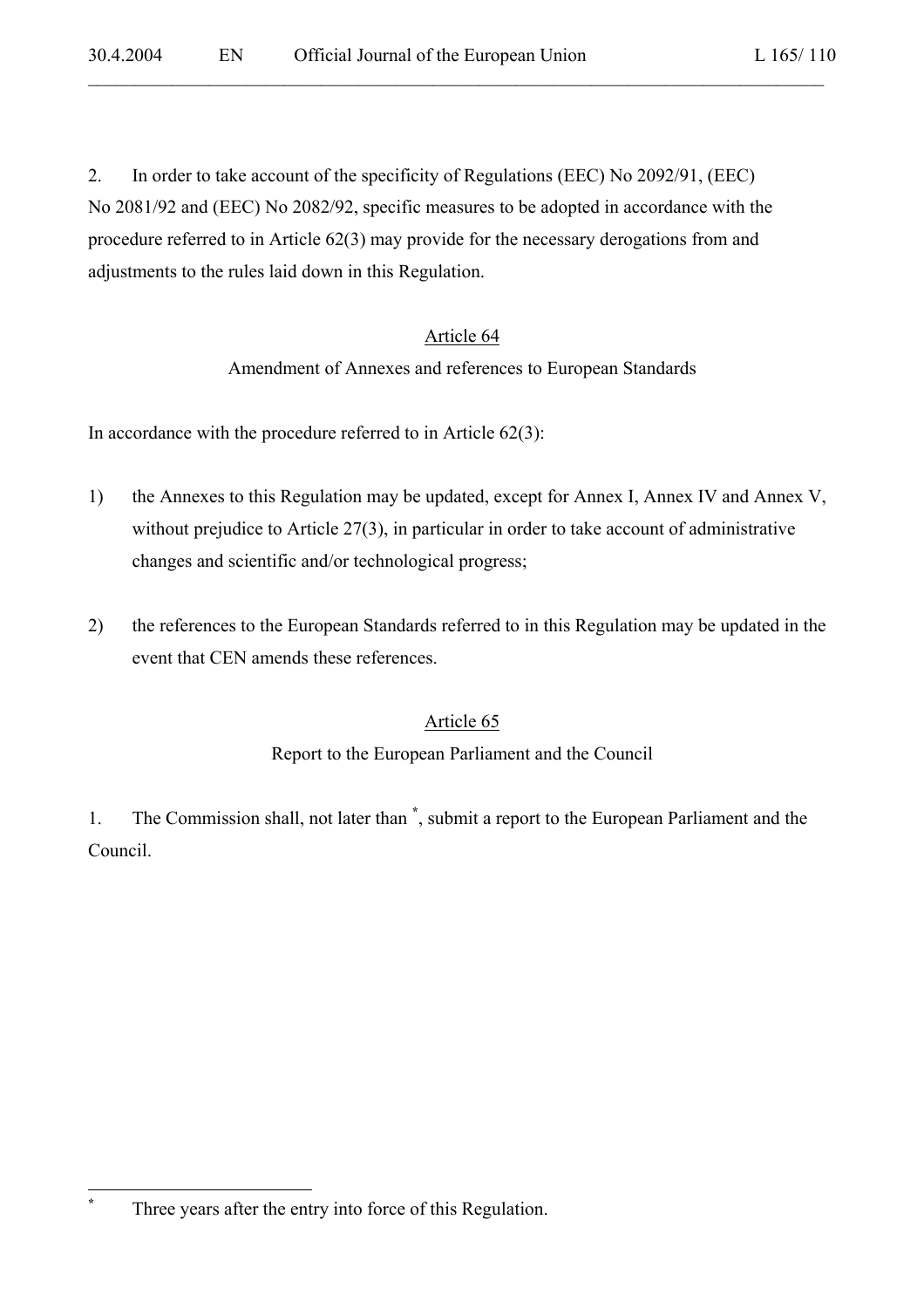2. In order to take account of the specificity of Regulations (EEC) No 2092/91, (EEC) No 2081/92 and (EEC) No 2082/92, specific measures to be adopted in accordance with the procedure referred to in Article 62(3) may provide for the necessary derogations from and adjustments to the rules laid down in this Regulation.

## Article 64

### Amendment of Annexes and references to European Standards

In accordance with the procedure referred to in Article 62(3):

1) the Annexes to this Regulation may be updated, except for Annex I, Annex IV and Annex V, without prejudice to Article 27(3), in particular in order to take account of administrative changes and scientific and/or technological progress;

2) the references to the European Standards referred to in this Regulation may be updated in the event that CEN amends these references.

## Article 65

### Report to the European Parliament and the Council

1. The Commission shall, not later than [*], submit a report to the European Parliament and the Council.

---

[*] Three years after the entry into force of this Regulation.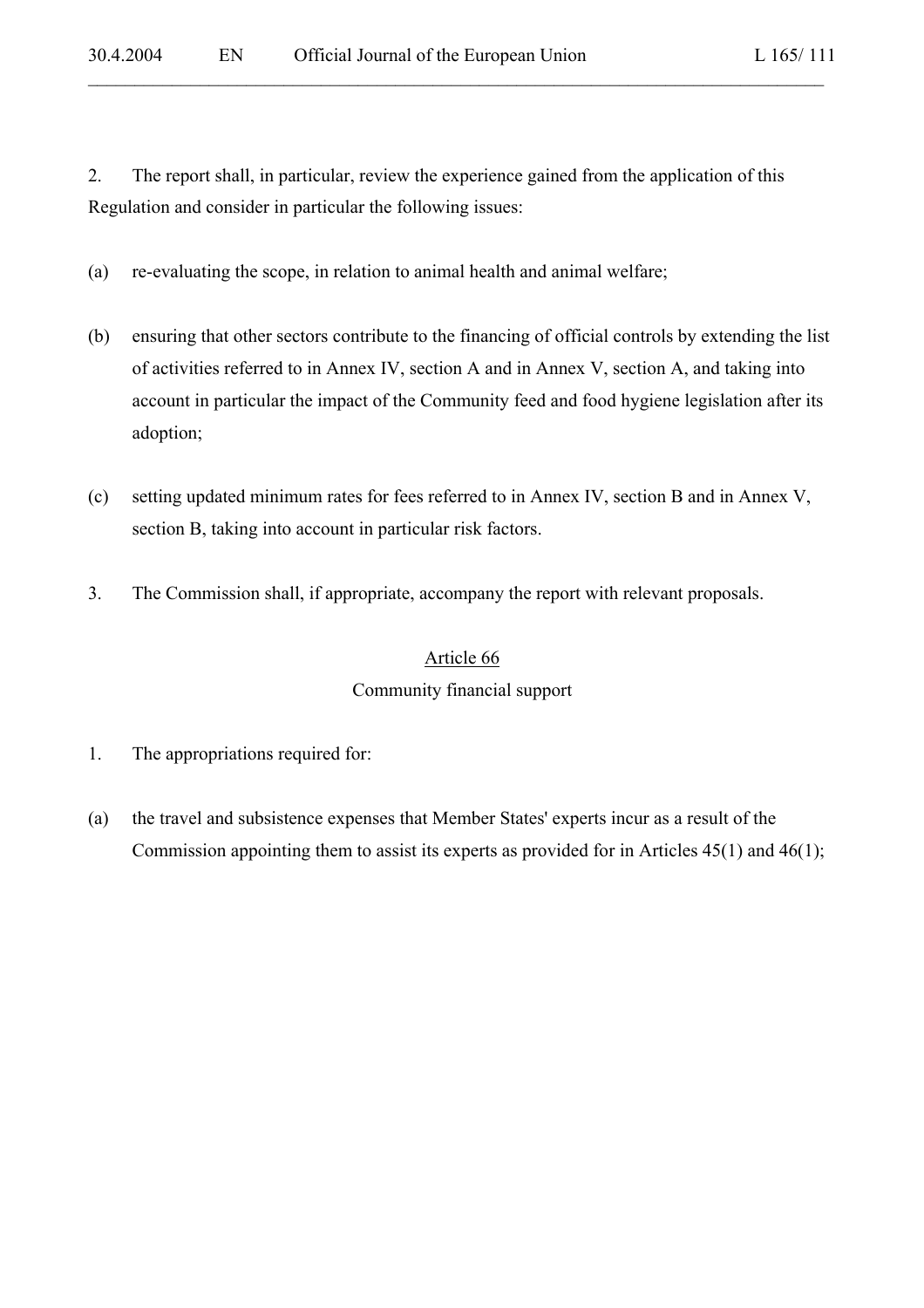2. The report shall, in particular, review the experience gained from the application of this Regulation and consider in particular the following issues:

(a) re-evaluating the scope, in relation to animal health and animal welfare;

(b) ensuring that other sectors contribute to the financing of official controls by extending the list of activities referred to in Annex IV, section A and in Annex V, section A, and taking into account in particular the impact of the Community feed and food hygiene legislation after its adoption;

(c) setting updated minimum rates for fees referred to in Annex IV, section B and in Annex V, section B, taking into account in particular risk factors.

3. The Commission shall, if appropriate, accompany the report with relevant proposals.

## Article 66

### Community financial support

1. The appropriations required for:

(a) the travel and subsistence expenses that Member States' experts incur as a result of the Commission appointing them to assist its experts as provided for in Articles 45(1) and 46(1);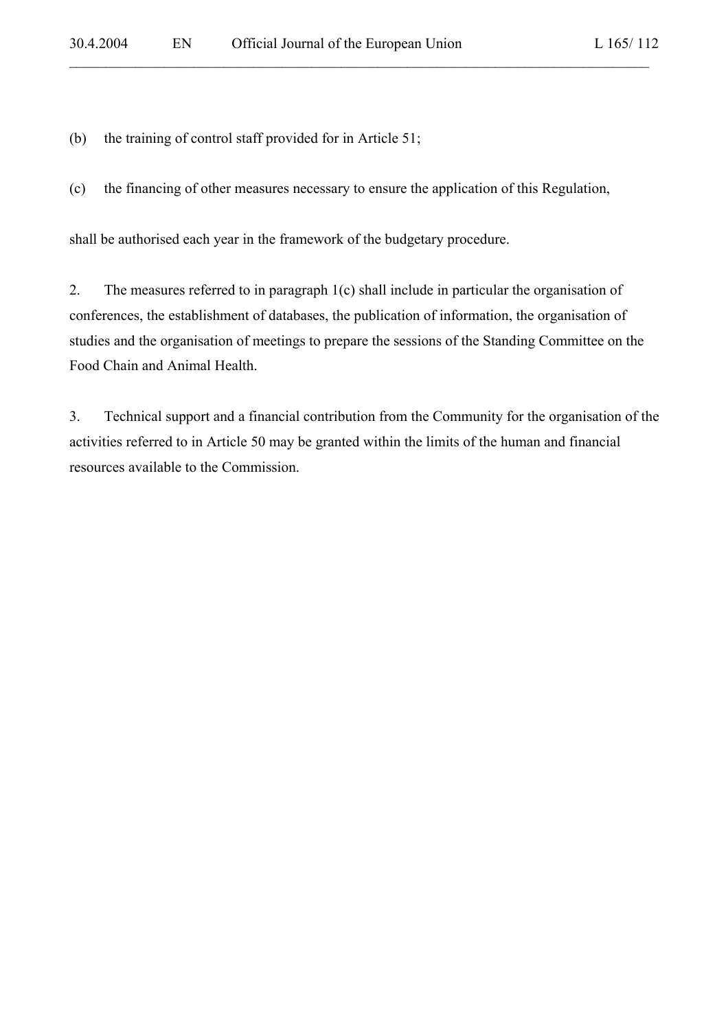(b) the training of control staff provided for in Article 51;

(c) the financing of other measures necessary to ensure the application of this Regulation,

shall be authorised each year in the framework of the budgetary procedure.

2. The measures referred to in paragraph 1(c) shall include in particular the organisation of conferences, the establishment of databases, the publication of information, the organisation of studies and the organisation of meetings to prepare the sessions of the Standing Committee on the Food Chain and Animal Health.

3. Technical support and a financial contribution from the Community for the organisation of the activities referred to in Article 50 may be granted within the limits of the human and financial resources available to the Commission.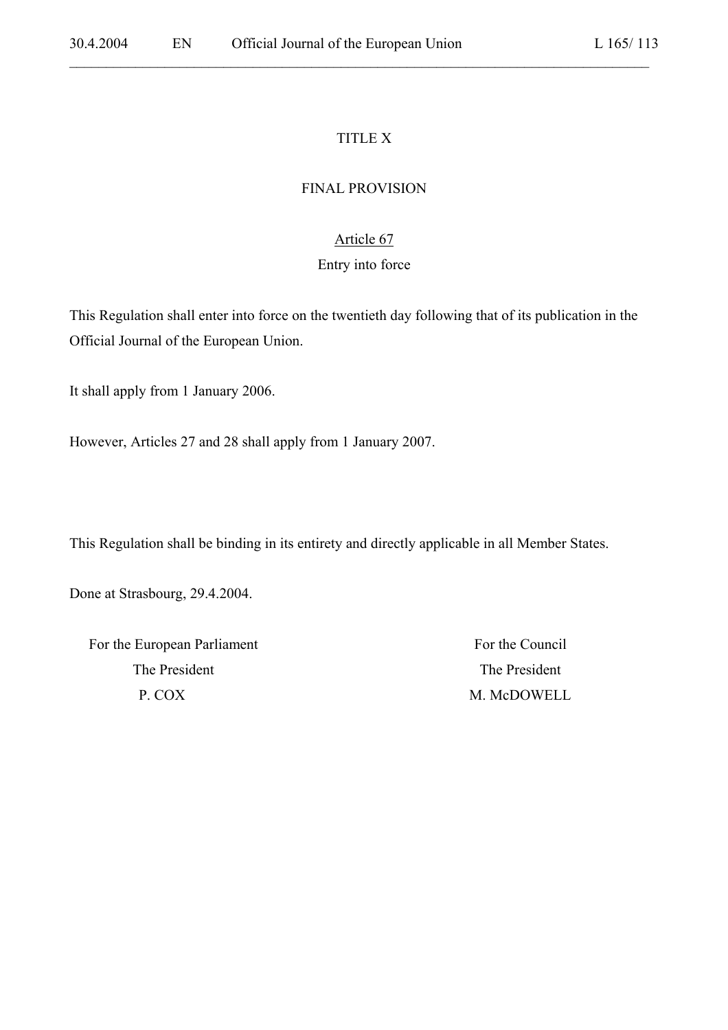## TITLE X

## FINAL PROVISION

### Article 67

### Entry into force

This Regulation shall enter into force on the twentieth day following that of its publication in the Official Journal of the European Union.

It shall apply from 1 January 2006.

However, Articles 27 and 28 shall apply from 1 January 2007.

This Regulation shall be binding in its entirety and directly applicable in all Member States.

Done at Strasbourg, 29.4.2004.

| For the European Parliament | For the Council |
| --- | --- |
| The President | The President |
| P. COX | M. McDOWELL |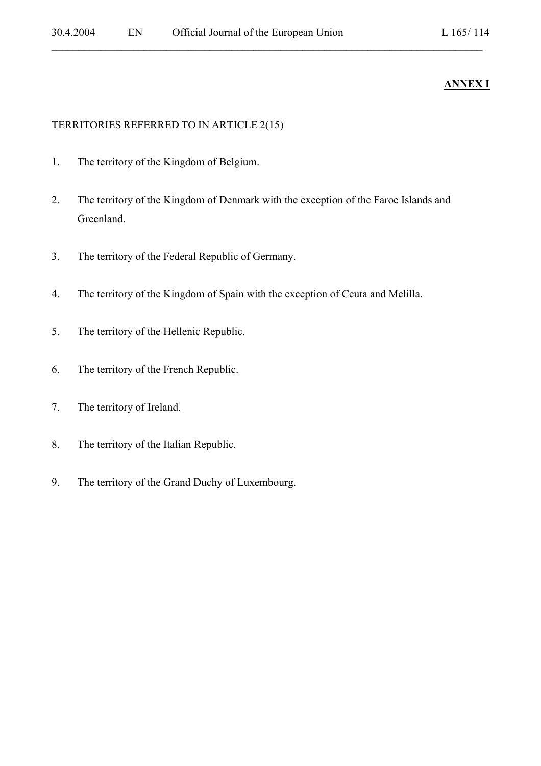**ANNEX I**

TERRITORIES REFERRED TO IN ARTICLE 2(15)

1. The territory of the Kingdom of Belgium.

2. The territory of the Kingdom of Denmark with the exception of the Faroe Islands and Greenland.

3. The territory of the Federal Republic of Germany.

4. The territory of the Kingdom of Spain with the exception of Ceuta and Melilla.

5. The territory of the Hellenic Republic.

6. The territory of the French Republic.

7. The territory of Ireland.

8. The territory of the Italian Republic.

9. The territory of the Grand Duchy of Luxembourg.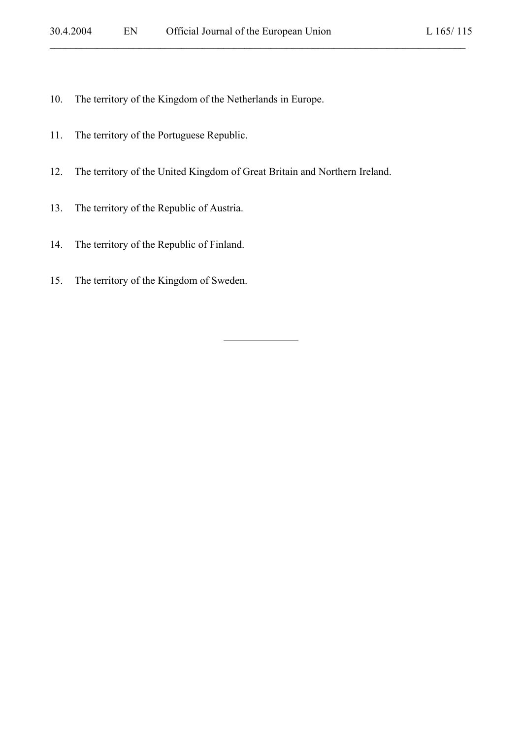10. The territory of the Kingdom of the Netherlands in Europe.

11. The territory of the Portuguese Republic.

12. The territory of the United Kingdom of Great Britain and Northern Ireland.

13. The territory of the Republic of Austria.

14. The territory of the Republic of Finland.

15. The territory of the Kingdom of Sweden.

---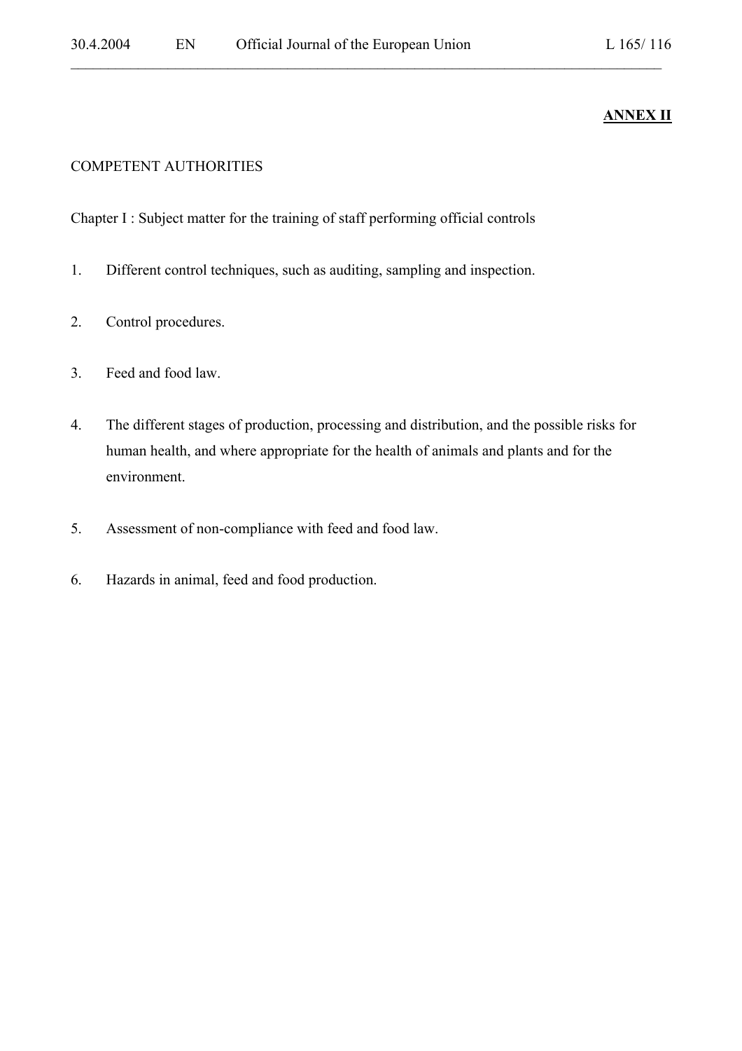**ANNEX II**

COMPETENT AUTHORITIES

Chapter I : Subject matter for the training of staff performing official controls

1. Different control techniques, such as auditing, sampling and inspection.

2. Control procedures.

3. Feed and food law.

4. The different stages of production, processing and distribution, and the possible risks for human health, and where appropriate for the health of animals and plants and for the environment.

5. Assessment of non-compliance with feed and food law.

6. Hazards in animal, feed and food production.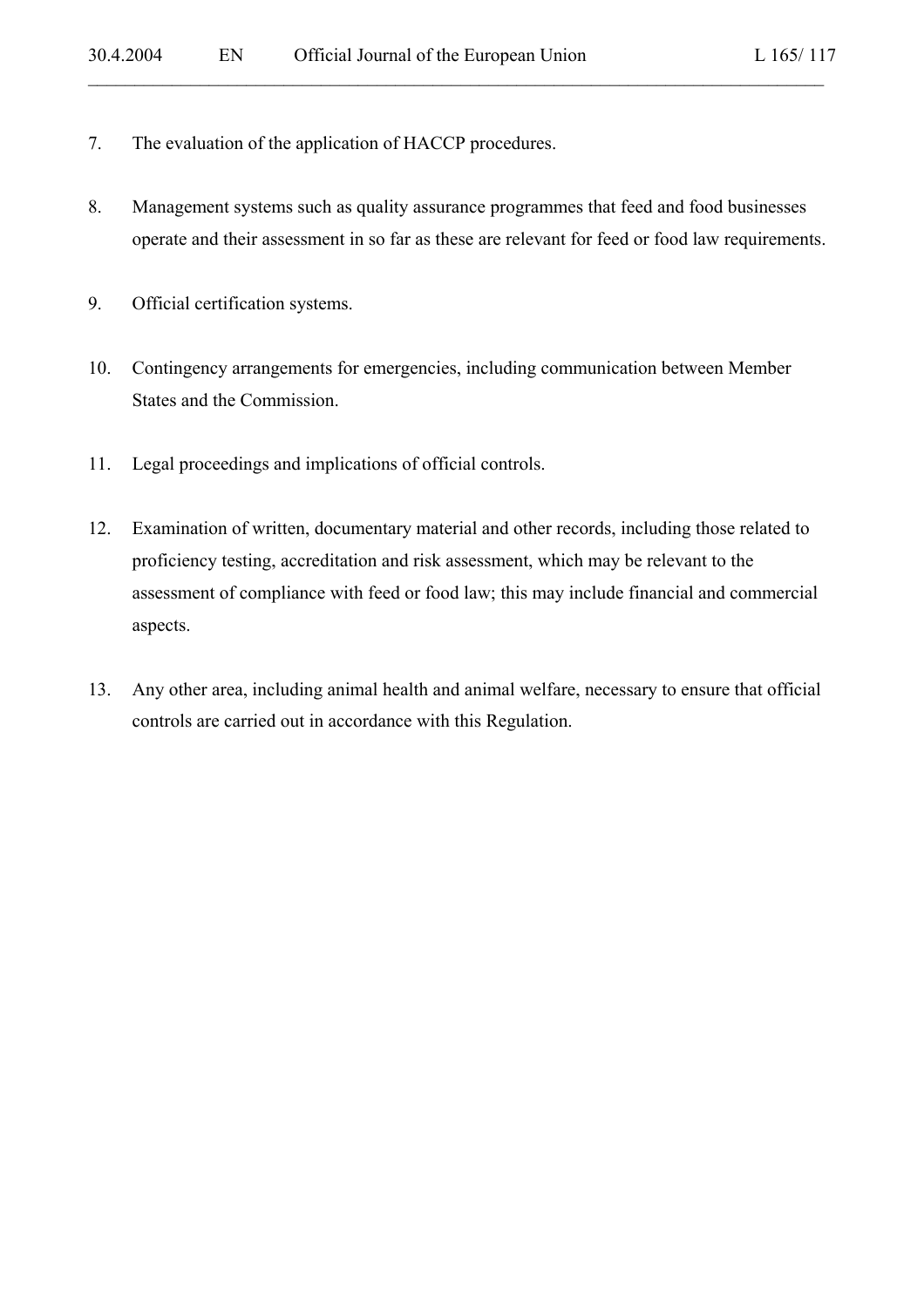7. The evaluation of the application of HACCP procedures.

8. Management systems such as quality assurance programmes that feed and food businesses operate and their assessment in so far as these are relevant for feed or food law requirements.

9. Official certification systems.

10. Contingency arrangements for emergencies, including communication between Member States and the Commission.

11. Legal proceedings and implications of official controls.

12. Examination of written, documentary material and other records, including those related to proficiency testing, accreditation and risk assessment, which may be relevant to the assessment of compliance with feed or food law; this may include financial and commercial aspects.

13. Any other area, including animal health and animal welfare, necessary to ensure that official controls are carried out in accordance with this Regulation.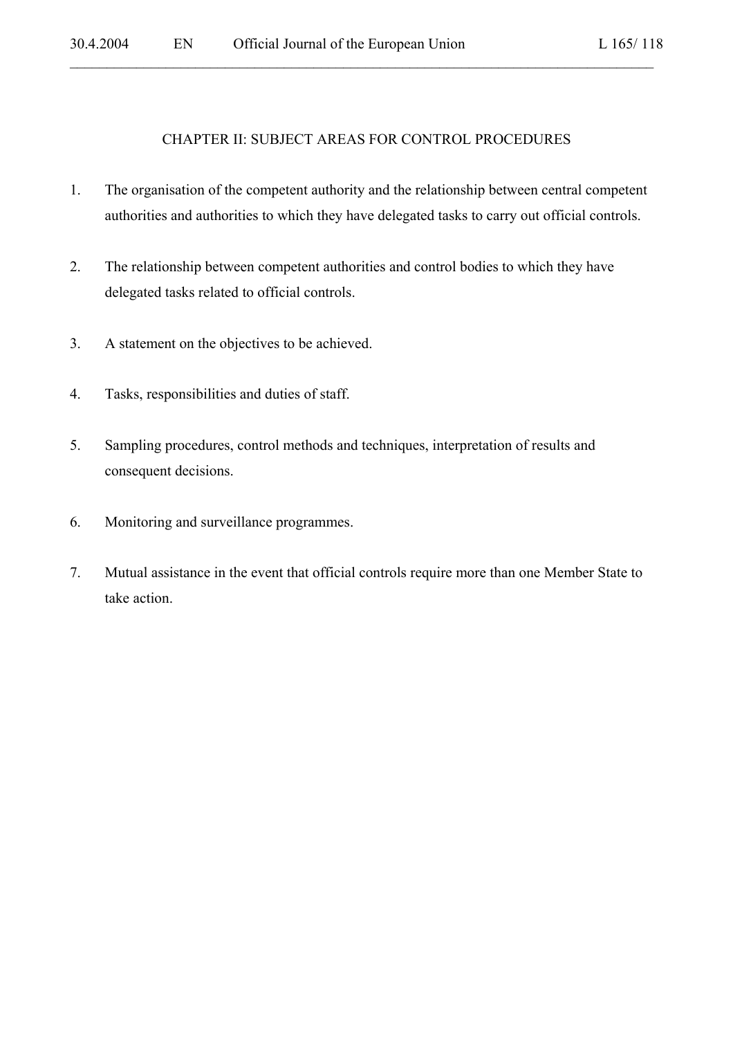## CHAPTER II: SUBJECT AREAS FOR CONTROL PROCEDURES

1. The organisation of the competent authority and the relationship between central competent authorities and authorities to which they have delegated tasks to carry out official controls.

2. The relationship between competent authorities and control bodies to which they have delegated tasks related to official controls.

3. A statement on the objectives to be achieved.

4. Tasks, responsibilities and duties of staff.

5. Sampling procedures, control methods and techniques, interpretation of results and consequent decisions.

6. Monitoring and surveillance programmes.

7. Mutual assistance in the event that official controls require more than one Member State to take action.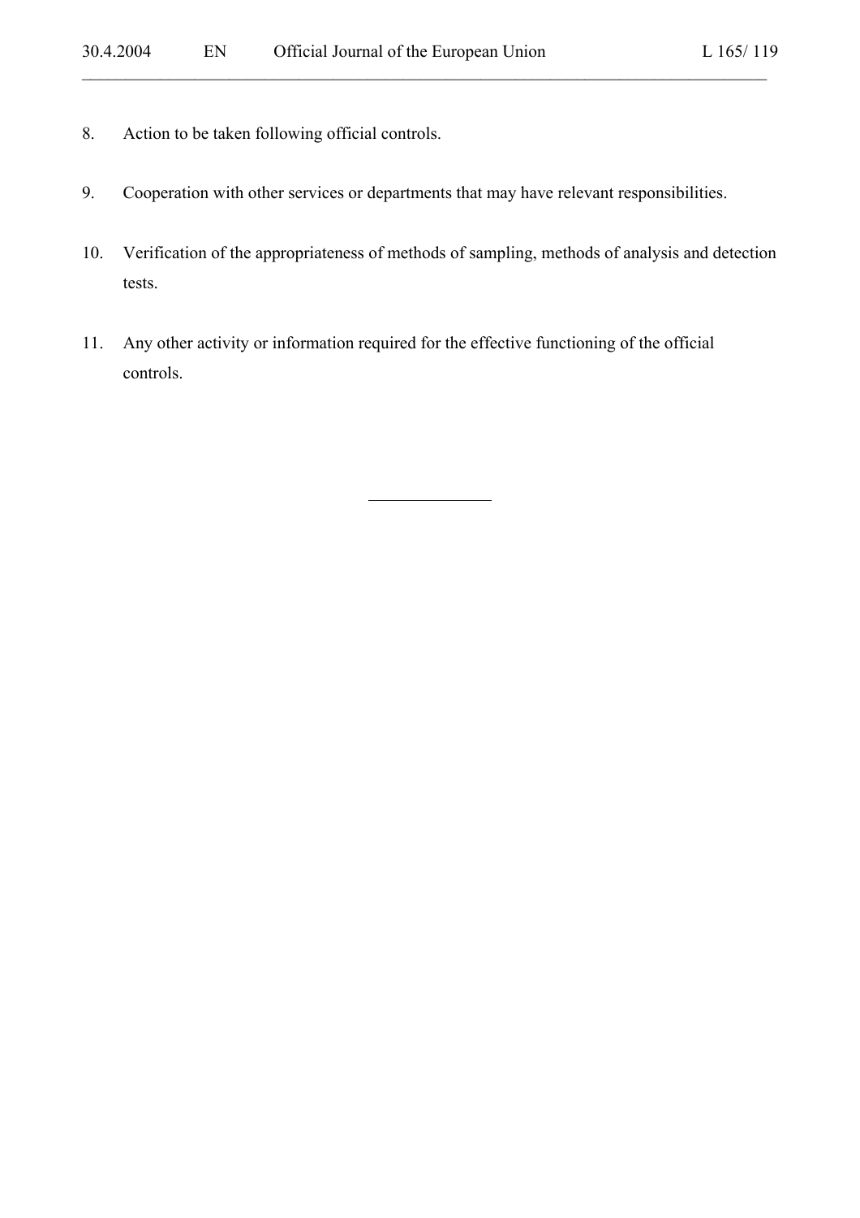8. Action to be taken following official controls.

9. Cooperation with other services or departments that may have relevant responsibilities.

10. Verification of the appropriateness of methods of sampling, methods of analysis and detection tests.

11. Any other activity or information required for the effective functioning of the official controls.

---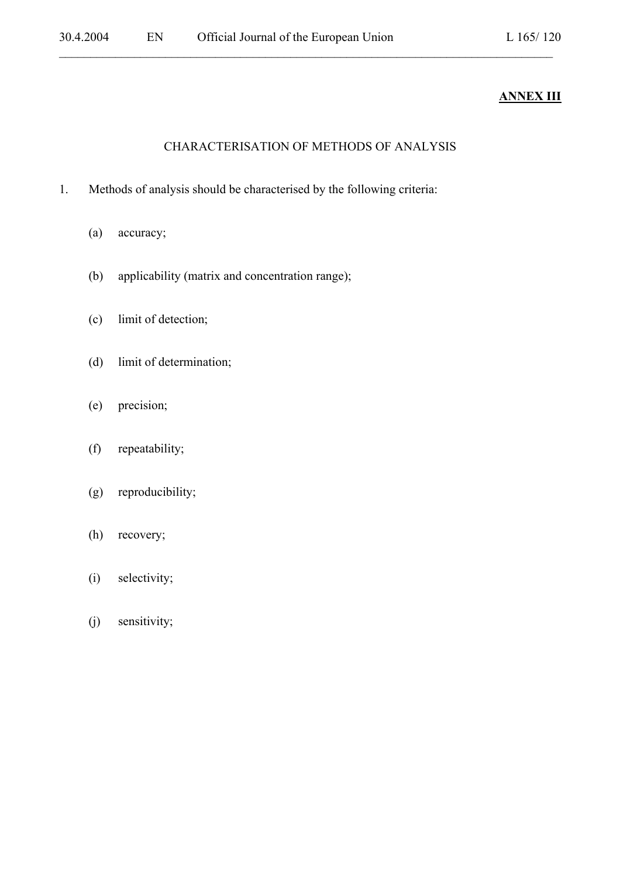**ANNEX III**

CHARACTERISATION OF METHODS OF ANALYSIS

1. Methods of analysis should be characterised by the following criteria:

   (a) accuracy;

   (b) applicability (matrix and concentration range);

   (c) limit of detection;

   (d) limit of determination;

   (e) precision;

   (f) repeatability;

   (g) reproducibility;

   (h) recovery;

   (i) selectivity;

   (j) sensitivity;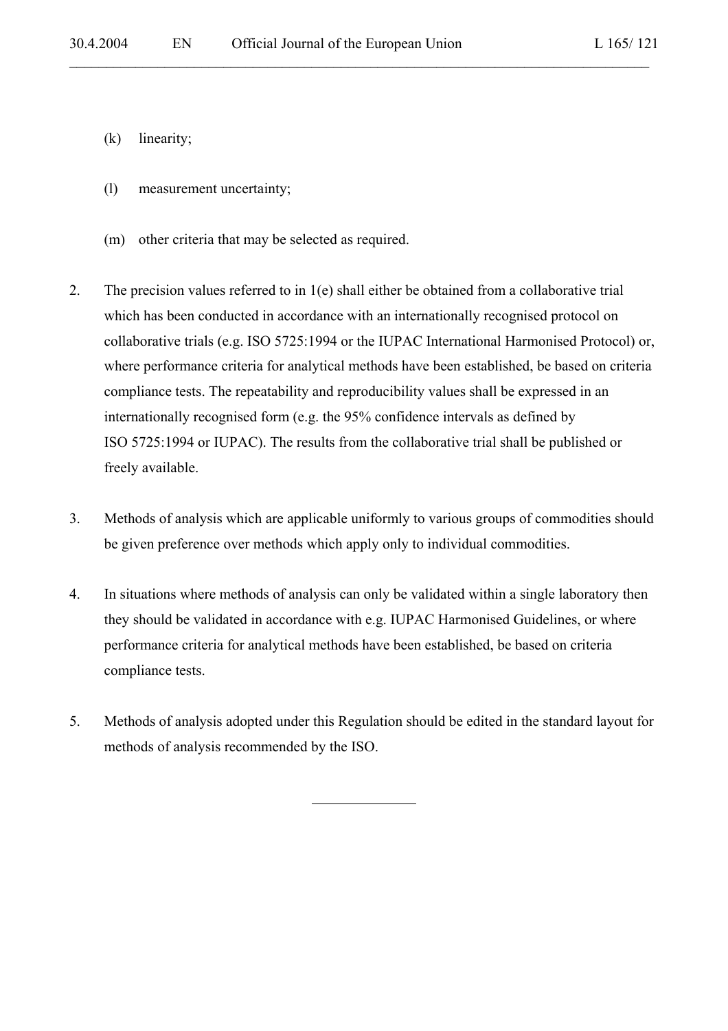(k) linearity;

(l) measurement uncertainty;

(m) other criteria that may be selected as required.

2. The precision values referred to in 1(e) shall either be obtained from a collaborative trial which has been conducted in accordance with an internationally recognised protocol on collaborative trials (e.g. ISO 5725:1994 or the IUPAC International Harmonised Protocol) or, where performance criteria for analytical methods have been established, be based on criteria compliance tests. The repeatability and reproducibility values shall be expressed in an internationally recognised form (e.g. the 95% confidence intervals as defined by ISO 5725:1994 or IUPAC). The results from the collaborative trial shall be published or freely available.

3. Methods of analysis which are applicable uniformly to various groups of commodities should be given preference over methods which apply only to individual commodities.

4. In situations where methods of analysis can only be validated within a single laboratory then they should be validated in accordance with e.g. IUPAC Harmonised Guidelines, or where performance criteria for analytical methods have been established, be based on criteria compliance tests.

5. Methods of analysis adopted under this Regulation should be edited in the standard layout for methods of analysis recommended by the ISO.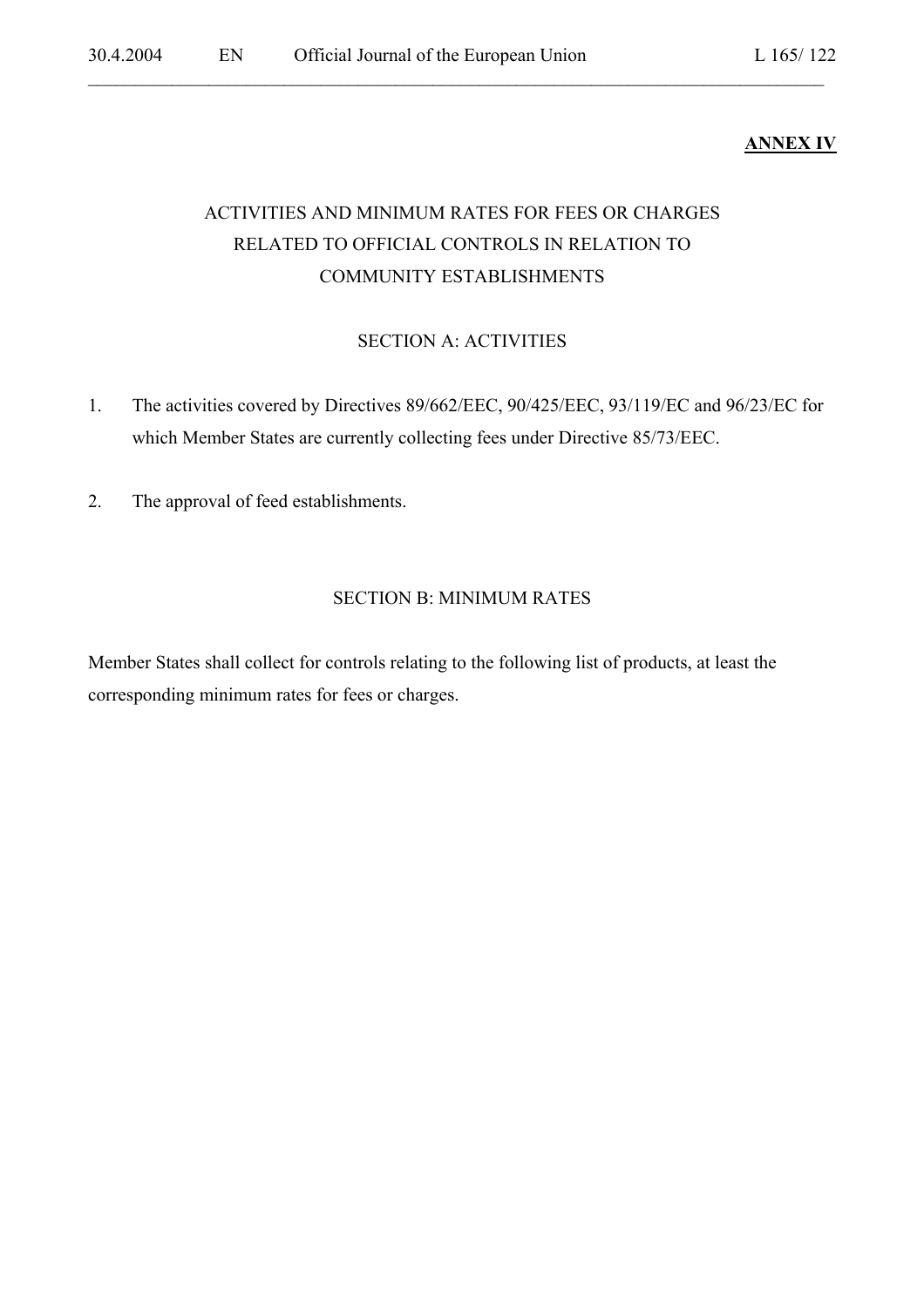**ANNEX IV**

# ACTIVITIES AND MINIMUM RATES FOR FEES OR CHARGES RELATED TO OFFICIAL CONTROLS IN RELATION TO COMMUNITY ESTABLISHMENTS

## SECTION A: ACTIVITIES

1. The activities covered by Directives 89/662/EEC, 90/425/EEC, 93/119/EC and 96/23/EC for which Member States are currently collecting fees under Directive 85/73/EEC.

2. The approval of feed establishments.

## SECTION B: MINIMUM RATES

Member States shall collect for controls relating to the following list of products, at least the corresponding minimum rates for fees or charges.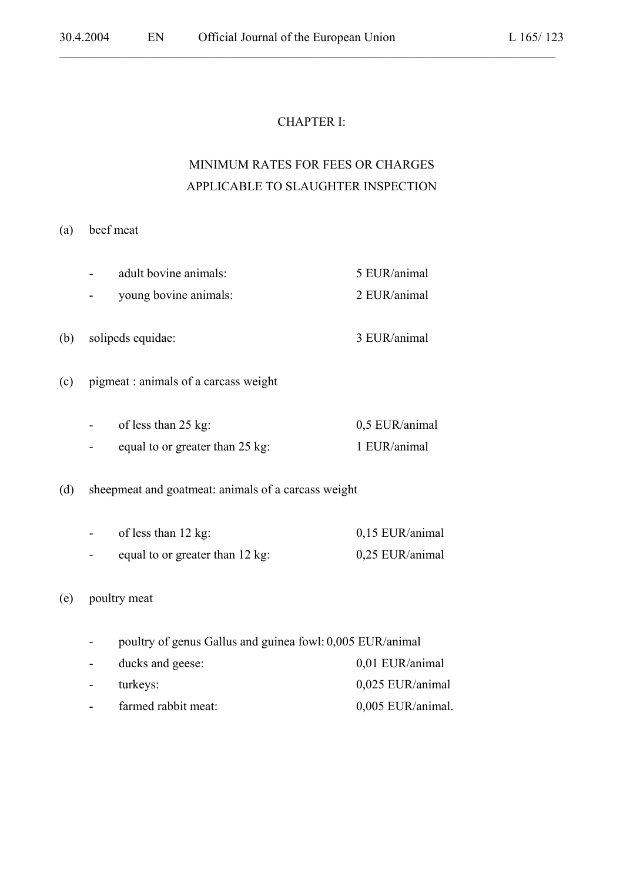## CHAPTER I:

## MINIMUM RATES FOR FEES OR CHARGES APPLICABLE TO SLAUGHTER INSPECTION

(a) beef meat

- adult bovine animals: 5 EUR/animal
- young bovine animals: 2 EUR/animal

(b) solipeds equidae: 3 EUR/animal

(c) pigmeat : animals of a carcass weight

- of less than 25 kg: 0,5 EUR/animal
- equal to or greater than 25 kg: 1 EUR/animal

(d) sheepmeat and goatmeat: animals of a carcass weight

- of less than 12 kg: 0,15 EUR/animal
- equal to or greater than 12 kg: 0,25 EUR/animal

(e) poultry meat

- poultry of genus Gallus and guinea fowl: 0,005 EUR/animal
- ducks and geese: 0,01 EUR/animal
- turkeys: 0,025 EUR/animal
- farmed rabbit meat: 0,005 EUR/animal.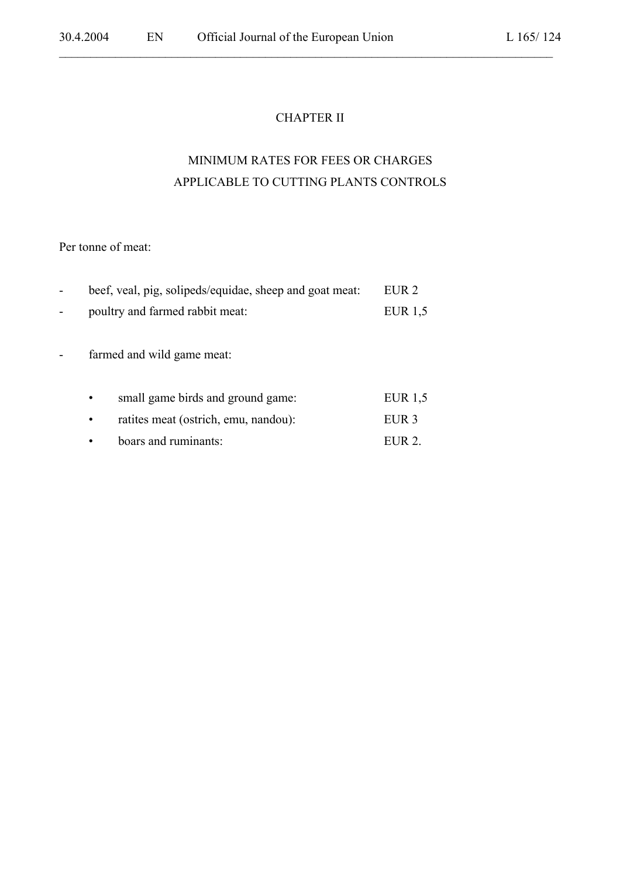## CHAPTER II

## MINIMUM RATES FOR FEES OR CHARGES APPLICABLE TO CUTTING PLANTS CONTROLS

Per tonne of meat:

- beef, veal, pig, solipeds/equidae, sheep and goat meat: EUR 2
- poultry and farmed rabbit meat: EUR 1,5
- farmed and wild game meat:
  - small game birds and ground game: EUR 1,5
  - ratites meat (ostrich, emu, nandou): EUR 3
  - boars and ruminants: EUR 2.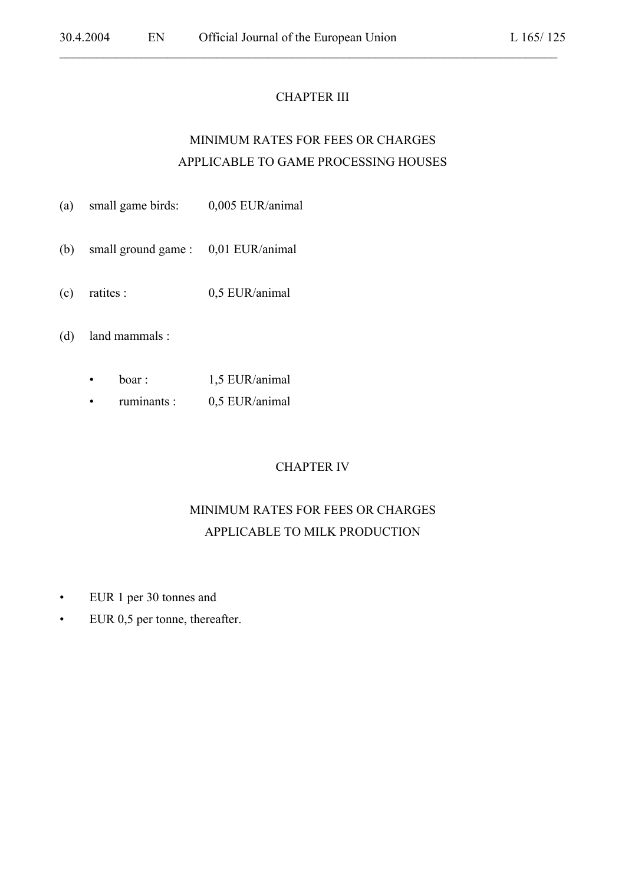## CHAPTER III

## MINIMUM RATES FOR FEES OR CHARGES APPLICABLE TO GAME PROCESSING HOUSES

(a) small game birds: 0,005 EUR/animal

(b) small ground game : 0,01 EUR/animal

(c) ratites : 0,5 EUR/animal

(d) land mammals :

- boar : 1,5 EUR/animal
- ruminants : 0,5 EUR/animal

## CHAPTER IV

## MINIMUM RATES FOR FEES OR CHARGES APPLICABLE TO MILK PRODUCTION

- EUR 1 per 30 tonnes and
- EUR 0,5 per tonne, thereafter.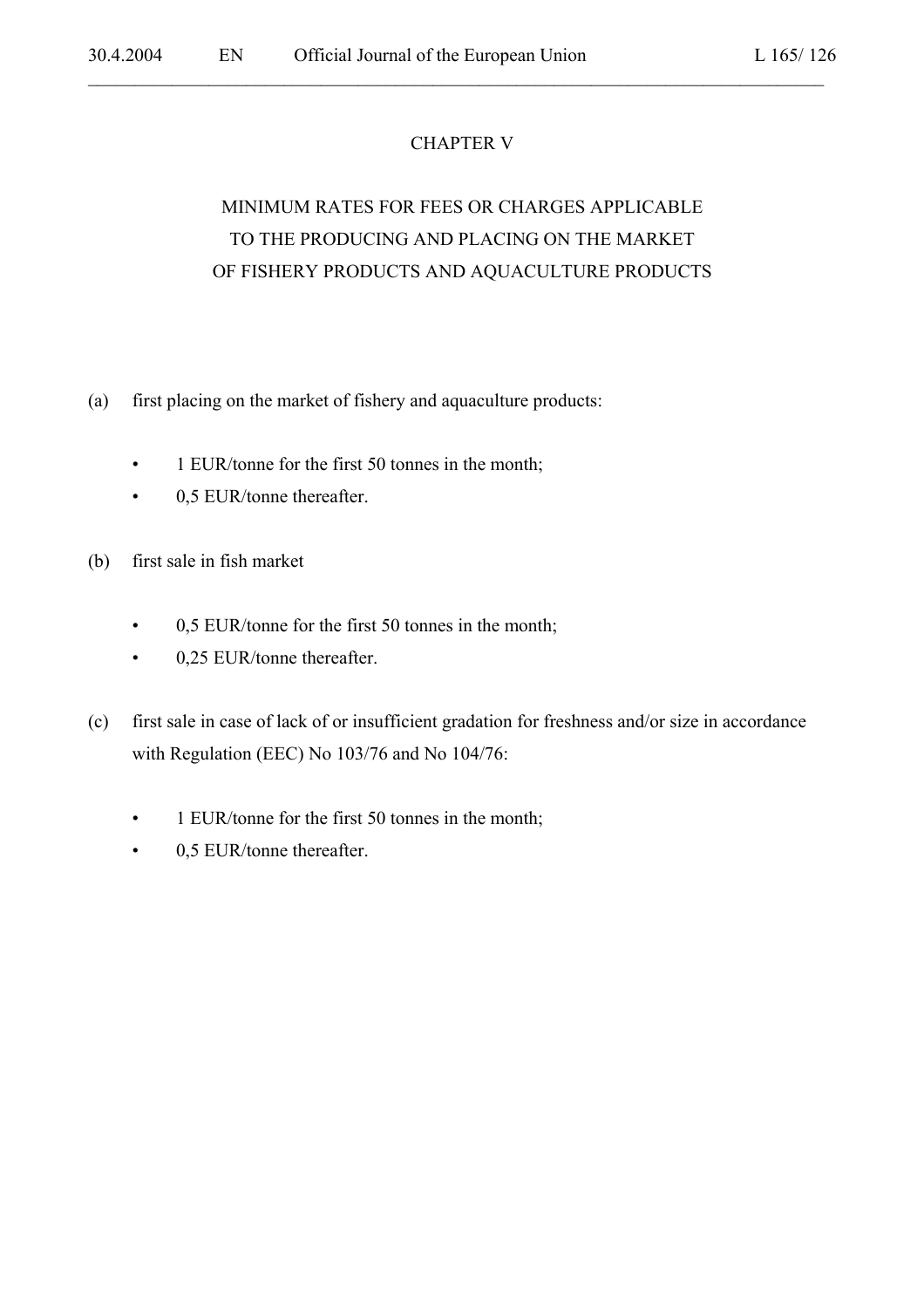## CHAPTER V

## MINIMUM RATES FOR FEES OR CHARGES APPLICABLE TO THE PRODUCING AND PLACING ON THE MARKET OF FISHERY PRODUCTS AND AQUACULTURE PRODUCTS

(a) first placing on the market of fishery and aquaculture products:

- 1 EUR/tonne for the first 50 tonnes in the month;
- 0,5 EUR/tonne thereafter.

(b) first sale in fish market

- 0,5 EUR/tonne for the first 50 tonnes in the month;
- 0,25 EUR/tonne thereafter.

(c) first sale in case of lack of or insufficient gradation for freshness and/or size in accordance with Regulation (EEC) No 103/76 and No 104/76:

- 1 EUR/tonne for the first 50 tonnes in the month;
- 0,5 EUR/tonne thereafter.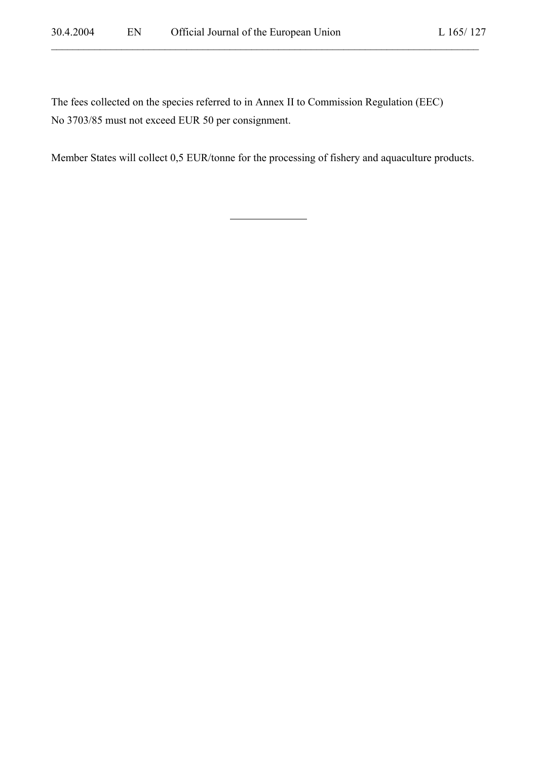The fees collected on the species referred to in Annex II to Commission Regulation (EEC) No 3703/85 must not exceed EUR 50 per consignment.

Member States will collect 0,5 EUR/tonne for the processing of fishery and aquaculture products.

---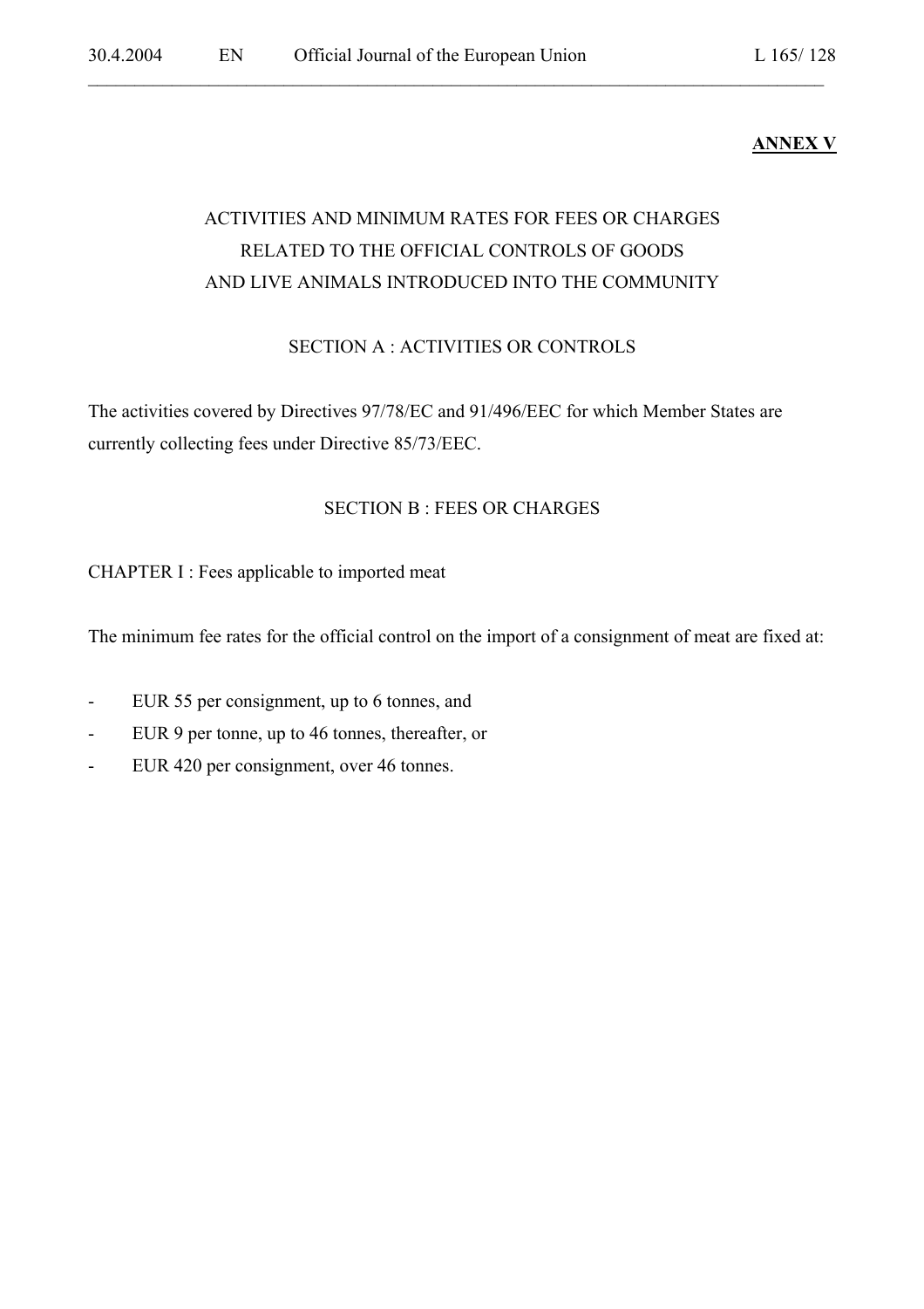**ANNEX V**

## ACTIVITIES AND MINIMUM RATES FOR FEES OR CHARGES RELATED TO THE OFFICIAL CONTROLS OF GOODS AND LIVE ANIMALS INTRODUCED INTO THE COMMUNITY

### SECTION A : ACTIVITIES OR CONTROLS

The activities covered by Directives 97/78/EC and 91/496/EEC for which Member States are currently collecting fees under Directive 85/73/EEC.

### SECTION B : FEES OR CHARGES

CHAPTER I : Fees applicable to imported meat

The minimum fee rates for the official control on the import of a consignment of meat are fixed at:

- EUR 55 per consignment, up to 6 tonnes, and
- EUR 9 per tonne, up to 46 tonnes, thereafter, or
- EUR 420 per consignment, over 46 tonnes.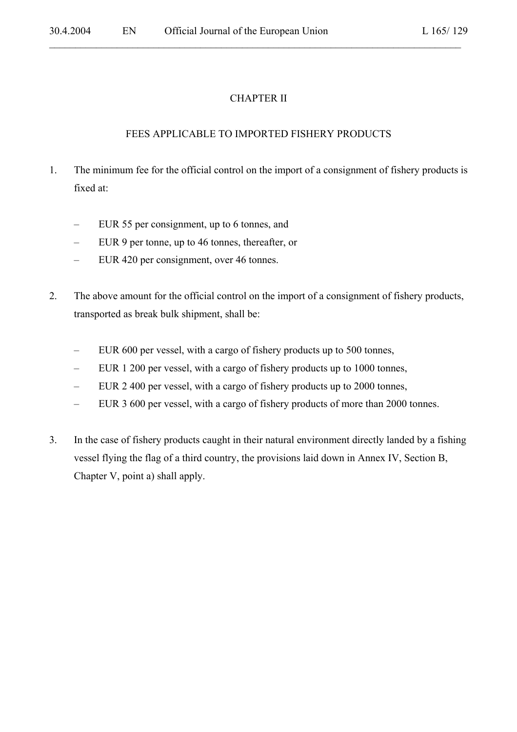## CHAPTER II

## FEES APPLICABLE TO IMPORTED FISHERY PRODUCTS

1. The minimum fee for the official control on the import of a consignment of fishery products is fixed at:

   – EUR 55 per consignment, up to 6 tonnes, and
   – EUR 9 per tonne, up to 46 tonnes, thereafter, or
   – EUR 420 per consignment, over 46 tonnes.

2. The above amount for the official control on the import of a consignment of fishery products, transported as break bulk shipment, shall be:

   – EUR 600 per vessel, with a cargo of fishery products up to 500 tonnes,
   – EUR 1 200 per vessel, with a cargo of fishery products up to 1000 tonnes,
   – EUR 2 400 per vessel, with a cargo of fishery products up to 2000 tonnes,
   – EUR 3 600 per vessel, with a cargo of fishery products of more than 2000 tonnes.

3. In the case of fishery products caught in their natural environment directly landed by a fishing vessel flying the flag of a third country, the provisions laid down in Annex IV, Section B, Chapter V, point a) shall apply.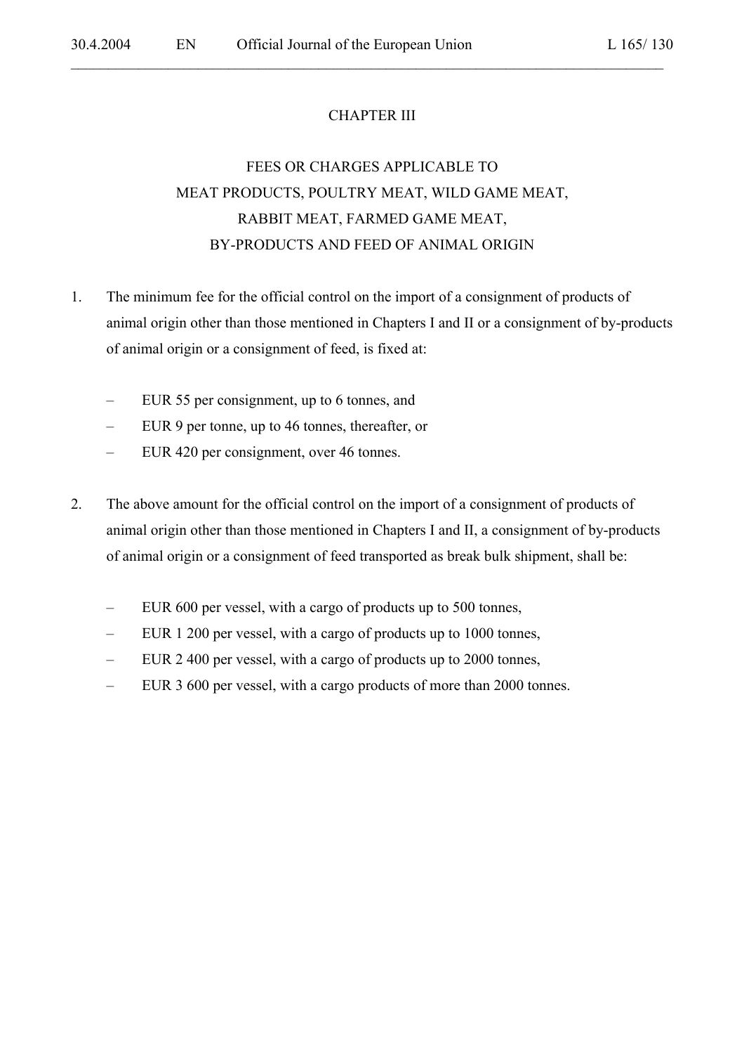## CHAPTER III

## FEES OR CHARGES APPLICABLE TO MEAT PRODUCTS, POULTRY MEAT, WILD GAME MEAT, RABBIT MEAT, FARMED GAME MEAT, BY-PRODUCTS AND FEED OF ANIMAL ORIGIN

1. The minimum fee for the official control on the import of a consignment of products of animal origin other than those mentioned in Chapters I and II or a consignment of by-products of animal origin or a consignment of feed, is fixed at:

   – EUR 55 per consignment, up to 6 tonnes, and
   – EUR 9 per tonne, up to 46 tonnes, thereafter, or
   – EUR 420 per consignment, over 46 tonnes.

2. The above amount for the official control on the import of a consignment of products of animal origin other than those mentioned in Chapters I and II, a consignment of by-products of animal origin or a consignment of feed transported as break bulk shipment, shall be:

   – EUR 600 per vessel, with a cargo of products up to 500 tonnes,
   – EUR 1 200 per vessel, with a cargo of products up to 1000 tonnes,
   – EUR 2 400 per vessel, with a cargo of products up to 2000 tonnes,
   – EUR 3 600 per vessel, with a cargo products of more than 2000 tonnes.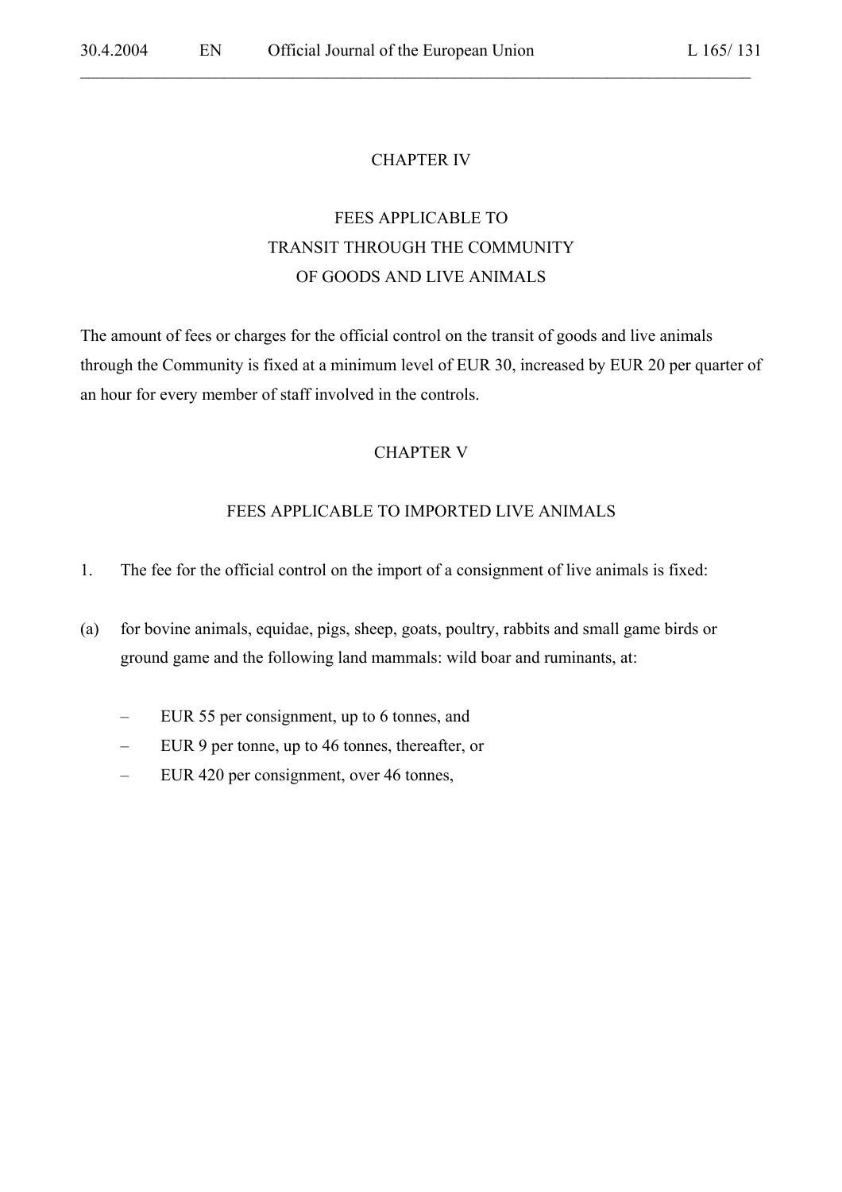## CHAPTER IV

## FEES APPLICABLE TO TRANSIT THROUGH THE COMMUNITY OF GOODS AND LIVE ANIMALS

The amount of fees or charges for the official control on the transit of goods and live animals through the Community is fixed at a minimum level of EUR 30, increased by EUR 20 per quarter of an hour for every member of staff involved in the controls.

## CHAPTER V

## FEES APPLICABLE TO IMPORTED LIVE ANIMALS

1. The fee for the official control on the import of a consignment of live animals is fixed:

(a) for bovine animals, equidae, pigs, sheep, goats, poultry, rabbits and small game birds or ground game and the following land mammals: wild boar and ruminants, at:

- EUR 55 per consignment, up to 6 tonnes, and
- EUR 9 per tonne, up to 46 tonnes, thereafter, or
- EUR 420 per consignment, over 46 tonnes,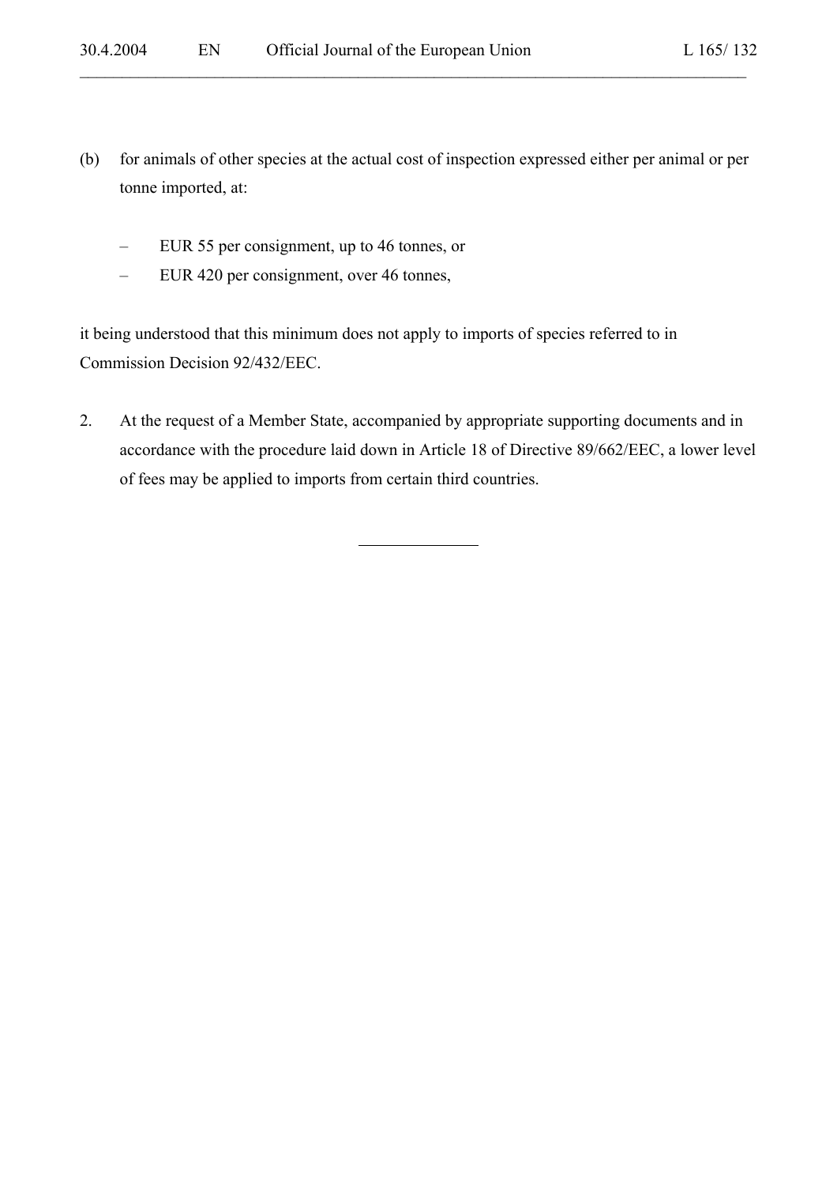(b) for animals of other species at the actual cost of inspection expressed either per animal or per tonne imported, at:

– EUR 55 per consignment, up to 46 tonnes, or
– EUR 420 per consignment, over 46 tonnes,

it being understood that this minimum does not apply to imports of species referred to in Commission Decision 92/432/EEC.

2. At the request of a Member State, accompanied by appropriate supporting documents and in accordance with the procedure laid down in Article 18 of Directive 89/662/EEC, a lower level of fees may be applied to imports from certain third countries.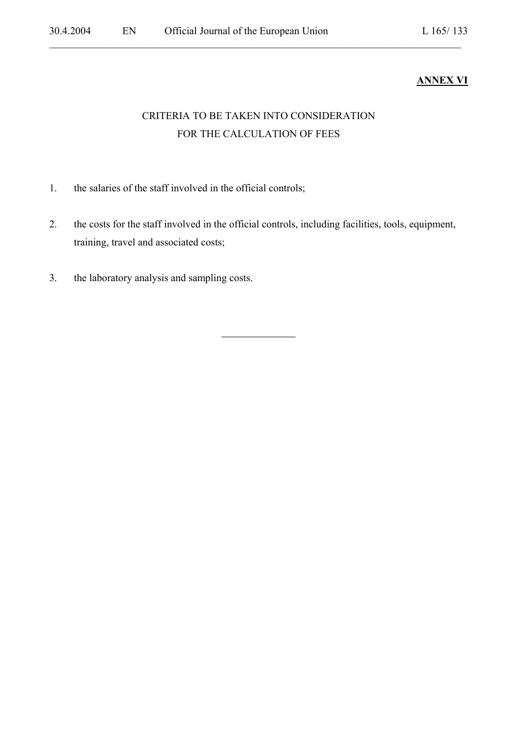**ANNEX VI**

CRITERIA TO BE TAKEN INTO CONSIDERATION
FOR THE CALCULATION OF FEES

1. the salaries of the staff involved in the official controls;

2. the costs for the staff involved in the official controls, including facilities, tools, equipment, training, travel and associated costs;

3. the laboratory analysis and sampling costs.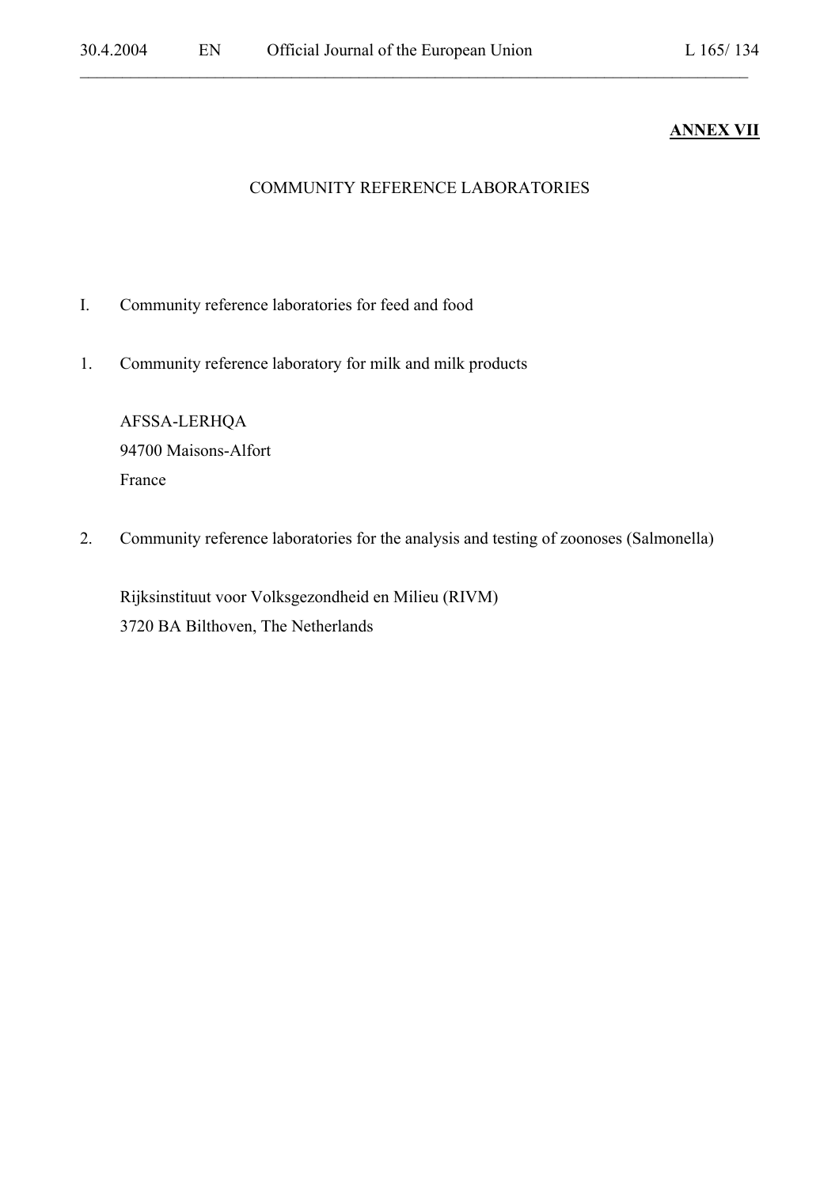**ANNEX VII**

COMMUNITY REFERENCE LABORATORIES

I. Community reference laboratories for feed and food

1. Community reference laboratory for milk and milk products

   AFSSA-LERHQA
   94700 Maisons-Alfort
   France

2. Community reference laboratories for the analysis and testing of zoonoses (Salmonella)

   Rijksinstituut voor Volksgezondheid en Milieu (RIVM)
   3720 BA Bilthoven, The Netherlands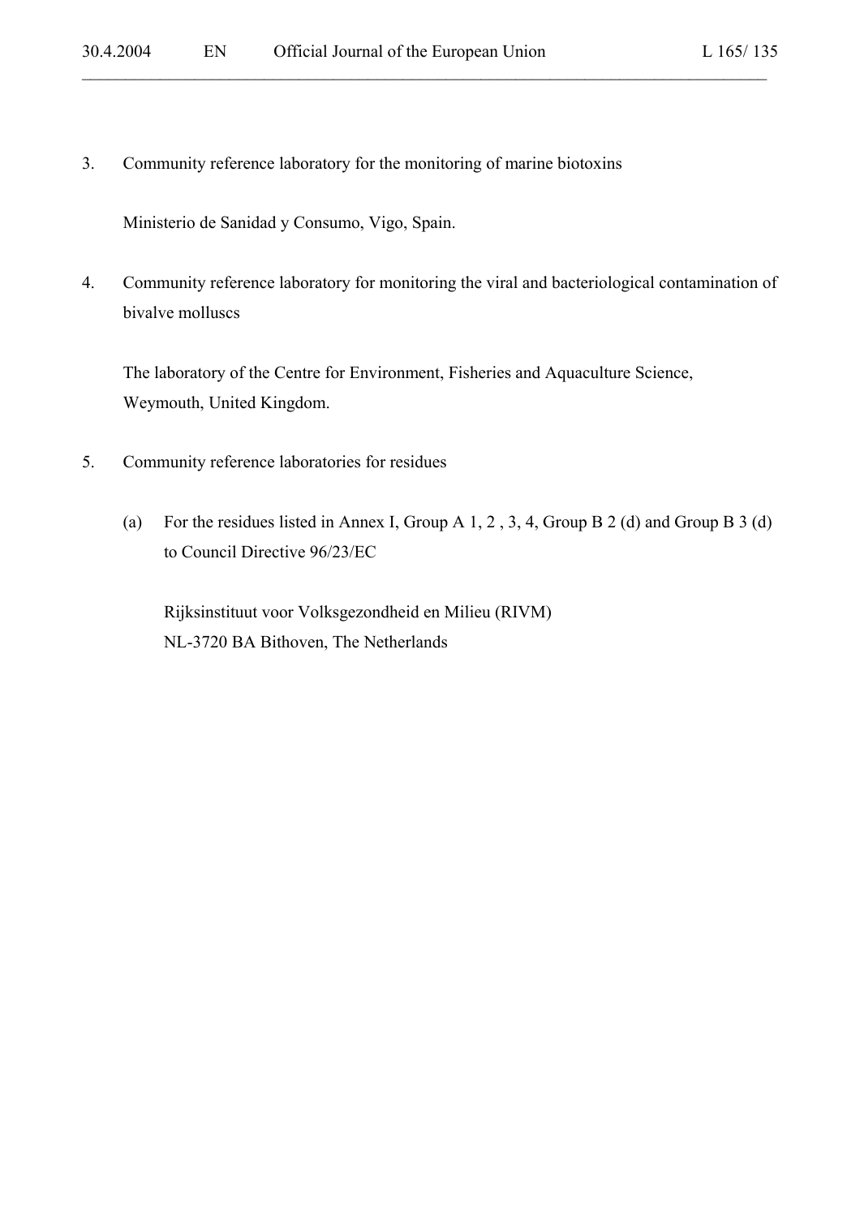3. Community reference laboratory for the monitoring of marine biotoxins

   Ministerio de Sanidad y Consumo, Vigo, Spain.

4. Community reference laboratory for monitoring the viral and bacteriological contamination of bivalve molluscs

   The laboratory of the Centre for Environment, Fisheries and Aquaculture Science, Weymouth, United Kingdom.

5. Community reference laboratories for residues

   (a) For the residues listed in Annex I, Group A 1, 2 , 3, 4, Group B 2 (d) and Group B 3 (d) to Council Directive 96/23/EC

      Rijksinstituut voor Volksgezondheid en Milieu (RIVM)
      NL-3720 BA Bithoven, The Netherlands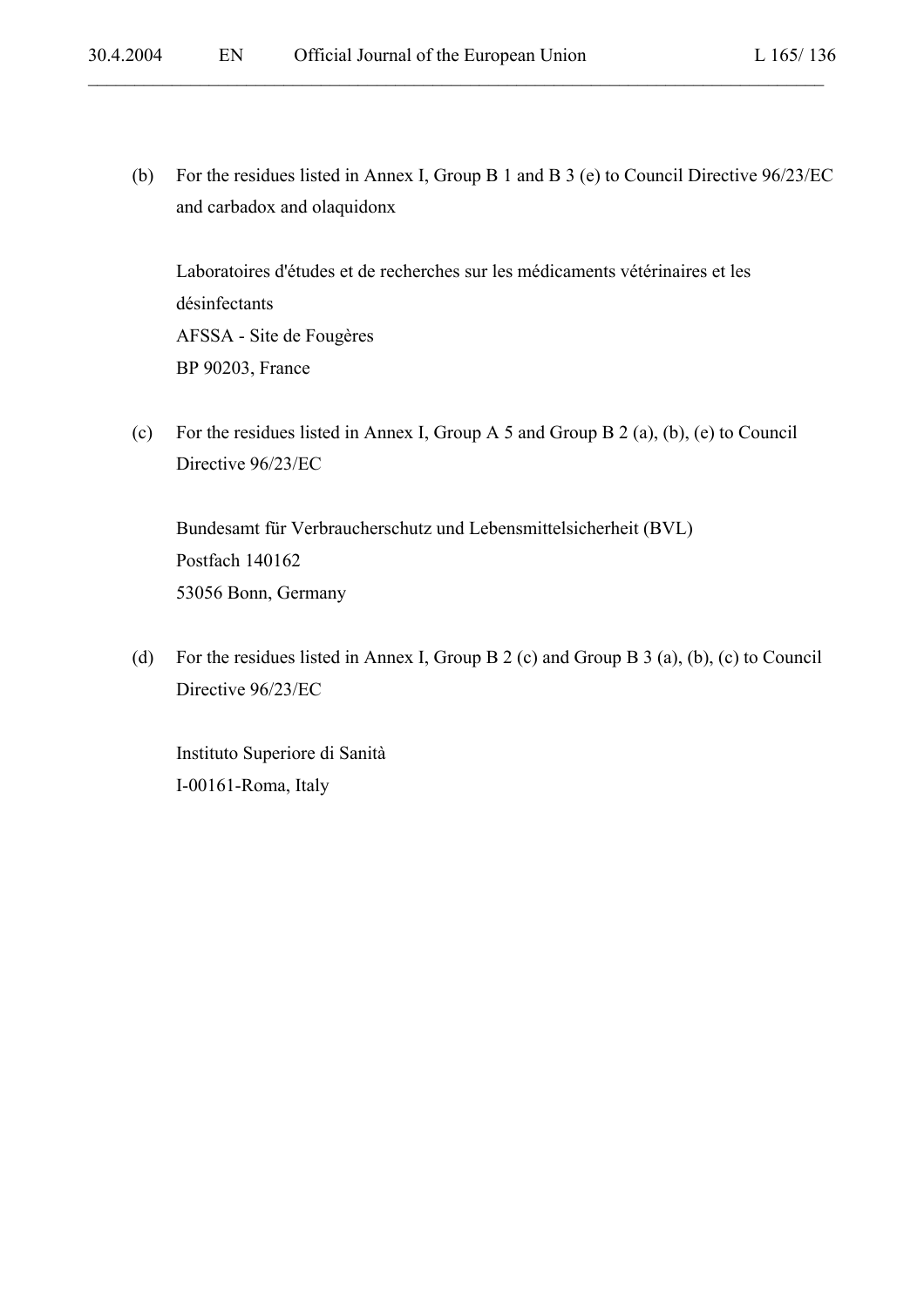(b) For the residues listed in Annex I, Group B 1 and B 3 (e) to Council Directive 96/23/EC and carbadox and olaquidonx

Laboratoires d'études et de recherches sur les médicaments vétérinaires et les désinfectants
AFSSA - Site de Fougères
BP 90203, France

(c) For the residues listed in Annex I, Group A 5 and Group B 2 (a), (b), (e) to Council Directive 96/23/EC

Bundesamt für Verbraucherschutz und Lebensmittelsicherheit (BVL)
Postfach 140162
53056 Bonn, Germany

(d) For the residues listed in Annex I, Group B 2 (c) and Group B 3 (a), (b), (c) to Council Directive 96/23/EC

Instituto Superiore di Sanità
I-00161-Roma, Italy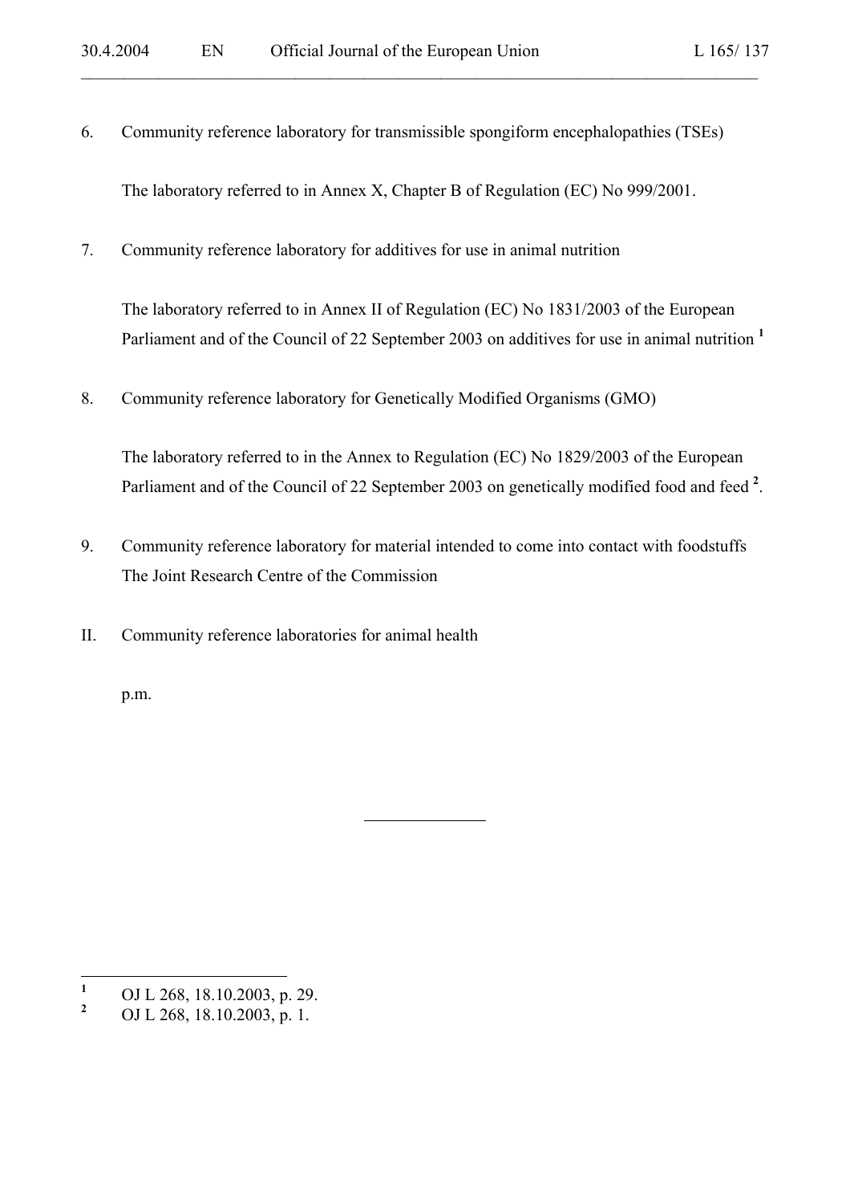6. Community reference laboratory for transmissible spongiform encephalopathies (TSEs)

   The laboratory referred to in Annex X, Chapter B of Regulation (EC) No 999/2001.

7. Community reference laboratory for additives for use in animal nutrition

   The laboratory referred to in Annex II of Regulation (EC) No 1831/2003 of the European Parliament and of the Council of 22 September 2003 on additives for use in animal nutrition [1]

8. Community reference laboratory for Genetically Modified Organisms (GMO)

   The laboratory referred to in the Annex to Regulation (EC) No 1829/2003 of the European Parliament and of the Council of 22 September 2003 on genetically modified food and feed [2].

9. Community reference laboratory for material intended to come into contact with foodstuffs
   The Joint Research Centre of the Commission

II. Community reference laboratories for animal health

   p.m.

---

[1] OJ L 268, 18.10.2003, p. 29.

[2] OJ L 268, 18.10.2003, p. 1.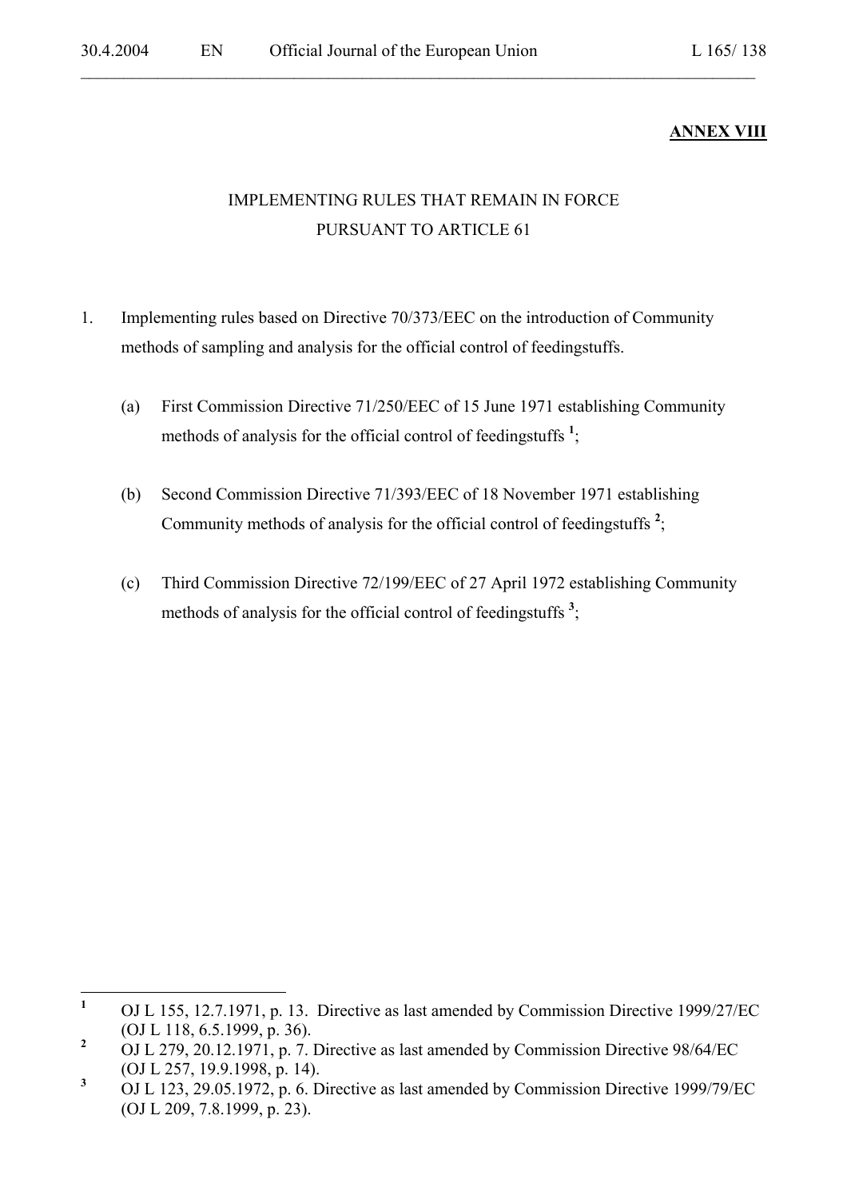**ANNEX VIII**

IMPLEMENTING RULES THAT REMAIN IN FORCE
PURSUANT TO ARTICLE 61

1. Implementing rules based on Directive 70/373/EEC on the introduction of Community methods of sampling and analysis for the official control of feedingstuffs.

   (a) First Commission Directive 71/250/EEC of 15 June 1971 establishing Community methods of analysis for the official control of feedingstuffs [1];

   (b) Second Commission Directive 71/393/EEC of 18 November 1971 establishing Community methods of analysis for the official control of feedingstuffs [2];

   (c) Third Commission Directive 72/199/EEC of 27 April 1972 establishing Community methods of analysis for the official control of feedingstuffs [3];

---

[1] OJ L 155, 12.7.1971, p. 13. Directive as last amended by Commission Directive 1999/27/EC (OJ L 118, 6.5.1999, p. 36).

[2] OJ L 279, 20.12.1971, p. 7. Directive as last amended by Commission Directive 98/64/EC (OJ L 257, 19.9.1998, p. 14).

[3] OJ L 123, 29.05.1972, p. 6. Directive as last amended by Commission Directive 1999/79/EC (OJ L 209, 7.8.1999, p. 23).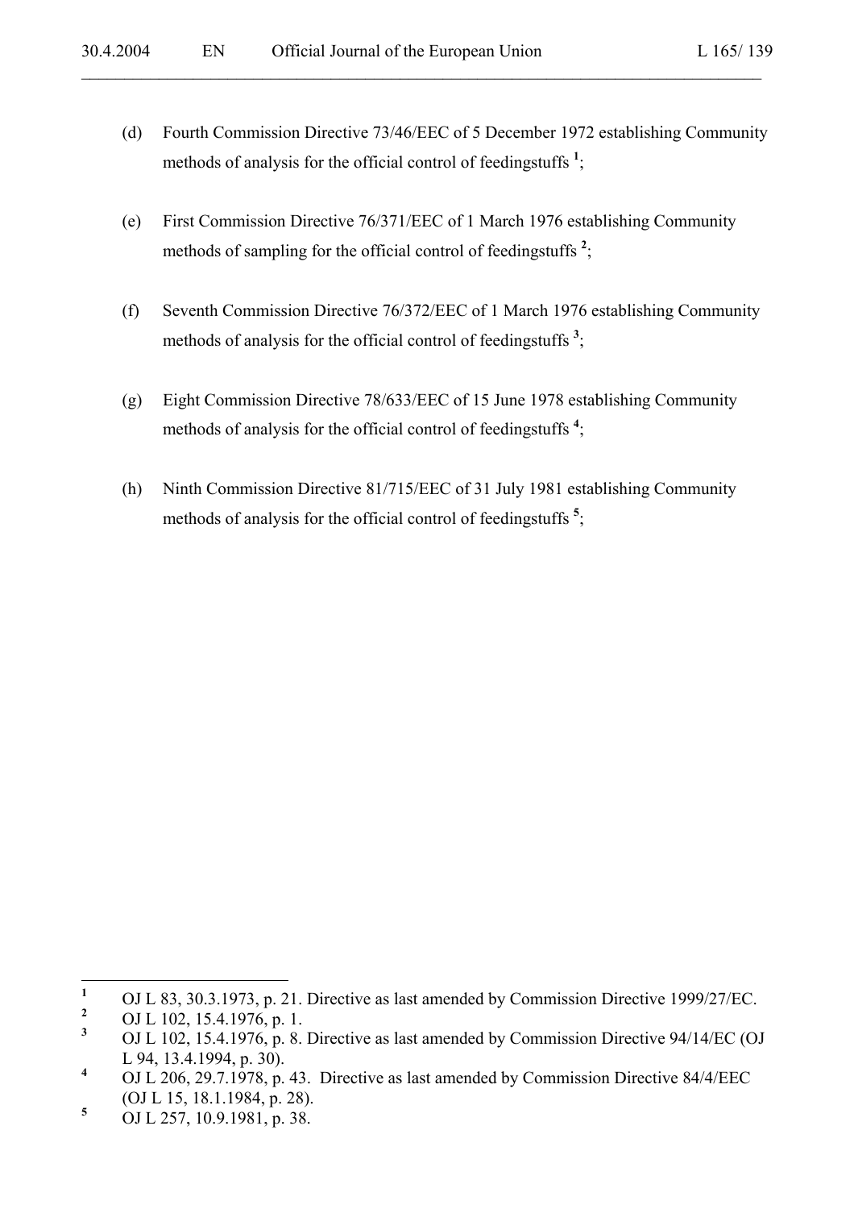(d) Fourth Commission Directive 73/46/EEC of 5 December 1972 establishing Community methods of analysis for the official control of feedingstuffs [1];

(e) First Commission Directive 76/371/EEC of 1 March 1976 establishing Community methods of sampling for the official control of feedingstuffs [2];

(f) Seventh Commission Directive 76/372/EEC of 1 March 1976 establishing Community methods of analysis for the official control of feedingstuffs [3];

(g) Eight Commission Directive 78/633/EEC of 15 June 1978 establishing Community methods of analysis for the official control of feedingstuffs [4];

(h) Ninth Commission Directive 81/715/EEC of 31 July 1981 establishing Community methods of analysis for the official control of feedingstuffs [5];

---

[1] OJ L 83, 30.3.1973, p. 21. Directive as last amended by Commission Directive 1999/27/EC.

[2] OJ L 102, 15.4.1976, p. 1.

[3] OJ L 102, 15.4.1976, p. 8. Directive as last amended by Commission Directive 94/14/EC (OJ L 94, 13.4.1994, p. 30).

[4] OJ L 206, 29.7.1978, p. 43. Directive as last amended by Commission Directive 84/4/EEC (OJ L 15, 18.1.1984, p. 28).

[5] OJ L 257, 10.9.1981, p. 38.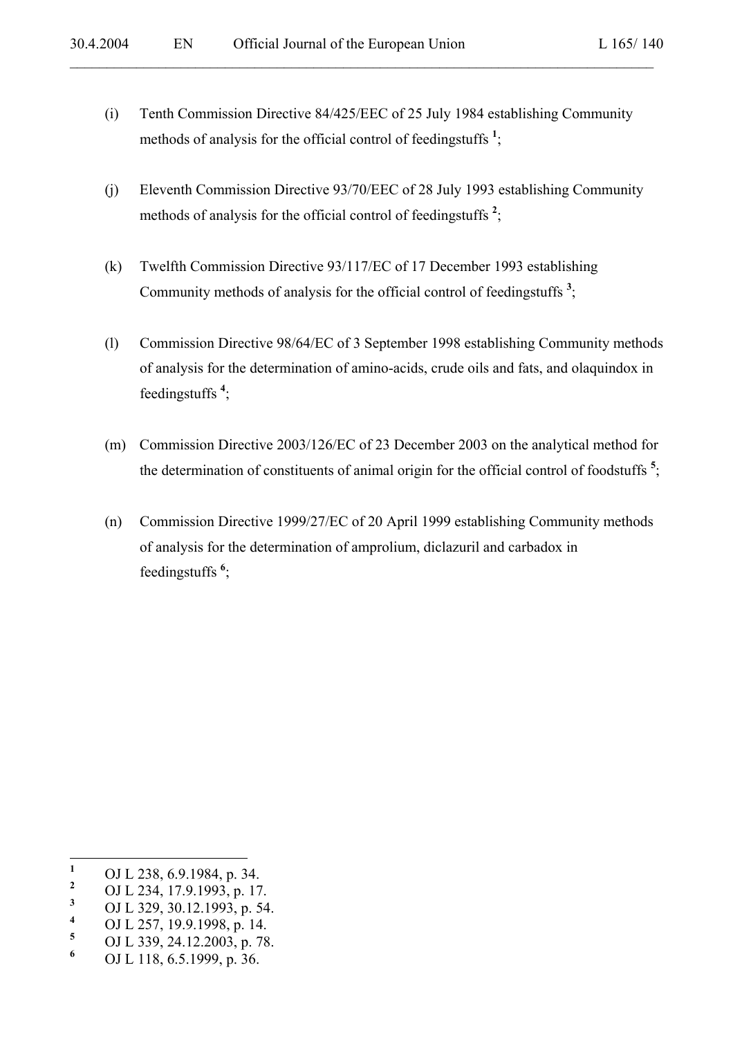(i) Tenth Commission Directive 84/425/EEC of 25 July 1984 establishing Community methods of analysis for the official control of feedingstuffs [1];

(j) Eleventh Commission Directive 93/70/EEC of 28 July 1993 establishing Community methods of analysis for the official control of feedingstuffs [2];

(k) Twelfth Commission Directive 93/117/EC of 17 December 1993 establishing Community methods of analysis for the official control of feedingstuffs [3];

(l) Commission Directive 98/64/EC of 3 September 1998 establishing Community methods of analysis for the determination of amino-acids, crude oils and fats, and olaquindox in feedingstuffs [4];

(m) Commission Directive 2003/126/EC of 23 December 2003 on the analytical method for the determination of constituents of animal origin for the official control of foodstuffs [5];

(n) Commission Directive 1999/27/EC of 20 April 1999 establishing Community methods of analysis for the determination of amprolium, diclazuril and carbadox in feedingstuffs [6];

---

[1] OJ L 238, 6.9.1984, p. 34.
[2] OJ L 234, 17.9.1993, p. 17.
[3] OJ L 329, 30.12.1993, p. 54.
[4] OJ L 257, 19.9.1998, p. 14.
[5] OJ L 339, 24.12.2003, p. 78.
[6] OJ L 118, 6.5.1999, p. 36.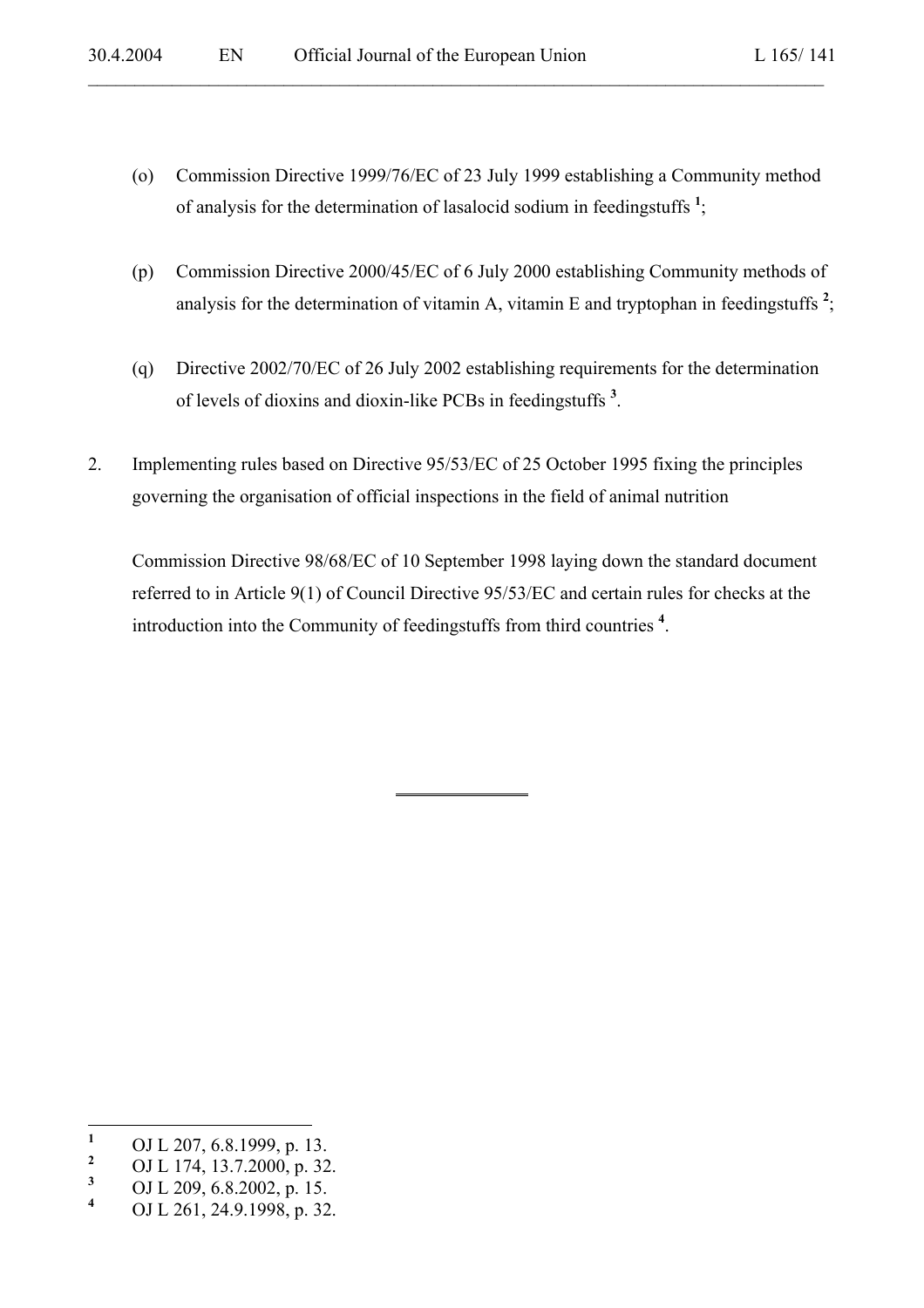(o) Commission Directive 1999/76/EC of 23 July 1999 establishing a Community method of analysis for the determination of lasalocid sodium in feedingstuffs [1];

(p) Commission Directive 2000/45/EC of 6 July 2000 establishing Community methods of analysis for the determination of vitamin A, vitamin E and tryptophan in feedingstuffs [2];

(q) Directive 2002/70/EC of 26 July 2002 establishing requirements for the determination of levels of dioxins and dioxin-like PCBs in feedingstuffs [3].

2. Implementing rules based on Directive 95/53/EC of 25 October 1995 fixing the principles governing the organisation of official inspections in the field of animal nutrition

Commission Directive 98/68/EC of 10 September 1998 laying down the standard document referred to in Article 9(1) of Council Directive 95/53/EC and certain rules for checks at the introduction into the Community of feedingstuffs from third countries [4].

---

[1] OJ L 207, 6.8.1999, p. 13.

[2] OJ L 174, 13.7.2000, p. 32.

[3] OJ L 209, 6.8.2002, p. 15.

[4] OJ L 261, 24.9.1998, p. 32.